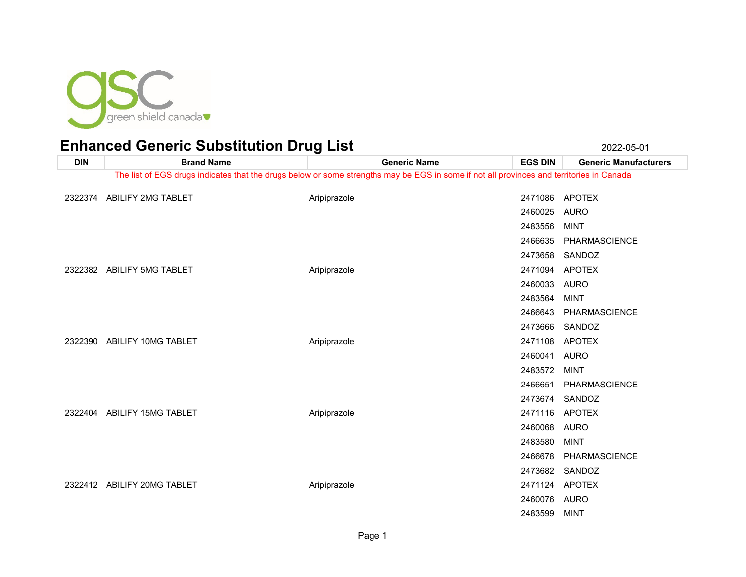green shield canada

# Enhanced Generic Substitution Drug List

2022-05-01

The list of EGS drugs indicates that the drugs below or some strengths may be EGS in some if not all provinces and territories in Canada

| DIN | Brand Name | Generic Name | EGS DIN | Generic Manufacturers |
|---|---|---|---|---|
| 2322374 | ABILIFY 2MG TABLET | Aripiprazole | 2471086 | APOTEX |
| | | | 2460025 | AURO |
| | | | 2483556 | MINT |
| | | | 2466635 | PHARMASCIENCE |
| | | | 2473658 | SANDOZ |
| 2322382 | ABILIFY 5MG TABLET | Aripiprazole | 2471094 | APOTEX |
| | | | 2460033 | AURO |
| | | | 2483564 | MINT |
| | | | 2466643 | PHARMASCIENCE |
| | | | 2473666 | SANDOZ |
| 2322390 | ABILIFY 10MG TABLET | Aripiprazole | 2471108 | APOTEX |
| | | | 2460041 | AURO |
| | | | 2483572 | MINT |
| | | | 2466651 | PHARMASCIENCE |
| | | | 2473674 | SANDOZ |
| 2322404 | ABILIFY 15MG TABLET | Aripiprazole | 2471116 | APOTEX |
| | | | 2460068 | AURO |
| | | | 2483580 | MINT |
| | | | 2466678 | PHARMASCIENCE |
| | | | 2473682 | SANDOZ |
| 2322412 | ABILIFY 20MG TABLET | Aripiprazole | 2471124 | APOTEX |
| | | | 2460076 | AURO |
| | | | 2483599 | MINT |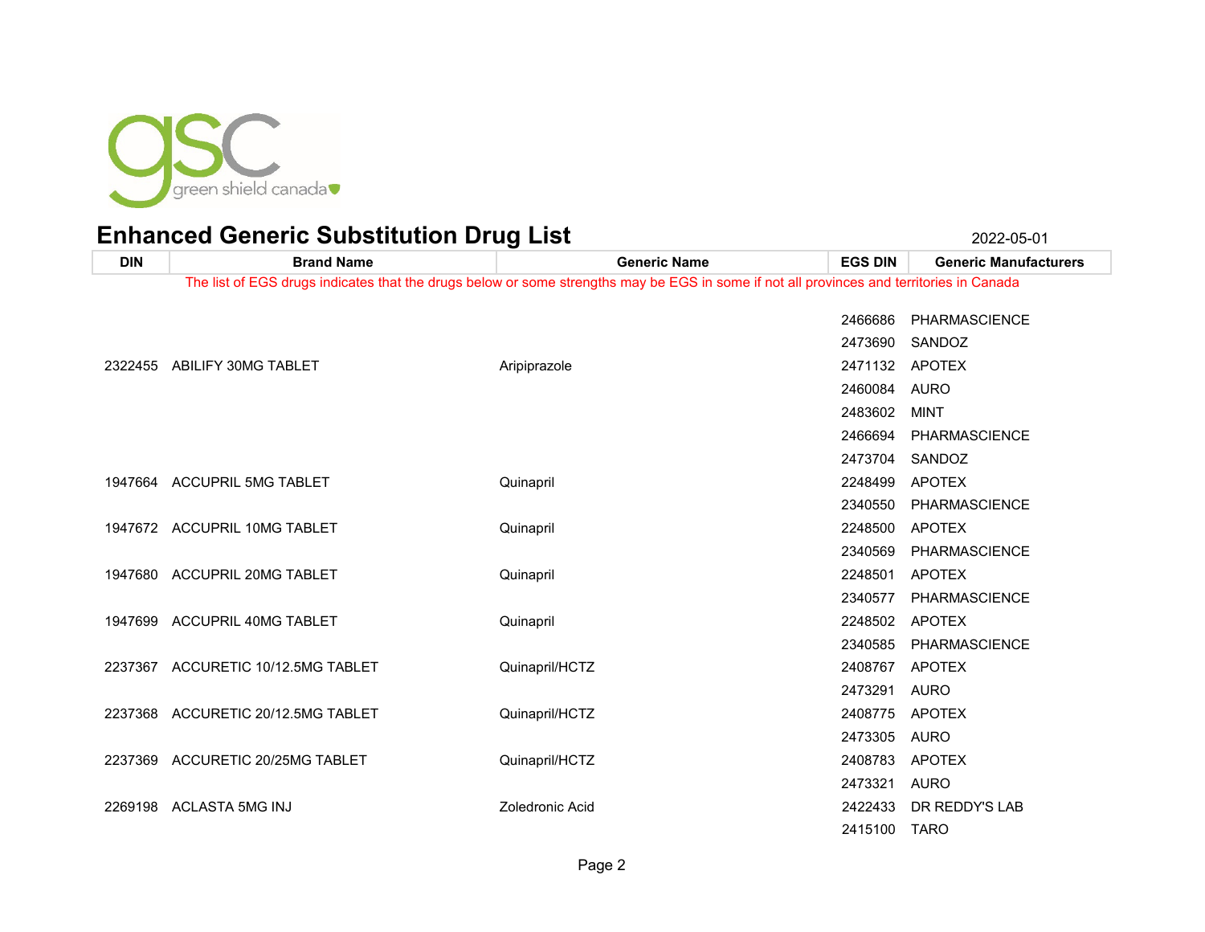# Enhanced Generic Substitution Drug List

2022-05-01

| DIN | Brand Name | Generic Name | EGS DIN | Generic Manufacturers |
|---|---|---|---|---|
| The list of EGS drugs indicates that the drugs below or some strengths may be EGS in some if not all provinces and territories in Canada | | | | |
| | | | 2466686 | PHARMASCIENCE |
| | | | 2473690 | SANDOZ |
| 2322455 | ABILIFY 30MG TABLET | Aripiprazole | 2471132 | APOTEX |
| | | | 2460084 | AURO |
| | | | 2483602 | MINT |
| | | | 2466694 | PHARMASCIENCE |
| | | | 2473704 | SANDOZ |
| 1947664 | ACCUPRIL 5MG TABLET | Quinapril | 2248499 | APOTEX |
| | | | 2340550 | PHARMASCIENCE |
| 1947672 | ACCUPRIL 10MG TABLET | Quinapril | 2248500 | APOTEX |
| | | | 2340569 | PHARMASCIENCE |
| 1947680 | ACCUPRIL 20MG TABLET | Quinapril | 2248501 | APOTEX |
| | | | 2340577 | PHARMASCIENCE |
| 1947699 | ACCUPRIL 40MG TABLET | Quinapril | 2248502 | APOTEX |
| | | | 2340585 | PHARMASCIENCE |
| 2237367 | ACCURETIC 10/12.5MG TABLET | Quinapril/HCTZ | 2408767 | APOTEX |
| | | | 2473291 | AURO |
| 2237368 | ACCURETIC 20/12.5MG TABLET | Quinapril/HCTZ | 2408775 | APOTEX |
| | | | 2473305 | AURO |
| 2237369 | ACCURETIC 20/25MG TABLET | Quinapril/HCTZ | 2408783 | APOTEX |
| | | | 2473321 | AURO |
| 2269198 | ACLASTA 5MG INJ | Zoledronic Acid | 2422433 | DR REDDY'S LAB |
| | | | 2415100 | TARO |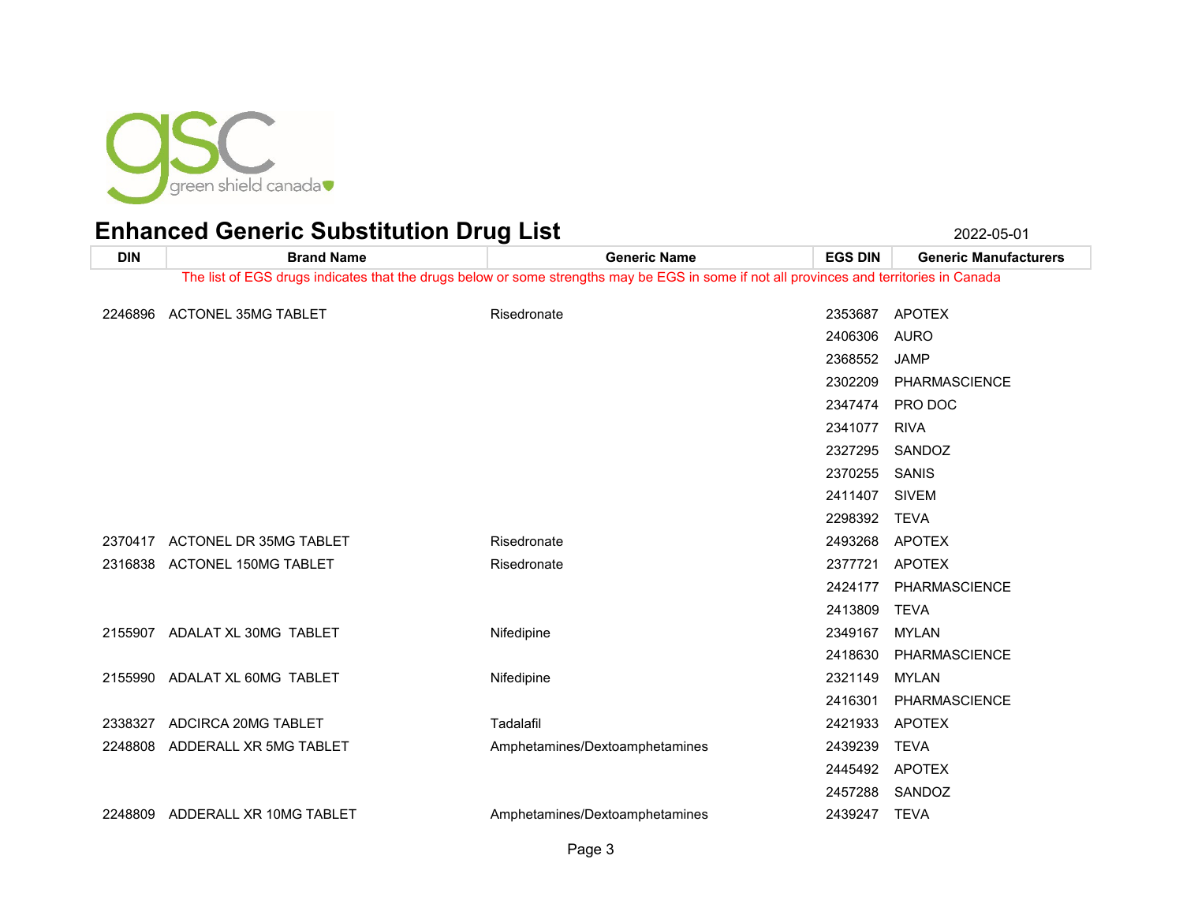green shield canada

# Enhanced Generic Substitution Drug List

2022-05-01

| DIN | Brand Name | Generic Name | EGS DIN | Generic Manufacturers |
|---|---|---|---|---|
| The list of EGS drugs indicates that the drugs below or some strengths may be EGS in some if not all provinces and territories in Canada | | | | |
| 2246896 | ACTONEL 35MG TABLET | Risedronate | 2353687 | APOTEX |
| | | | 2406306 | AURO |
| | | | 2368552 | JAMP |
| | | | 2302209 | PHARMASCIENCE |
| | | | 2347474 | PRO DOC |
| | | | 2341077 | RIVA |
| | | | 2327295 | SANDOZ |
| | | | 2370255 | SANIS |
| | | | 2411407 | SIVEM |
| | | | 2298392 | TEVA |
| 2370417 | ACTONEL DR 35MG TABLET | Risedronate | 2493268 | APOTEX |
| 2316838 | ACTONEL 150MG TABLET | Risedronate | 2377721 | APOTEX |
| | | | 2424177 | PHARMASCIENCE |
| | | | 2413809 | TEVA |
| 2155907 | ADALAT XL 30MG TABLET | Nifedipine | 2349167 | MYLAN |
| | | | 2418630 | PHARMASCIENCE |
| 2155990 | ADALAT XL 60MG TABLET | Nifedipine | 2321149 | MYLAN |
| | | | 2416301 | PHARMASCIENCE |
| 2338327 | ADCIRCA 20MG TABLET | Tadalafil | 2421933 | APOTEX |
| 2248808 | ADDERALL XR 5MG TABLET | Amphetamines/Dextoamphetamines | 2439239 | TEVA |
| | | | 2445492 | APOTEX |
| | | | 2457288 | SANDOZ |
| 2248809 | ADDERALL XR 10MG TABLET | Amphetamines/Dextoamphetamines | 2439247 | TEVA |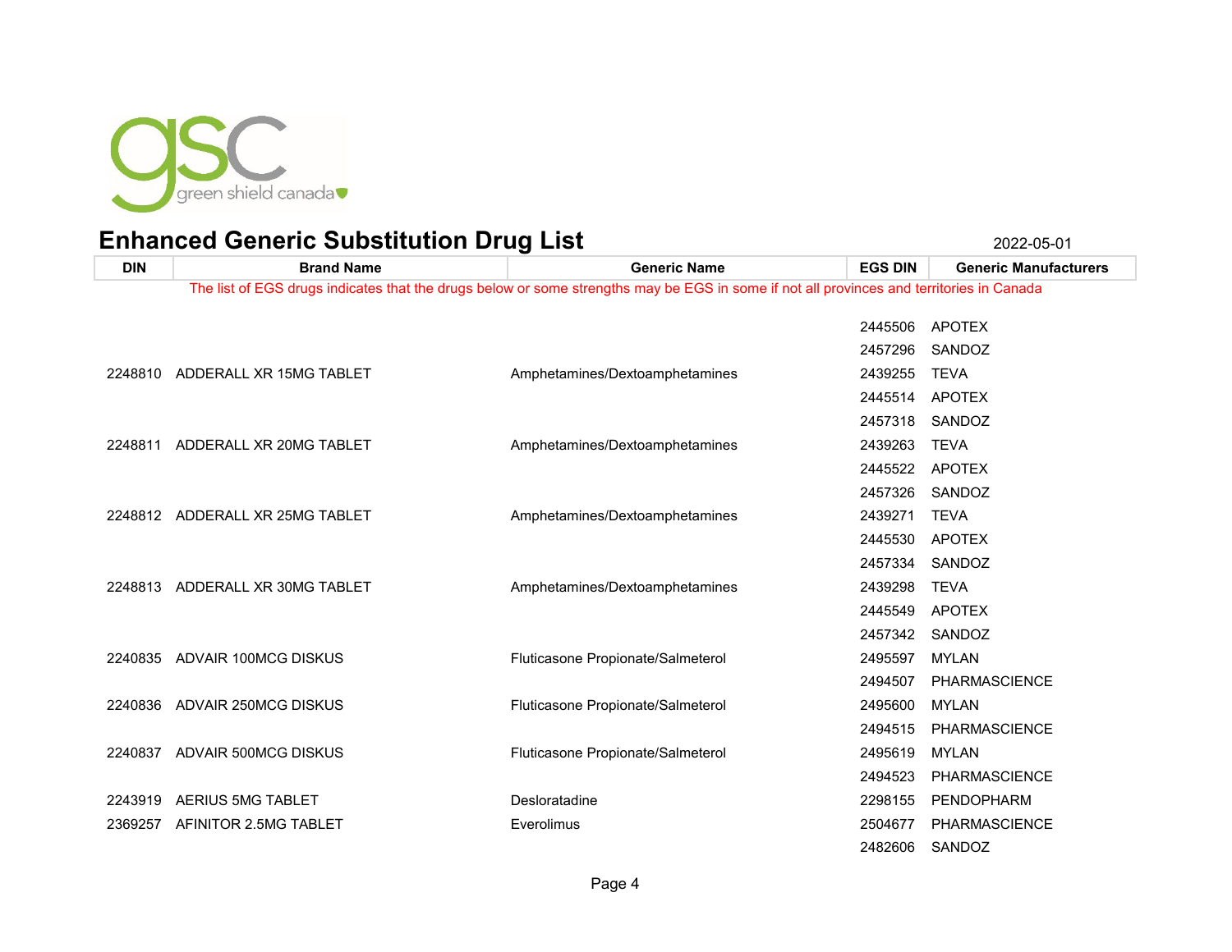green shield canada

# Enhanced Generic Substitution Drug List

2022-05-01

| DIN | Brand Name | Generic Name | EGS DIN | Generic Manufacturers |
|---|---|---|---|---|
| The list of EGS drugs indicates that the drugs below or some strengths may be EGS in some if not all provinces and territories in Canada | | | | |
| | | | 2445506 | APOTEX |
| | | | 2457296 | SANDOZ |
| 2248810 | ADDERALL XR 15MG TABLET | Amphetamines/Dextoamphetamines | 2439255 | TEVA |
| | | | 2445514 | APOTEX |
| | | | 2457318 | SANDOZ |
| 2248811 | ADDERALL XR 20MG TABLET | Amphetamines/Dextoamphetamines | 2439263 | TEVA |
| | | | 2445522 | APOTEX |
| | | | 2457326 | SANDOZ |
| 2248812 | ADDERALL XR 25MG TABLET | Amphetamines/Dextoamphetamines | 2439271 | TEVA |
| | | | 2445530 | APOTEX |
| | | | 2457334 | SANDOZ |
| 2248813 | ADDERALL XR 30MG TABLET | Amphetamines/Dextoamphetamines | 2439298 | TEVA |
| | | | 2445549 | APOTEX |
| | | | 2457342 | SANDOZ |
| 2240835 | ADVAIR 100MCG DISKUS | Fluticasone Propionate/Salmeterol | 2495597 | MYLAN |
| | | | 2494507 | PHARMASCIENCE |
| 2240836 | ADVAIR 250MCG DISKUS | Fluticasone Propionate/Salmeterol | 2495600 | MYLAN |
| | | | 2494515 | PHARMASCIENCE |
| 2240837 | ADVAIR 500MCG DISKUS | Fluticasone Propionate/Salmeterol | 2495619 | MYLAN |
| | | | 2494523 | PHARMASCIENCE |
| 2243919 | AERIUS 5MG TABLET | Desloratadine | 2298155 | PENDOPHARM |
| 2369257 | AFINITOR 2.5MG TABLET | Everolimus | 2504677 | PHARMASCIENCE |
| | | | 2482606 | SANDOZ |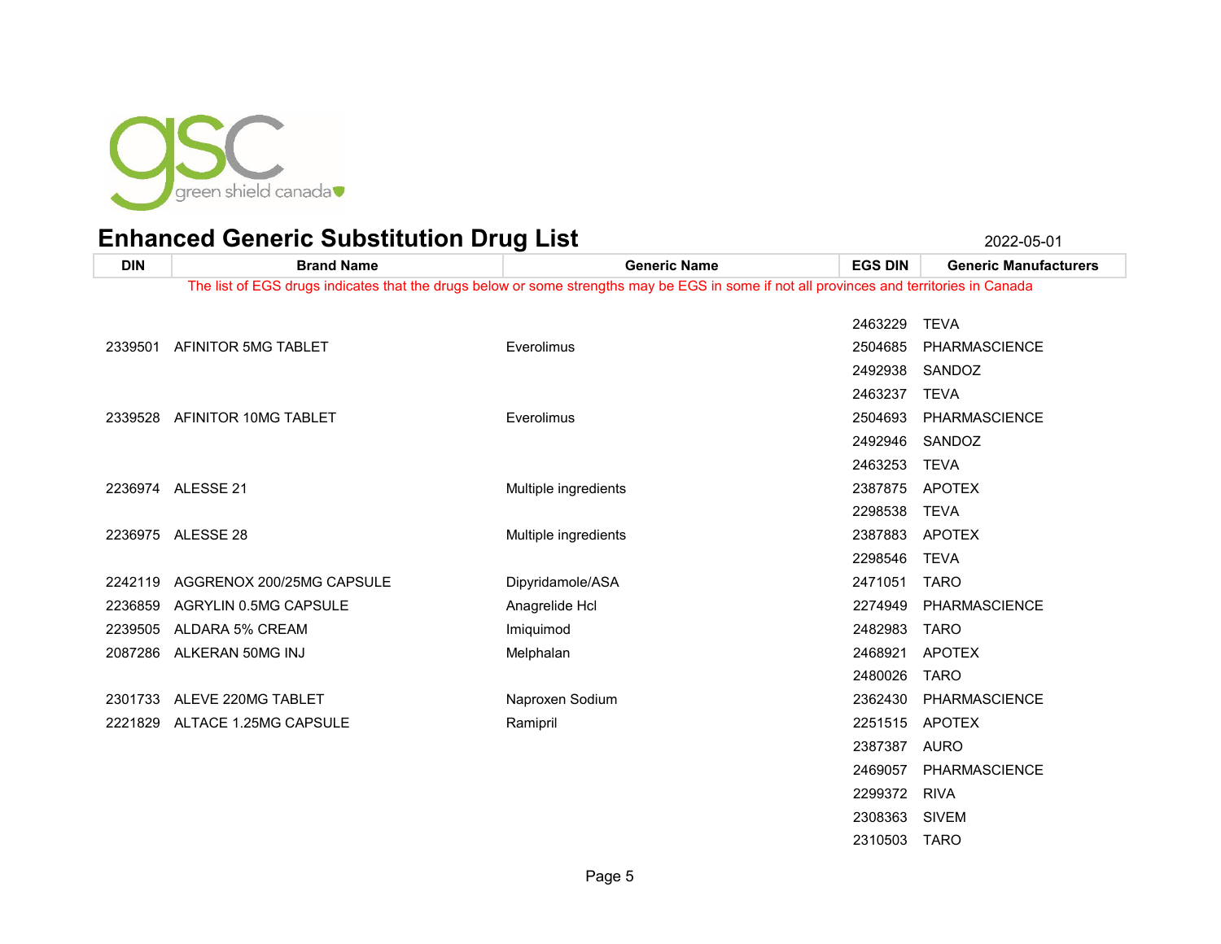green shield canada

# Enhanced Generic Substitution Drug List

2022-05-01

The list of EGS drugs indicates that the drugs below or some strengths may be EGS in some if not all provinces and territories in Canada

| DIN | Brand Name | Generic Name | EGS DIN | Generic Manufacturers |
|---|---|---|---|---|
| | | | 2463229 | TEVA |
| 2339501 | AFINITOR 5MG TABLET | Everolimus | 2504685 | PHARMASCIENCE |
| | | | 2492938 | SANDOZ |
| | | | 2463237 | TEVA |
| 2339528 | AFINITOR 10MG TABLET | Everolimus | 2504693 | PHARMASCIENCE |
| | | | 2492946 | SANDOZ |
| | | | 2463253 | TEVA |
| 2236974 | ALESSE 21 | Multiple ingredients | 2387875 | APOTEX |
| | | | 2298538 | TEVA |
| 2236975 | ALESSE 28 | Multiple ingredients | 2387883 | APOTEX |
| | | | 2298546 | TEVA |
| 2242119 | AGGRENOX 200/25MG CAPSULE | Dipyridamole/ASA | 2471051 | TARO |
| 2236859 | AGRYLIN 0.5MG CAPSULE | Anagrelide Hcl | 2274949 | PHARMASCIENCE |
| 2239505 | ALDARA 5% CREAM | Imiquimod | 2482983 | TARO |
| 2087286 | ALKERAN 50MG INJ | Melphalan | 2468921 | APOTEX |
| | | | 2480026 | TARO |
| 2301733 | ALEVE 220MG TABLET | Naproxen Sodium | 2362430 | PHARMASCIENCE |
| 2221829 | ALTACE 1.25MG CAPSULE | Ramipril | 2251515 | APOTEX |
| | | | 2387387 | AURO |
| | | | 2469057 | PHARMASCIENCE |
| | | | 2299372 | RIVA |
| | | | 2308363 | SIVEM |
| | | | 2310503 | TARO |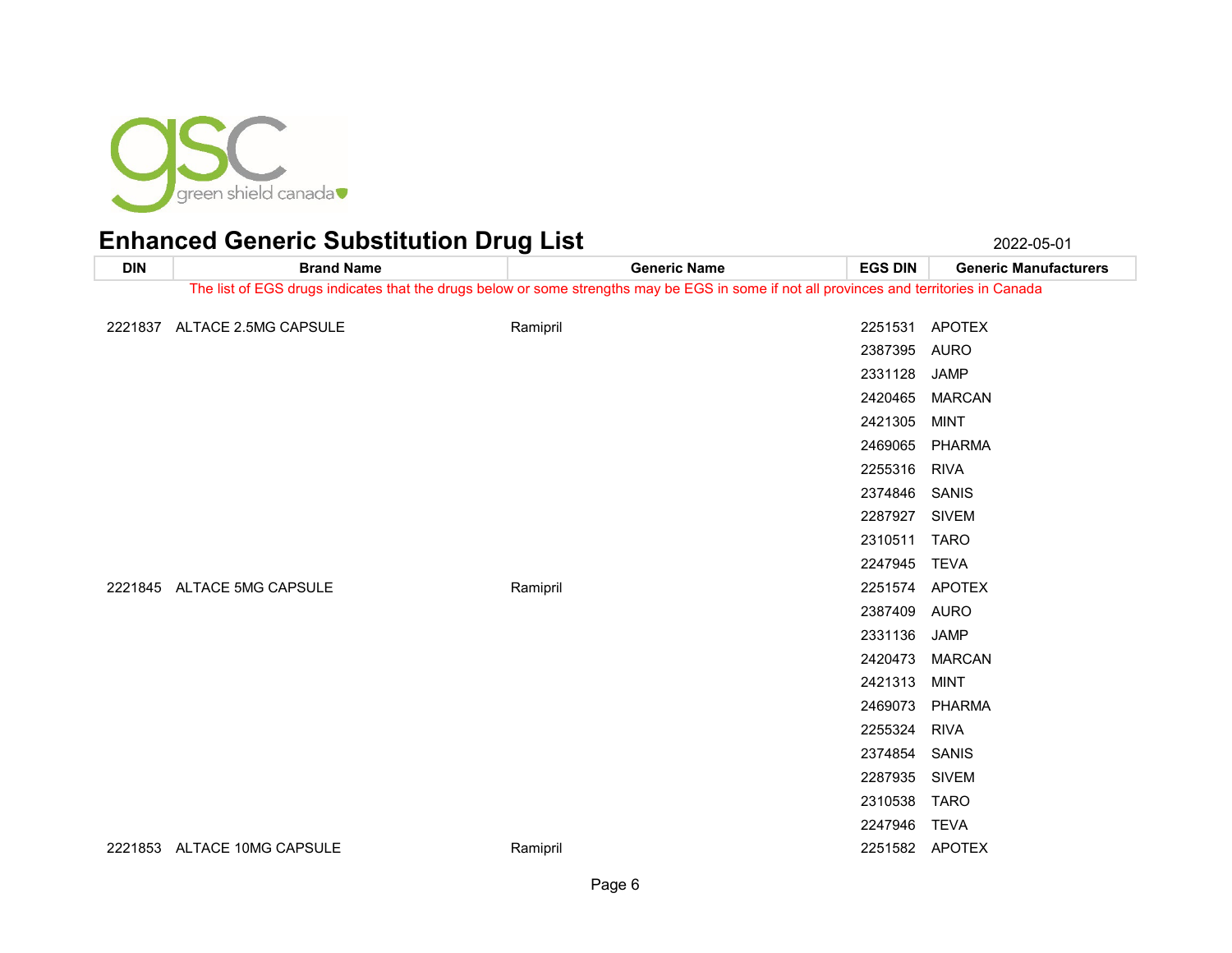# Enhanced Generic Substitution Drug List

2022-05-01

| DIN | Brand Name | Generic Name | EGS DIN | Generic Manufacturers |
|---|---|---|---|---|
| The list of EGS drugs indicates that the drugs below or some strengths may be EGS in some if not all provinces and territories in Canada | | | | |
| 2221837 | ALTACE 2.5MG CAPSULE | Ramipril | 2251531 | APOTEX |
| | | | 2387395 | AURO |
| | | | 2331128 | JAMP |
| | | | 2420465 | MARCAN |
| | | | 2421305 | MINT |
| | | | 2469065 | PHARMA |
| | | | 2255316 | RIVA |
| | | | 2374846 | SANIS |
| | | | 2287927 | SIVEM |
| | | | 2310511 | TARO |
| | | | 2247945 | TEVA |
| 2221845 | ALTACE 5MG CAPSULE | Ramipril | 2251574 | APOTEX |
| | | | 2387409 | AURO |
| | | | 2331136 | JAMP |
| | | | 2420473 | MARCAN |
| | | | 2421313 | MINT |
| | | | 2469073 | PHARMA |
| | | | 2255324 | RIVA |
| | | | 2374854 | SANIS |
| | | | 2287935 | SIVEM |
| | | | 2310538 | TARO |
| | | | 2247946 | TEVA |
| 2221853 | ALTACE 10MG CAPSULE | Ramipril | 2251582 | APOTEX |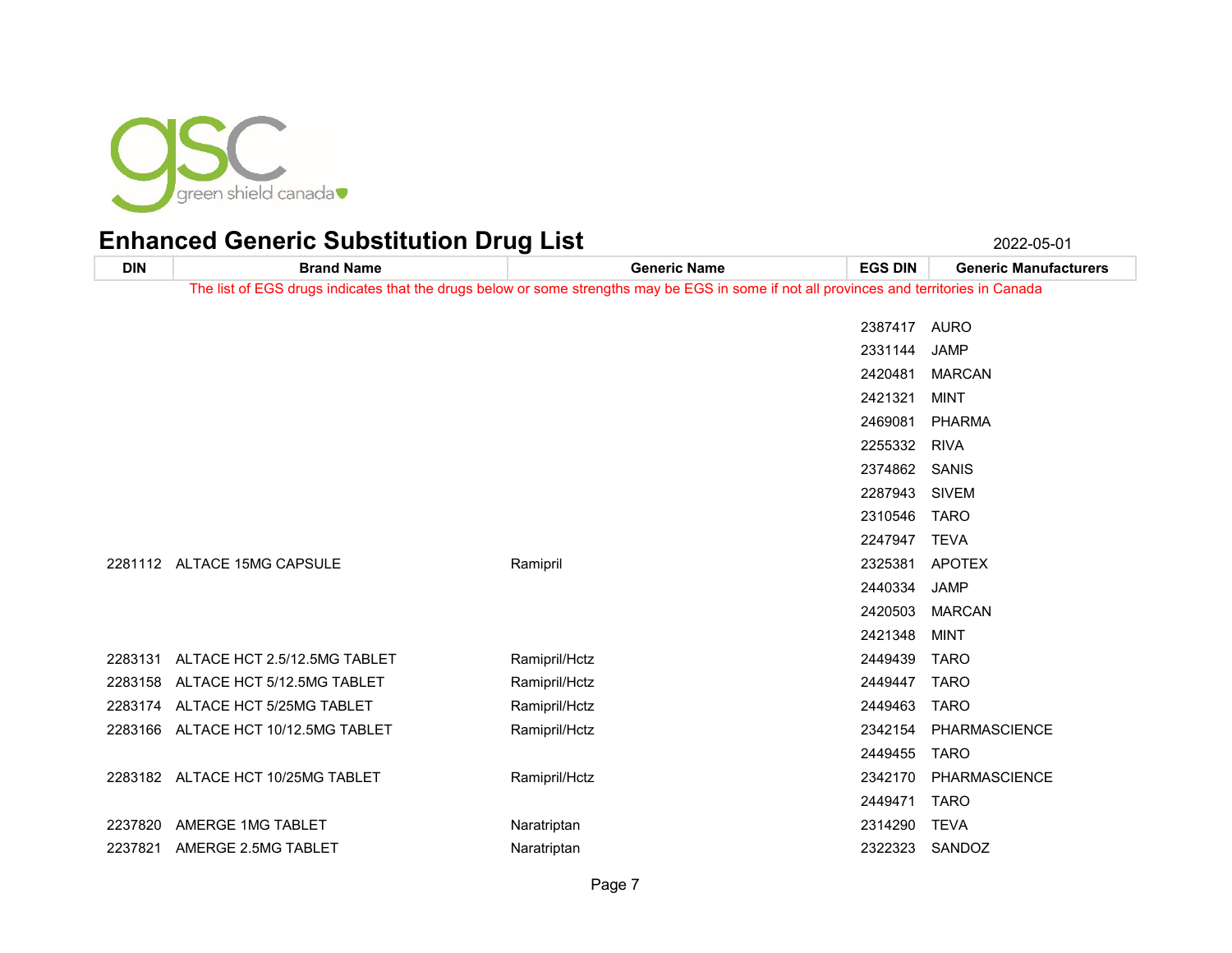# Enhanced Generic Substitution Drug List

2022-05-01

The list of EGS drugs indicates that the drugs below or some strengths may be EGS in some if not all provinces and territories in Canada

| DIN | Brand Name | Generic Name | EGS DIN | Generic Manufacturers |
|---|---|---|---|---|
| | | | 2387417 | AURO |
| | | | 2331144 | JAMP |
| | | | 2420481 | MARCAN |
| | | | 2421321 | MINT |
| | | | 2469081 | PHARMA |
| | | | 2255332 | RIVA |
| | | | 2374862 | SANIS |
| | | | 2287943 | SIVEM |
| | | | 2310546 | TARO |
| | | | 2247947 | TEVA |
| 2281112 | ALTACE 15MG CAPSULE | Ramipril | 2325381 | APOTEX |
| | | | 2440334 | JAMP |
| | | | 2420503 | MARCAN |
| | | | 2421348 | MINT |
| 2283131 | ALTACE HCT 2.5/12.5MG TABLET | Ramipril/Hctz | 2449439 | TARO |
| 2283158 | ALTACE HCT 5/12.5MG TABLET | Ramipril/Hctz | 2449447 | TARO |
| 2283174 | ALTACE HCT 5/25MG TABLET | Ramipril/Hctz | 2449463 | TARO |
| 2283166 | ALTACE HCT 10/12.5MG TABLET | Ramipril/Hctz | 2342154 | PHARMASCIENCE |
| | | | 2449455 | TARO |
| 2283182 | ALTACE HCT 10/25MG TABLET | Ramipril/Hctz | 2342170 | PHARMASCIENCE |
| | | | 2449471 | TARO |
| 2237820 | AMERGE 1MG TABLET | Naratriptan | 2314290 | TEVA |
| 2237821 | AMERGE 2.5MG TABLET | Naratriptan | 2322323 | SANDOZ |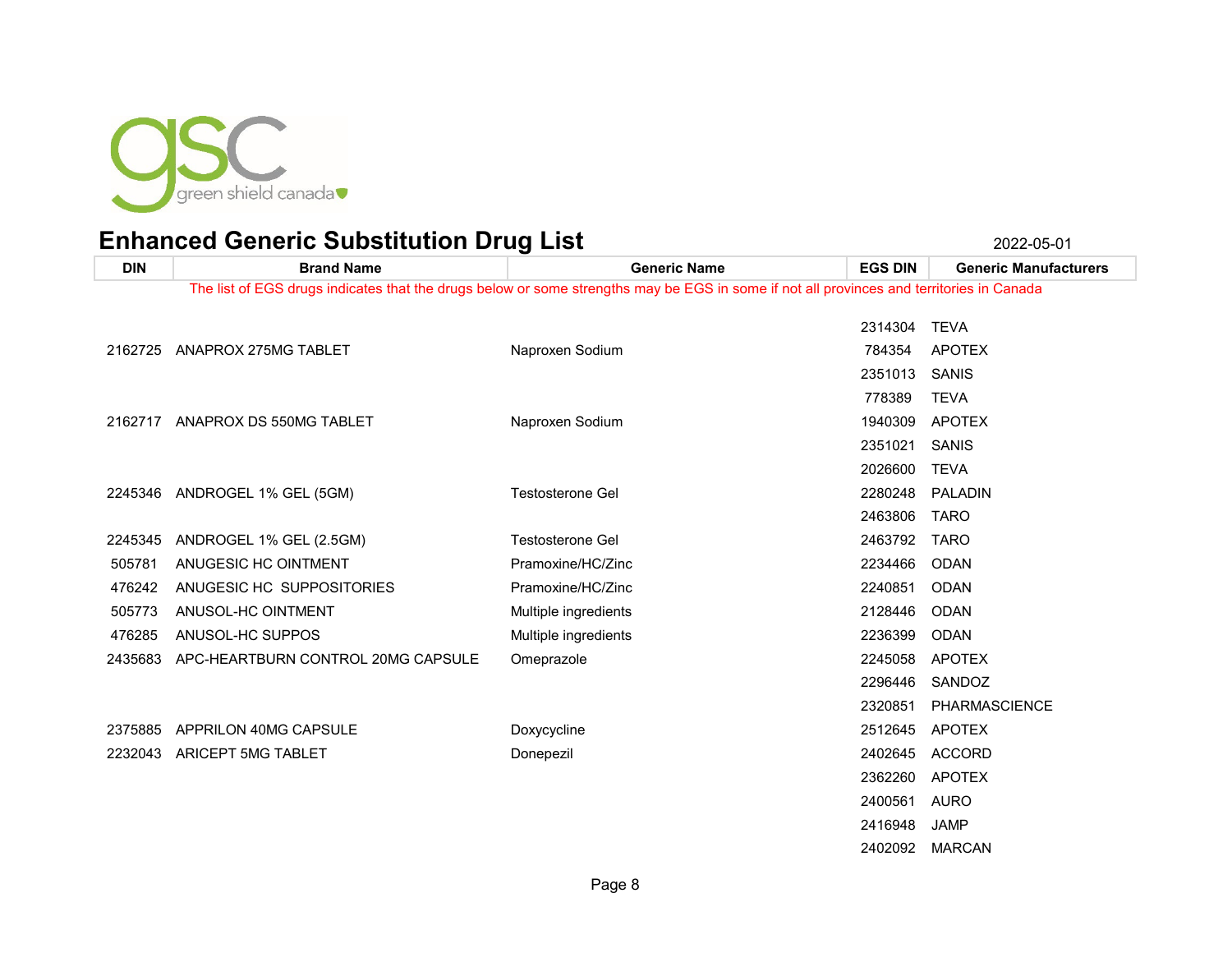# Enhanced Generic Substitution Drug List

2022-05-01

| DIN | Brand Name | Generic Name | EGS DIN | Generic Manufacturers |
|---|---|---|---|---|
| The list of EGS drugs indicates that the drugs below or some strengths may be EGS in some if not all provinces and territories in Canada | | | | |
| | | | 2314304 | TEVA |
| 2162725 | ANAPROX 275MG TABLET | Naproxen Sodium | 784354 | APOTEX |
| | | | 2351013 | SANIS |
| | | | 778389 | TEVA |
| 2162717 | ANAPROX DS 550MG TABLET | Naproxen Sodium | 1940309 | APOTEX |
| | | | 2351021 | SANIS |
| | | | 2026600 | TEVA |
| 2245346 | ANDROGEL 1% GEL (5GM) | Testosterone Gel | 2280248 | PALADIN |
| | | | 2463806 | TARO |
| 2245345 | ANDROGEL 1% GEL (2.5GM) | Testosterone Gel | 2463792 | TARO |
| 505781 | ANUGESIC HC OINTMENT | Pramoxine/HC/Zinc | 2234466 | ODAN |
| 476242 | ANUGESIC HC SUPPOSITORIES | Pramoxine/HC/Zinc | 2240851 | ODAN |
| 505773 | ANUSOL-HC OINTMENT | Multiple ingredients | 2128446 | ODAN |
| 476285 | ANUSOL-HC SUPPOS | Multiple ingredients | 2236399 | ODAN |
| 2435683 | APC-HEARTBURN CONTROL 20MG CAPSULE | Omeprazole | 2245058 | APOTEX |
| | | | 2296446 | SANDOZ |
| | | | 2320851 | PHARMASCIENCE |
| 2375885 | APPRILON 40MG CAPSULE | Doxycycline | 2512645 | APOTEX |
| 2232043 | ARICEPT 5MG TABLET | Donepezil | 2402645 | ACCORD |
| | | | 2362260 | APOTEX |
| | | | 2400561 | AURO |
| | | | 2416948 | JAMP |
| | | | 2402092 | MARCAN |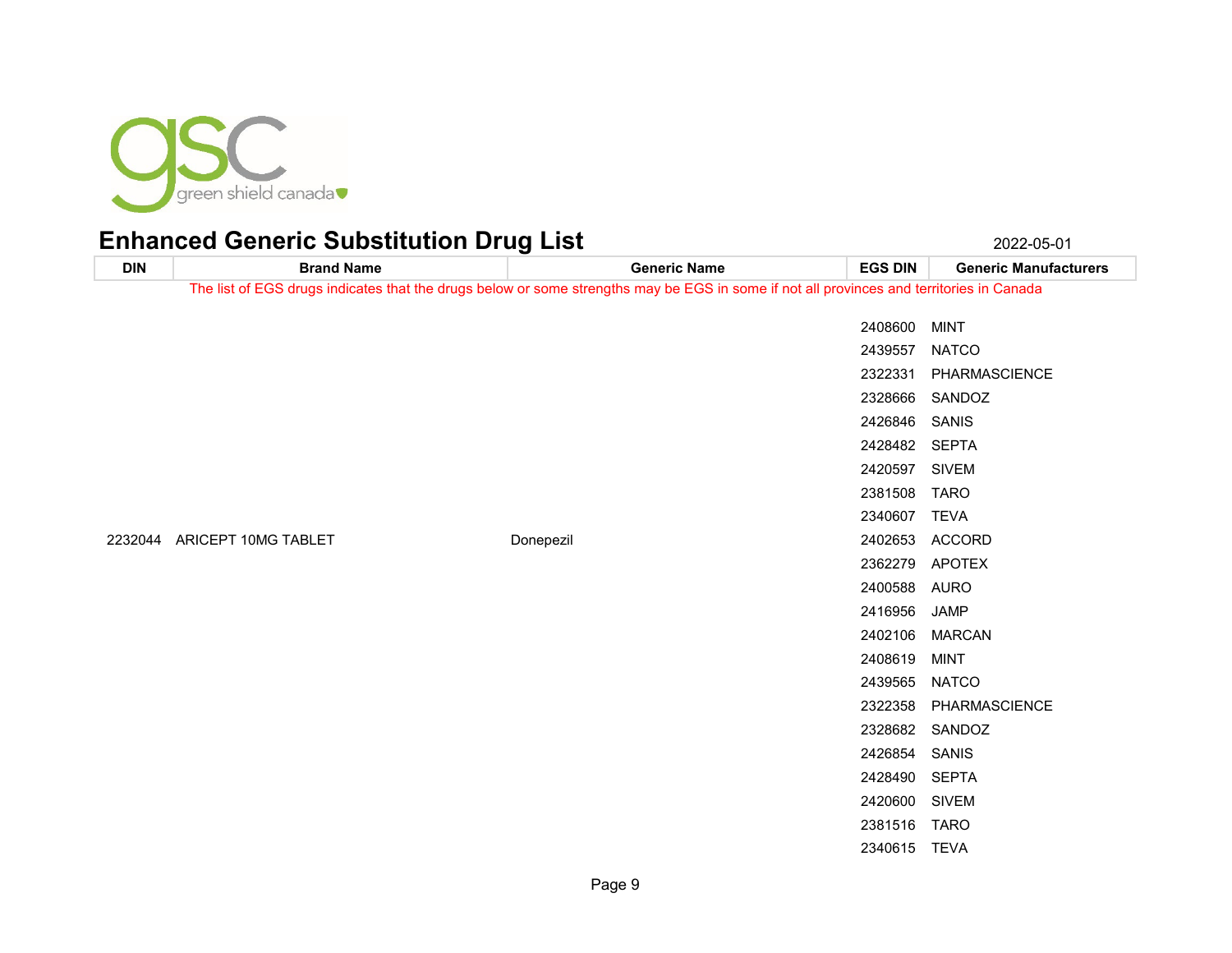## Enhanced Generic Substitution Drug List

2022-05-01

| DIN | Brand Name | Generic Name | EGS DIN | Generic Manufacturers |
|---|---|---|---|---|
| | | | 2408600 | MINT |
| | | | 2439557 | NATCO |
| | | | 2322331 | PHARMASCIENCE |
| | | | 2328666 | SANDOZ |
| | | | 2426846 | SANIS |
| | | | 2428482 | SEPTA |
| | | | 2420597 | SIVEM |
| | | | 2381508 | TARO |
| | | | 2340607 | TEVA |
| 2232044 | ARICEPT 10MG TABLET | Donepezil | 2402653 | ACCORD |
| | | | 2362279 | APOTEX |
| | | | 2400588 | AURO |
| | | | 2416956 | JAMP |
| | | | 2402106 | MARCAN |
| | | | 2408619 | MINT |
| | | | 2439565 | NATCO |
| | | | 2322358 | PHARMASCIENCE |
| | | | 2328682 | SANDOZ |
| | | | 2426854 | SANIS |
| | | | 2428490 | SEPTA |
| | | | 2420600 | SIVEM |
| | | | 2381516 | TARO |
| | | | 2340615 | TEVA |

The list of EGS drugs indicates that the drugs below or some strengths may be EGS in some if not all provinces and territories in Canada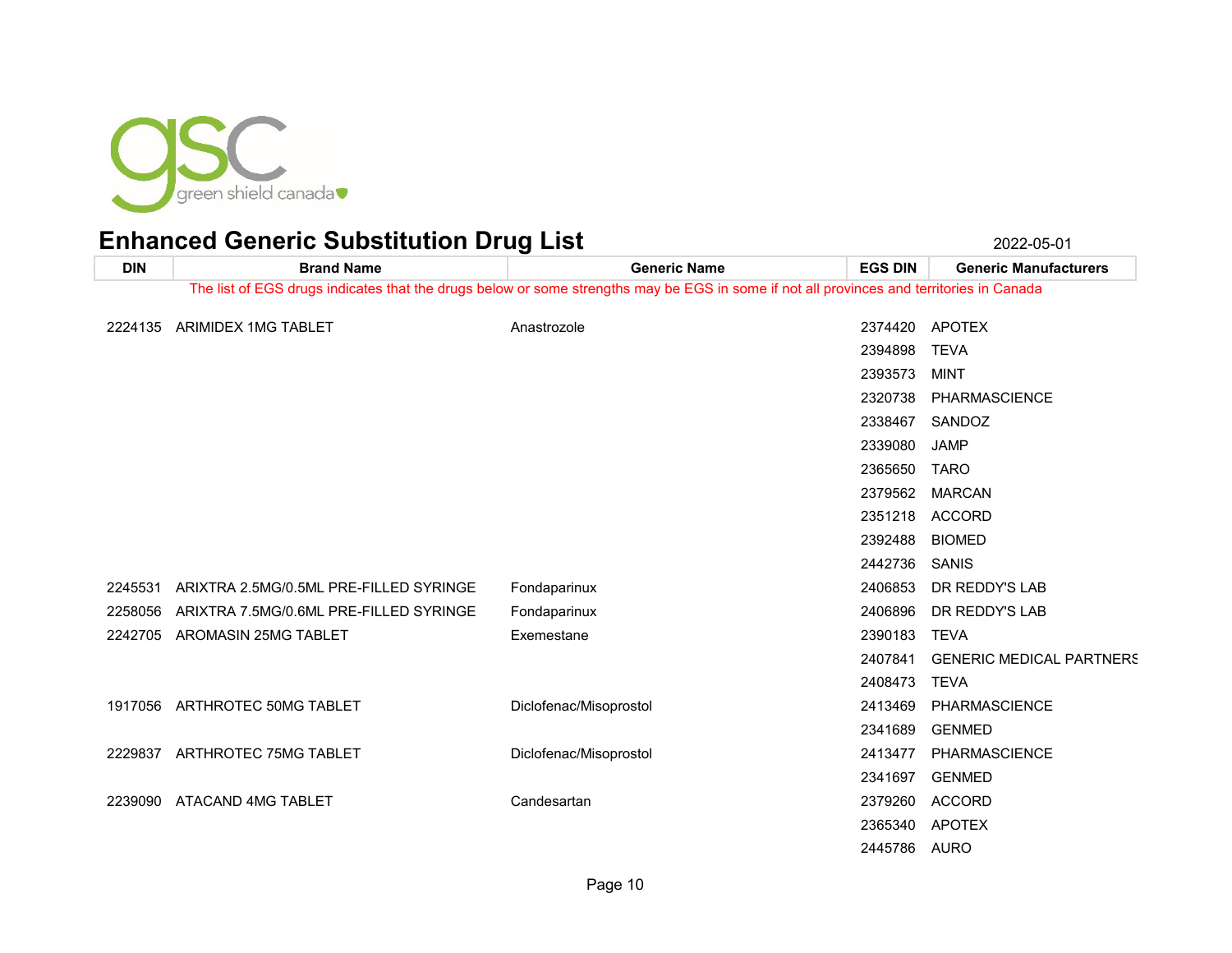# Enhanced Generic Substitution Drug List

2022-05-01

| DIN | Brand Name | Generic Name | EGS DIN | Generic Manufacturers |
|---|---|---|---|---|
| The list of EGS drugs indicates that the drugs below or some strengths may be EGS in some if not all provinces and territories in Canada | | | | |
| 2224135 | ARIMIDEX 1MG TABLET | Anastrozole | 2374420 | APOTEX |
| | | | 2394898 | TEVA |
| | | | 2393573 | MINT |
| | | | 2320738 | PHARMASCIENCE |
| | | | 2338467 | SANDOZ |
| | | | 2339080 | JAMP |
| | | | 2365650 | TARO |
| | | | 2379562 | MARCAN |
| | | | 2351218 | ACCORD |
| | | | 2392488 | BIOMED |
| | | | 2442736 | SANIS |
| 2245531 | ARIXTRA 2.5MG/0.5ML PRE-FILLED SYRINGE | Fondaparinux | 2406853 | DR REDDY'S LAB |
| 2258056 | ARIXTRA 7.5MG/0.6ML PRE-FILLED SYRINGE | Fondaparinux | 2406896 | DR REDDY'S LAB |
| 2242705 | AROMASIN 25MG TABLET | Exemestane | 2390183 | TEVA |
| | | | 2407841 | GENERIC MEDICAL PARTNERS |
| | | | 2408473 | TEVA |
| 1917056 | ARTHROTEC 50MG TABLET | Diclofenac/Misoprostol | 2413469 | PHARMASCIENCE |
| | | | 2341689 | GENMED |
| 2229837 | ARTHROTEC 75MG TABLET | Diclofenac/Misoprostol | 2413477 | PHARMASCIENCE |
| | | | 2341697 | GENMED |
| 2239090 | ATACAND 4MG TABLET | Candesartan | 2379260 | ACCORD |
| | | | 2365340 | APOTEX |
| | | | 2445786 | AURO |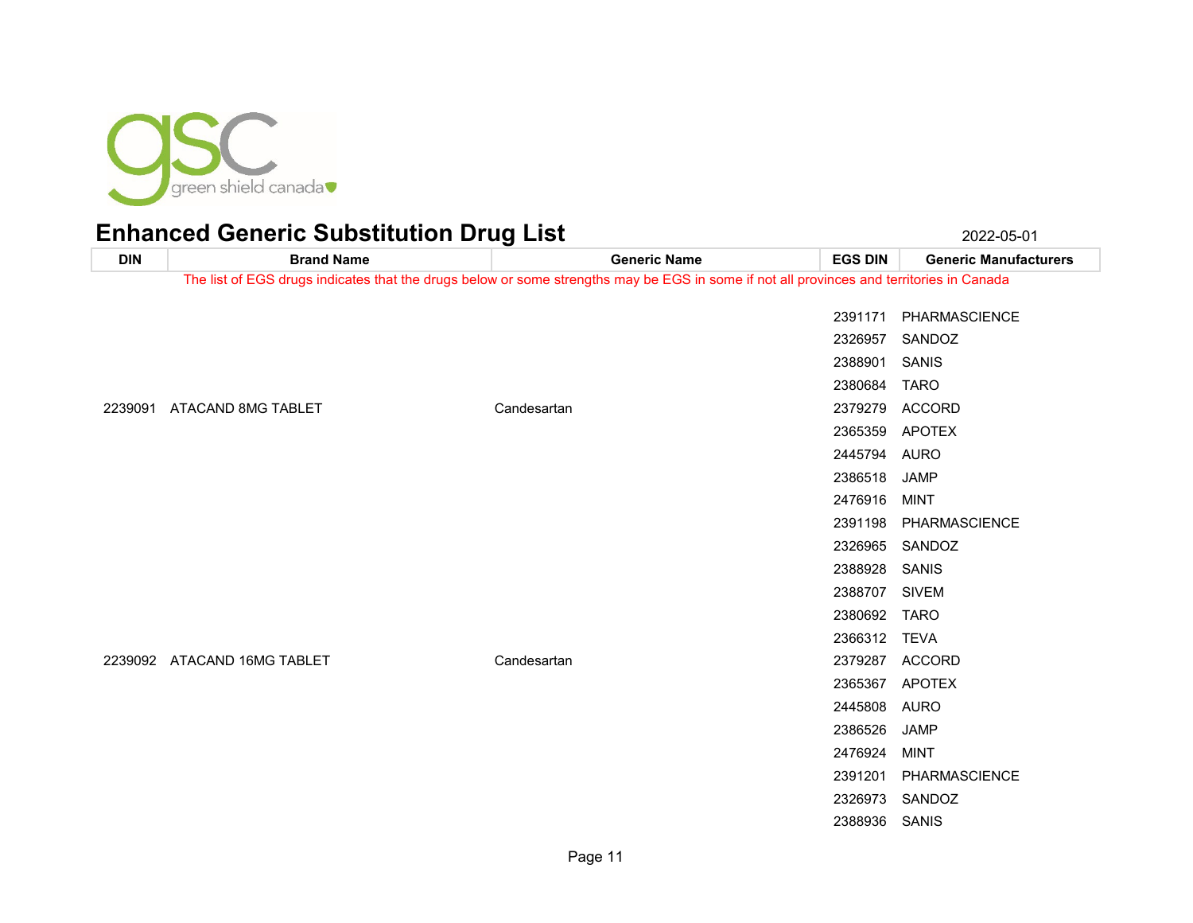## Enhanced Generic Substitution Drug List

2022-05-01

| DIN | Brand Name | Generic Name | EGS DIN | Generic Manufacturers |
|---|---|---|---|---|
| | | | 2391171 | PHARMASCIENCE |
| | | | 2326957 | SANDOZ |
| | | | 2388901 | SANIS |
| | | | 2380684 | TARO |
| 2239091 | ATACAND 8MG TABLET | Candesartan | 2379279 | ACCORD |
| | | | 2365359 | APOTEX |
| | | | 2445794 | AURO |
| | | | 2386518 | JAMP |
| | | | 2476916 | MINT |
| | | | 2391198 | PHARMASCIENCE |
| | | | 2326965 | SANDOZ |
| | | | 2388928 | SANIS |
| | | | 2388707 | SIVEM |
| | | | 2380692 | TARO |
| | | | 2366312 | TEVA |
| 2239092 | ATACAND 16MG TABLET | Candesartan | 2379287 | ACCORD |
| | | | 2365367 | APOTEX |
| | | | 2445808 | AURO |
| | | | 2386526 | JAMP |
| | | | 2476924 | MINT |
| | | | 2391201 | PHARMASCIENCE |
| | | | 2326973 | SANDOZ |
| | | | 2388936 | SANIS |

The list of EGS drugs indicates that the drugs below or some strengths may be EGS in some if not all provinces and territories in Canada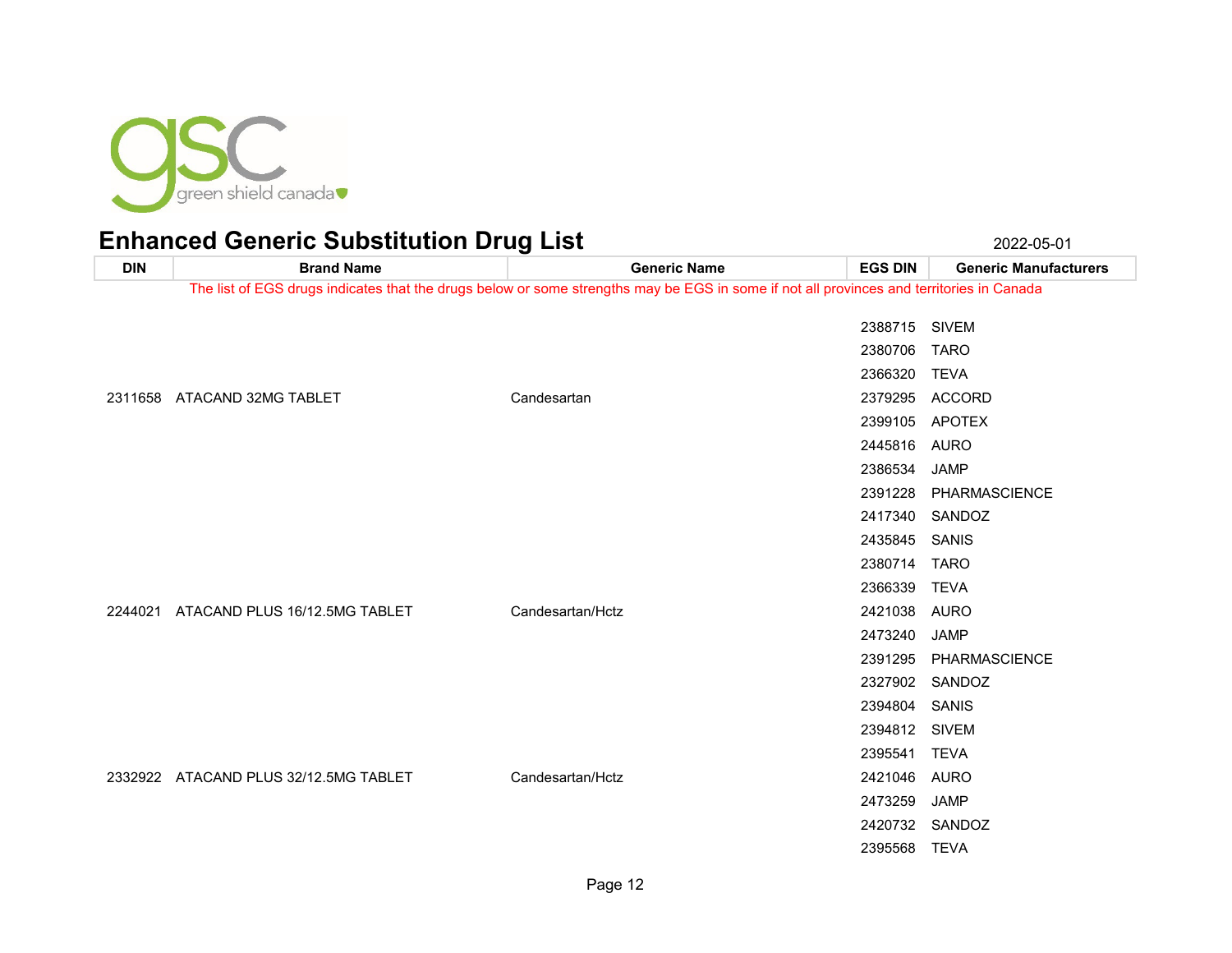# Enhanced Generic Substitution Drug List

2022-05-01

The list of EGS drugs indicates that the drugs below or some strengths may be EGS in some if not all provinces and territories in Canada

| DIN | Brand Name | Generic Name | EGS DIN | Generic Manufacturers |
|---|---|---|---|---|
| | | | 2388715 | SIVEM |
| | | | 2380706 | TARO |
| | | | 2366320 | TEVA |
| 2311658 | ATACAND 32MG TABLET | Candesartan | 2379295 | ACCORD |
| | | | 2399105 | APOTEX |
| | | | 2445816 | AURO |
| | | | 2386534 | JAMP |
| | | | 2391228 | PHARMASCIENCE |
| | | | 2417340 | SANDOZ |
| | | | 2435845 | SANIS |
| | | | 2380714 | TARO |
| | | | 2366339 | TEVA |
| 2244021 | ATACAND PLUS 16/12.5MG TABLET | Candesartan/Hctz | 2421038 | AURO |
| | | | 2473240 | JAMP |
| | | | 2391295 | PHARMASCIENCE |
| | | | 2327902 | SANDOZ |
| | | | 2394804 | SANIS |
| | | | 2394812 | SIVEM |
| | | | 2395541 | TEVA |
| 2332922 | ATACAND PLUS 32/12.5MG TABLET | Candesartan/Hctz | 2421046 | AURO |
| | | | 2473259 | JAMP |
| | | | 2420732 | SANDOZ |
| | | | 2395568 | TEVA |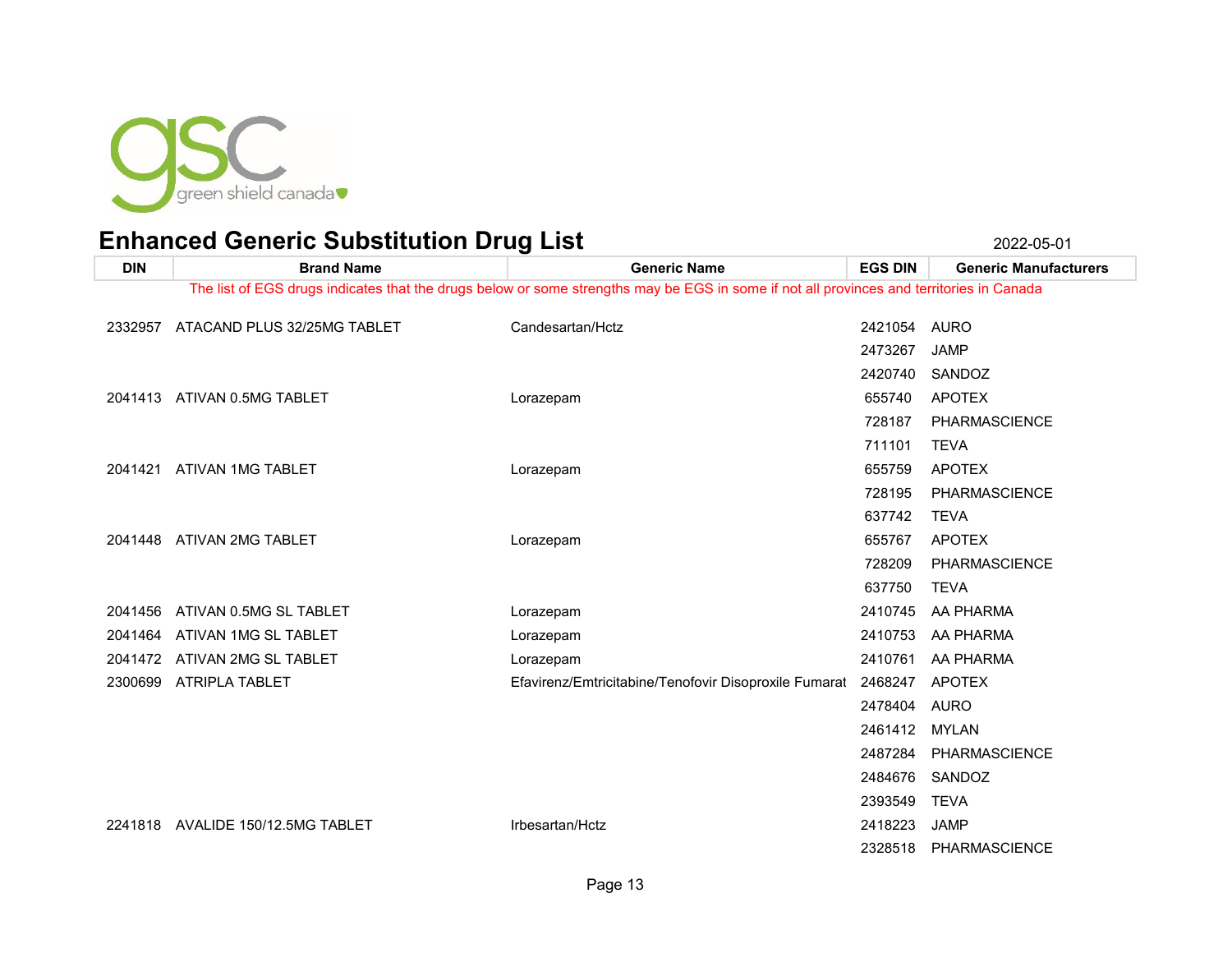green shield canada

# Enhanced Generic Substitution Drug List

2022-05-01

| DIN | Brand Name | Generic Name | EGS DIN | Generic Manufacturers |
|---|---|---|---|---|
| The list of EGS drugs indicates that the drugs below or some strengths may be EGS in some if not all provinces and territories in Canada | | | | |
| 2332957 | ATACAND PLUS 32/25MG TABLET | Candesartan/Hctz | 2421054 | AURO |
| | | | 2473267 | JAMP |
| | | | 2420740 | SANDOZ |
| 2041413 | ATIVAN 0.5MG TABLET | Lorazepam | 655740 | APOTEX |
| | | | 728187 | PHARMASCIENCE |
| | | | 711101 | TEVA |
| 2041421 | ATIVAN 1MG TABLET | Lorazepam | 655759 | APOTEX |
| | | | 728195 | PHARMASCIENCE |
| | | | 637742 | TEVA |
| 2041448 | ATIVAN 2MG TABLET | Lorazepam | 655767 | APOTEX |
| | | | 728209 | PHARMASCIENCE |
| | | | 637750 | TEVA |
| 2041456 | ATIVAN 0.5MG SL TABLET | Lorazepam | 2410745 | AA PHARMA |
| 2041464 | ATIVAN 1MG SL TABLET | Lorazepam | 2410753 | AA PHARMA |
| 2041472 | ATIVAN 2MG SL TABLET | Lorazepam | 2410761 | AA PHARMA |
| 2300699 | ATRIPLA TABLET | Efavirenz/Emtricitabine/Tenofovir Disoproxile Fumarat | 2468247 | APOTEX |
| | | | 2478404 | AURO |
| | | | 2461412 | MYLAN |
| | | | 2487284 | PHARMASCIENCE |
| | | | 2484676 | SANDOZ |
| | | | 2393549 | TEVA |
| 2241818 | AVALIDE 150/12.5MG TABLET | Irbesartan/Hctz | 2418223 | JAMP |
| | | | 2328518 | PHARMASCIENCE |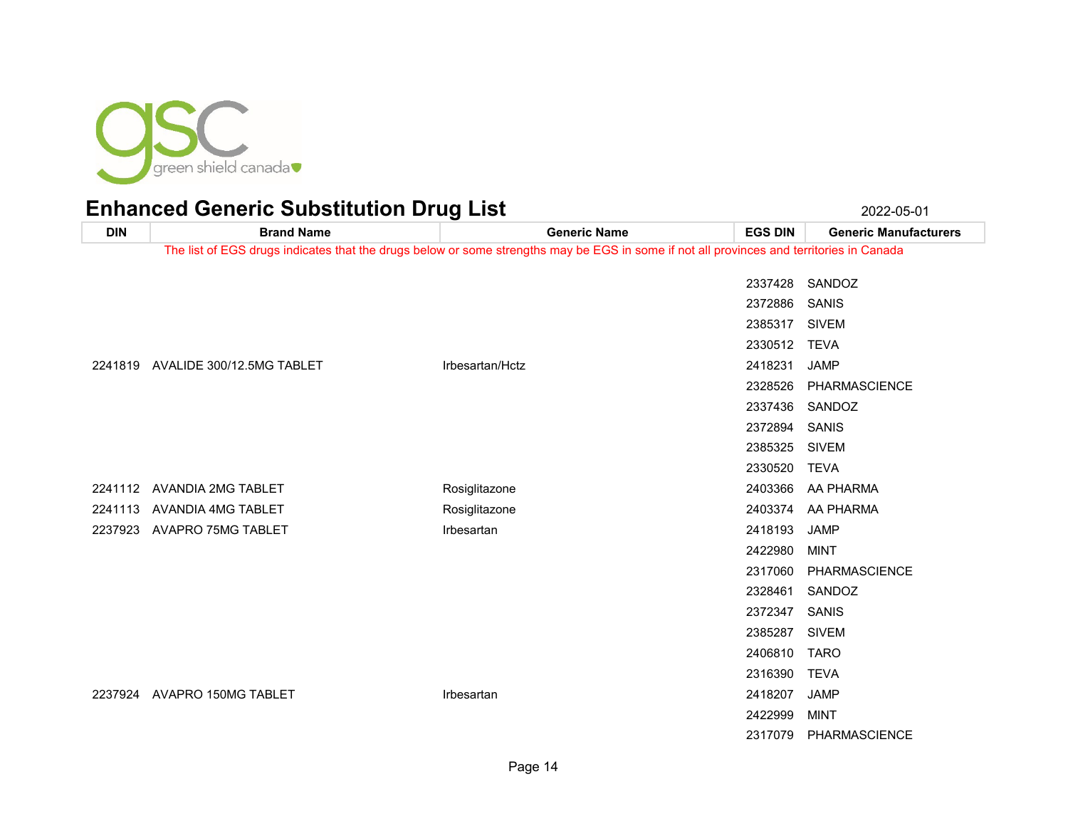# Enhanced Generic Substitution Drug List

2022-05-01

| DIN | Brand Name | Generic Name | EGS DIN | Generic Manufacturers |
|---|---|---|---|---|
| | | | 2337428 | SANDOZ |
| | | | 2372886 | SANIS |
| | | | 2385317 | SIVEM |
| | | | 2330512 | TEVA |
| 2241819 | AVALIDE 300/12.5MG TABLET | Irbesartan/Hctz | 2418231 | JAMP |
| | | | 2328526 | PHARMASCIENCE |
| | | | 2337436 | SANDOZ |
| | | | 2372894 | SANIS |
| | | | 2385325 | SIVEM |
| | | | 2330520 | TEVA |
| 2241112 | AVANDIA 2MG TABLET | Rosiglitazone | 2403366 | AA PHARMA |
| 2241113 | AVANDIA 4MG TABLET | Rosiglitazone | 2403374 | AA PHARMA |
| 2237923 | AVAPRO 75MG TABLET | Irbesartan | 2418193 | JAMP |
| | | | 2422980 | MINT |
| | | | 2317060 | PHARMASCIENCE |
| | | | 2328461 | SANDOZ |
| | | | 2372347 | SANIS |
| | | | 2385287 | SIVEM |
| | | | 2406810 | TARO |
| | | | 2316390 | TEVA |
| 2237924 | AVAPRO 150MG TABLET | Irbesartan | 2418207 | JAMP |
| | | | 2422999 | MINT |
| | | | 2317079 | PHARMASCIENCE |

The list of EGS drugs indicates that the drugs below or some strengths may be EGS in some if not all provinces and territories in Canada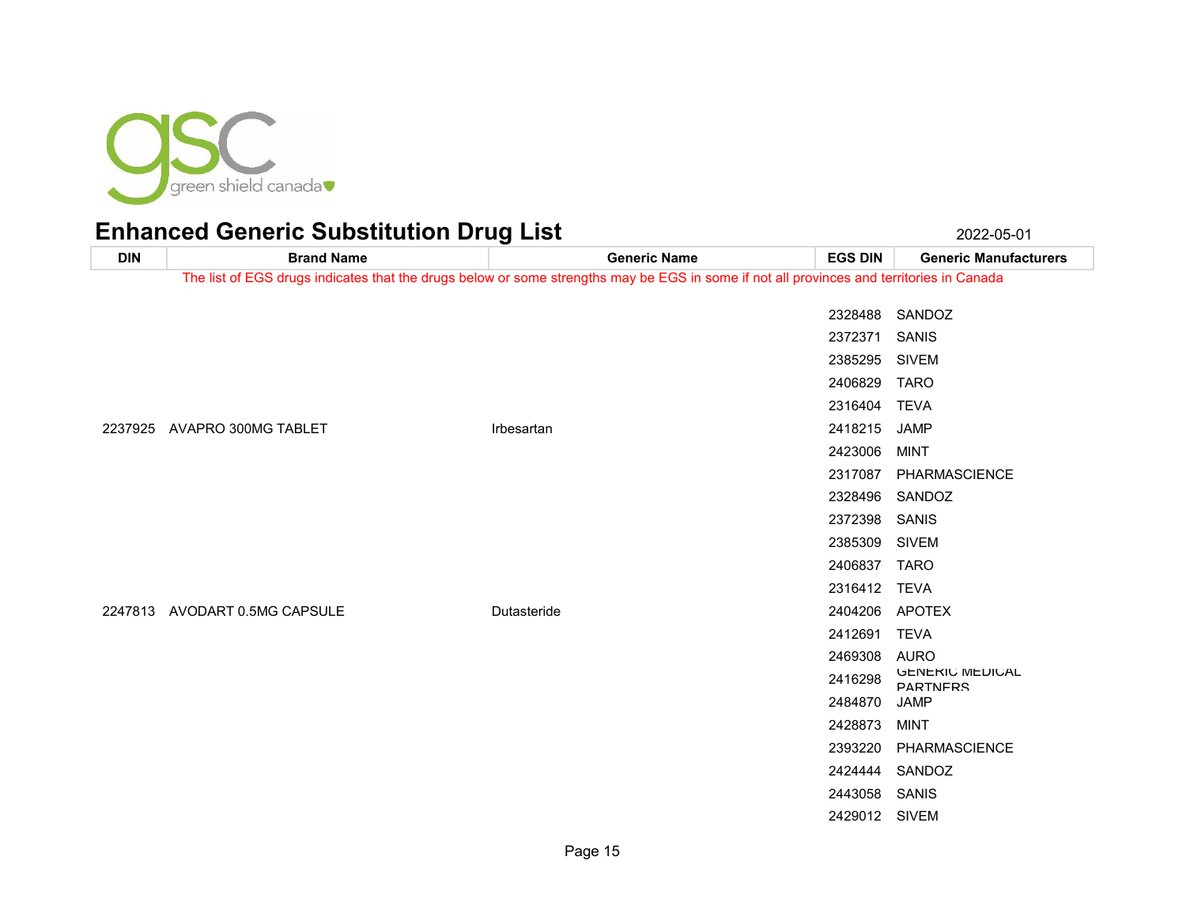# Enhanced Generic Substitution Drug List

2022-05-01

| DIN | Brand Name | Generic Name | EGS DIN | Generic Manufacturers |
|---|---|---|---|---|
| The list of EGS drugs indicates that the drugs below or some strengths may be EGS in some if not all provinces and territories in Canada | | | | |
| | | | 2328488 | SANDOZ |
| | | | 2372371 | SANIS |
| | | | 2385295 | SIVEM |
| | | | 2406829 | TARO |
| | | | 2316404 | TEVA |
| 2237925 | AVAPRO 300MG TABLET | Irbesartan | 2418215 | JAMP |
| | | | 2423006 | MINT |
| | | | 2317087 | PHARMASCIENCE |
| | | | 2328496 | SANDOZ |
| | | | 2372398 | SANIS |
| | | | 2385309 | SIVEM |
| | | | 2406837 | TARO |
| | | | 2316412 | TEVA |
| 2247813 | AVODART 0.5MG CAPSULE | Dutasteride | 2404206 | APOTEX |
| | | | 2412691 | TEVA |
| | | | 2469308 | AURO |
| | | | 2416298 | GENERIC MEDICAL PARTNERS |
| | | | 2484870 | JAMP |
| | | | 2428873 | MINT |
| | | | 2393220 | PHARMASCIENCE |
| | | | 2424444 | SANDOZ |
| | | | 2443058 | SANIS |
| | | | 2429012 | SIVEM |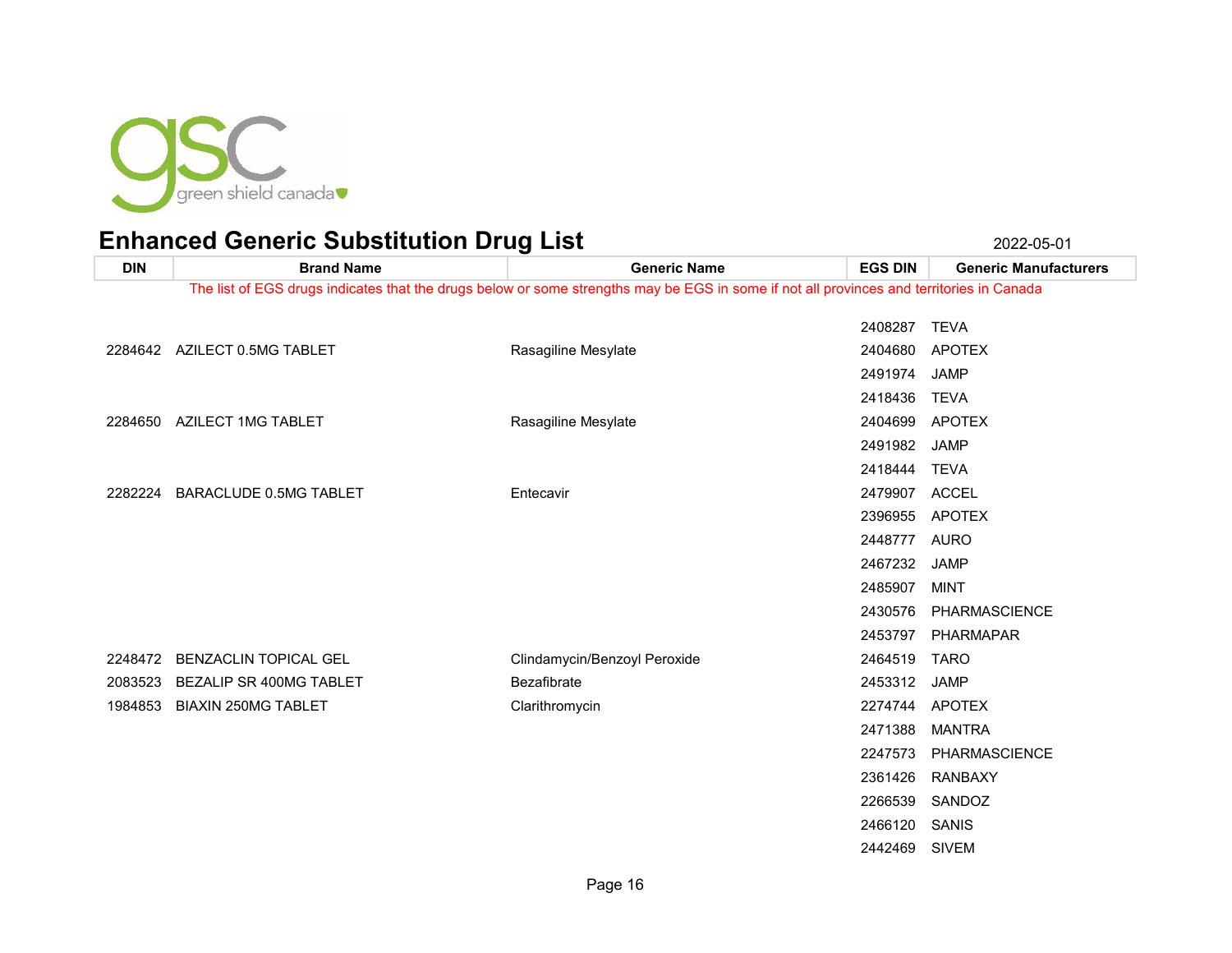# Enhanced Generic Substitution Drug List

2022-05-01

| DIN | Brand Name | Generic Name | EGS DIN | Generic Manufacturers |
|---|---|---|---|---|
| The list of EGS drugs indicates that the drugs below or some strengths may be EGS in some if not all provinces and territories in Canada | | | | |
| | | | 2408287 | TEVA |
| 2284642 | AZILECT 0.5MG TABLET | Rasagiline Mesylate | 2404680 | APOTEX |
| | | | 2491974 | JAMP |
| | | | 2418436 | TEVA |
| 2284650 | AZILECT 1MG TABLET | Rasagiline Mesylate | 2404699 | APOTEX |
| | | | 2491982 | JAMP |
| | | | 2418444 | TEVA |
| 2282224 | BARACLUDE 0.5MG TABLET | Entecavir | 2479907 | ACCEL |
| | | | 2396955 | APOTEX |
| | | | 2448777 | AURO |
| | | | 2467232 | JAMP |
| | | | 2485907 | MINT |
| | | | 2430576 | PHARMASCIENCE |
| | | | 2453797 | PHARMAPAR |
| 2248472 | BENZACLIN TOPICAL GEL | Clindamycin/Benzoyl Peroxide | 2464519 | TARO |
| 2083523 | BEZALIP SR 400MG TABLET | Bezafibrate | 2453312 | JAMP |
| 1984853 | BIAXIN 250MG TABLET | Clarithromycin | 2274744 | APOTEX |
| | | | 2471388 | MANTRA |
| | | | 2247573 | PHARMASCIENCE |
| | | | 2361426 | RANBAXY |
| | | | 2266539 | SANDOZ |
| | | | 2466120 | SANIS |
| | | | 2442469 | SIVEM |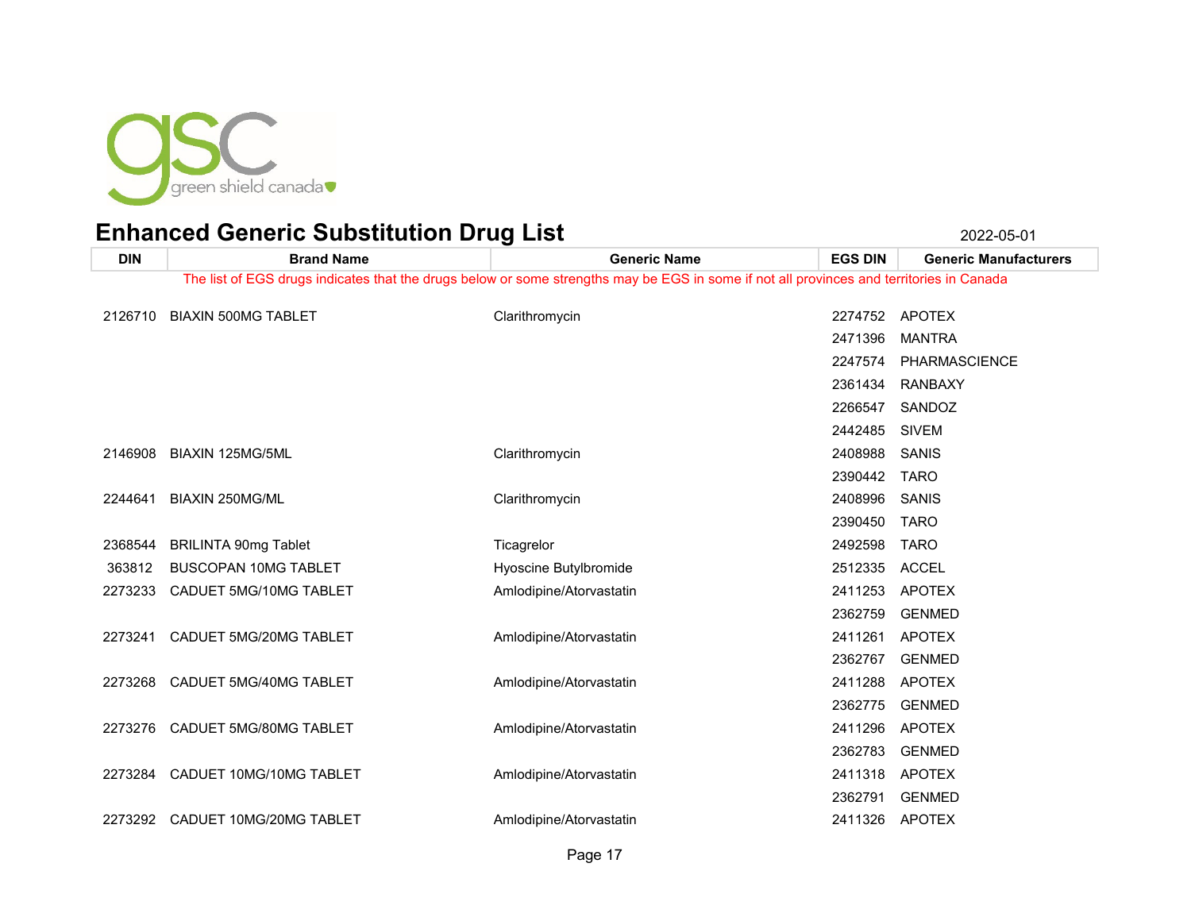# Enhanced Generic Substitution Drug List

2022-05-01

| DIN | Brand Name | Generic Name | EGS DIN | Generic Manufacturers |
|---|---|---|---|---|
| The list of EGS drugs indicates that the drugs below or some strengths may be EGS in some if not all provinces and territories in Canada | | | | |
| 2126710 | BIAXIN 500MG TABLET | Clarithromycin | 2274752 | APOTEX |
| | | | 2471396 | MANTRA |
| | | | 2247574 | PHARMASCIENCE |
| | | | 2361434 | RANBAXY |
| | | | 2266547 | SANDOZ |
| | | | 2442485 | SIVEM |
| 2146908 | BIAXIN 125MG/5ML | Clarithromycin | 2408988 | SANIS |
| | | | 2390442 | TARO |
| 2244641 | BIAXIN 250MG/ML | Clarithromycin | 2408996 | SANIS |
| | | | 2390450 | TARO |
| 2368544 | BRILINTA 90mg Tablet | Ticagrelor | 2492598 | TARO |
| 363812 | BUSCOPAN 10MG TABLET | Hyoscine Butylbromide | 2512335 | ACCEL |
| 2273233 | CADUET 5MG/10MG TABLET | Amlodipine/Atorvastatin | 2411253 | APOTEX |
| | | | 2362759 | GENMED |
| 2273241 | CADUET 5MG/20MG TABLET | Amlodipine/Atorvastatin | 2411261 | APOTEX |
| | | | 2362767 | GENMED |
| 2273268 | CADUET 5MG/40MG TABLET | Amlodipine/Atorvastatin | 2411288 | APOTEX |
| | | | 2362775 | GENMED |
| 2273276 | CADUET 5MG/80MG TABLET | Amlodipine/Atorvastatin | 2411296 | APOTEX |
| | | | 2362783 | GENMED |
| 2273284 | CADUET 10MG/10MG TABLET | Amlodipine/Atorvastatin | 2411318 | APOTEX |
| | | | 2362791 | GENMED |
| 2273292 | CADUET 10MG/20MG TABLET | Amlodipine/Atorvastatin | 2411326 | APOTEX |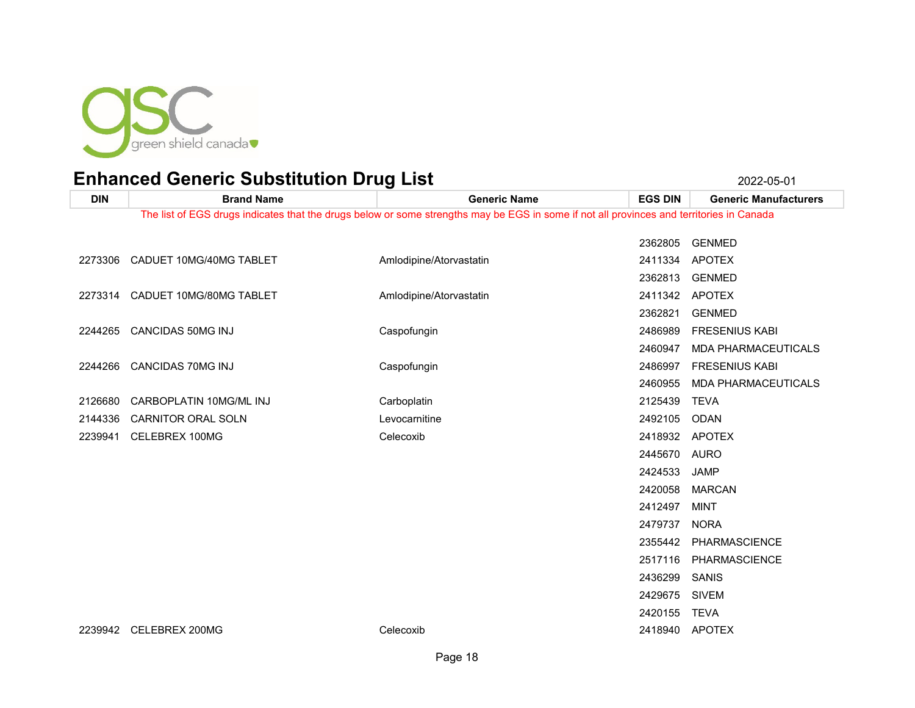green shield canada

# Enhanced Generic Substitution Drug List

2022-05-01

| DIN | Brand Name | Generic Name | EGS DIN | Generic Manufacturers |
|---|---|---|---|---|
| The list of EGS drugs indicates that the drugs below or some strengths may be EGS in some if not all provinces and territories in Canada | | | | |
| | | | 2362805 | GENMED |
| 2273306 | CADUET 10MG/40MG TABLET | Amlodipine/Atorvastatin | 2411334 | APOTEX |
| | | | 2362813 | GENMED |
| 2273314 | CADUET 10MG/80MG TABLET | Amlodipine/Atorvastatin | 2411342 | APOTEX |
| | | | 2362821 | GENMED |
| 2244265 | CANCIDAS 50MG INJ | Caspofungin | 2486989 | FRESENIUS KABI |
| | | | 2460947 | MDA PHARMACEUTICALS |
| 2244266 | CANCIDAS 70MG INJ | Caspofungin | 2486997 | FRESENIUS KABI |
| | | | 2460955 | MDA PHARMACEUTICALS |
| 2126680 | CARBOPLATIN 10MG/ML INJ | Carboplatin | 2125439 | TEVA |
| 2144336 | CARNITOR ORAL SOLN | Levocarnitine | 2492105 | ODAN |
| 2239941 | CELEBREX 100MG | Celecoxib | 2418932 | APOTEX |
| | | | 2445670 | AURO |
| | | | 2424533 | JAMP |
| | | | 2420058 | MARCAN |
| | | | 2412497 | MINT |
| | | | 2479737 | NORA |
| | | | 2355442 | PHARMASCIENCE |
| | | | 2517116 | PHARMASCIENCE |
| | | | 2436299 | SANIS |
| | | | 2429675 | SIVEM |
| | | | 2420155 | TEVA |
| 2239942 | CELEBREX 200MG | Celecoxib | 2418940 | APOTEX |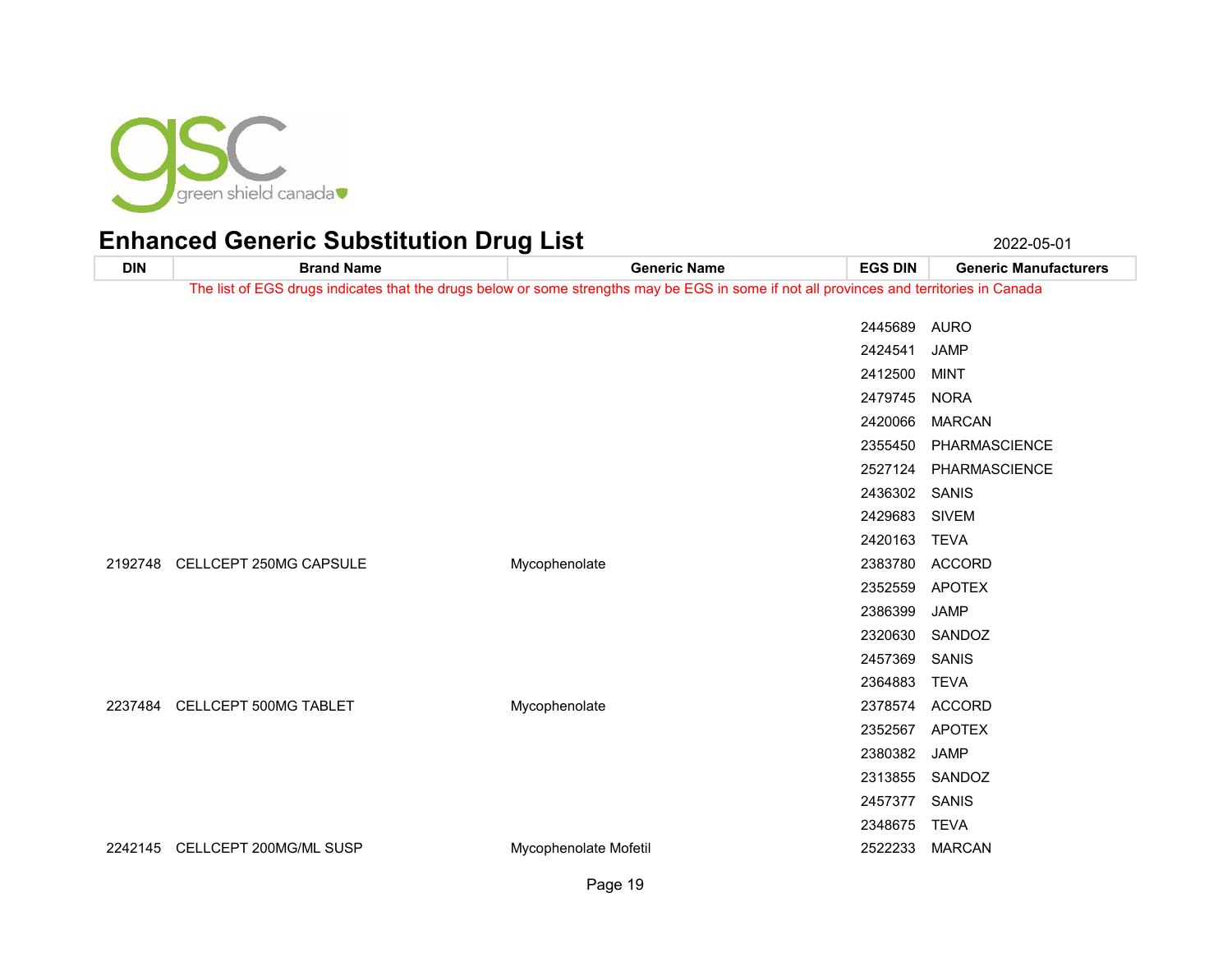# Enhanced Generic Substitution Drug List

2022-05-01

| DIN | Brand Name | Generic Name | EGS DIN | Generic Manufacturers |
|---|---|---|---|---|
| The list of EGS drugs indicates that the drugs below or some strengths may be EGS in some if not all provinces and territories in Canada | | | | |
| | | | 2445689 | AURO |
| | | | 2424541 | JAMP |
| | | | 2412500 | MINT |
| | | | 2479745 | NORA |
| | | | 2420066 | MARCAN |
| | | | 2355450 | PHARMASCIENCE |
| | | | 2527124 | PHARMASCIENCE |
| | | | 2436302 | SANIS |
| | | | 2429683 | SIVEM |
| | | | 2420163 | TEVA |
| 2192748 | CELLCEPT 250MG CAPSULE | Mycophenolate | 2383780 | ACCORD |
| | | | 2352559 | APOTEX |
| | | | 2386399 | JAMP |
| | | | 2320630 | SANDOZ |
| | | | 2457369 | SANIS |
| | | | 2364883 | TEVA |
| 2237484 | CELLCEPT 500MG TABLET | Mycophenolate | 2378574 | ACCORD |
| | | | 2352567 | APOTEX |
| | | | 2380382 | JAMP |
| | | | 2313855 | SANDOZ |
| | | | 2457377 | SANIS |
| | | | 2348675 | TEVA |
| 2242145 | CELLCEPT 200MG/ML SUSP | Mycophenolate Mofetil | 2522233 | MARCAN |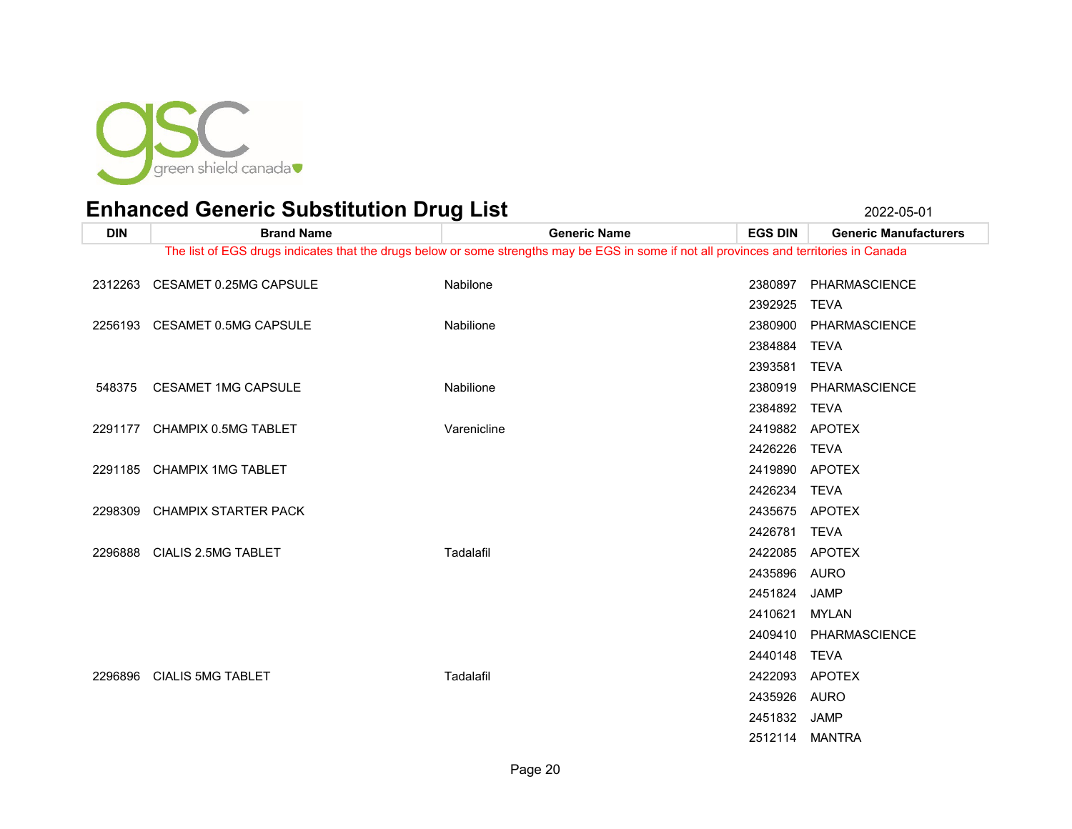## Enhanced Generic Substitution Drug List

2022-05-01

| DIN | Brand Name | Generic Name | EGS DIN | Generic Manufacturers |
|---|---|---|---|---|
| The list of EGS drugs indicates that the drugs below or some strengths may be EGS in some if not all provinces and territories in Canada | | | | |
| 2312263 | CESAMET 0.25MG CAPSULE | Nabilone | 2380897 | PHARMASCIENCE |
| | | | 2392925 | TEVA |
| 2256193 | CESAMET 0.5MG CAPSULE | Nabilione | 2380900 | PHARMASCIENCE |
| | | | 2384884 | TEVA |
| | | | 2393581 | TEVA |
| 548375 | CESAMET 1MG CAPSULE | Nabilione | 2380919 | PHARMASCIENCE |
| | | | 2384892 | TEVA |
| 2291177 | CHAMPIX 0.5MG TABLET | Varenicline | 2419882 | APOTEX |
| | | | 2426226 | TEVA |
| 2291185 | CHAMPIX 1MG TABLET | | 2419890 | APOTEX |
| | | | 2426234 | TEVA |
| 2298309 | CHAMPIX STARTER PACK | | 2435675 | APOTEX |
| | | | 2426781 | TEVA |
| 2296888 | CIALIS 2.5MG TABLET | Tadalafil | 2422085 | APOTEX |
| | | | 2435896 | AURO |
| | | | 2451824 | JAMP |
| | | | 2410621 | MYLAN |
| | | | 2409410 | PHARMASCIENCE |
| | | | 2440148 | TEVA |
| 2296896 | CIALIS 5MG TABLET | Tadalafil | 2422093 | APOTEX |
| | | | 2435926 | AURO |
| | | | 2451832 | JAMP |
| | | | 2512114 | MANTRA |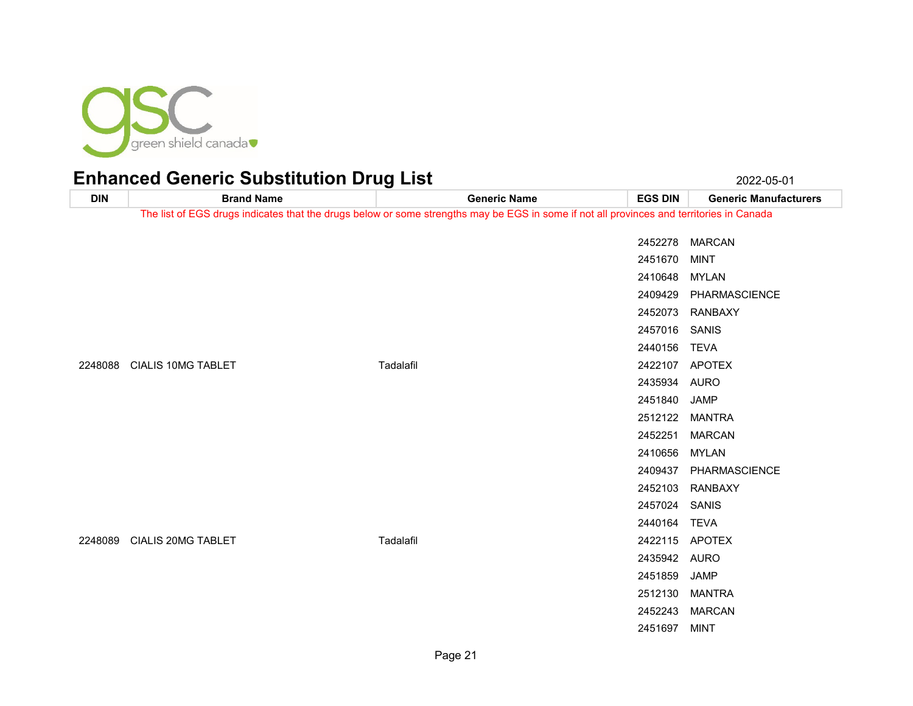## Enhanced Generic Substitution Drug List

2022-05-01

| DIN | Brand Name | Generic Name | EGS DIN | Generic Manufacturers |
|---|---|---|---|---|
| The list of EGS drugs indicates that the drugs below or some strengths may be EGS in some if not all provinces and territories in Canada | | | | |
| | | | 2452278 | MARCAN |
| | | | 2451670 | MINT |
| | | | 2410648 | MYLAN |
| | | | 2409429 | PHARMASCIENCE |
| | | | 2452073 | RANBAXY |
| | | | 2457016 | SANIS |
| | | | 2440156 | TEVA |
| 2248088 | CIALIS 10MG TABLET | Tadalafil | 2422107 | APOTEX |
| | | | 2435934 | AURO |
| | | | 2451840 | JAMP |
| | | | 2512122 | MANTRA |
| | | | 2452251 | MARCAN |
| | | | 2410656 | MYLAN |
| | | | 2409437 | PHARMASCIENCE |
| | | | 2452103 | RANBAXY |
| | | | 2457024 | SANIS |
| | | | 2440164 | TEVA |
| 2248089 | CIALIS 20MG TABLET | Tadalafil | 2422115 | APOTEX |
| | | | 2435942 | AURO |
| | | | 2451859 | JAMP |
| | | | 2512130 | MANTRA |
| | | | 2452243 | MARCAN |
| | | | 2451697 | MINT |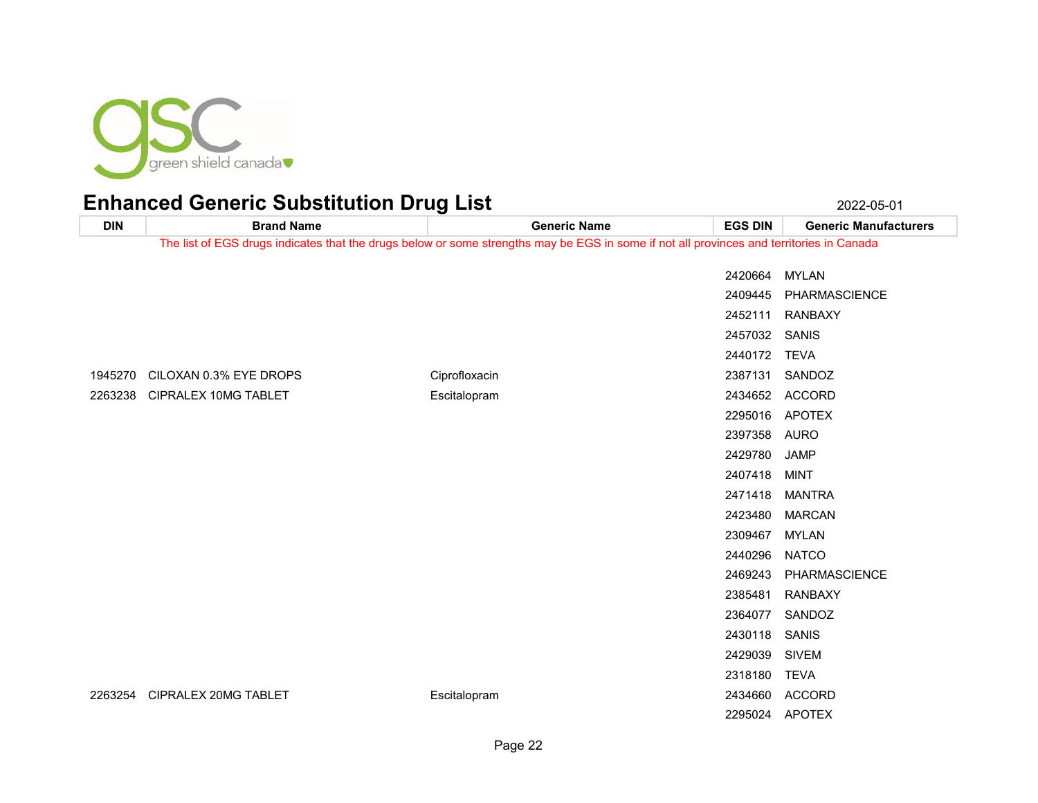# Enhanced Generic Substitution Drug List

2022-05-01

| DIN | Brand Name | Generic Name | EGS DIN | Generic Manufacturers |
|---|---|---|---|---|
| The list of EGS drugs indicates that the drugs below or some strengths may be EGS in some if not all provinces and territories in Canada | | | | |
| | | | 2420664 | MYLAN |
| | | | 2409445 | PHARMASCIENCE |
| | | | 2452111 | RANBAXY |
| | | | 2457032 | SANIS |
| | | | 2440172 | TEVA |
| 1945270 | CILOXAN 0.3% EYE DROPS | Ciprofloxacin | 2387131 | SANDOZ |
| 2263238 | CIPRALEX 10MG TABLET | Escitalopram | 2434652 | ACCORD |
| | | | 2295016 | APOTEX |
| | | | 2397358 | AURO |
| | | | 2429780 | JAMP |
| | | | 2407418 | MINT |
| | | | 2471418 | MANTRA |
| | | | 2423480 | MARCAN |
| | | | 2309467 | MYLAN |
| | | | 2440296 | NATCO |
| | | | 2469243 | PHARMASCIENCE |
| | | | 2385481 | RANBAXY |
| | | | 2364077 | SANDOZ |
| | | | 2430118 | SANIS |
| | | | 2429039 | SIVEM |
| | | | 2318180 | TEVA |
| 2263254 | CIPRALEX 20MG TABLET | Escitalopram | 2434660 | ACCORD |
| | | | 2295024 | APOTEX |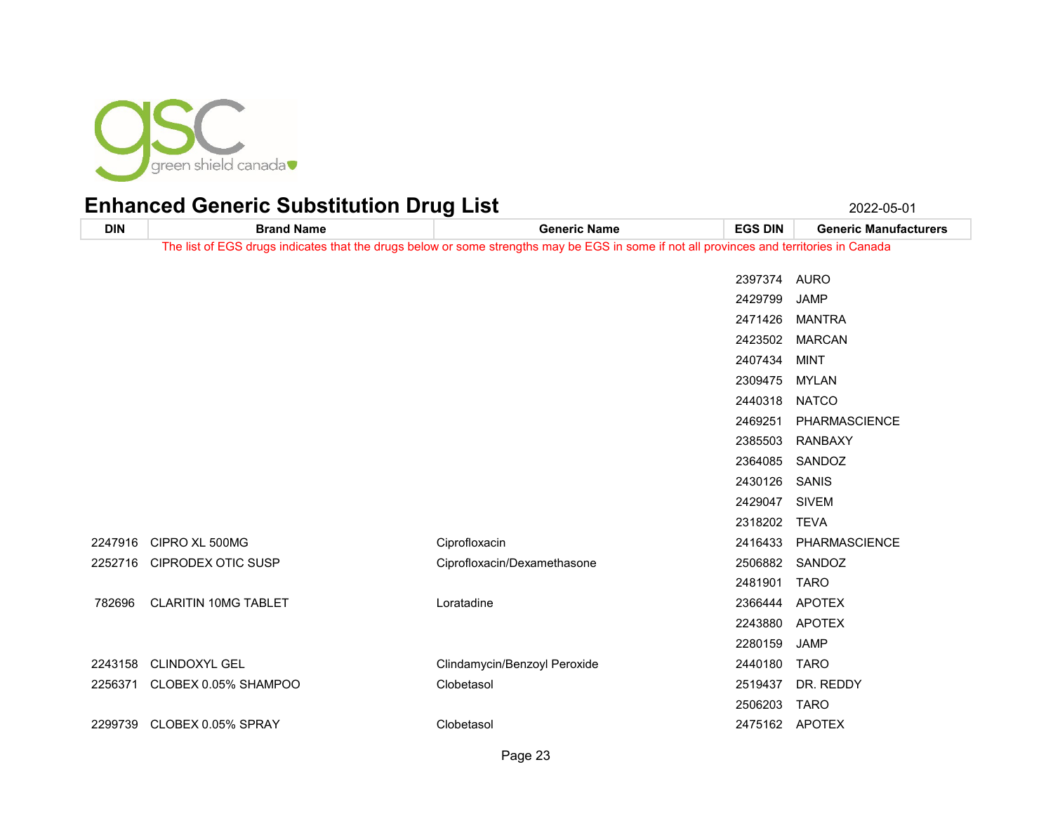# Enhanced Generic Substitution Drug List

2022-05-01

The list of EGS drugs indicates that the drugs below or some strengths may be EGS in some if not all provinces and territories in Canada

| DIN | Brand Name | Generic Name | EGS DIN | Generic Manufacturers |
|---|---|---|---|---|
| | | | 2397374 | AURO |
| | | | 2429799 | JAMP |
| | | | 2471426 | MANTRA |
| | | | 2423502 | MARCAN |
| | | | 2407434 | MINT |
| | | | 2309475 | MYLAN |
| | | | 2440318 | NATCO |
| | | | 2469251 | PHARMASCIENCE |
| | | | 2385503 | RANBAXY |
| | | | 2364085 | SANDOZ |
| | | | 2430126 | SANIS |
| | | | 2429047 | SIVEM |
| | | | 2318202 | TEVA |
| 2247916 | CIPRO XL 500MG | Ciprofloxacin | 2416433 | PHARMASCIENCE |
| 2252716 | CIPRODEX OTIC SUSP | Ciprofloxacin/Dexamethasone | 2506882 | SANDOZ |
| | | | 2481901 | TARO |
| 782696 | CLARITIN 10MG TABLET | Loratadine | 2366444 | APOTEX |
| | | | 2243880 | APOTEX |
| | | | 2280159 | JAMP |
| 2243158 | CLINDOXYL GEL | Clindamycin/Benzoyl Peroxide | 2440180 | TARO |
| 2256371 | CLOBEX 0.05% SHAMPOO | Clobetasol | 2519437 | DR. REDDY |
| | | | 2506203 | TARO |
| 2299739 | CLOBEX 0.05% SPRAY | Clobetasol | 2475162 | APOTEX |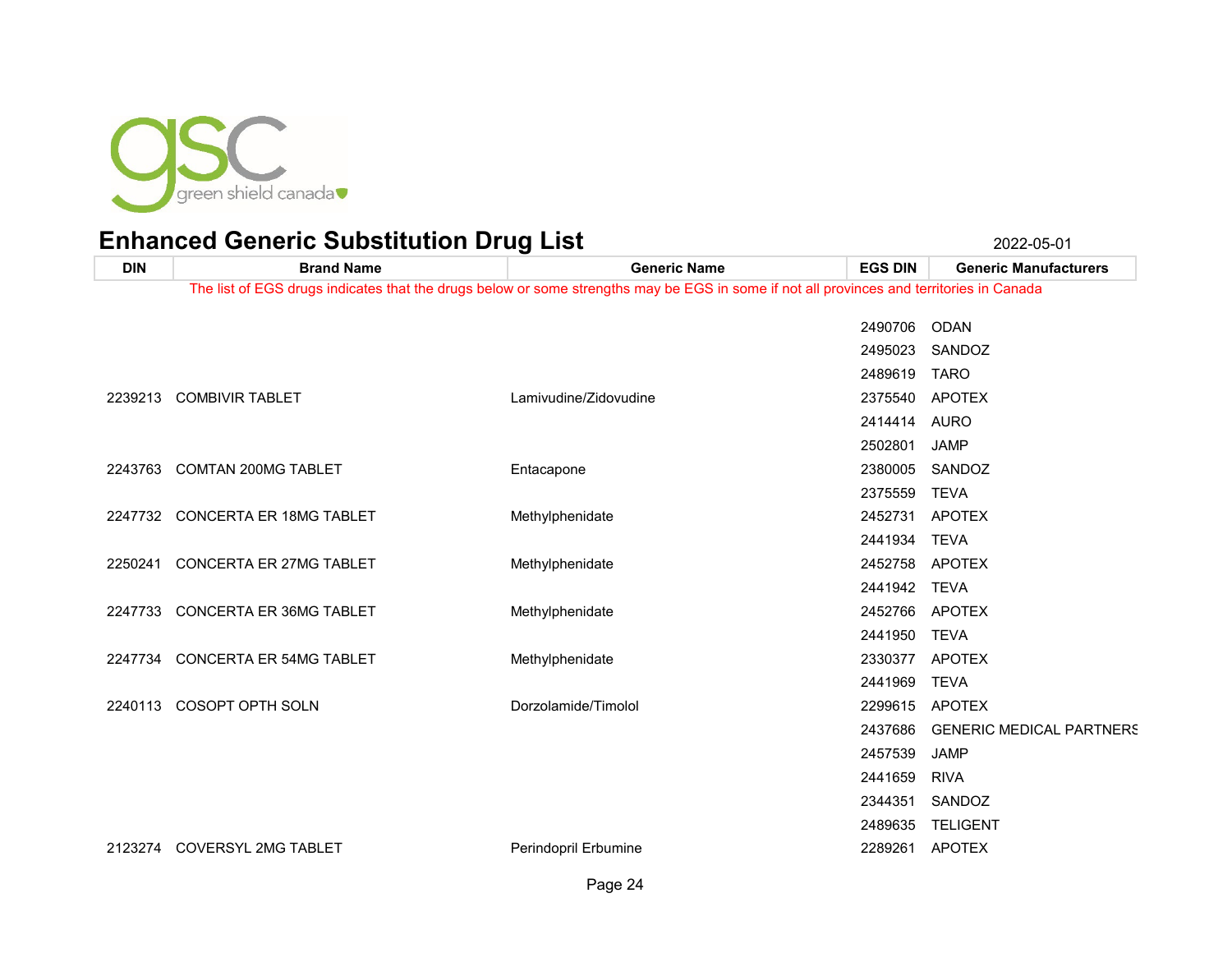# Enhanced Generic Substitution Drug List

2022-05-01

| DIN | Brand Name | Generic Name | EGS DIN | Generic Manufacturers |
|---|---|---|---|---|
| The list of EGS drugs indicates that the drugs below or some strengths may be EGS in some if not all provinces and territories in Canada | | | | |
| | | | 2490706 | ODAN |
| | | | 2495023 | SANDOZ |
| | | | 2489619 | TARO |
| 2239213 | COMBIVIR TABLET | Lamivudine/Zidovudine | 2375540 | APOTEX |
| | | | 2414414 | AURO |
| | | | 2502801 | JAMP |
| 2243763 | COMTAN 200MG TABLET | Entacapone | 2380005 | SANDOZ |
| | | | 2375559 | TEVA |
| 2247732 | CONCERTA ER 18MG TABLET | Methylphenidate | 2452731 | APOTEX |
| | | | 2441934 | TEVA |
| 2250241 | CONCERTA ER 27MG TABLET | Methylphenidate | 2452758 | APOTEX |
| | | | 2441942 | TEVA |
| 2247733 | CONCERTA ER 36MG TABLET | Methylphenidate | 2452766 | APOTEX |
| | | | 2441950 | TEVA |
| 2247734 | CONCERTA ER 54MG TABLET | Methylphenidate | 2330377 | APOTEX |
| | | | 2441969 | TEVA |
| 2240113 | COSOPT OPTH SOLN | Dorzolamide/Timolol | 2299615 | APOTEX |
| | | | 2437686 | GENERIC MEDICAL PARTNERS |
| | | | 2457539 | JAMP |
| | | | 2441659 | RIVA |
| | | | 2344351 | SANDOZ |
| | | | 2489635 | TELIGENT |
| 2123274 | COVERSYL 2MG TABLET | Perindopril Erbumine | 2289261 | APOTEX |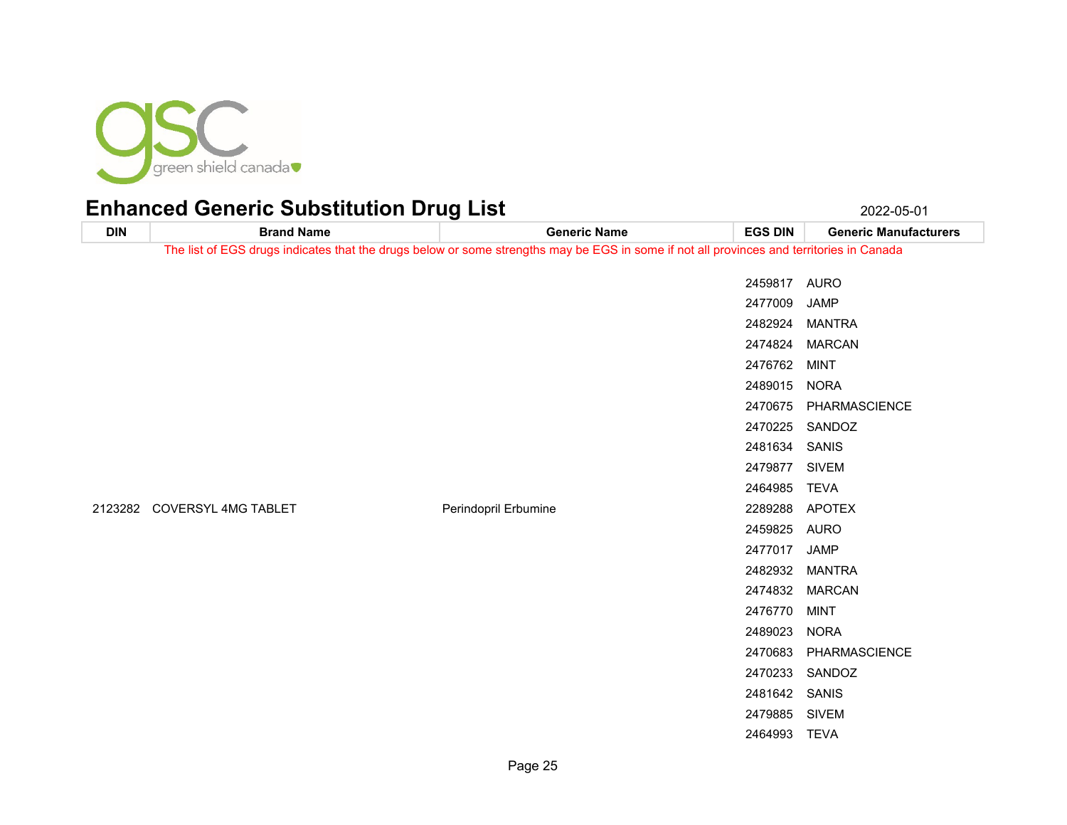# Enhanced Generic Substitution Drug List

2022-05-01

| DIN | Brand Name | Generic Name | EGS DIN | Generic Manufacturers |
|---|---|---|---|---|
| The list of EGS drugs indicates that the drugs below or some strengths may be EGS in some if not all provinces and territories in Canada | | | | |
| | | | 2459817 | AURO |
| | | | 2477009 | JAMP |
| | | | 2482924 | MANTRA |
| | | | 2474824 | MARCAN |
| | | | 2476762 | MINT |
| | | | 2489015 | NORA |
| | | | 2470675 | PHARMASCIENCE |
| | | | 2470225 | SANDOZ |
| | | | 2481634 | SANIS |
| | | | 2479877 | SIVEM |
| | | | 2464985 | TEVA |
| 2123282 | COVERSYL 4MG TABLET | Perindopril Erbumine | 2289288 | APOTEX |
| | | | 2459825 | AURO |
| | | | 2477017 | JAMP |
| | | | 2482932 | MANTRA |
| | | | 2474832 | MARCAN |
| | | | 2476770 | MINT |
| | | | 2489023 | NORA |
| | | | 2470683 | PHARMASCIENCE |
| | | | 2470233 | SANDOZ |
| | | | 2481642 | SANIS |
| | | | 2479885 | SIVEM |
| | | | 2464993 | TEVA |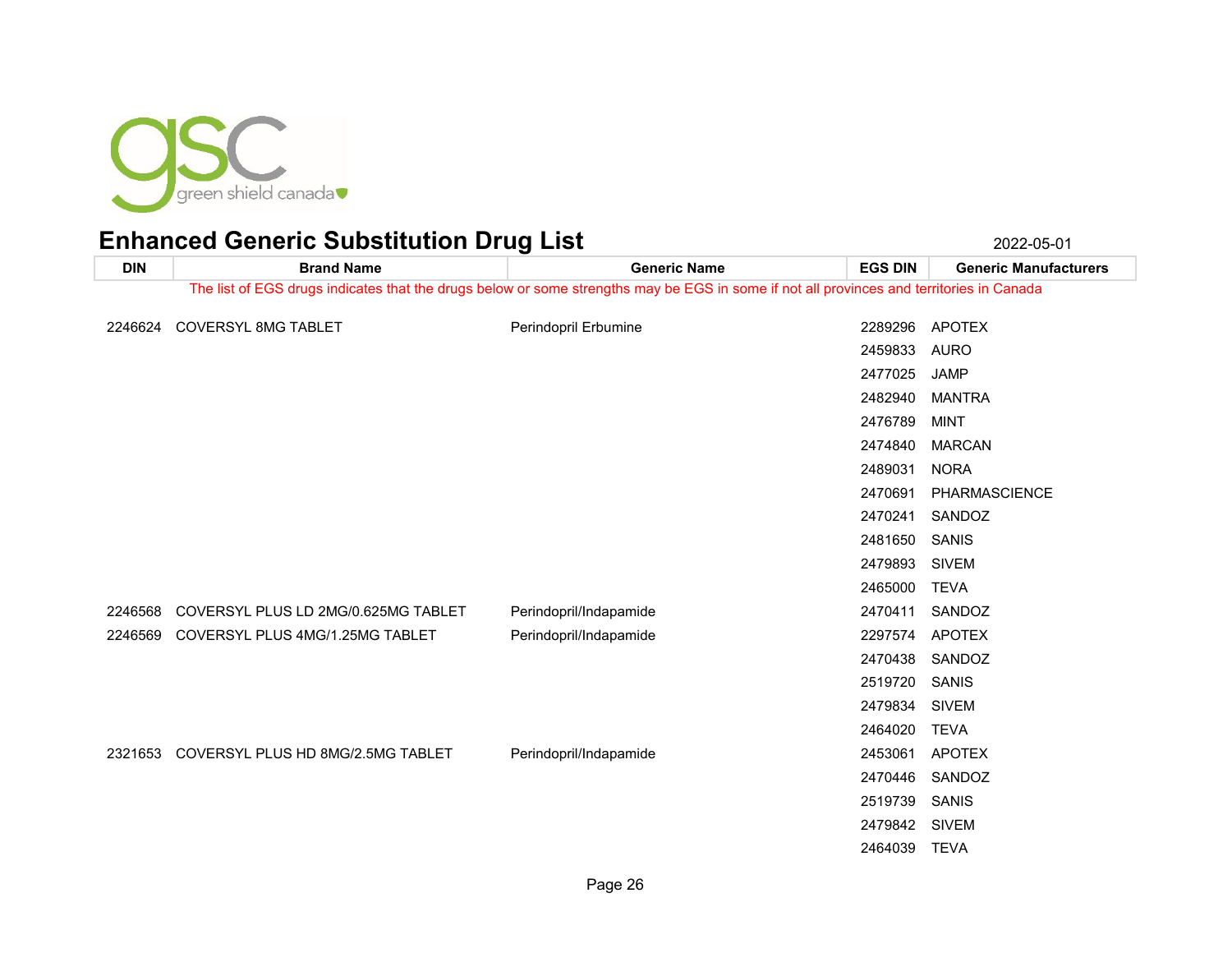# Enhanced Generic Substitution Drug List

2022-05-01

| DIN | Brand Name | Generic Name | EGS DIN | Generic Manufacturers |
|---|---|---|---|---|

The list of EGS drugs indicates that the drugs below or some strengths may be EGS in some if not all provinces and territories in Canada

| DIN | Brand Name | Generic Name | EGS DIN | Generic Manufacturers |
|---|---|---|---|---|
| 2246624 | COVERSYL 8MG TABLET | Perindopril Erbumine | 2289296 | APOTEX |
| | | | 2459833 | AURO |
| | | | 2477025 | JAMP |
| | | | 2482940 | MANTRA |
| | | | 2476789 | MINT |
| | | | 2474840 | MARCAN |
| | | | 2489031 | NORA |
| | | | 2470691 | PHARMASCIENCE |
| | | | 2470241 | SANDOZ |
| | | | 2481650 | SANIS |
| | | | 2479893 | SIVEM |
| | | | 2465000 | TEVA |
| 2246568 | COVERSYL PLUS LD 2MG/0.625MG TABLET | Perindopril/Indapamide | 2470411 | SANDOZ |
| 2246569 | COVERSYL PLUS 4MG/1.25MG TABLET | Perindopril/Indapamide | 2297574 | APOTEX |
| | | | 2470438 | SANDOZ |
| | | | 2519720 | SANIS |
| | | | 2479834 | SIVEM |
| | | | 2464020 | TEVA |
| 2321653 | COVERSYL PLUS HD 8MG/2.5MG TABLET | Perindopril/Indapamide | 2453061 | APOTEX |
| | | | 2470446 | SANDOZ |
| | | | 2519739 | SANIS |
| | | | 2479842 | SIVEM |
| | | | 2464039 | TEVA |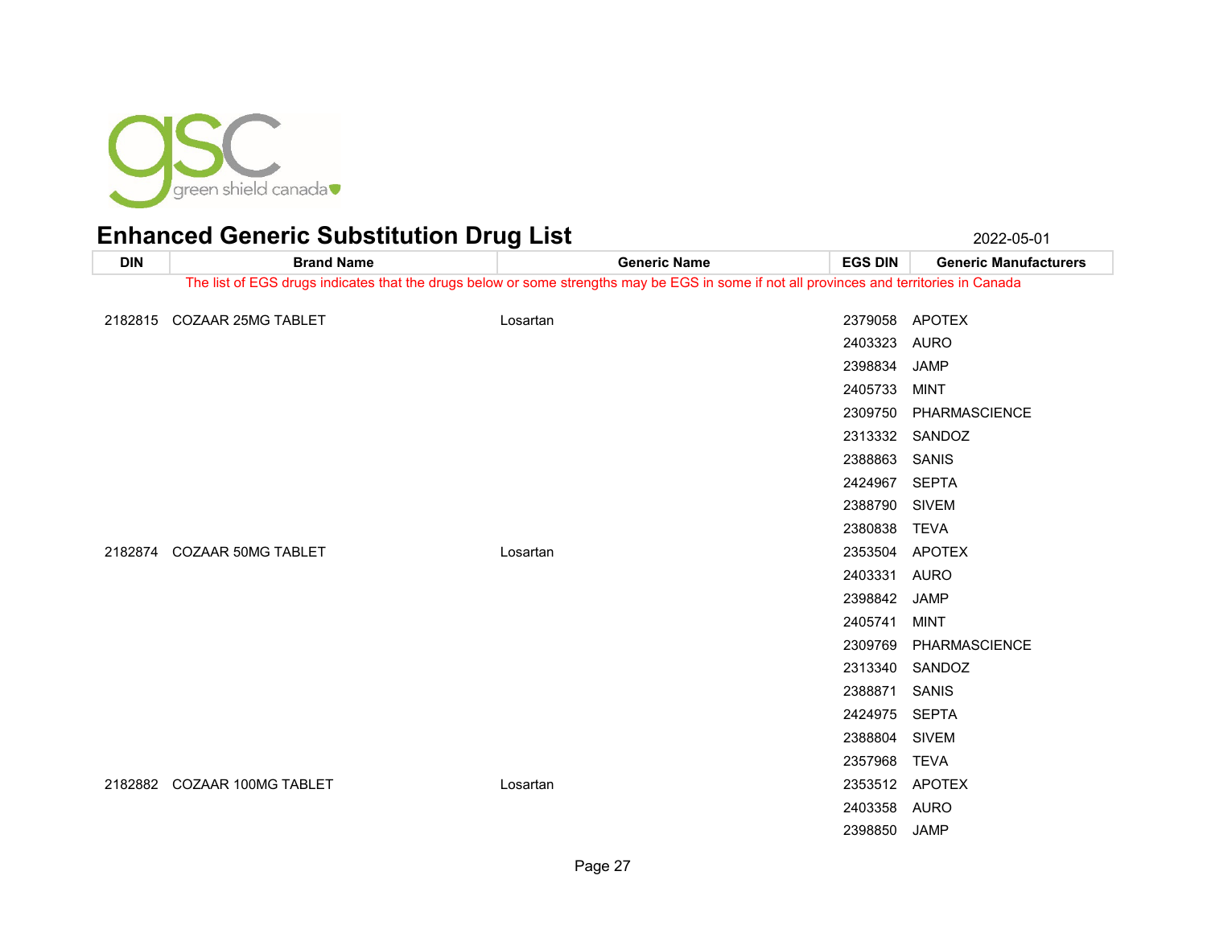# Enhanced Generic Substitution Drug List

2022-05-01

| DIN | Brand Name | Generic Name | EGS DIN | Generic Manufacturers |
|---|---|---|---|---|
| The list of EGS drugs indicates that the drugs below or some strengths may be EGS in some if not all provinces and territories in Canada | | | | |
| 2182815 | COZAAR 25MG TABLET | Losartan | 2379058 | APOTEX |
| | | | 2403323 | AURO |
| | | | 2398834 | JAMP |
| | | | 2405733 | MINT |
| | | | 2309750 | PHARMASCIENCE |
| | | | 2313332 | SANDOZ |
| | | | 2388863 | SANIS |
| | | | 2424967 | SEPTA |
| | | | 2388790 | SIVEM |
| | | | 2380838 | TEVA |
| 2182874 | COZAAR 50MG TABLET | Losartan | 2353504 | APOTEX |
| | | | 2403331 | AURO |
| | | | 2398842 | JAMP |
| | | | 2405741 | MINT |
| | | | 2309769 | PHARMASCIENCE |
| | | | 2313340 | SANDOZ |
| | | | 2388871 | SANIS |
| | | | 2424975 | SEPTA |
| | | | 2388804 | SIVEM |
| | | | 2357968 | TEVA |
| 2182882 | COZAAR 100MG TABLET | Losartan | 2353512 | APOTEX |
| | | | 2403358 | AURO |
| | | | 2398850 | JAMP |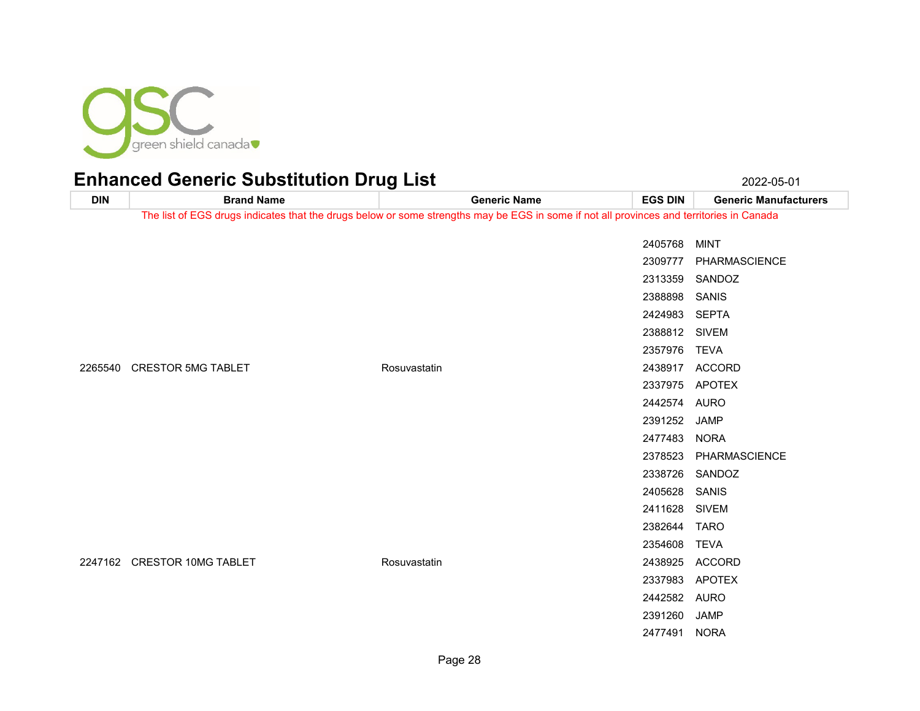# Enhanced Generic Substitution Drug List

2022-05-01

| DIN | Brand Name | Generic Name | EGS DIN | Generic Manufacturers |
|---|---|---|---|---|
| The list of EGS drugs indicates that the drugs below or some strengths may be EGS in some if not all provinces and territories in Canada | | | | |
| | | | 2405768 | MINT |
| | | | 2309777 | PHARMASCIENCE |
| | | | 2313359 | SANDOZ |
| | | | 2388898 | SANIS |
| | | | 2424983 | SEPTA |
| | | | 2388812 | SIVEM |
| | | | 2357976 | TEVA |
| 2265540 | CRESTOR 5MG TABLET | Rosuvastatin | 2438917 | ACCORD |
| | | | 2337975 | APOTEX |
| | | | 2442574 | AURO |
| | | | 2391252 | JAMP |
| | | | 2477483 | NORA |
| | | | 2378523 | PHARMASCIENCE |
| | | | 2338726 | SANDOZ |
| | | | 2405628 | SANIS |
| | | | 2411628 | SIVEM |
| | | | 2382644 | TARO |
| | | | 2354608 | TEVA |
| 2247162 | CRESTOR 10MG TABLET | Rosuvastatin | 2438925 | ACCORD |
| | | | 2337983 | APOTEX |
| | | | 2442582 | AURO |
| | | | 2391260 | JAMP |
| | | | 2477491 | NORA |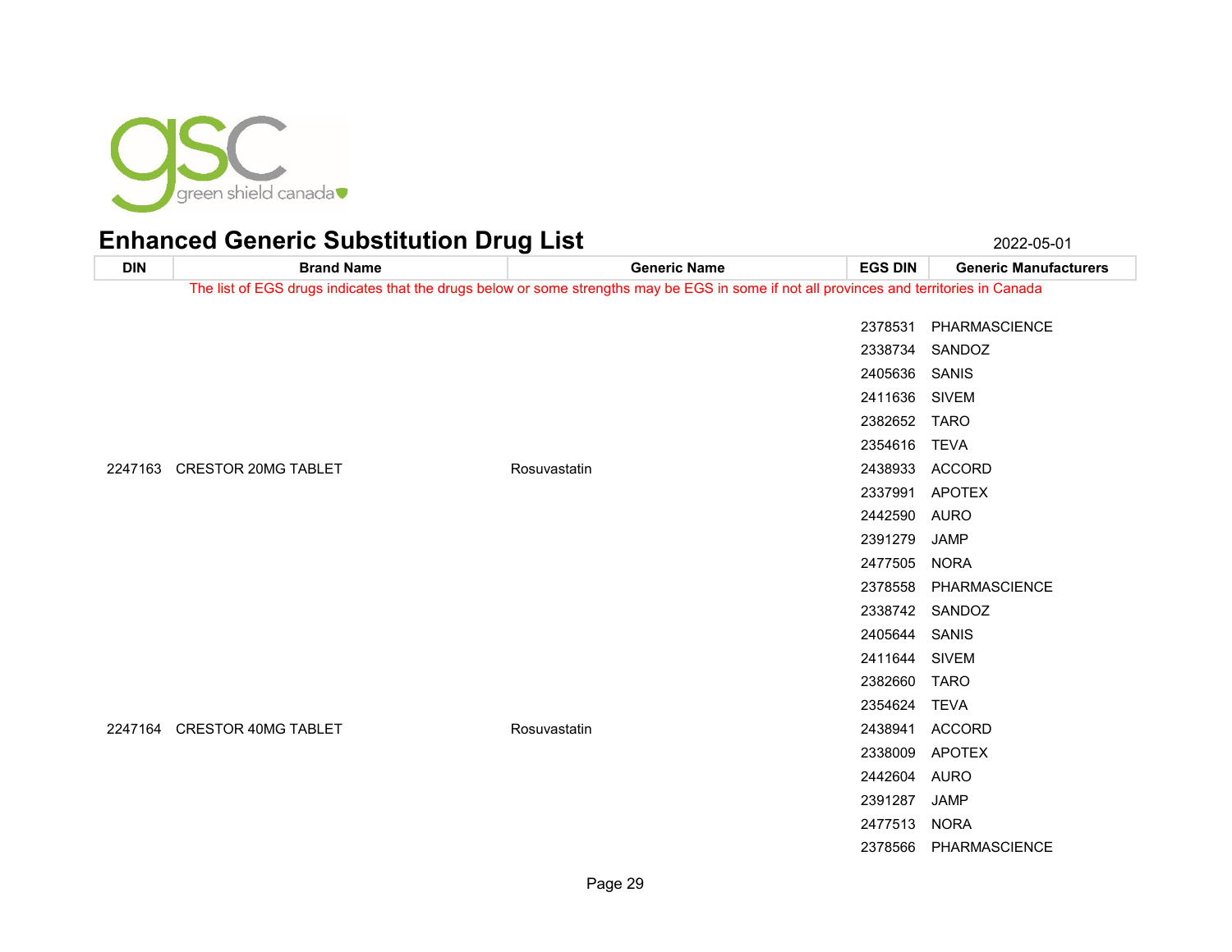# Enhanced Generic Substitution Drug List

2022-05-01

| DIN | Brand Name | Generic Name | EGS DIN | Generic Manufacturers |
|---|---|---|---|---|
| The list of EGS drugs indicates that the drugs below or some strengths may be EGS in some if not all provinces and territories in Canada | | | | |
| | | | 2378531 | PHARMASCIENCE |
| | | | 2338734 | SANDOZ |
| | | | 2405636 | SANIS |
| | | | 2411636 | SIVEM |
| | | | 2382652 | TARO |
| | | | 2354616 | TEVA |
| 2247163 | CRESTOR 20MG TABLET | Rosuvastatin | 2438933 | ACCORD |
| | | | 2337991 | APOTEX |
| | | | 2442590 | AURO |
| | | | 2391279 | JAMP |
| | | | 2477505 | NORA |
| | | | 2378558 | PHARMASCIENCE |
| | | | 2338742 | SANDOZ |
| | | | 2405644 | SANIS |
| | | | 2411644 | SIVEM |
| | | | 2382660 | TARO |
| | | | 2354624 | TEVA |
| 2247164 | CRESTOR 40MG TABLET | Rosuvastatin | 2438941 | ACCORD |
| | | | 2338009 | APOTEX |
| | | | 2442604 | AURO |
| | | | 2391287 | JAMP |
| | | | 2477513 | NORA |
| | | | 2378566 | PHARMASCIENCE |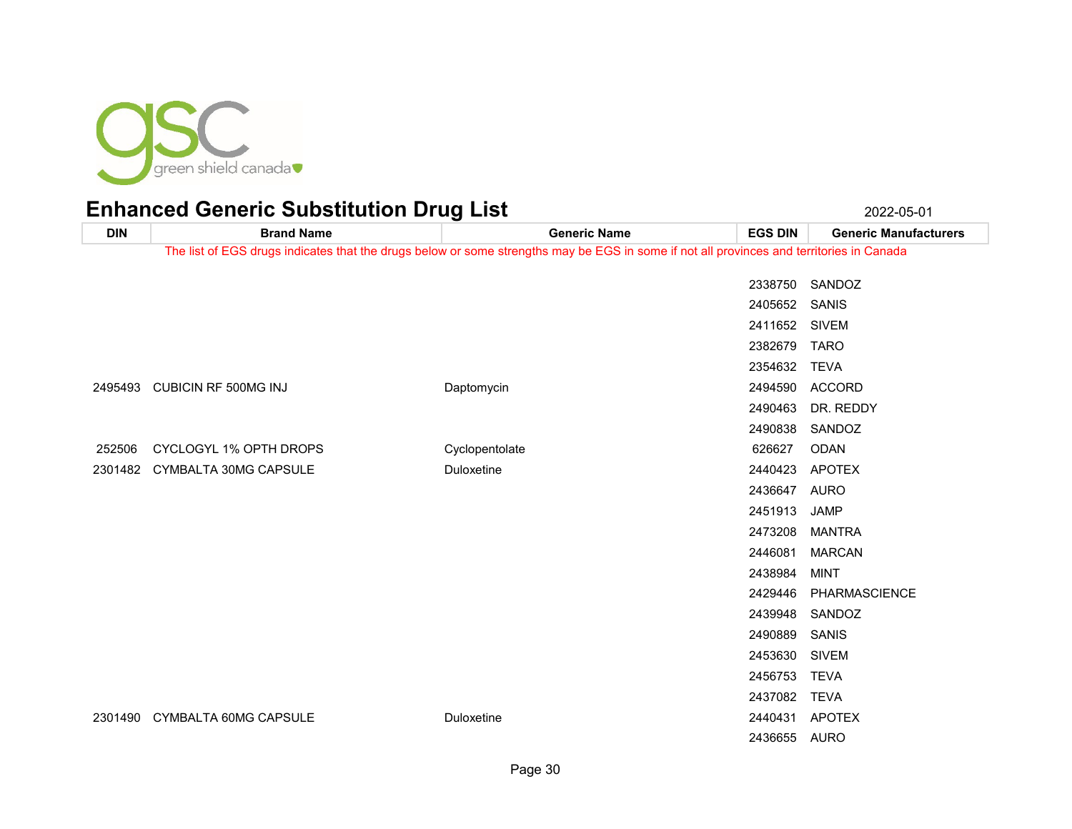# Enhanced Generic Substitution Drug List

2022-05-01

| DIN | Brand Name | Generic Name | EGS DIN | Generic Manufacturers |
|---|---|---|---|---|
| The list of EGS drugs indicates that the drugs below or some strengths may be EGS in some if not all provinces and territories in Canada | | | | |
| | | | 2338750 | SANDOZ |
| | | | 2405652 | SANIS |
| | | | 2411652 | SIVEM |
| | | | 2382679 | TARO |
| | | | 2354632 | TEVA |
| 2495493 | CUBICIN RF 500MG INJ | Daptomycin | 2494590 | ACCORD |
| | | | 2490463 | DR. REDDY |
| | | | 2490838 | SANDOZ |
| 252506 | CYCLOGYL 1% OPTH DROPS | Cyclopentolate | 626627 | ODAN |
| 2301482 | CYMBALTA 30MG CAPSULE | Duloxetine | 2440423 | APOTEX |
| | | | 2436647 | AURO |
| | | | 2451913 | JAMP |
| | | | 2473208 | MANTRA |
| | | | 2446081 | MARCAN |
| | | | 2438984 | MINT |
| | | | 2429446 | PHARMASCIENCE |
| | | | 2439948 | SANDOZ |
| | | | 2490889 | SANIS |
| | | | 2453630 | SIVEM |
| | | | 2456753 | TEVA |
| | | | 2437082 | TEVA |
| 2301490 | CYMBALTA 60MG CAPSULE | Duloxetine | 2440431 | APOTEX |
| | | | 2436655 | AURO |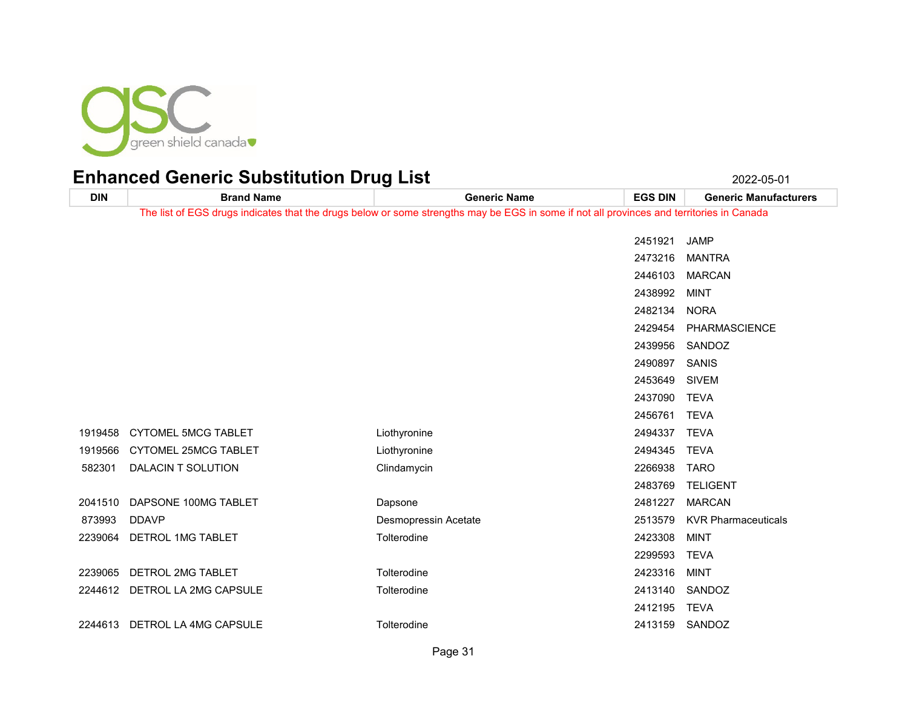green shield canada

# Enhanced Generic Substitution Drug List

2022-05-01

| DIN | Brand Name | Generic Name | EGS DIN | Generic Manufacturers |
|---|---|---|---|---|
| The list of EGS drugs indicates that the drugs below or some strengths may be EGS in some if not all provinces and territories in Canada | | | | |
| | | | 2451921 | JAMP |
| | | | 2473216 | MANTRA |
| | | | 2446103 | MARCAN |
| | | | 2438992 | MINT |
| | | | 2482134 | NORA |
| | | | 2429454 | PHARMASCIENCE |
| | | | 2439956 | SANDOZ |
| | | | 2490897 | SANIS |
| | | | 2453649 | SIVEM |
| | | | 2437090 | TEVA |
| | | | 2456761 | TEVA |
| 1919458 | CYTOMEL 5MCG TABLET | Liothyronine | 2494337 | TEVA |
| 1919566 | CYTOMEL 25MCG TABLET | Liothyronine | 2494345 | TEVA |
| 582301 | DALACIN T SOLUTION | Clindamycin | 2266938 | TARO |
| | | | 2483769 | TELIGENT |
| 2041510 | DAPSONE 100MG TABLET | Dapsone | 2481227 | MARCAN |
| 873993 | DDAVP | Desmopressin Acetate | 2513579 | KVR Pharmaceuticals |
| 2239064 | DETROL 1MG TABLET | Tolterodine | 2423308 | MINT |
| | | | 2299593 | TEVA |
| 2239065 | DETROL 2MG TABLET | Tolterodine | 2423316 | MINT |
| 2244612 | DETROL LA 2MG CAPSULE | Tolterodine | 2413140 | SANDOZ |
| | | | 2412195 | TEVA |
| 2244613 | DETROL LA 4MG CAPSULE | Tolterodine | 2413159 | SANDOZ |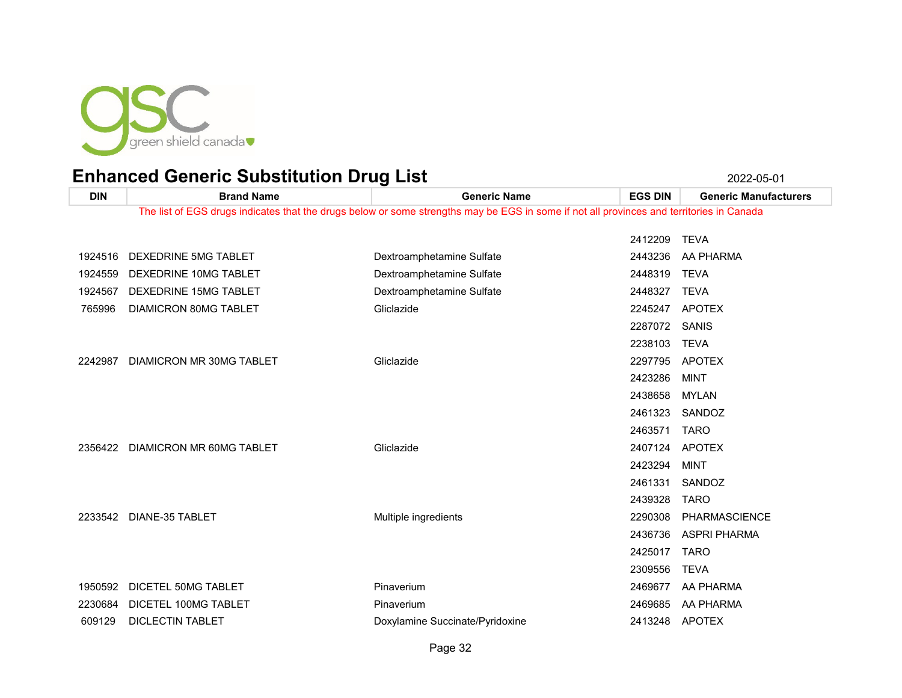# Enhanced Generic Substitution Drug List

2022-05-01

| DIN | Brand Name | Generic Name | EGS DIN | Generic Manufacturers |
|---|---|---|---|---|
| The list of EGS drugs indicates that the drugs below or some strengths may be EGS in some if not all provinces and territories in Canada | | | | |
| | | | 2412209 | TEVA |
| 1924516 | DEXEDRINE 5MG TABLET | Dextroamphetamine Sulfate | 2443236 | AA PHARMA |
| 1924559 | DEXEDRINE 10MG TABLET | Dextroamphetamine Sulfate | 2448319 | TEVA |
| 1924567 | DEXEDRINE 15MG TABLET | Dextroamphetamine Sulfate | 2448327 | TEVA |
| 765996 | DIAMICRON 80MG TABLET | Gliclazide | 2245247 | APOTEX |
| | | | 2287072 | SANIS |
| | | | 2238103 | TEVA |
| 2242987 | DIAMICRON MR 30MG TABLET | Gliclazide | 2297795 | APOTEX |
| | | | 2423286 | MINT |
| | | | 2438658 | MYLAN |
| | | | 2461323 | SANDOZ |
| | | | 2463571 | TARO |
| 2356422 | DIAMICRON MR 60MG TABLET | Gliclazide | 2407124 | APOTEX |
| | | | 2423294 | MINT |
| | | | 2461331 | SANDOZ |
| | | | 2439328 | TARO |
| 2233542 | DIANE-35 TABLET | Multiple ingredients | 2290308 | PHARMASCIENCE |
| | | | 2436736 | ASPRI PHARMA |
| | | | 2425017 | TARO |
| | | | 2309556 | TEVA |
| 1950592 | DICETEL 50MG TABLET | Pinaverium | 2469677 | AA PHARMA |
| 2230684 | DICETEL 100MG TABLET | Pinaverium | 2469685 | AA PHARMA |
| 609129 | DICLECTIN TABLET | Doxylamine Succinate/Pyridoxine | 2413248 | APOTEX |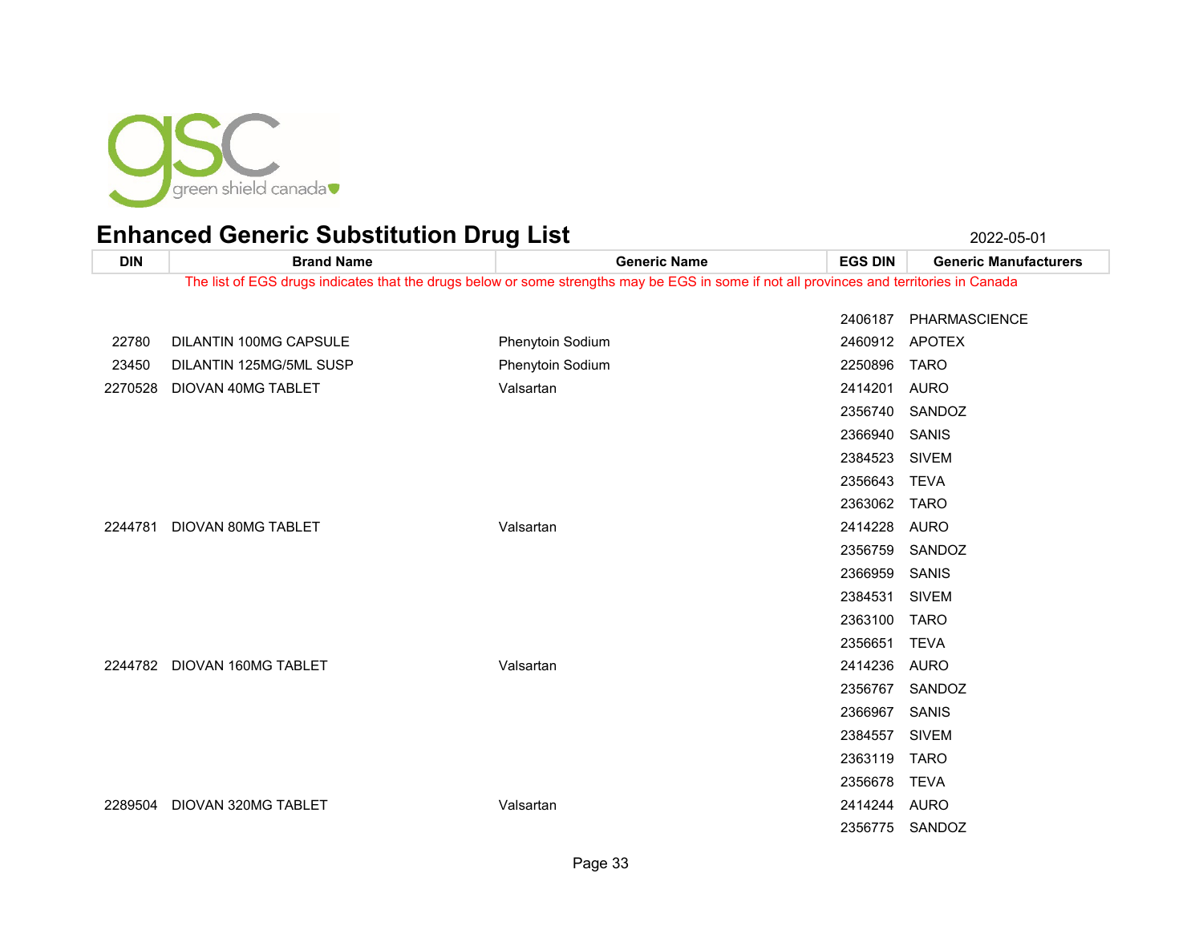# Enhanced Generic Substitution Drug List

2022-05-01

| DIN | Brand Name | Generic Name | EGS DIN | Generic Manufacturers |
|---|---|---|---|---|
| The list of EGS drugs indicates that the drugs below or some strengths may be EGS in some if not all provinces and territories in Canada | | | | |
| | | | 2406187 | PHARMASCIENCE |
| 22780 | DILANTIN 100MG CAPSULE | Phenytoin Sodium | 2460912 | APOTEX |
| 23450 | DILANTIN 125MG/5ML SUSP | Phenytoin Sodium | 2250896 | TARO |
| 2270528 | DIOVAN 40MG TABLET | Valsartan | 2414201 | AURO |
| | | | 2356740 | SANDOZ |
| | | | 2366940 | SANIS |
| | | | 2384523 | SIVEM |
| | | | 2356643 | TEVA |
| | | | 2363062 | TARO |
| 2244781 | DIOVAN 80MG TABLET | Valsartan | 2414228 | AURO |
| | | | 2356759 | SANDOZ |
| | | | 2366959 | SANIS |
| | | | 2384531 | SIVEM |
| | | | 2363100 | TARO |
| | | | 2356651 | TEVA |
| 2244782 | DIOVAN 160MG TABLET | Valsartan | 2414236 | AURO |
| | | | 2356767 | SANDOZ |
| | | | 2366967 | SANIS |
| | | | 2384557 | SIVEM |
| | | | 2363119 | TARO |
| | | | 2356678 | TEVA |
| 2289504 | DIOVAN 320MG TABLET | Valsartan | 2414244 | AURO |
| | | | 2356775 | SANDOZ |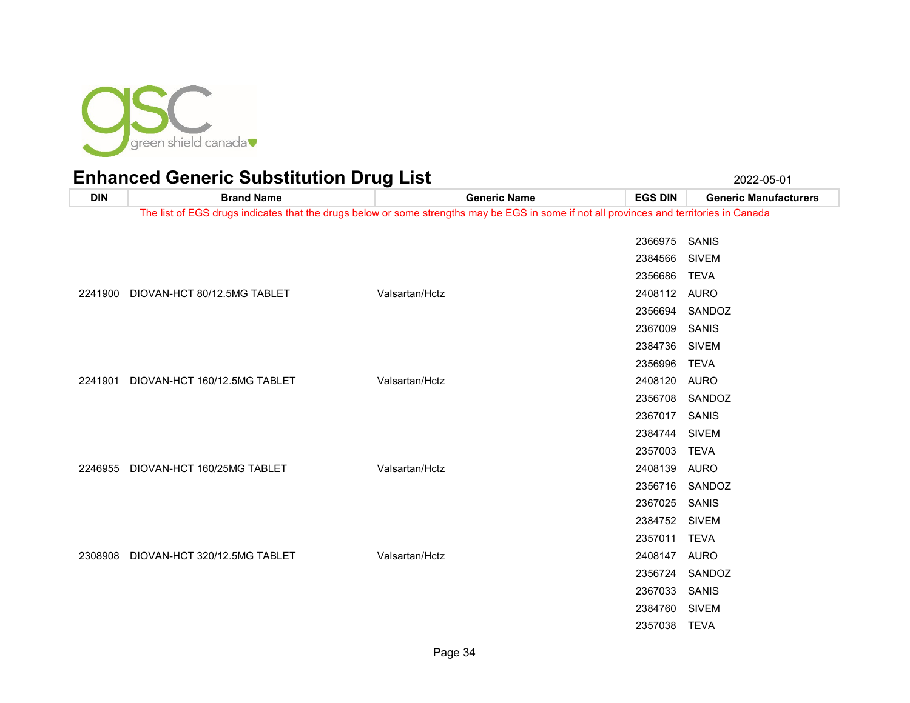# Enhanced Generic Substitution Drug List

2022-05-01

| DIN | Brand Name | Generic Name | EGS DIN | Generic Manufacturers |
|---|---|---|---|---|
| The list of EGS drugs indicates that the drugs below or some strengths may be EGS in some if not all provinces and territories in Canada | | | | |
| | | | 2366975 | SANIS |
| | | | 2384566 | SIVEM |
| | | | 2356686 | TEVA |
| 2241900 | DIOVAN-HCT 80/12.5MG TABLET | Valsartan/Hctz | 2408112 | AURO |
| | | | 2356694 | SANDOZ |
| | | | 2367009 | SANIS |
| | | | 2384736 | SIVEM |
| | | | 2356996 | TEVA |
| 2241901 | DIOVAN-HCT 160/12.5MG TABLET | Valsartan/Hctz | 2408120 | AURO |
| | | | 2356708 | SANDOZ |
| | | | 2367017 | SANIS |
| | | | 2384744 | SIVEM |
| | | | 2357003 | TEVA |
| 2246955 | DIOVAN-HCT 160/25MG TABLET | Valsartan/Hctz | 2408139 | AURO |
| | | | 2356716 | SANDOZ |
| | | | 2367025 | SANIS |
| | | | 2384752 | SIVEM |
| | | | 2357011 | TEVA |
| 2308908 | DIOVAN-HCT 320/12.5MG TABLET | Valsartan/Hctz | 2408147 | AURO |
| | | | 2356724 | SANDOZ |
| | | | 2367033 | SANIS |
| | | | 2384760 | SIVEM |
| | | | 2357038 | TEVA |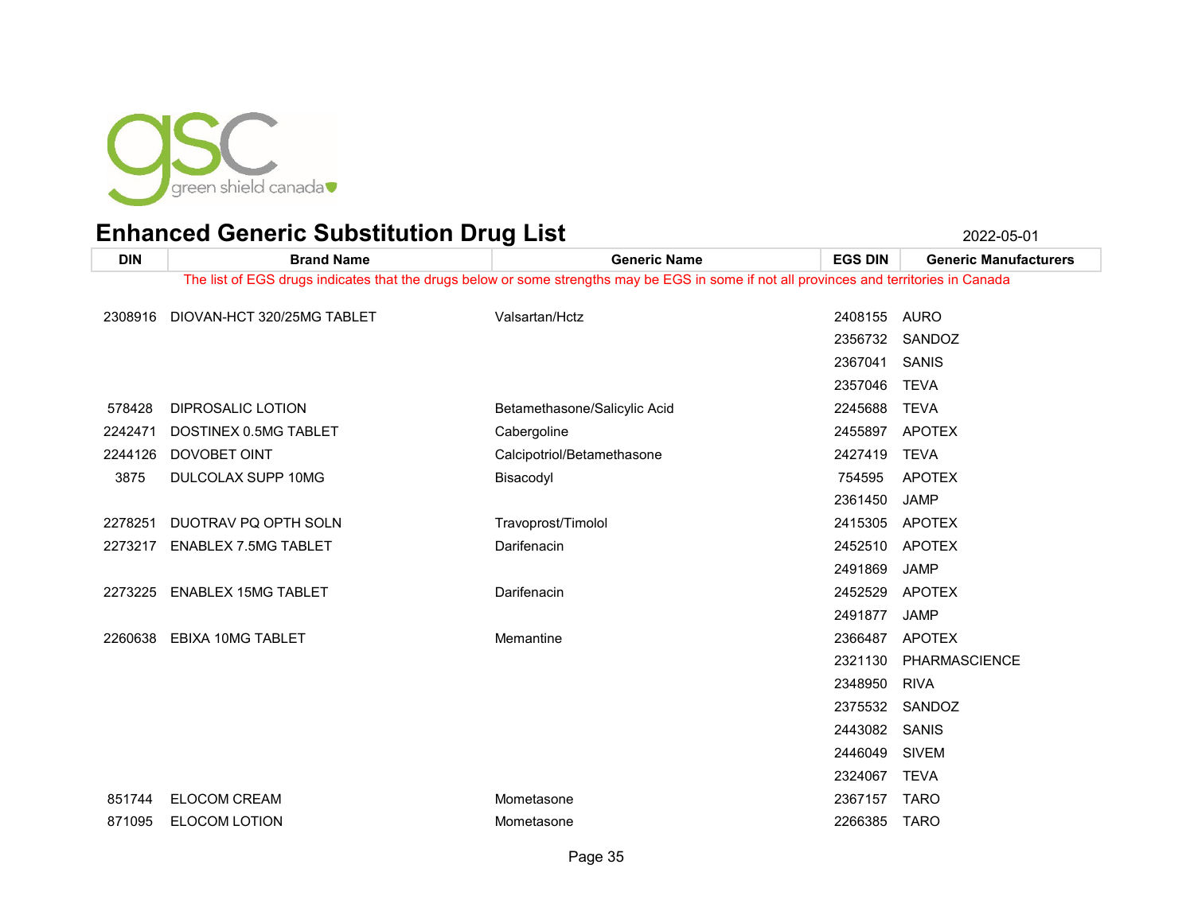# Enhanced Generic Substitution Drug List

2022-05-01

| DIN | Brand Name | Generic Name | EGS DIN | Generic Manufacturers |
|---|---|---|---|---|
| The list of EGS drugs indicates that the drugs below or some strengths may be EGS in some if not all provinces and territories in Canada | | | | |
| 2308916 | DIOVAN-HCT 320/25MG TABLET | Valsartan/Hctz | 2408155 | AURO |
| | | | 2356732 | SANDOZ |
| | | | 2367041 | SANIS |
| | | | 2357046 | TEVA |
| 578428 | DIPROSALIC LOTION | Betamethasone/Salicylic Acid | 2245688 | TEVA |
| 2242471 | DOSTINEX 0.5MG TABLET | Cabergoline | 2455897 | APOTEX |
| 2244126 | DOVOBET OINT | Calcipotriol/Betamethasone | 2427419 | TEVA |
| 3875 | DULCOLAX SUPP 10MG | Bisacodyl | 754595 | APOTEX |
| | | | 2361450 | JAMP |
| 2278251 | DUOTRAV PQ OPTH SOLN | Travoprost/Timolol | 2415305 | APOTEX |
| 2273217 | ENABLEX 7.5MG TABLET | Darifenacin | 2452510 | APOTEX |
| | | | 2491869 | JAMP |
| 2273225 | ENABLEX 15MG TABLET | Darifenacin | 2452529 | APOTEX |
| | | | 2491877 | JAMP |
| 2260638 | EBIXA 10MG TABLET | Memantine | 2366487 | APOTEX |
| | | | 2321130 | PHARMASCIENCE |
| | | | 2348950 | RIVA |
| | | | 2375532 | SANDOZ |
| | | | 2443082 | SANIS |
| | | | 2446049 | SIVEM |
| | | | 2324067 | TEVA |
| 851744 | ELOCOM CREAM | Mometasone | 2367157 | TARO |
| 871095 | ELOCOM LOTION | Mometasone | 2266385 | TARO |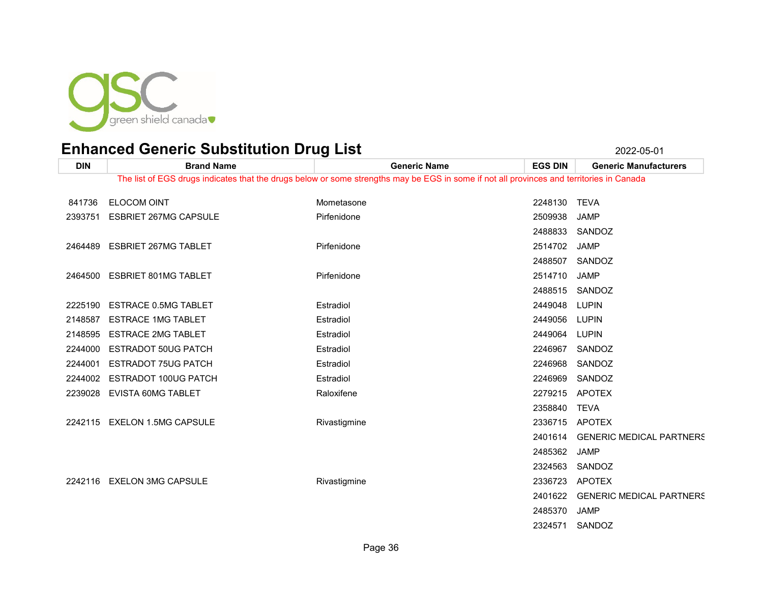# Enhanced Generic Substitution Drug List

2022-05-01

The list of EGS drugs indicates that the drugs below or some strengths may be EGS in some if not all provinces and territories in Canada

| DIN | Brand Name | Generic Name | EGS DIN | Generic Manufacturers |
|---|---|---|---|---|
| 841736 | ELOCOM OINT | Mometasone | 2248130 | TEVA |
| 2393751 | ESBRIET 267MG CAPSULE | Pirfenidone | 2509938 | JAMP |
| | | | 2488833 | SANDOZ |
| 2464489 | ESBRIET 267MG TABLET | Pirfenidone | 2514702 | JAMP |
| | | | 2488507 | SANDOZ |
| 2464500 | ESBRIET 801MG TABLET | Pirfenidone | 2514710 | JAMP |
| | | | 2488515 | SANDOZ |
| 2225190 | ESTRACE 0.5MG TABLET | Estradiol | 2449048 | LUPIN |
| 2148587 | ESTRACE 1MG TABLET | Estradiol | 2449056 | LUPIN |
| 2148595 | ESTRACE 2MG TABLET | Estradiol | 2449064 | LUPIN |
| 2244000 | ESTRADOT 50UG PATCH | Estradiol | 2246967 | SANDOZ |
| 2244001 | ESTRADOT 75UG PATCH | Estradiol | 2246968 | SANDOZ |
| 2244002 | ESTRADOT 100UG PATCH | Estradiol | 2246969 | SANDOZ |
| 2239028 | EVISTA 60MG TABLET | Raloxifene | 2279215 | APOTEX |
| | | | 2358840 | TEVA |
| 2242115 | EXELON 1.5MG CAPSULE | Rivastigmine | 2336715 | APOTEX |
| | | | 2401614 | GENERIC MEDICAL PARTNERS |
| | | | 2485362 | JAMP |
| | | | 2324563 | SANDOZ |
| 2242116 | EXELON 3MG CAPSULE | Rivastigmine | 2336723 | APOTEX |
| | | | 2401622 | GENERIC MEDICAL PARTNERS |
| | | | 2485370 | JAMP |
| | | | 2324571 | SANDOZ |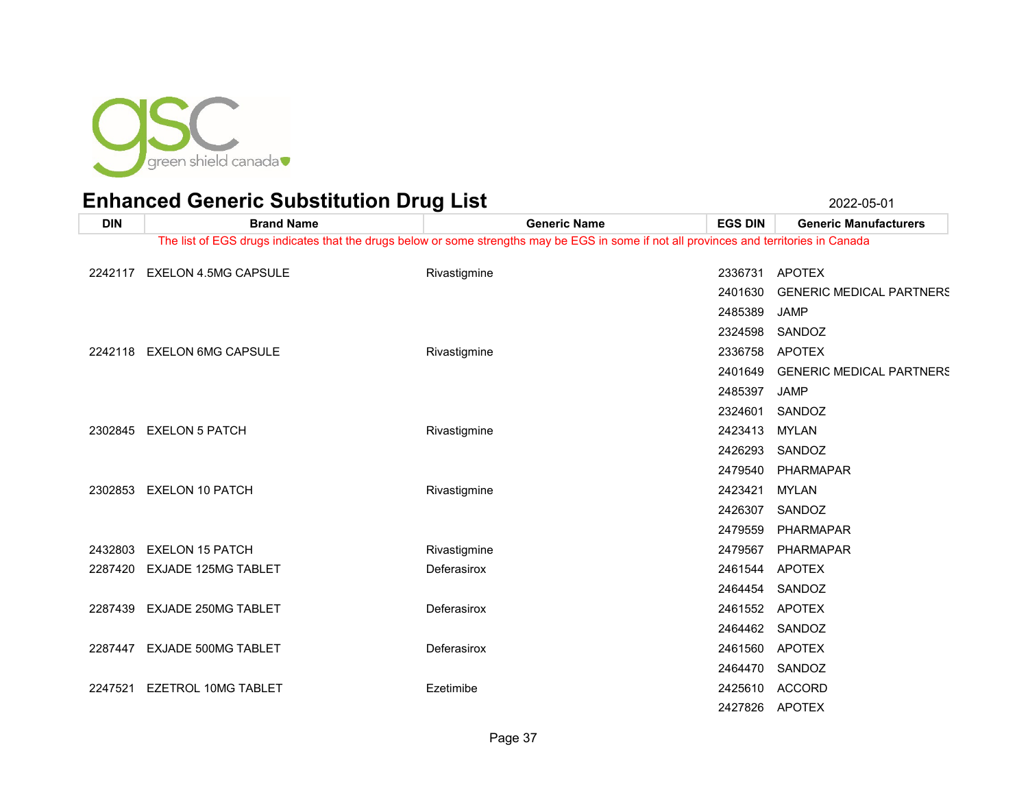# Enhanced Generic Substitution Drug List

2022-05-01

| DIN | Brand Name | Generic Name | EGS DIN | Generic Manufacturers |
|---|---|---|---|---|
| The list of EGS drugs indicates that the drugs below or some strengths may be EGS in some if not all provinces and territories in Canada | | | | |
| 2242117 | EXELON 4.5MG CAPSULE | Rivastigmine | 2336731 | APOTEX |
| | | | 2401630 | GENERIC MEDICAL PARTNERS |
| | | | 2485389 | JAMP |
| | | | 2324598 | SANDOZ |
| 2242118 | EXELON 6MG CAPSULE | Rivastigmine | 2336758 | APOTEX |
| | | | 2401649 | GENERIC MEDICAL PARTNERS |
| | | | 2485397 | JAMP |
| | | | 2324601 | SANDOZ |
| 2302845 | EXELON 5 PATCH | Rivastigmine | 2423413 | MYLAN |
| | | | 2426293 | SANDOZ |
| | | | 2479540 | PHARMAPAR |
| 2302853 | EXELON 10 PATCH | Rivastigmine | 2423421 | MYLAN |
| | | | 2426307 | SANDOZ |
| | | | 2479559 | PHARMAPAR |
| 2432803 | EXELON 15 PATCH | Rivastigmine | 2479567 | PHARMAPAR |
| 2287420 | EXJADE 125MG TABLET | Deferasirox | 2461544 | APOTEX |
| | | | 2464454 | SANDOZ |
| 2287439 | EXJADE 250MG TABLET | Deferasirox | 2461552 | APOTEX |
| | | | 2464462 | SANDOZ |
| 2287447 | EXJADE 500MG TABLET | Deferasirox | 2461560 | APOTEX |
| | | | 2464470 | SANDOZ |
| 2247521 | EZETROL 10MG TABLET | Ezetimibe | 2425610 | ACCORD |
| | | | 2427826 | APOTEX |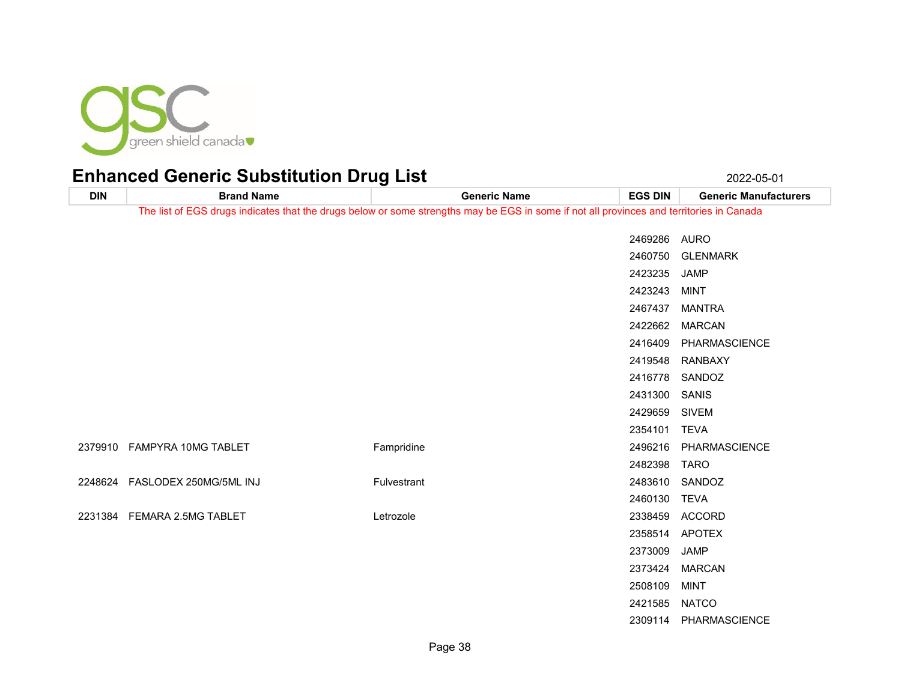# Enhanced Generic Substitution Drug List

2022-05-01

| DIN | Brand Name | Generic Name | EGS DIN | Generic Manufacturers |
|---|---|---|---|---|
| The list of EGS drugs indicates that the drugs below or some strengths may be EGS in some if not all provinces and territories in Canada | | | | |
| | | | 2469286 | AURO |
| | | | 2460750 | GLENMARK |
| | | | 2423235 | JAMP |
| | | | 2423243 | MINT |
| | | | 2467437 | MANTRA |
| | | | 2422662 | MARCAN |
| | | | 2416409 | PHARMASCIENCE |
| | | | 2419548 | RANBAXY |
| | | | 2416778 | SANDOZ |
| | | | 2431300 | SANIS |
| | | | 2429659 | SIVEM |
| | | | 2354101 | TEVA |
| 2379910 | FAMPYRA 10MG TABLET | Fampridine | 2496216 | PHARMASCIENCE |
| | | | 2482398 | TARO |
| 2248624 | FASLODEX 250MG/5ML INJ | Fulvestrant | 2483610 | SANDOZ |
| | | | 2460130 | TEVA |
| 2231384 | FEMARA 2.5MG TABLET | Letrozole | 2338459 | ACCORD |
| | | | 2358514 | APOTEX |
| | | | 2373009 | JAMP |
| | | | 2373424 | MARCAN |
| | | | 2508109 | MINT |
| | | | 2421585 | NATCO |
| | | | 2309114 | PHARMASCIENCE |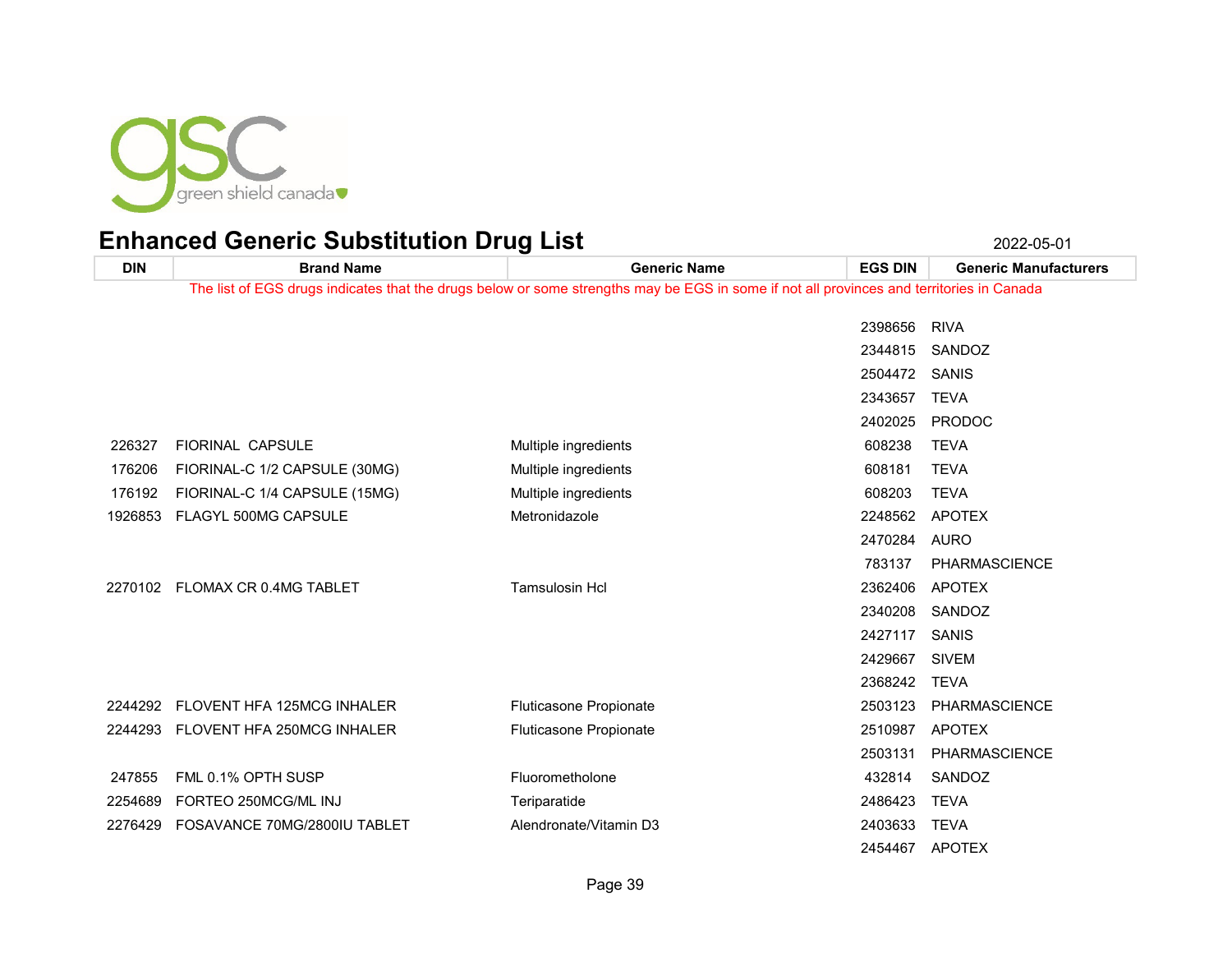# Enhanced Generic Substitution Drug List

2022-05-01

| DIN | Brand Name | Generic Name | EGS DIN | Generic Manufacturers |
|---|---|---|---|---|
| The list of EGS drugs indicates that the drugs below or some strengths may be EGS in some if not all provinces and territories in Canada | | | | |
| | | | 2398656 | RIVA |
| | | | 2344815 | SANDOZ |
| | | | 2504472 | SANIS |
| | | | 2343657 | TEVA |
| | | | 2402025 | PRODOC |
| 226327 | FIORINAL CAPSULE | Multiple ingredients | 608238 | TEVA |
| 176206 | FIORINAL-C 1/2 CAPSULE (30MG) | Multiple ingredients | 608181 | TEVA |
| 176192 | FIORINAL-C 1/4 CAPSULE (15MG) | Multiple ingredients | 608203 | TEVA |
| 1926853 | FLAGYL 500MG CAPSULE | Metronidazole | 2248562 | APOTEX |
| | | | 2470284 | AURO |
| | | | 783137 | PHARMASCIENCE |
| 2270102 | FLOMAX CR 0.4MG TABLET | Tamsulosin Hcl | 2362406 | APOTEX |
| | | | 2340208 | SANDOZ |
| | | | 2427117 | SANIS |
| | | | 2429667 | SIVEM |
| | | | 2368242 | TEVA |
| 2244292 | FLOVENT HFA 125MCG INHALER | Fluticasone Propionate | 2503123 | PHARMASCIENCE |
| 2244293 | FLOVENT HFA 250MCG INHALER | Fluticasone Propionate | 2510987 | APOTEX |
| | | | 2503131 | PHARMASCIENCE |
| 247855 | FML 0.1% OPTH SUSP | Fluorometholone | 432814 | SANDOZ |
| 2254689 | FORTEO 250MCG/ML INJ | Teriparatide | 2486423 | TEVA |
| 2276429 | FOSAVANCE 70MG/2800IU TABLET | Alendronate/Vitamin D3 | 2403633 | TEVA |
| | | | 2454467 | APOTEX |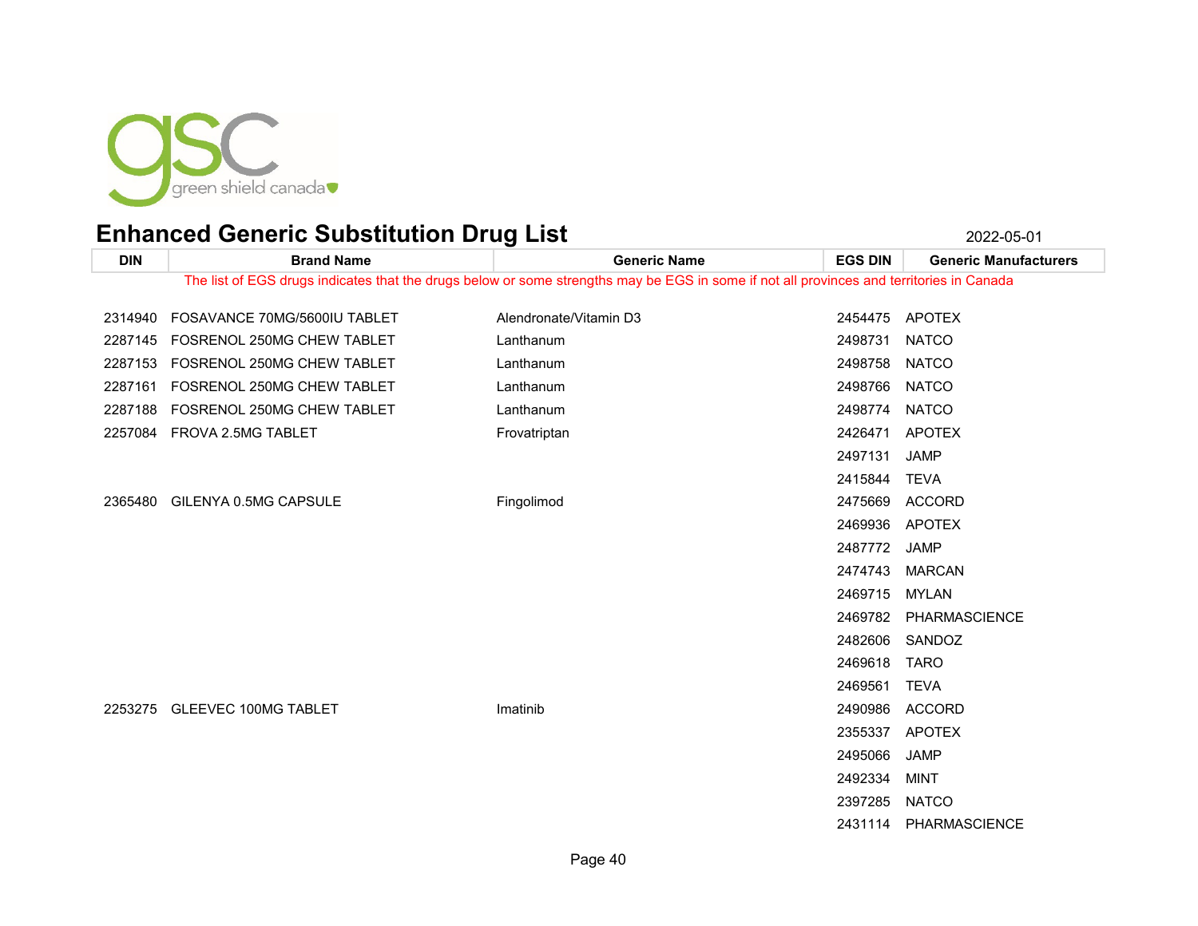# Enhanced Generic Substitution Drug List

2022-05-01

| DIN | Brand Name | Generic Name | EGS DIN | Generic Manufacturers |
|---|---|---|---|---|
| The list of EGS drugs indicates that the drugs below or some strengths may be EGS in some if not all provinces and territories in Canada | | | | |
| 2314940 | FOSAVANCE 70MG/5600IU TABLET | Alendronate/Vitamin D3 | 2454475 | APOTEX |
| 2287145 | FOSRENOL 250MG CHEW TABLET | Lanthanum | 2498731 | NATCO |
| 2287153 | FOSRENOL 250MG CHEW TABLET | Lanthanum | 2498758 | NATCO |
| 2287161 | FOSRENOL 250MG CHEW TABLET | Lanthanum | 2498766 | NATCO |
| 2287188 | FOSRENOL 250MG CHEW TABLET | Lanthanum | 2498774 | NATCO |
| 2257084 | FROVA 2.5MG TABLET | Frovatriptan | 2426471 | APOTEX |
| | | | 2497131 | JAMP |
| | | | 2415844 | TEVA |
| 2365480 | GILENYA 0.5MG CAPSULE | Fingolimod | 2475669 | ACCORD |
| | | | 2469936 | APOTEX |
| | | | 2487772 | JAMP |
| | | | 2474743 | MARCAN |
| | | | 2469715 | MYLAN |
| | | | 2469782 | PHARMASCIENCE |
| | | | 2482606 | SANDOZ |
| | | | 2469618 | TARO |
| | | | 2469561 | TEVA |
| 2253275 | GLEEVEC 100MG TABLET | Imatinib | 2490986 | ACCORD |
| | | | 2355337 | APOTEX |
| | | | 2495066 | JAMP |
| | | | 2492334 | MINT |
| | | | 2397285 | NATCO |
| | | | 2431114 | PHARMASCIENCE |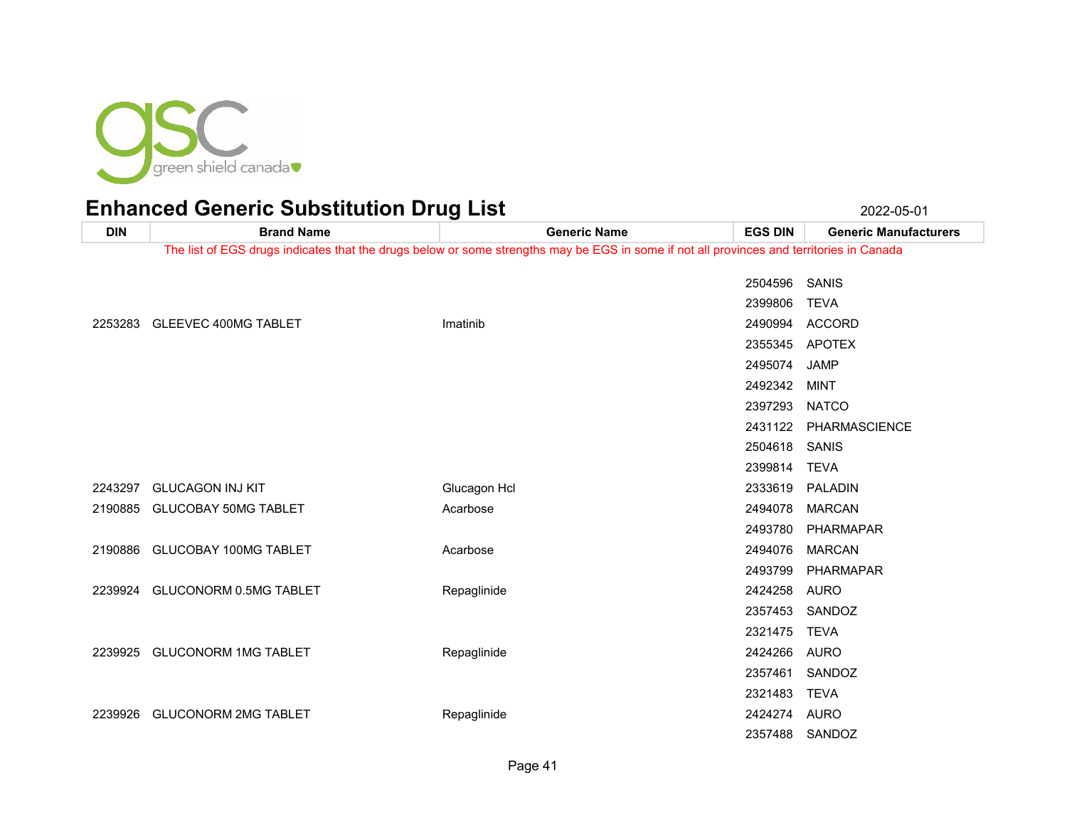# Enhanced Generic Substitution Drug List

2022-05-01

| DIN | Brand Name | Generic Name | EGS DIN | Generic Manufacturers |
|---|---|---|---|---|
| The list of EGS drugs indicates that the drugs below or some strengths may be EGS in some if not all provinces and territories in Canada | | | | |
| | | | 2504596 | SANIS |
| | | | 2399806 | TEVA |
| 2253283 | GLEEVEC 400MG TABLET | Imatinib | 2490994 | ACCORD |
| | | | 2355345 | APOTEX |
| | | | 2495074 | JAMP |
| | | | 2492342 | MINT |
| | | | 2397293 | NATCO |
| | | | 2431122 | PHARMASCIENCE |
| | | | 2504618 | SANIS |
| | | | 2399814 | TEVA |
| 2243297 | GLUCAGON INJ KIT | Glucagon Hcl | 2333619 | PALADIN |
| 2190885 | GLUCOBAY 50MG TABLET | Acarbose | 2494078 | MARCAN |
| | | | 2493780 | PHARMAPAR |
| 2190886 | GLUCOBAY 100MG TABLET | Acarbose | 2494076 | MARCAN |
| | | | 2493799 | PHARMAPAR |
| 2239924 | GLUCONORM 0.5MG TABLET | Repaglinide | 2424258 | AURO |
| | | | 2357453 | SANDOZ |
| | | | 2321475 | TEVA |
| 2239925 | GLUCONORM 1MG TABLET | Repaglinide | 2424266 | AURO |
| | | | 2357461 | SANDOZ |
| | | | 2321483 | TEVA |
| 2239926 | GLUCONORM 2MG TABLET | Repaglinide | 2424274 | AURO |
| | | | 2357488 | SANDOZ |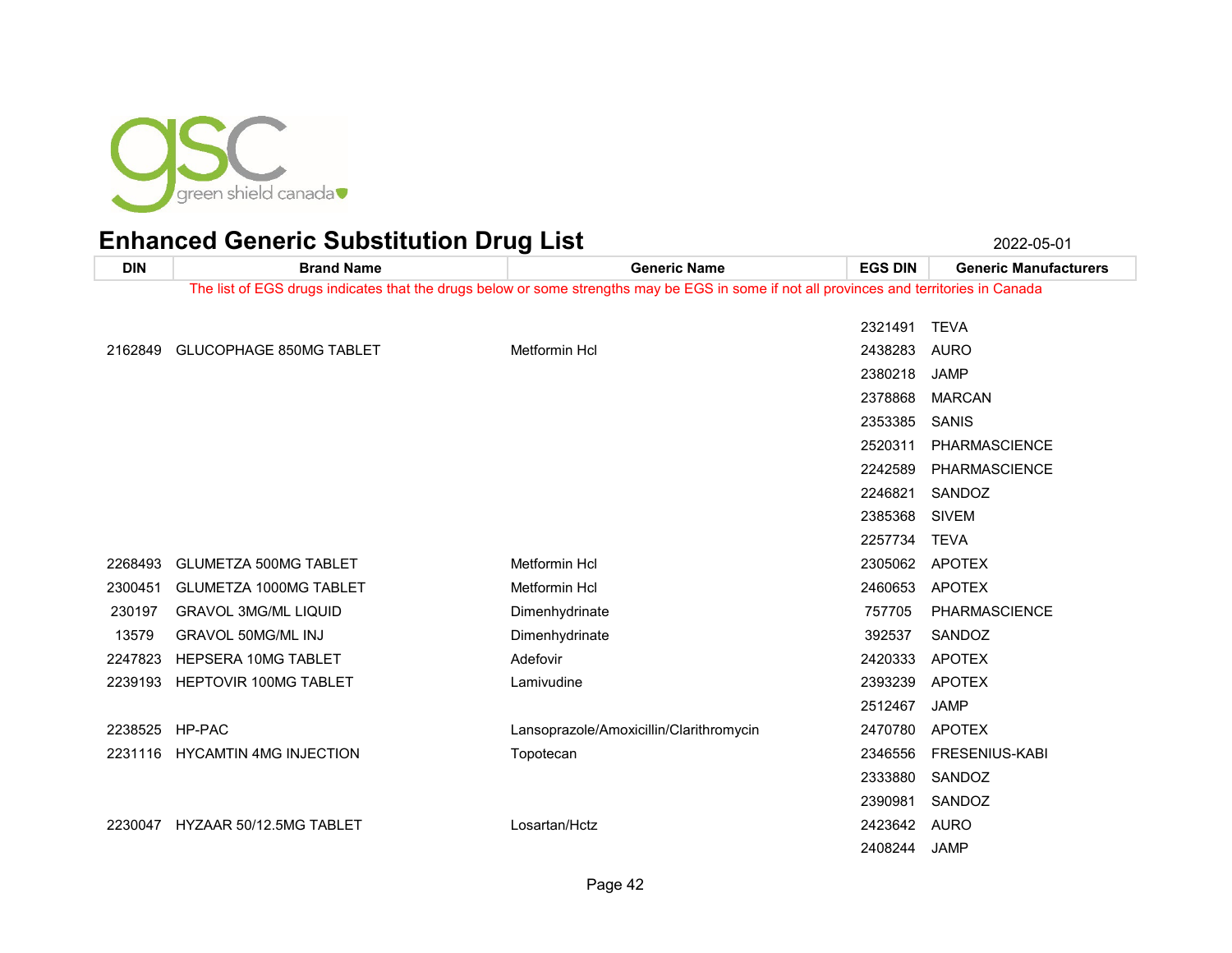# Enhanced Generic Substitution Drug List

2022-05-01

| DIN | Brand Name | Generic Name | EGS DIN | Generic Manufacturers |
|---|---|---|---|---|
| The list of EGS drugs indicates that the drugs below or some strengths may be EGS in some if not all provinces and territories in Canada | | | | |
| | | | 2321491 | TEVA |
| 2162849 | GLUCOPHAGE 850MG TABLET | Metformin Hcl | 2438283 | AURO |
| | | | 2380218 | JAMP |
| | | | 2378868 | MARCAN |
| | | | 2353385 | SANIS |
| | | | 2520311 | PHARMASCIENCE |
| | | | 2242589 | PHARMASCIENCE |
| | | | 2246821 | SANDOZ |
| | | | 2385368 | SIVEM |
| | | | 2257734 | TEVA |
| 2268493 | GLUMETZA 500MG TABLET | Metformin Hcl | 2305062 | APOTEX |
| 2300451 | GLUMETZA 1000MG TABLET | Metformin Hcl | 2460653 | APOTEX |
| 230197 | GRAVOL 3MG/ML LIQUID | Dimenhydrinate | 757705 | PHARMASCIENCE |
| 13579 | GRAVOL 50MG/ML INJ | Dimenhydrinate | 392537 | SANDOZ |
| 2247823 | HEPSERA 10MG TABLET | Adefovir | 2420333 | APOTEX |
| 2239193 | HEPTOVIR 100MG TABLET | Lamivudine | 2393239 | APOTEX |
| | | | 2512467 | JAMP |
| 2238525 | HP-PAC | Lansoprazole/Amoxicillin/Clarithromycin | 2470780 | APOTEX |
| 2231116 | HYCAMTIN 4MG INJECTION | Topotecan | 2346556 | FRESENIUS-KABI |
| | | | 2333880 | SANDOZ |
| | | | 2390981 | SANDOZ |
| 2230047 | HYZAAR 50/12.5MG TABLET | Losartan/Hctz | 2423642 | AURO |
| | | | 2408244 | JAMP |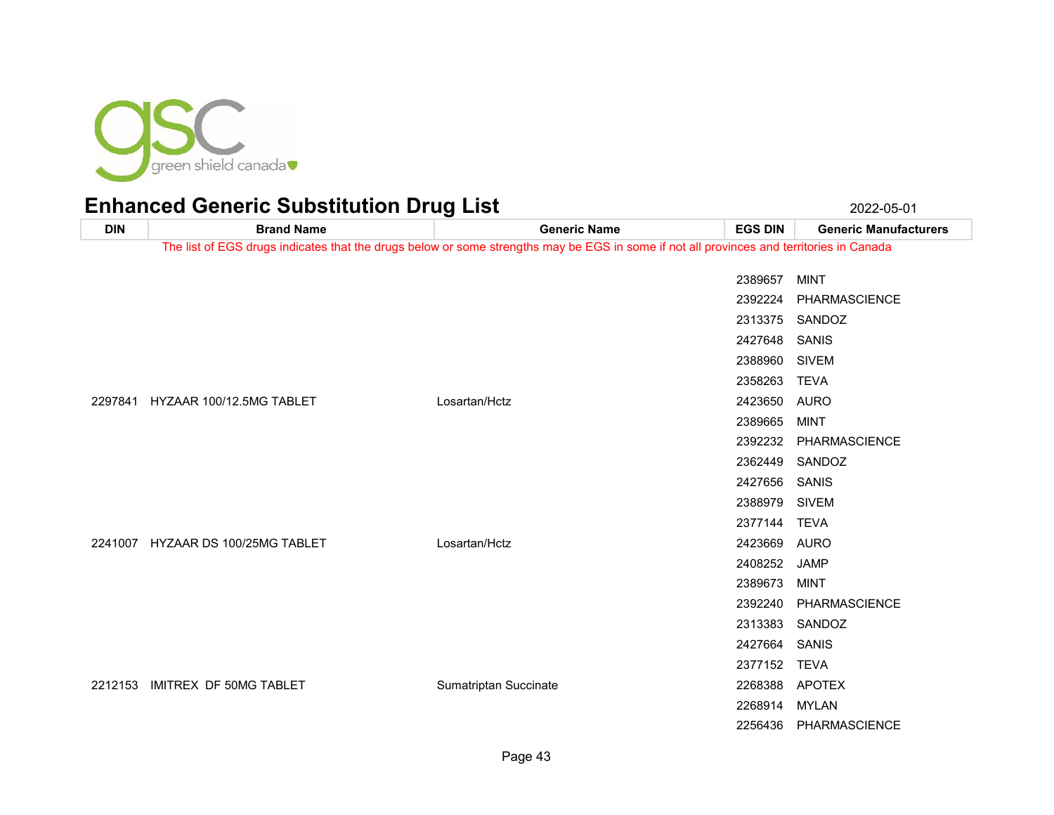# Enhanced Generic Substitution Drug List

2022-05-01

| DIN | Brand Name | Generic Name | EGS DIN | Generic Manufacturers |
|---|---|---|---|---|
| The list of EGS drugs indicates that the drugs below or some strengths may be EGS in some if not all provinces and territories in Canada | | | | |
| | | | 2389657 | MINT |
| | | | 2392224 | PHARMASCIENCE |
| | | | 2313375 | SANDOZ |
| | | | 2427648 | SANIS |
| | | | 2388960 | SIVEM |
| | | | 2358263 | TEVA |
| 2297841 | HYZAAR 100/12.5MG TABLET | Losartan/Hctz | 2423650 | AURO |
| | | | 2389665 | MINT |
| | | | 2392232 | PHARMASCIENCE |
| | | | 2362449 | SANDOZ |
| | | | 2427656 | SANIS |
| | | | 2388979 | SIVEM |
| | | | 2377144 | TEVA |
| 2241007 | HYZAAR DS 100/25MG TABLET | Losartan/Hctz | 2423669 | AURO |
| | | | 2408252 | JAMP |
| | | | 2389673 | MINT |
| | | | 2392240 | PHARMASCIENCE |
| | | | 2313383 | SANDOZ |
| | | | 2427664 | SANIS |
| | | | 2377152 | TEVA |
| 2212153 | IMITREX DF 50MG TABLET | Sumatriptan Succinate | 2268388 | APOTEX |
| | | | 2268914 | MYLAN |
| | | | 2256436 | PHARMASCIENCE |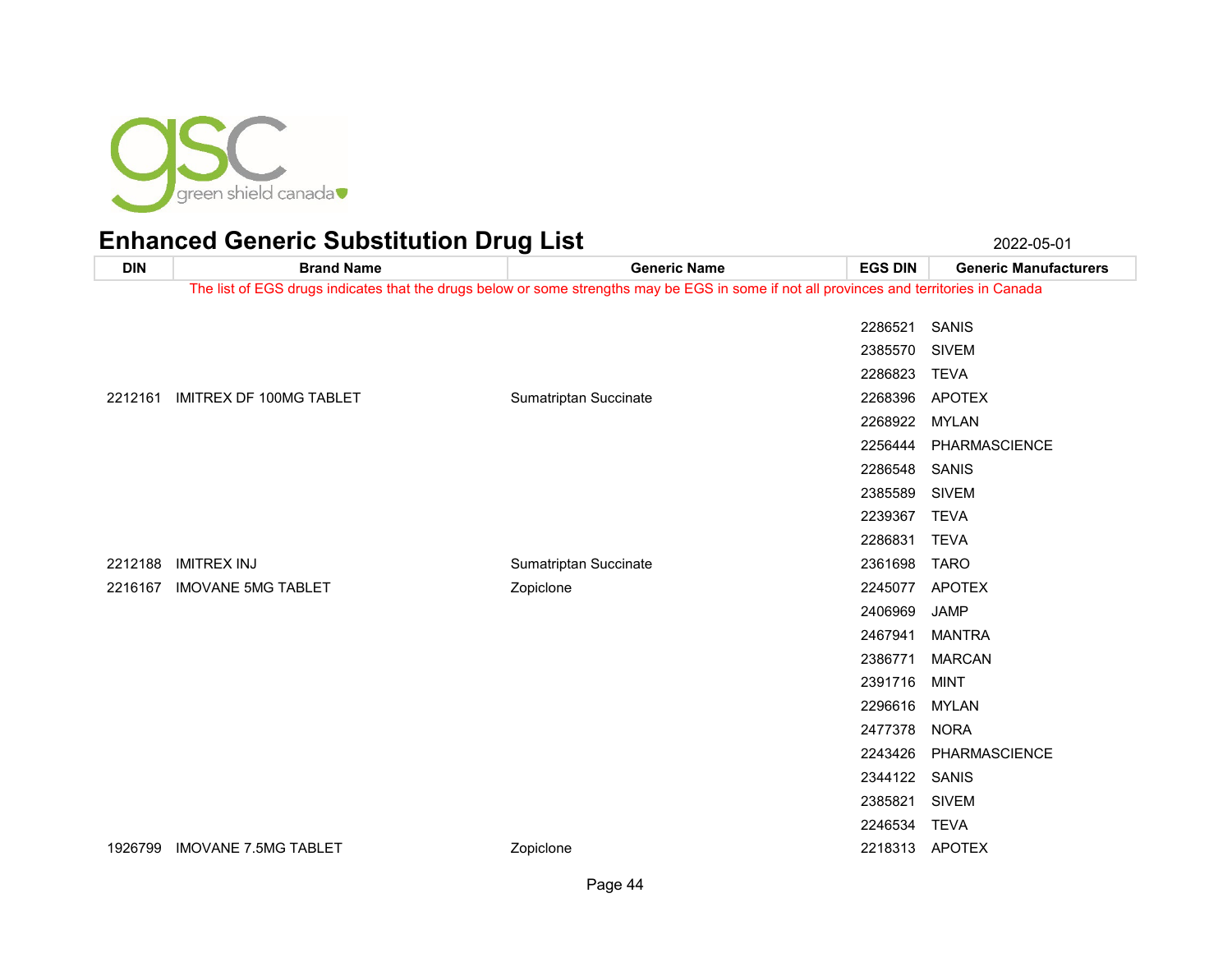# Enhanced Generic Substitution Drug List

2022-05-01

| DIN | Brand Name | Generic Name | EGS DIN | Generic Manufacturers |
|---|---|---|---|---|
| | | | 2286521 | SANIS |
| | | | 2385570 | SIVEM |
| | | | 2286823 | TEVA |
| 2212161 | IMITREX DF 100MG TABLET | Sumatriptan Succinate | 2268396 | APOTEX |
| | | | 2268922 | MYLAN |
| | | | 2256444 | PHARMASCIENCE |
| | | | 2286548 | SANIS |
| | | | 2385589 | SIVEM |
| | | | 2239367 | TEVA |
| | | | 2286831 | TEVA |
| 2212188 | IMITREX INJ | Sumatriptan Succinate | 2361698 | TARO |
| 2216167 | IMOVANE 5MG TABLET | Zopiclone | 2245077 | APOTEX |
| | | | 2406969 | JAMP |
| | | | 2467941 | MANTRA |
| | | | 2386771 | MARCAN |
| | | | 2391716 | MINT |
| | | | 2296616 | MYLAN |
| | | | 2477378 | NORA |
| | | | 2243426 | PHARMASCIENCE |
| | | | 2344122 | SANIS |
| | | | 2385821 | SIVEM |
| | | | 2246534 | TEVA |
| 1926799 | IMOVANE 7.5MG TABLET | Zopiclone | 2218313 | APOTEX |

The list of EGS drugs indicates that the drugs below or some strengths may be EGS in some if not all provinces and territories in Canada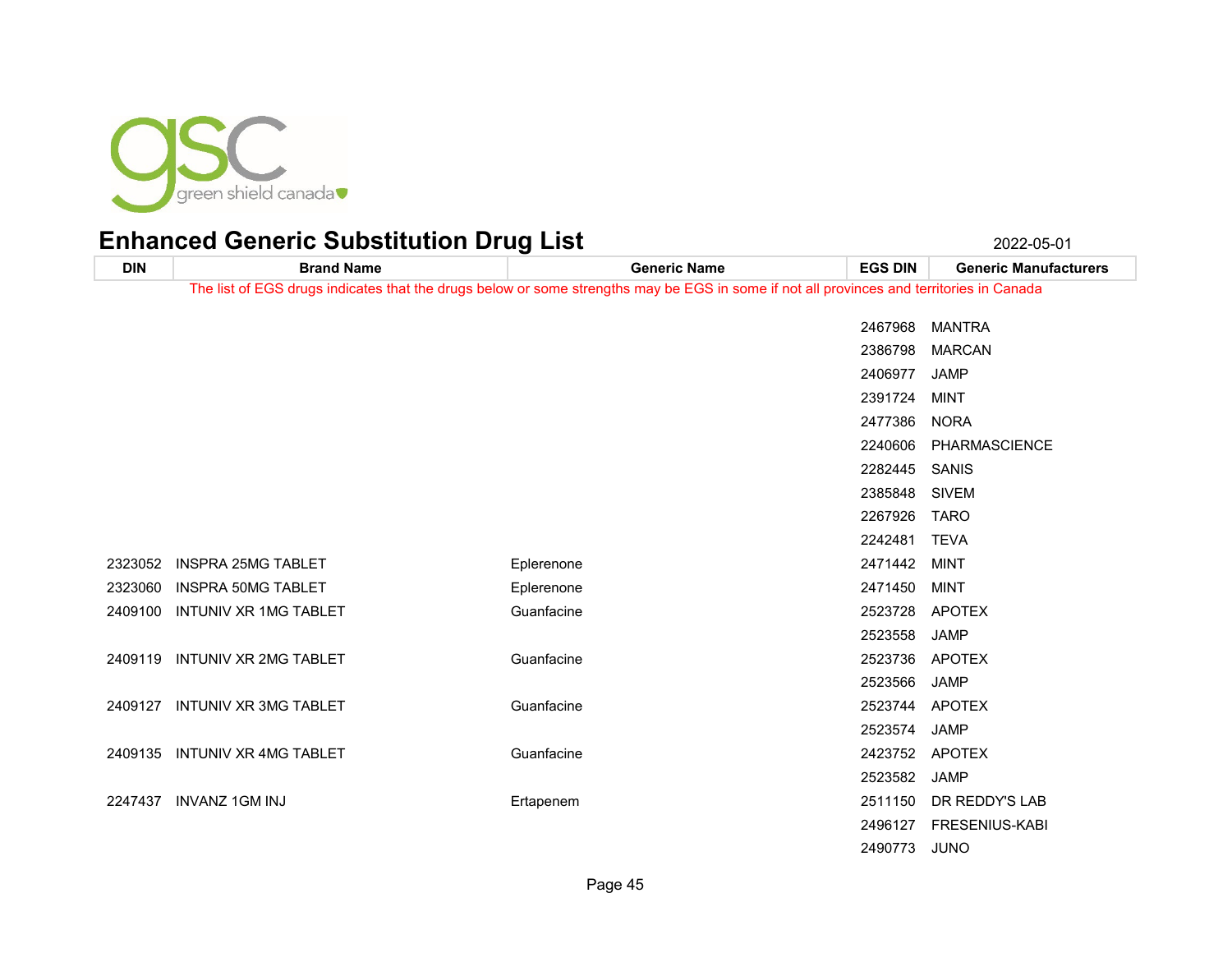# Enhanced Generic Substitution Drug List

2022-05-01

| DIN | Brand Name | Generic Name | EGS DIN | Generic Manufacturers |
|---|---|---|---|---|
| The list of EGS drugs indicates that the drugs below or some strengths may be EGS in some if not all provinces and territories in Canada | | | | |
| | | | 2467968 | MANTRA |
| | | | 2386798 | MARCAN |
| | | | 2406977 | JAMP |
| | | | 2391724 | MINT |
| | | | 2477386 | NORA |
| | | | 2240606 | PHARMASCIENCE |
| | | | 2282445 | SANIS |
| | | | 2385848 | SIVEM |
| | | | 2267926 | TARO |
| | | | 2242481 | TEVA |
| 2323052 | INSPRA 25MG TABLET | Eplerenone | 2471442 | MINT |
| 2323060 | INSPRA 50MG TABLET | Eplerenone | 2471450 | MINT |
| 2409100 | INTUNIV XR 1MG TABLET | Guanfacine | 2523728 | APOTEX |
| | | | 2523558 | JAMP |
| 2409119 | INTUNIV XR 2MG TABLET | Guanfacine | 2523736 | APOTEX |
| | | | 2523566 | JAMP |
| 2409127 | INTUNIV XR 3MG TABLET | Guanfacine | 2523744 | APOTEX |
| | | | 2523574 | JAMP |
| 2409135 | INTUNIV XR 4MG TABLET | Guanfacine | 2423752 | APOTEX |
| | | | 2523582 | JAMP |
| 2247437 | INVANZ 1GM INJ | Ertapenem | 2511150 | DR REDDY'S LAB |
| | | | 2496127 | FRESENIUS-KABI |
| | | | 2490773 | JUNO |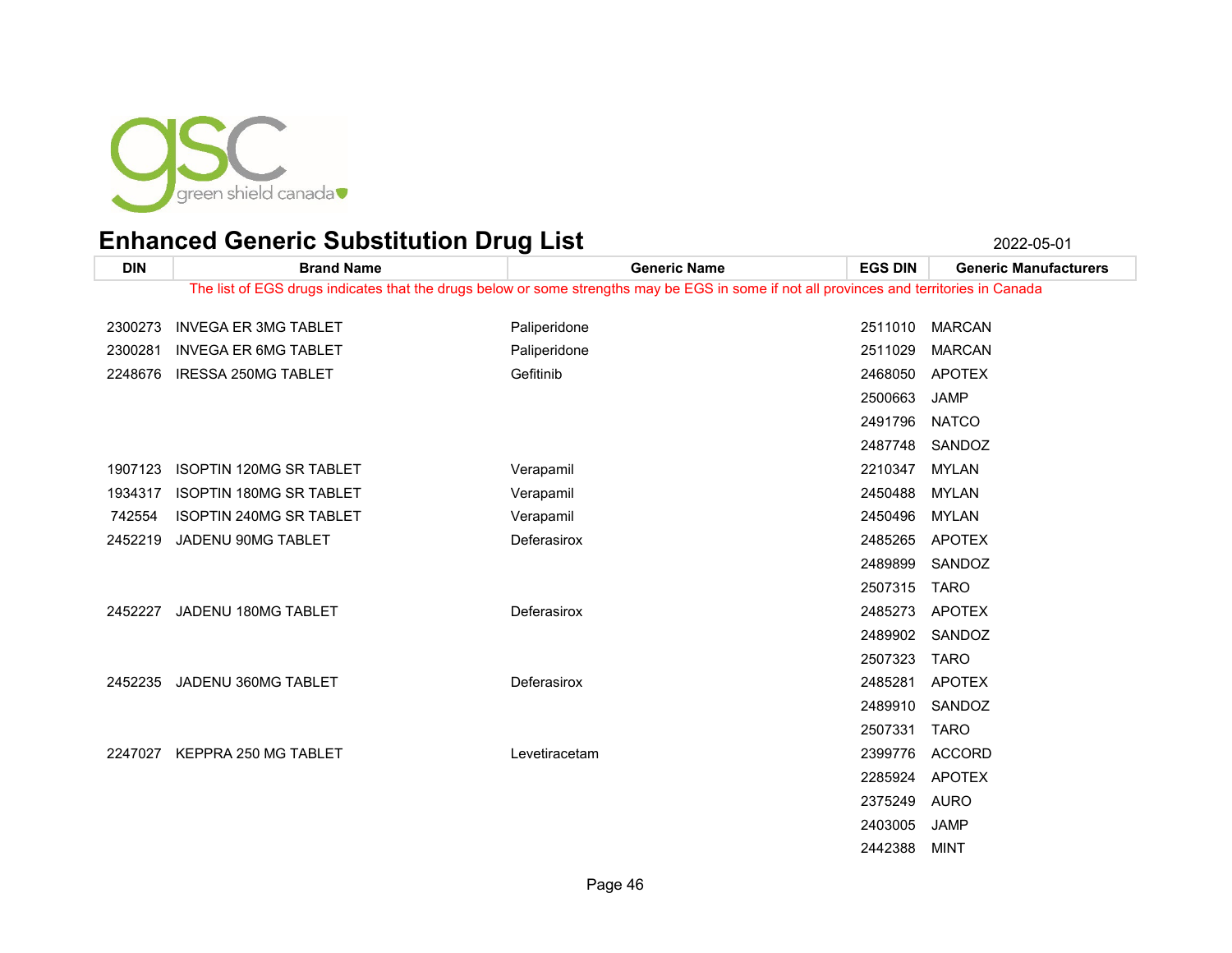# Enhanced Generic Substitution Drug List

2022-05-01

| DIN | Brand Name | Generic Name | EGS DIN | Generic Manufacturers |
|---|---|---|---|---|
| The list of EGS drugs indicates that the drugs below or some strengths may be EGS in some if not all provinces and territories in Canada | | | | |
| 2300273 | INVEGA ER 3MG TABLET | Paliperidone | 2511010 | MARCAN |
| 2300281 | INVEGA ER 6MG TABLET | Paliperidone | 2511029 | MARCAN |
| 2248676 | IRESSA 250MG TABLET | Gefitinib | 2468050 | APOTEX |
| | | | 2500663 | JAMP |
| | | | 2491796 | NATCO |
| | | | 2487748 | SANDOZ |
| 1907123 | ISOPTIN 120MG SR TABLET | Verapamil | 2210347 | MYLAN |
| 1934317 | ISOPTIN 180MG SR TABLET | Verapamil | 2450488 | MYLAN |
| 742554 | ISOPTIN 240MG SR TABLET | Verapamil | 2450496 | MYLAN |
| 2452219 | JADENU 90MG TABLET | Deferasirox | 2485265 | APOTEX |
| | | | 2489899 | SANDOZ |
| | | | 2507315 | TARO |
| 2452227 | JADENU 180MG TABLET | Deferasirox | 2485273 | APOTEX |
| | | | 2489902 | SANDOZ |
| | | | 2507323 | TARO |
| 2452235 | JADENU 360MG TABLET | Deferasirox | 2485281 | APOTEX |
| | | | 2489910 | SANDOZ |
| | | | 2507331 | TARO |
| 2247027 | KEPPRA 250 MG TABLET | Levetiracetam | 2399776 | ACCORD |
| | | | 2285924 | APOTEX |
| | | | 2375249 | AURO |
| | | | 2403005 | JAMP |
| | | | 2442388 | MINT |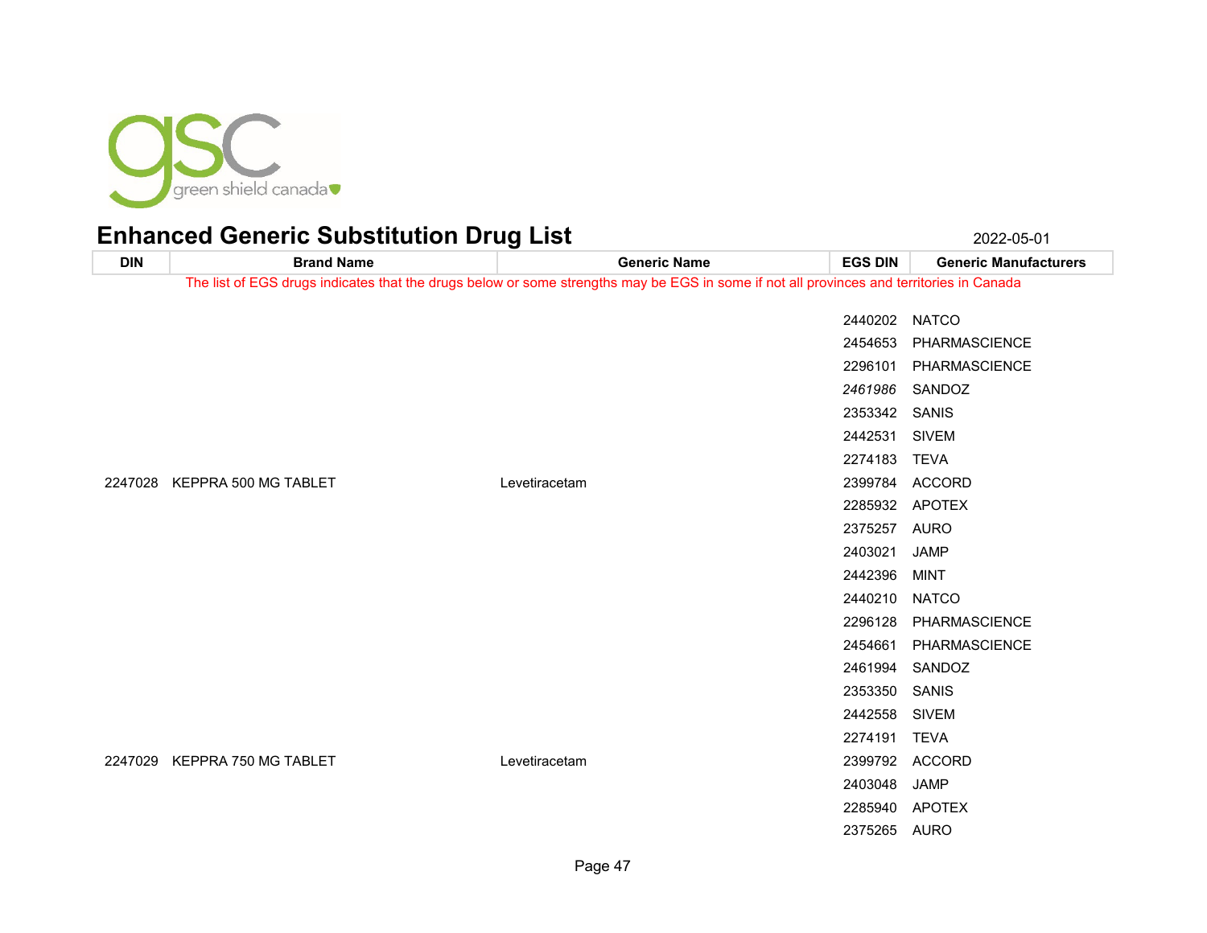# Enhanced Generic Substitution Drug List

2022-05-01

| DIN | Brand Name | Generic Name | EGS DIN | Generic Manufacturers |
|---|---|---|---|---|

The list of EGS drugs indicates that the drugs below or some strengths may be EGS in some if not all provinces and territories in Canada

| DIN | Brand Name | Generic Name | EGS DIN | Generic Manufacturers |
|---|---|---|---|---|
| | | | 2440202 | NATCO |
| | | | 2454653 | PHARMASCIENCE |
| | | | 2296101 | PHARMASCIENCE |
| | | | *2461986* | SANDOZ |
| | | | 2353342 | SANIS |
| | | | 2442531 | SIVEM |
| | | | 2274183 | TEVA |
| 2247028 | KEPPRA 500 MG TABLET | Levetiracetam | 2399784 | ACCORD |
| | | | 2285932 | APOTEX |
| | | | 2375257 | AURO |
| | | | 2403021 | JAMP |
| | | | 2442396 | MINT |
| | | | 2440210 | NATCO |
| | | | 2296128 | PHARMASCIENCE |
| | | | 2454661 | PHARMASCIENCE |
| | | | 2461994 | SANDOZ |
| | | | 2353350 | SANIS |
| | | | 2442558 | SIVEM |
| | | | 2274191 | TEVA |
| 2247029 | KEPPRA 750 MG TABLET | Levetiracetam | 2399792 | ACCORD |
| | | | 2403048 | JAMP |
| | | | 2285940 | APOTEX |
| | | | 2375265 | AURO |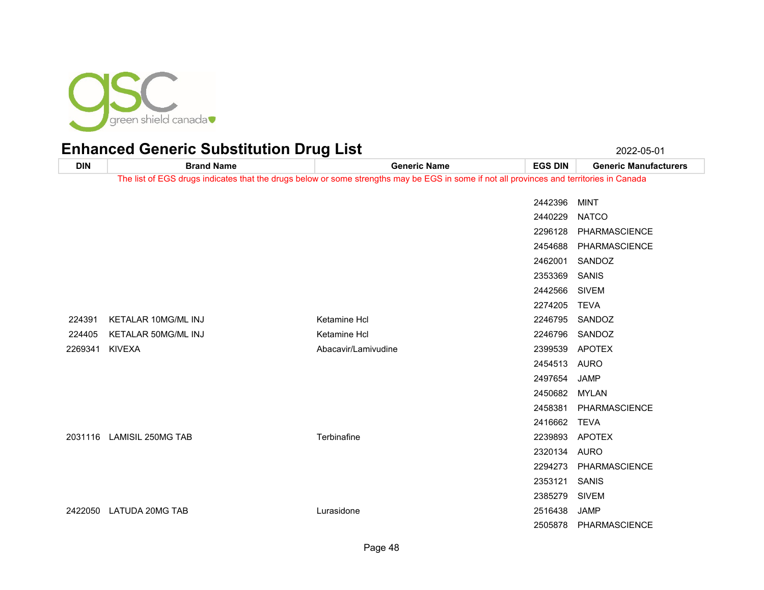# Enhanced Generic Substitution Drug List

2022-05-01

| DIN | Brand Name | Generic Name | EGS DIN | Generic Manufacturers |
|---|---|---|---|---|
| The list of EGS drugs indicates that the drugs below or some strengths may be EGS in some if not all provinces and territories in Canada | | | | |
| | | | 2442396 | MINT |
| | | | 2440229 | NATCO |
| | | | 2296128 | PHARMASCIENCE |
| | | | 2454688 | PHARMASCIENCE |
| | | | 2462001 | SANDOZ |
| | | | 2353369 | SANIS |
| | | | 2442566 | SIVEM |
| | | | 2274205 | TEVA |
| 224391 | KETALAR 10MG/ML INJ | Ketamine Hcl | 2246795 | SANDOZ |
| 224405 | KETALAR 50MG/ML INJ | Ketamine Hcl | 2246796 | SANDOZ |
| 2269341 | KIVEXA | Abacavir/Lamivudine | 2399539 | APOTEX |
| | | | 2454513 | AURO |
| | | | 2497654 | JAMP |
| | | | 2450682 | MYLAN |
| | | | 2458381 | PHARMASCIENCE |
| | | | 2416662 | TEVA |
| 2031116 | LAMISIL 250MG TAB | Terbinafine | 2239893 | APOTEX |
| | | | 2320134 | AURO |
| | | | 2294273 | PHARMASCIENCE |
| | | | 2353121 | SANIS |
| | | | 2385279 | SIVEM |
| 2422050 | LATUDA 20MG TAB | Lurasidone | 2516438 | JAMP |
| | | | 2505878 | PHARMASCIENCE |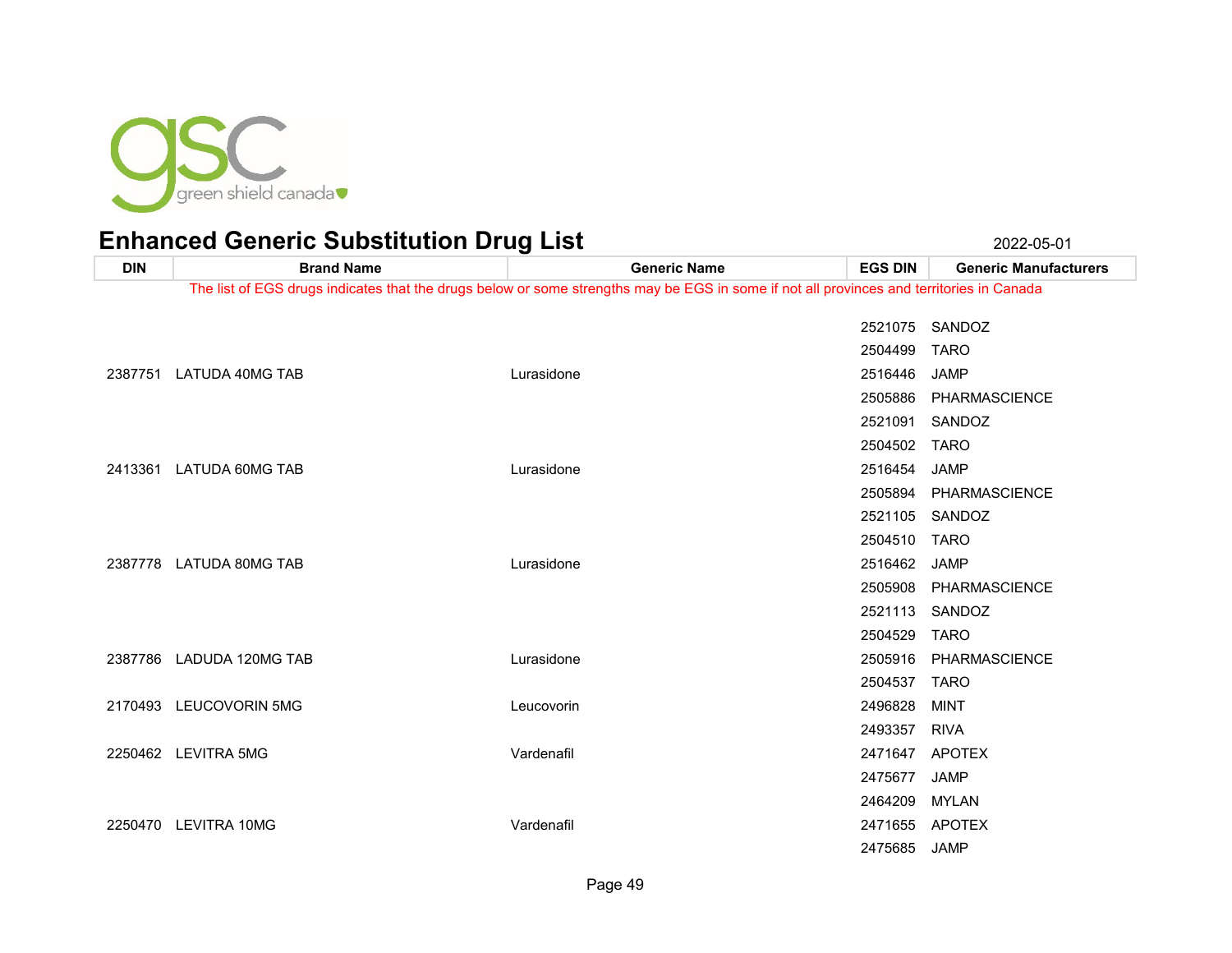# Enhanced Generic Substitution Drug List

2022-05-01

| DIN | Brand Name | Generic Name | EGS DIN | Generic Manufacturers |
|---|---|---|---|---|
| | | | 2521075 | SANDOZ |
| | | | 2504499 | TARO |
| 2387751 | LATUDA 40MG TAB | Lurasidone | 2516446 | JAMP |
| | | | 2505886 | PHARMASCIENCE |
| | | | 2521091 | SANDOZ |
| | | | 2504502 | TARO |
| 2413361 | LATUDA 60MG TAB | Lurasidone | 2516454 | JAMP |
| | | | 2505894 | PHARMASCIENCE |
| | | | 2521105 | SANDOZ |
| | | | 2504510 | TARO |
| 2387778 | LATUDA 80MG TAB | Lurasidone | 2516462 | JAMP |
| | | | 2505908 | PHARMASCIENCE |
| | | | 2521113 | SANDOZ |
| | | | 2504529 | TARO |
| 2387786 | LADUDA 120MG TAB | Lurasidone | 2505916 | PHARMASCIENCE |
| | | | 2504537 | TARO |
| 2170493 | LEUCOVORIN 5MG | Leucovorin | 2496828 | MINT |
| | | | 2493357 | RIVA |
| 2250462 | LEVITRA 5MG | Vardenafil | 2471647 | APOTEX |
| | | | 2475677 | JAMP |
| | | | 2464209 | MYLAN |
| 2250470 | LEVITRA 10MG | Vardenafil | 2471655 | APOTEX |
| | | | 2475685 | JAMP |

The list of EGS drugs indicates that the drugs below or some strengths may be EGS in some if not all provinces and territories in Canada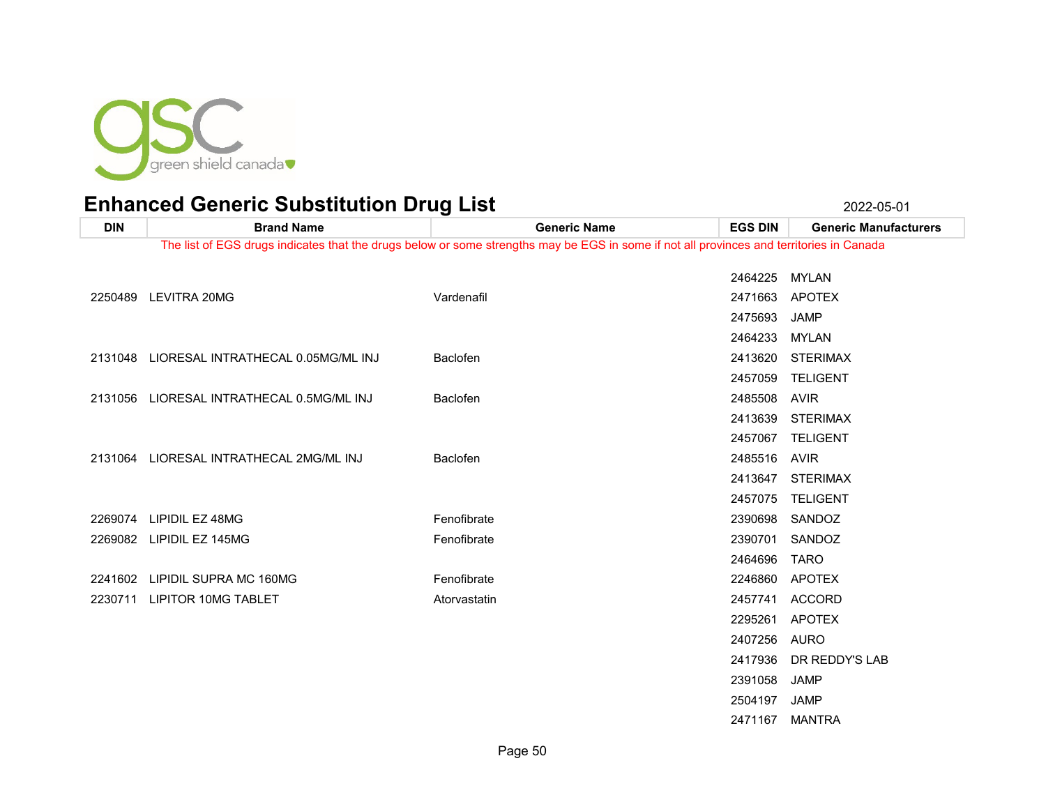# Enhanced Generic Substitution Drug List

2022-05-01

| DIN | Brand Name | Generic Name | EGS DIN | Generic Manufacturers |
|---|---|---|---|---|
| The list of EGS drugs indicates that the drugs below or some strengths may be EGS in some if not all provinces and territories in Canada | | | | |
| | | | 2464225 | MYLAN |
| 2250489 | LEVITRA 20MG | Vardenafil | 2471663 | APOTEX |
| | | | 2475693 | JAMP |
| | | | 2464233 | MYLAN |
| 2131048 | LIORESAL INTRATHECAL 0.05MG/ML INJ | Baclofen | 2413620 | STERIMAX |
| | | | 2457059 | TELIGENT |
| 2131056 | LIORESAL INTRATHECAL 0.5MG/ML INJ | Baclofen | 2485508 | AVIR |
| | | | 2413639 | STERIMAX |
| | | | 2457067 | TELIGENT |
| 2131064 | LIORESAL INTRATHECAL 2MG/ML INJ | Baclofen | 2485516 | AVIR |
| | | | 2413647 | STERIMAX |
| | | | 2457075 | TELIGENT |
| 2269074 | LIPIDIL EZ 48MG | Fenofibrate | 2390698 | SANDOZ |
| 2269082 | LIPIDIL EZ 145MG | Fenofibrate | 2390701 | SANDOZ |
| | | | 2464696 | TARO |
| 2241602 | LIPIDIL SUPRA MC 160MG | Fenofibrate | 2246860 | APOTEX |
| 2230711 | LIPITOR 10MG TABLET | Atorvastatin | 2457741 | ACCORD |
| | | | 2295261 | APOTEX |
| | | | 2407256 | AURO |
| | | | 2417936 | DR REDDY'S LAB |
| | | | 2391058 | JAMP |
| | | | 2504197 | JAMP |
| | | | 2471167 | MANTRA |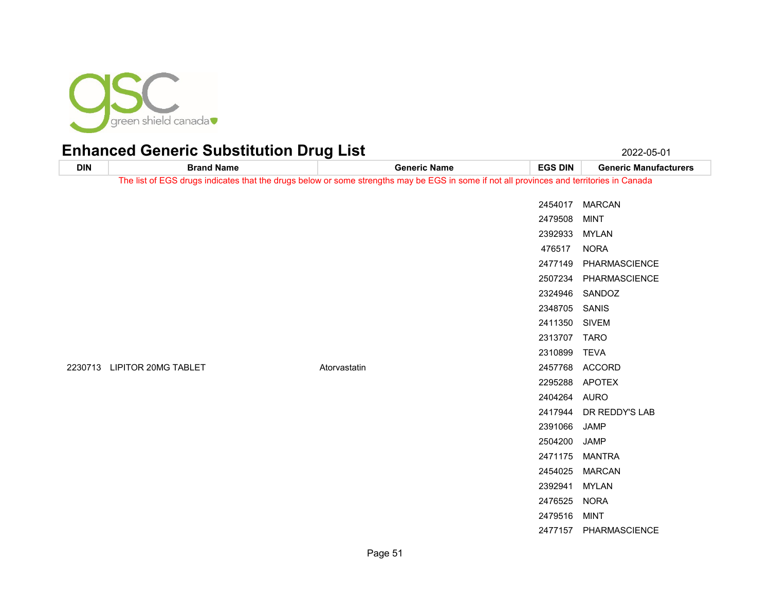# Enhanced Generic Substitution Drug List

2022-05-01

| DIN | Brand Name | Generic Name | EGS DIN | Generic Manufacturers |
|---|---|---|---|---|
| | | | 2454017 | MARCAN |
| | | | 2479508 | MINT |
| | | | 2392933 | MYLAN |
| | | | 476517 | NORA |
| | | | 2477149 | PHARMASCIENCE |
| | | | 2507234 | PHARMASCIENCE |
| | | | 2324946 | SANDOZ |
| | | | 2348705 | SANIS |
| | | | 2411350 | SIVEM |
| | | | 2313707 | TARO |
| | | | 2310899 | TEVA |
| 2230713 | LIPITOR 20MG TABLET | Atorvastatin | 2457768 | ACCORD |
| | | | 2295288 | APOTEX |
| | | | 2404264 | AURO |
| | | | 2417944 | DR REDDY'S LAB |
| | | | 2391066 | JAMP |
| | | | 2504200 | JAMP |
| | | | 2471175 | MANTRA |
| | | | 2454025 | MARCAN |
| | | | 2392941 | MYLAN |
| | | | 2476525 | NORA |
| | | | 2479516 | MINT |
| | | | 2477157 | PHARMASCIENCE |

The list of EGS drugs indicates that the drugs below or some strengths may be EGS in some if not all provinces and territories in Canada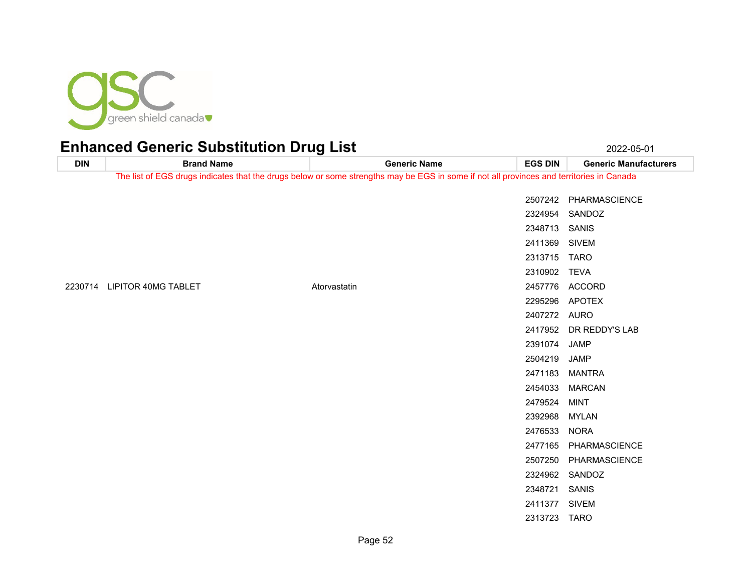# Enhanced Generic Substitution Drug List

2022-05-01

| DIN | Brand Name | Generic Name | EGS DIN | Generic Manufacturers |
|---|---|---|---|---|
| The list of EGS drugs indicates that the drugs below or some strengths may be EGS in some if not all provinces and territories in Canada | | | | |
| | | | 2507242 | PHARMASCIENCE |
| | | | 2324954 | SANDOZ |
| | | | 2348713 | SANIS |
| | | | 2411369 | SIVEM |
| | | | 2313715 | TARO |
| | | | 2310902 | TEVA |
| 2230714 | LIPITOR 40MG TABLET | Atorvastatin | 2457776 | ACCORD |
| | | | 2295296 | APOTEX |
| | | | 2407272 | AURO |
| | | | 2417952 | DR REDDY'S LAB |
| | | | 2391074 | JAMP |
| | | | 2504219 | JAMP |
| | | | 2471183 | MANTRA |
| | | | 2454033 | MARCAN |
| | | | 2479524 | MINT |
| | | | 2392968 | MYLAN |
| | | | 2476533 | NORA |
| | | | 2477165 | PHARMASCIENCE |
| | | | 2507250 | PHARMASCIENCE |
| | | | 2324962 | SANDOZ |
| | | | 2348721 | SANIS |
| | | | 2411377 | SIVEM |
| | | | 2313723 | TARO |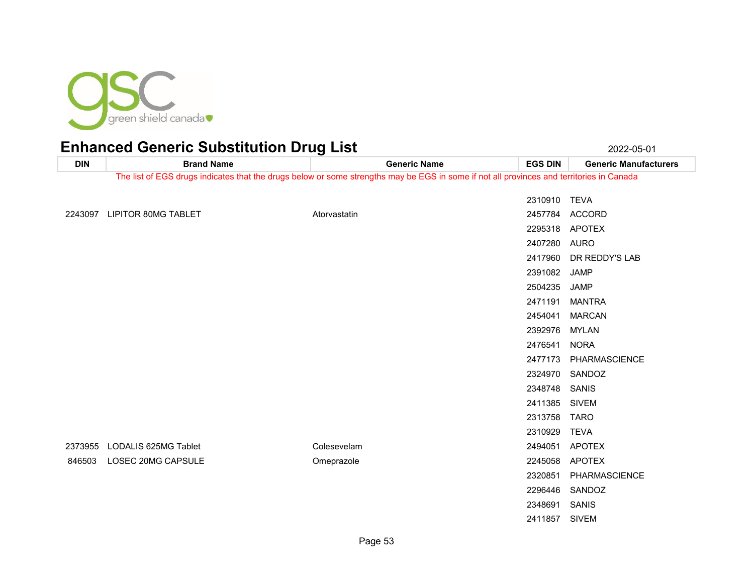# Enhanced Generic Substitution Drug List

2022-05-01

| DIN | Brand Name | Generic Name | EGS DIN | Generic Manufacturers |
|---|---|---|---|---|
| The list of EGS drugs indicates that the drugs below or some strengths may be EGS in some if not all provinces and territories in Canada | | | | |
| | | | 2310910 | TEVA |
| 2243097 | LIPITOR 80MG TABLET | Atorvastatin | 2457784 | ACCORD |
| | | | 2295318 | APOTEX |
| | | | 2407280 | AURO |
| | | | 2417960 | DR REDDY'S LAB |
| | | | 2391082 | JAMP |
| | | | 2504235 | JAMP |
| | | | 2471191 | MANTRA |
| | | | 2454041 | MARCAN |
| | | | 2392976 | MYLAN |
| | | | 2476541 | NORA |
| | | | 2477173 | PHARMASCIENCE |
| | | | 2324970 | SANDOZ |
| | | | 2348748 | SANIS |
| | | | 2411385 | SIVEM |
| | | | 2313758 | TARO |
| | | | 2310929 | TEVA |
| 2373955 | LODALIS 625MG Tablet | Colesevelam | 2494051 | APOTEX |
| 846503 | LOSEC 20MG CAPSULE | Omeprazole | 2245058 | APOTEX |
| | | | 2320851 | PHARMASCIENCE |
| | | | 2296446 | SANDOZ |
| | | | 2348691 | SANIS |
| | | | 2411857 | SIVEM |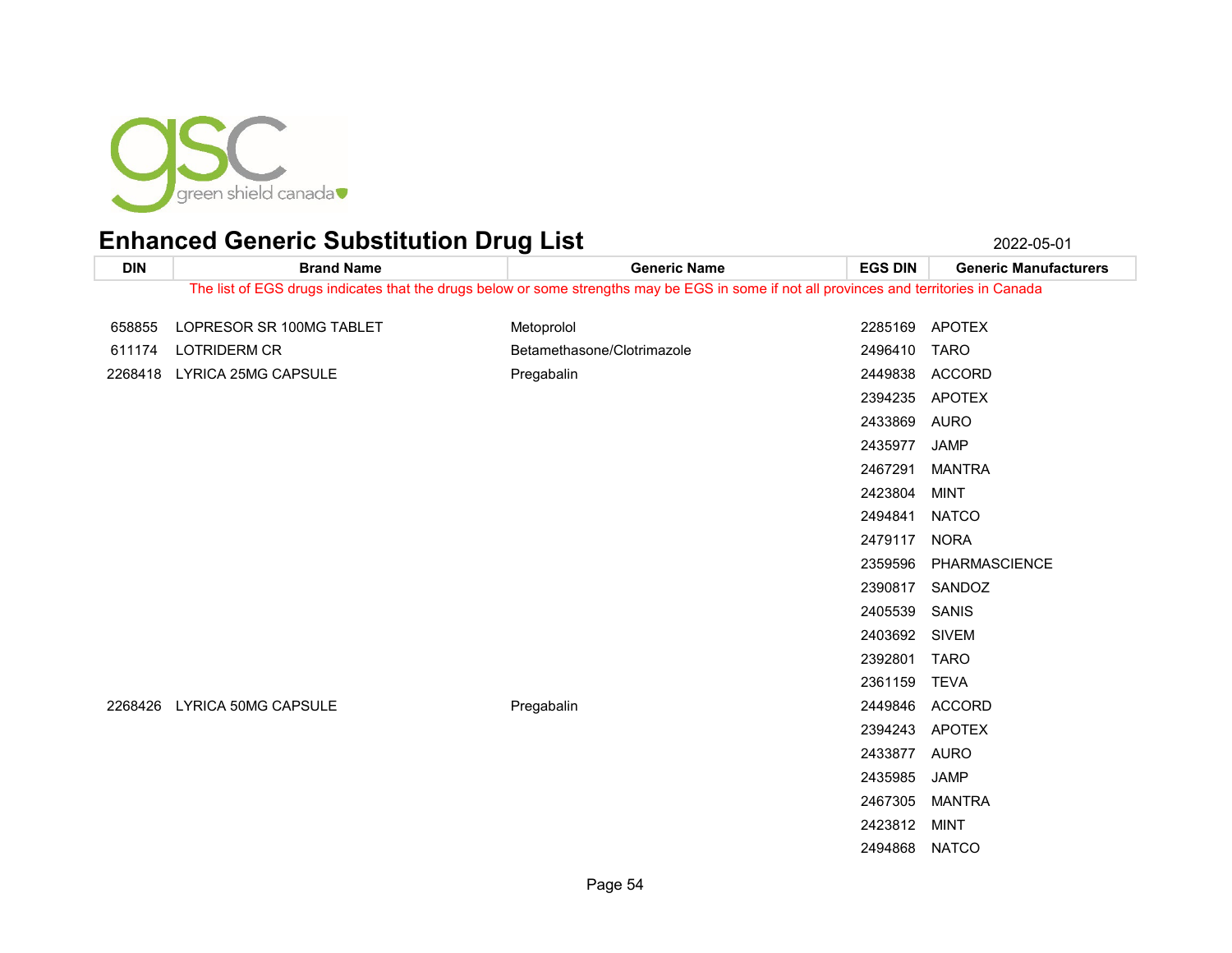# Enhanced Generic Substitution Drug List

2022-05-01

| DIN | Brand Name | Generic Name | EGS DIN | Generic Manufacturers |
|---|---|---|---|---|
| The list of EGS drugs indicates that the drugs below or some strengths may be EGS in some if not all provinces and territories in Canada | | | | |
| 658855 | LOPRESOR SR 100MG TABLET | Metoprolol | 2285169 | APOTEX |
| 611174 | LOTRIDERM CR | Betamethasone/Clotrimazole | 2496410 | TARO |
| 2268418 | LYRICA 25MG CAPSULE | Pregabalin | 2449838 | ACCORD |
| | | | 2394235 | APOTEX |
| | | | 2433869 | AURO |
| | | | 2435977 | JAMP |
| | | | 2467291 | MANTRA |
| | | | 2423804 | MINT |
| | | | 2494841 | NATCO |
| | | | 2479117 | NORA |
| | | | 2359596 | PHARMASCIENCE |
| | | | 2390817 | SANDOZ |
| | | | 2405539 | SANIS |
| | | | 2403692 | SIVEM |
| | | | 2392801 | TARO |
| | | | 2361159 | TEVA |
| 2268426 | LYRICA 50MG CAPSULE | Pregabalin | 2449846 | ACCORD |
| | | | 2394243 | APOTEX |
| | | | 2433877 | AURO |
| | | | 2435985 | JAMP |
| | | | 2467305 | MANTRA |
| | | | 2423812 | MINT |
| | | | 2494868 | NATCO |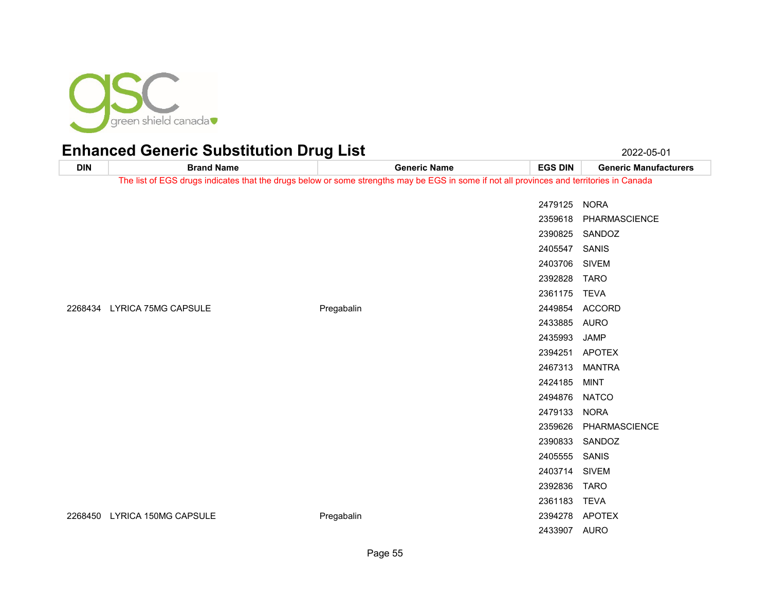# Enhanced Generic Substitution Drug List

2022-05-01

| DIN | Brand Name | Generic Name | EGS DIN | Generic Manufacturers |
|---|---|---|---|---|
| The list of EGS drugs indicates that the drugs below or some strengths may be EGS in some if not all provinces and territories in Canada | | | | |
| | | | 2479125 | NORA |
| | | | 2359618 | PHARMASCIENCE |
| | | | 2390825 | SANDOZ |
| | | | 2405547 | SANIS |
| | | | 2403706 | SIVEM |
| | | | 2392828 | TARO |
| | | | 2361175 | TEVA |
| 2268434 | LYRICA 75MG CAPSULE | Pregabalin | 2449854 | ACCORD |
| | | | 2433885 | AURO |
| | | | 2435993 | JAMP |
| | | | 2394251 | APOTEX |
| | | | 2467313 | MANTRA |
| | | | 2424185 | MINT |
| | | | 2494876 | NATCO |
| | | | 2479133 | NORA |
| | | | 2359626 | PHARMASCIENCE |
| | | | 2390833 | SANDOZ |
| | | | 2405555 | SANIS |
| | | | 2403714 | SIVEM |
| | | | 2392836 | TARO |
| | | | 2361183 | TEVA |
| 2268450 | LYRICA 150MG CAPSULE | Pregabalin | 2394278 | APOTEX |
| | | | 2433907 | AURO |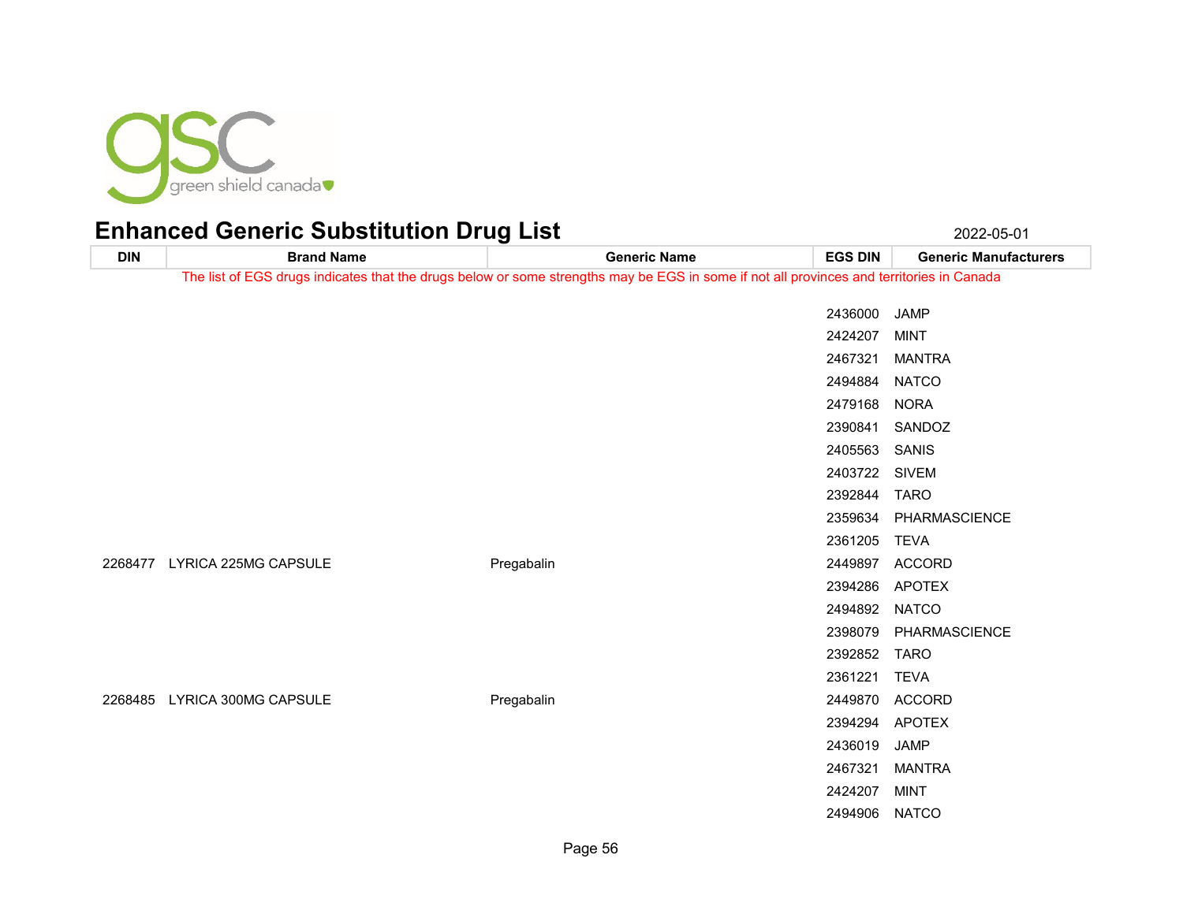# Enhanced Generic Substitution Drug List

2022-05-01

| DIN | Brand Name | Generic Name | EGS DIN | Generic Manufacturers |
|---|---|---|---|---|
| The list of EGS drugs indicates that the drugs below or some strengths may be EGS in some if not all provinces and territories in Canada | | | | |
| | | | 2436000 | JAMP |
| | | | 2424207 | MINT |
| | | | 2467321 | MANTRA |
| | | | 2494884 | NATCO |
| | | | 2479168 | NORA |
| | | | 2390841 | SANDOZ |
| | | | 2405563 | SANIS |
| | | | 2403722 | SIVEM |
| | | | 2392844 | TARO |
| | | | 2359634 | PHARMASCIENCE |
| | | | 2361205 | TEVA |
| 2268477 | LYRICA 225MG CAPSULE | Pregabalin | 2449897 | ACCORD |
| | | | 2394286 | APOTEX |
| | | | 2494892 | NATCO |
| | | | 2398079 | PHARMASCIENCE |
| | | | 2392852 | TARO |
| | | | 2361221 | TEVA |
| 2268485 | LYRICA 300MG CAPSULE | Pregabalin | 2449870 | ACCORD |
| | | | 2394294 | APOTEX |
| | | | 2436019 | JAMP |
| | | | 2467321 | MANTRA |
| | | | 2424207 | MINT |
| | | | 2494906 | NATCO |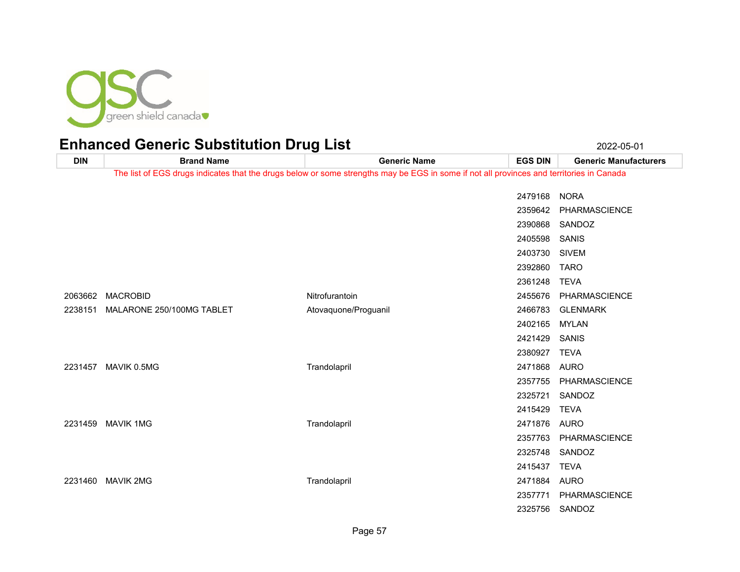# Enhanced Generic Substitution Drug List

2022-05-01

The list of EGS drugs indicates that the drugs below or some strengths may be EGS in some if not all provinces and territories in Canada

| DIN | Brand Name | Generic Name | EGS DIN | Generic Manufacturers |
|---|---|---|---|---|
| | | | 2479168 | NORA |
| | | | 2359642 | PHARMASCIENCE |
| | | | 2390868 | SANDOZ |
| | | | 2405598 | SANIS |
| | | | 2403730 | SIVEM |
| | | | 2392860 | TARO |
| | | | 2361248 | TEVA |
| 2063662 | MACROBID | Nitrofurantoin | 2455676 | PHARMASCIENCE |
| 2238151 | MALARONE 250/100MG TABLET | Atovaquone/Proguanil | 2466783 | GLENMARK |
| | | | 2402165 | MYLAN |
| | | | 2421429 | SANIS |
| | | | 2380927 | TEVA |
| 2231457 | MAVIK 0.5MG | Trandolapril | 2471868 | AURO |
| | | | 2357755 | PHARMASCIENCE |
| | | | 2325721 | SANDOZ |
| | | | 2415429 | TEVA |
| 2231459 | MAVIK 1MG | Trandolapril | 2471876 | AURO |
| | | | 2357763 | PHARMASCIENCE |
| | | | 2325748 | SANDOZ |
| | | | 2415437 | TEVA |
| 2231460 | MAVIK 2MG | Trandolapril | 2471884 | AURO |
| | | | 2357771 | PHARMASCIENCE |
| | | | 2325756 | SANDOZ |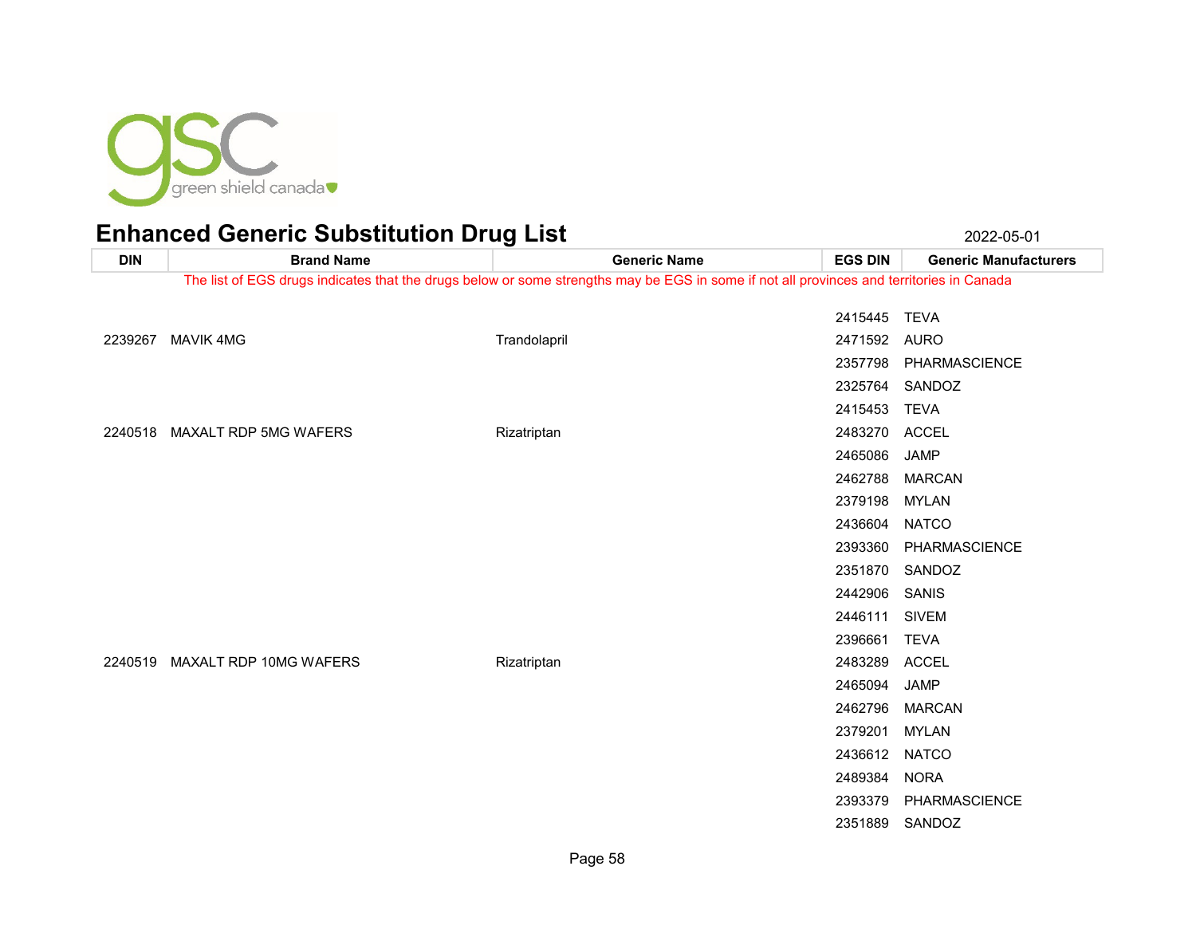# Enhanced Generic Substitution Drug List

2022-05-01

| DIN | Brand Name | Generic Name | EGS DIN | Generic Manufacturers |
|---|---|---|---|---|
| The list of EGS drugs indicates that the drugs below or some strengths may be EGS in some if not all provinces and territories in Canada | | | | |
| | | | 2415445 | TEVA |
| 2239267 | MAVIK 4MG | Trandolapril | 2471592 | AURO |
| | | | 2357798 | PHARMASCIENCE |
| | | | 2325764 | SANDOZ |
| | | | 2415453 | TEVA |
| 2240518 | MAXALT RDP 5MG WAFERS | Rizatriptan | 2483270 | ACCEL |
| | | | 2465086 | JAMP |
| | | | 2462788 | MARCAN |
| | | | 2379198 | MYLAN |
| | | | 2436604 | NATCO |
| | | | 2393360 | PHARMASCIENCE |
| | | | 2351870 | SANDOZ |
| | | | 2442906 | SANIS |
| | | | 2446111 | SIVEM |
| | | | 2396661 | TEVA |
| 2240519 | MAXALT RDP 10MG WAFERS | Rizatriptan | 2483289 | ACCEL |
| | | | 2465094 | JAMP |
| | | | 2462796 | MARCAN |
| | | | 2379201 | MYLAN |
| | | | 2436612 | NATCO |
| | | | 2489384 | NORA |
| | | | 2393379 | PHARMASCIENCE |
| | | | 2351889 | SANDOZ |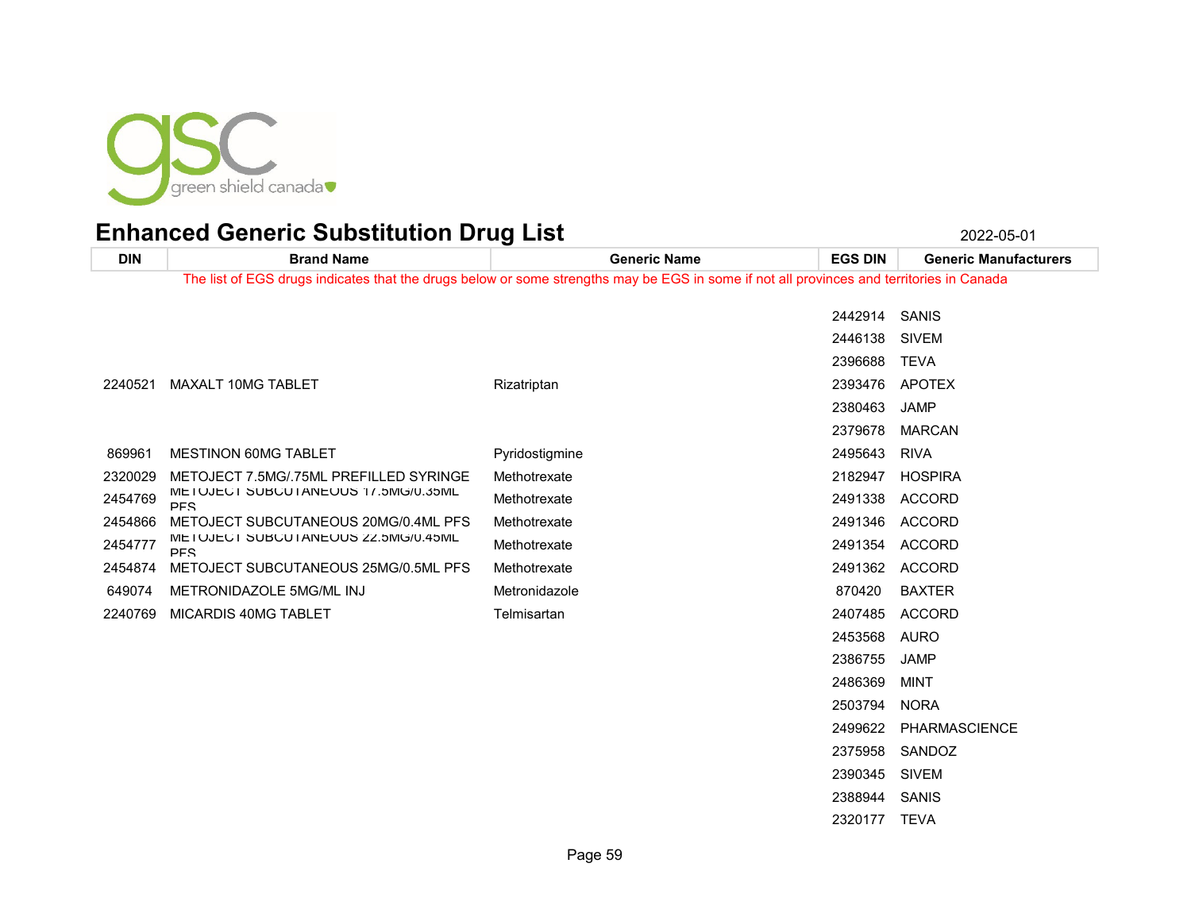green shield canada

# Enhanced Generic Substitution Drug List

2022-05-01

| DIN | Brand Name | Generic Name | EGS DIN | Generic Manufacturers |
|---|---|---|---|---|
| The list of EGS drugs indicates that the drugs below or some strengths may be EGS in some if not all provinces and territories in Canada | | | | |
| | | | 2442914 | SANIS |
| | | | 2446138 | SIVEM |
| | | | 2396688 | TEVA |
| 2240521 | MAXALT 10MG TABLET | Rizatriptan | 2393476 | APOTEX |
| | | | 2380463 | JAMP |
| | | | 2379678 | MARCAN |
| 869961 | MESTINON 60MG TABLET | Pyridostigmine | 2495643 | RIVA |
| 2320029 | METOJECT 7.5MG/.75ML PREFILLED SYRINGE | Methotrexate | 2182947 | HOSPIRA |
| 2454769 | METOJECT SUBCUTANEOUS 17.5MG/0.35ML PFS | Methotrexate | 2491338 | ACCORD |
| 2454866 | METOJECT SUBCUTANEOUS 20MG/0.4ML PFS | Methotrexate | 2491346 | ACCORD |
| 2454777 | METOJECT SUBCUTANEOUS 22.5MG/0.45ML PFS | Methotrexate | 2491354 | ACCORD |
| 2454874 | METOJECT SUBCUTANEOUS 25MG/0.5ML PFS | Methotrexate | 2491362 | ACCORD |
| 649074 | METRONIDAZOLE 5MG/ML INJ | Metronidazole | 870420 | BAXTER |
| 2240769 | MICARDIS 40MG TABLET | Telmisartan | 2407485 | ACCORD |
| | | | 2453568 | AURO |
| | | | 2386755 | JAMP |
| | | | 2486369 | MINT |
| | | | 2503794 | NORA |
| | | | 2499622 | PHARMASCIENCE |
| | | | 2375958 | SANDOZ |
| | | | 2390345 | SIVEM |
| | | | 2388944 | SANIS |
| | | | 2320177 | TEVA |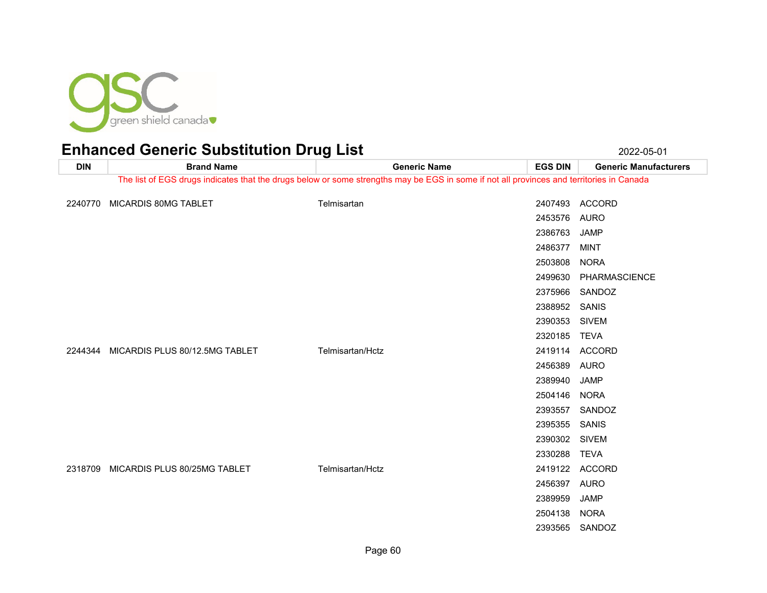green shield canada

# Enhanced Generic Substitution Drug List

2022-05-01

The list of EGS drugs indicates that the drugs below or some strengths may be EGS in some if not all provinces and territories in Canada

| DIN | Brand Name | Generic Name | EGS DIN | Generic Manufacturers |
|---|---|---|---|---|
| 2240770 | MICARDIS 80MG TABLET | Telmisartan | 2407493 | ACCORD |
| | | | 2453576 | AURO |
| | | | 2386763 | JAMP |
| | | | 2486377 | MINT |
| | | | 2503808 | NORA |
| | | | 2499630 | PHARMASCIENCE |
| | | | 2375966 | SANDOZ |
| | | | 2388952 | SANIS |
| | | | 2390353 | SIVEM |
| | | | 2320185 | TEVA |
| 2244344 | MICARDIS PLUS 80/12.5MG TABLET | Telmisartan/Hctz | 2419114 | ACCORD |
| | | | 2456389 | AURO |
| | | | 2389940 | JAMP |
| | | | 2504146 | NORA |
| | | | 2393557 | SANDOZ |
| | | | 2395355 | SANIS |
| | | | 2390302 | SIVEM |
| | | | 2330288 | TEVA |
| 2318709 | MICARDIS PLUS 80/25MG TABLET | Telmisartan/Hctz | 2419122 | ACCORD |
| | | | 2456397 | AURO |
| | | | 2389959 | JAMP |
| | | | 2504138 | NORA |
| | | | 2393565 | SANDOZ |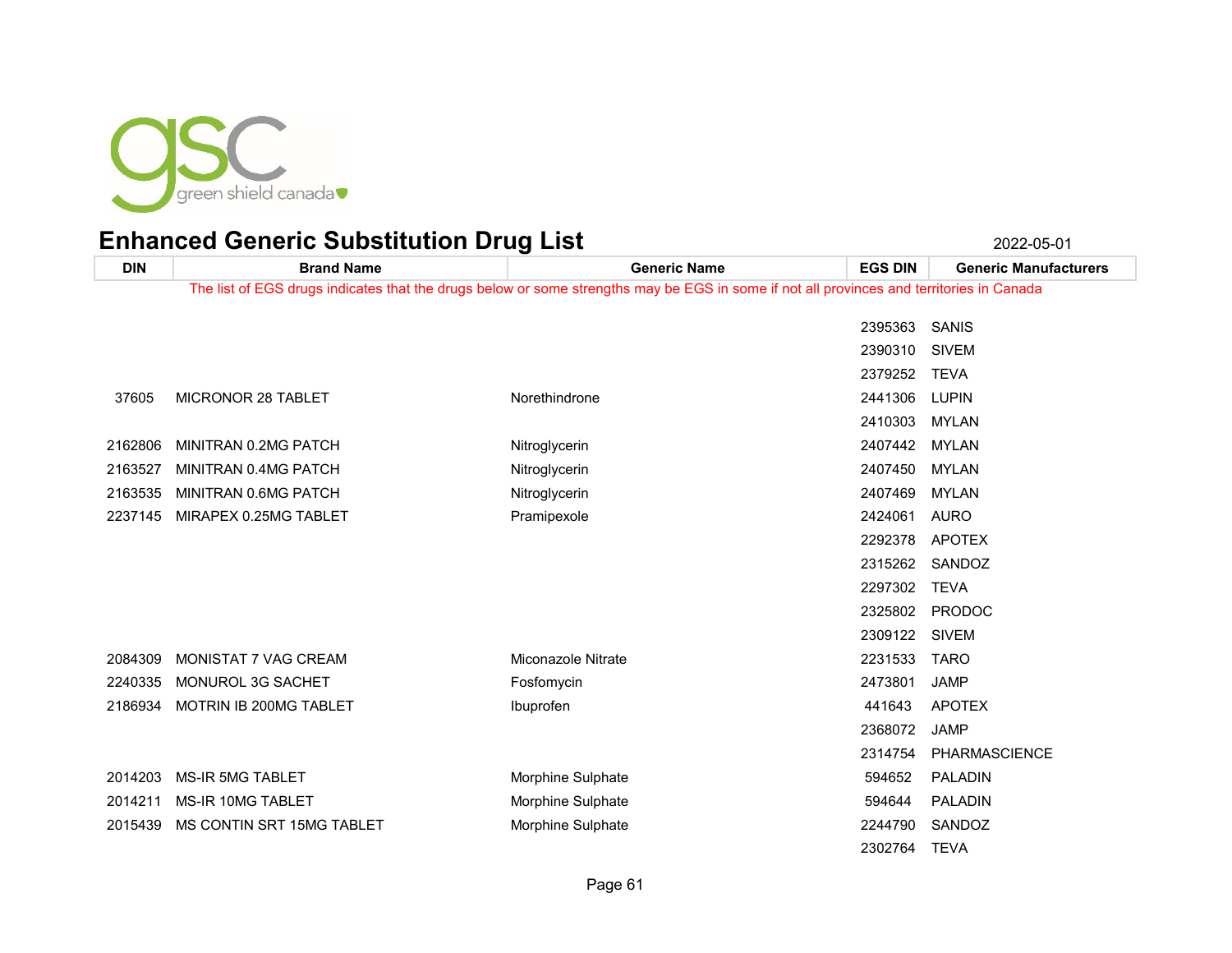## Enhanced Generic Substitution Drug List

2022-05-01

| DIN | Brand Name | Generic Name | EGS DIN | Generic Manufacturers |
|---|---|---|---|---|
| The list of EGS drugs indicates that the drugs below or some strengths may be EGS in some if not all provinces and territories in Canada | | | | |
| | | | 2395363 | SANIS |
| | | | 2390310 | SIVEM |
| | | | 2379252 | TEVA |
| 37605 | MICRONOR 28 TABLET | Norethindrone | 2441306 | LUPIN |
| | | | 2410303 | MYLAN |
| 2162806 | MINITRAN 0.2MG PATCH | Nitroglycerin | 2407442 | MYLAN |
| 2163527 | MINITRAN 0.4MG PATCH | Nitroglycerin | 2407450 | MYLAN |
| 2163535 | MINITRAN 0.6MG PATCH | Nitroglycerin | 2407469 | MYLAN |
| 2237145 | MIRAPEX 0.25MG TABLET | Pramipexole | 2424061 | AURO |
| | | | 2292378 | APOTEX |
| | | | 2315262 | SANDOZ |
| | | | 2297302 | TEVA |
| | | | 2325802 | PRODOC |
| | | | 2309122 | SIVEM |
| 2084309 | MONISTAT 7 VAG CREAM | Miconazole Nitrate | 2231533 | TARO |
| 2240335 | MONUROL 3G SACHET | Fosfomycin | 2473801 | JAMP |
| 2186934 | MOTRIN IB 200MG TABLET | Ibuprofen | 441643 | APOTEX |
| | | | 2368072 | JAMP |
| | | | 2314754 | PHARMASCIENCE |
| 2014203 | MS-IR 5MG TABLET | Morphine Sulphate | 594652 | PALADIN |
| 2014211 | MS-IR 10MG TABLET | Morphine Sulphate | 594644 | PALADIN |
| 2015439 | MS CONTIN SRT 15MG TABLET | Morphine Sulphate | 2244790 | SANDOZ |
| | | | 2302764 | TEVA |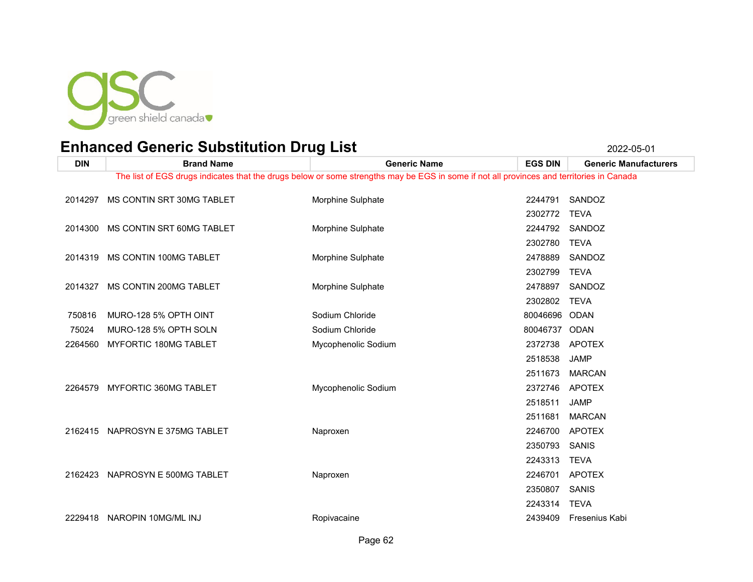## Enhanced Generic Substitution Drug List

2022-05-01

| DIN | Brand Name | Generic Name | EGS DIN | Generic Manufacturers |
|---|---|---|---|---|
| The list of EGS drugs indicates that the drugs below or some strengths may be EGS in some if not all provinces and territories in Canada | | | | |
| 2014297 | MS CONTIN SRT 30MG TABLET | Morphine Sulphate | 2244791 | SANDOZ |
| | | | 2302772 | TEVA |
| 2014300 | MS CONTIN SRT 60MG TABLET | Morphine Sulphate | 2244792 | SANDOZ |
| | | | 2302780 | TEVA |
| 2014319 | MS CONTIN 100MG TABLET | Morphine Sulphate | 2478889 | SANDOZ |
| | | | 2302799 | TEVA |
| 2014327 | MS CONTIN 200MG TABLET | Morphine Sulphate | 2478897 | SANDOZ |
| | | | 2302802 | TEVA |
| 750816 | MURO-128 5% OPTH OINT | Sodium Chloride | 80046696 | ODAN |
| 75024 | MURO-128 5% OPTH SOLN | Sodium Chloride | 80046737 | ODAN |
| 2264560 | MYFORTIC 180MG TABLET | Mycophenolic Sodium | 2372738 | APOTEX |
| | | | 2518538 | JAMP |
| | | | 2511673 | MARCAN |
| 2264579 | MYFORTIC 360MG TABLET | Mycophenolic Sodium | 2372746 | APOTEX |
| | | | 2518511 | JAMP |
| | | | 2511681 | MARCAN |
| 2162415 | NAPROSYN E 375MG TABLET | Naproxen | 2246700 | APOTEX |
| | | | 2350793 | SANIS |
| | | | 2243313 | TEVA |
| 2162423 | NAPROSYN E 500MG TABLET | Naproxen | 2246701 | APOTEX |
| | | | 2350807 | SANIS |
| | | | 2243314 | TEVA |
| 2229418 | NAROPIN 10MG/ML INJ | Ropivacaine | 2439409 | Fresenius Kabi |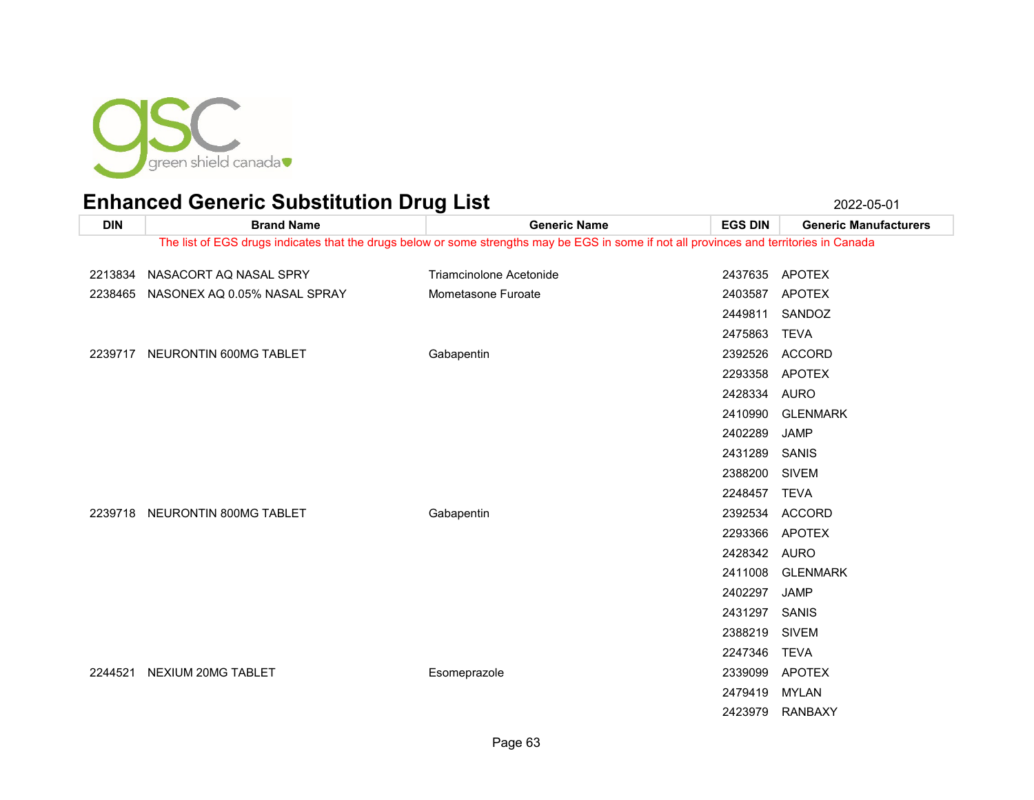# Enhanced Generic Substitution Drug List

2022-05-01

| DIN | Brand Name | Generic Name | EGS DIN | Generic Manufacturers |
|---|---|---|---|---|
| The list of EGS drugs indicates that the drugs below or some strengths may be EGS in some if not all provinces and territories in Canada | | | | |
| 2213834 | NASACORT AQ NASAL SPRY | Triamcinolone Acetonide | 2437635 | APOTEX |
| 2238465 | NASONEX AQ 0.05% NASAL SPRAY | Mometasone Furoate | 2403587 | APOTEX |
| | | | 2449811 | SANDOZ |
| | | | 2475863 | TEVA |
| 2239717 | NEURONTIN 600MG TABLET | Gabapentin | 2392526 | ACCORD |
| | | | 2293358 | APOTEX |
| | | | 2428334 | AURO |
| | | | 2410990 | GLENMARK |
| | | | 2402289 | JAMP |
| | | | 2431289 | SANIS |
| | | | 2388200 | SIVEM |
| | | | 2248457 | TEVA |
| 2239718 | NEURONTIN 800MG TABLET | Gabapentin | 2392534 | ACCORD |
| | | | 2293366 | APOTEX |
| | | | 2428342 | AURO |
| | | | 2411008 | GLENMARK |
| | | | 2402297 | JAMP |
| | | | 2431297 | SANIS |
| | | | 2388219 | SIVEM |
| | | | 2247346 | TEVA |
| 2244521 | NEXIUM 20MG TABLET | Esomeprazole | 2339099 | APOTEX |
| | | | 2479419 | MYLAN |
| | | | 2423979 | RANBAXY |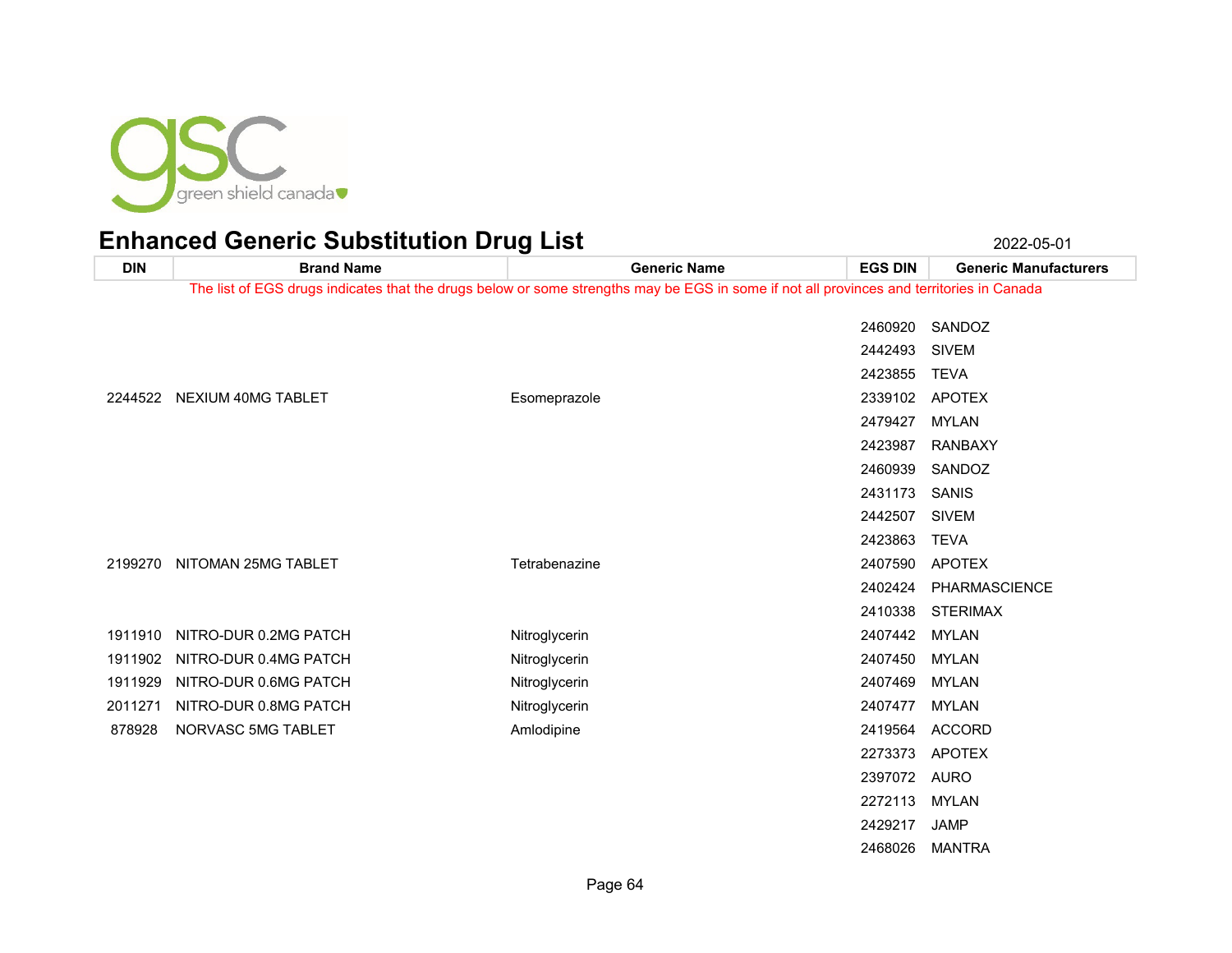# Enhanced Generic Substitution Drug List

2022-05-01

| DIN | Brand Name | Generic Name | EGS DIN | Generic Manufacturers |
|---|---|---|---|---|
| The list of EGS drugs indicates that the drugs below or some strengths may be EGS in some if not all provinces and territories in Canada | | | | |
| | | | 2460920 | SANDOZ |
| | | | 2442493 | SIVEM |
| | | | 2423855 | TEVA |
| 2244522 | NEXIUM 40MG TABLET | Esomeprazole | 2339102 | APOTEX |
| | | | 2479427 | MYLAN |
| | | | 2423987 | RANBAXY |
| | | | 2460939 | SANDOZ |
| | | | 2431173 | SANIS |
| | | | 2442507 | SIVEM |
| | | | 2423863 | TEVA |
| 2199270 | NITOMAN 25MG TABLET | Tetrabenazine | 2407590 | APOTEX |
| | | | 2402424 | PHARMASCIENCE |
| | | | 2410338 | STERIMAX |
| 1911910 | NITRO-DUR 0.2MG PATCH | Nitroglycerin | 2407442 | MYLAN |
| 1911902 | NITRO-DUR 0.4MG PATCH | Nitroglycerin | 2407450 | MYLAN |
| 1911929 | NITRO-DUR 0.6MG PATCH | Nitroglycerin | 2407469 | MYLAN |
| 2011271 | NITRO-DUR 0.8MG PATCH | Nitroglycerin | 2407477 | MYLAN |
| 878928 | NORVASC 5MG TABLET | Amlodipine | 2419564 | ACCORD |
| | | | 2273373 | APOTEX |
| | | | 2397072 | AURO |
| | | | 2272113 | MYLAN |
| | | | 2429217 | JAMP |
| | | | 2468026 | MANTRA |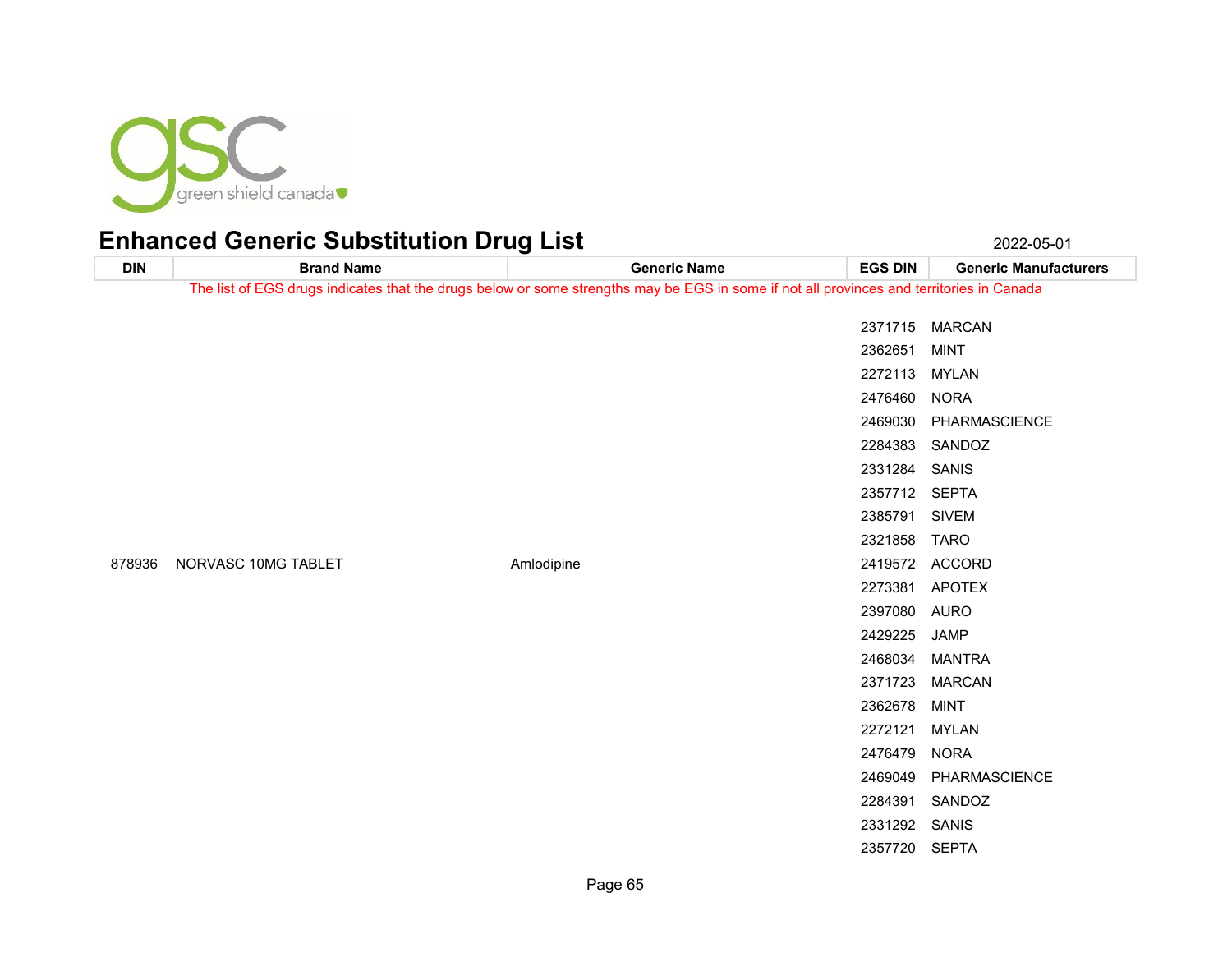# Enhanced Generic Substitution Drug List

2022-05-01

| DIN | Brand Name | Generic Name | EGS DIN | Generic Manufacturers |
|---|---|---|---|---|
| | | | 2371715 | MARCAN |
| | | | 2362651 | MINT |
| | | | 2272113 | MYLAN |
| | | | 2476460 | NORA |
| | | | 2469030 | PHARMASCIENCE |
| | | | 2284383 | SANDOZ |
| | | | 2331284 | SANIS |
| | | | 2357712 | SEPTA |
| | | | 2385791 | SIVEM |
| | | | 2321858 | TARO |
| 878936 | NORVASC 10MG TABLET | Amlodipine | 2419572 | ACCORD |
| | | | 2273381 | APOTEX |
| | | | 2397080 | AURO |
| | | | 2429225 | JAMP |
| | | | 2468034 | MANTRA |
| | | | 2371723 | MARCAN |
| | | | 2362678 | MINT |
| | | | 2272121 | MYLAN |
| | | | 2476479 | NORA |
| | | | 2469049 | PHARMASCIENCE |
| | | | 2284391 | SANDOZ |
| | | | 2331292 | SANIS |
| | | | 2357720 | SEPTA |

The list of EGS drugs indicates that the drugs below or some strengths may be EGS in some if not all provinces and territories in Canada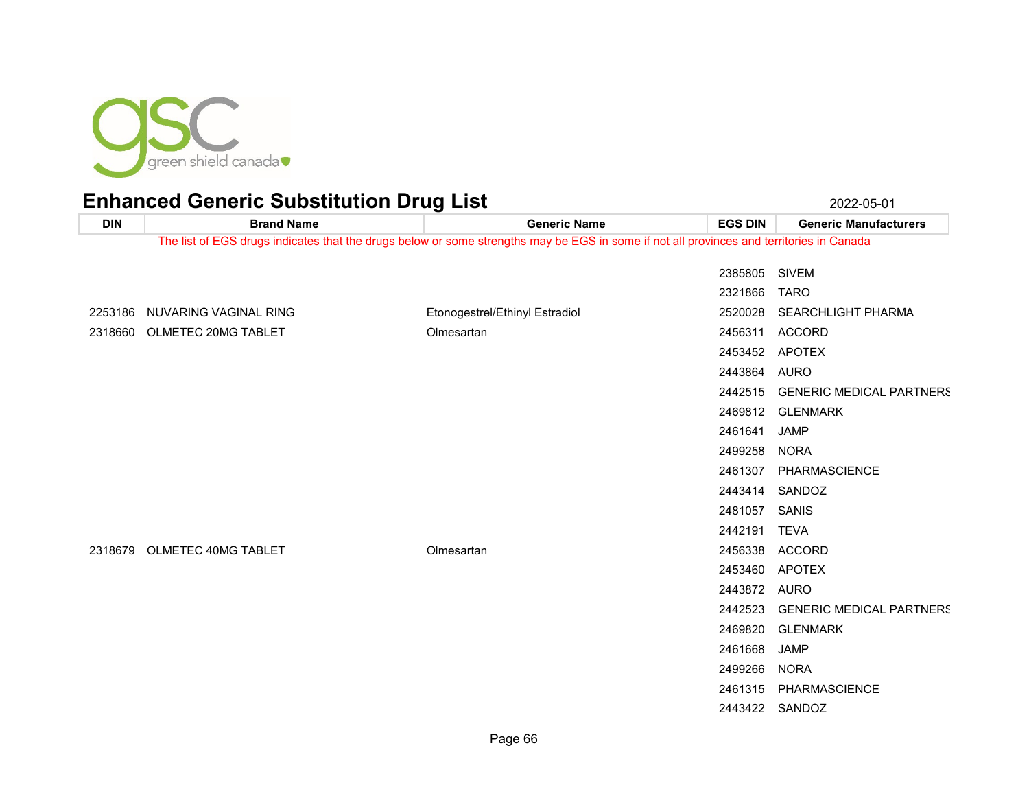# Enhanced Generic Substitution Drug List

2022-05-01

| DIN | Brand Name | Generic Name | EGS DIN | Generic Manufacturers |
|---|---|---|---|---|
| The list of EGS drugs indicates that the drugs below or some strengths may be EGS in some if not all provinces and territories in Canada | | | | |
| | | | 2385805 | SIVEM |
| | | | 2321866 | TARO |
| 2253186 | NUVARING VAGINAL RING | Etonogestrel/Ethinyl Estradiol | 2520028 | SEARCHLIGHT PHARMA |
| 2318660 | OLMETEC 20MG TABLET | Olmesartan | 2456311 | ACCORD |
| | | | 2453452 | APOTEX |
| | | | 2443864 | AURO |
| | | | 2442515 | GENERIC MEDICAL PARTNERS |
| | | | 2469812 | GLENMARK |
| | | | 2461641 | JAMP |
| | | | 2499258 | NORA |
| | | | 2461307 | PHARMASCIENCE |
| | | | 2443414 | SANDOZ |
| | | | 2481057 | SANIS |
| | | | 2442191 | TEVA |
| 2318679 | OLMETEC 40MG TABLET | Olmesartan | 2456338 | ACCORD |
| | | | 2453460 | APOTEX |
| | | | 2443872 | AURO |
| | | | 2442523 | GENERIC MEDICAL PARTNERS |
| | | | 2469820 | GLENMARK |
| | | | 2461668 | JAMP |
| | | | 2499266 | NORA |
| | | | 2461315 | PHARMASCIENCE |
| | | | 2443422 | SANDOZ |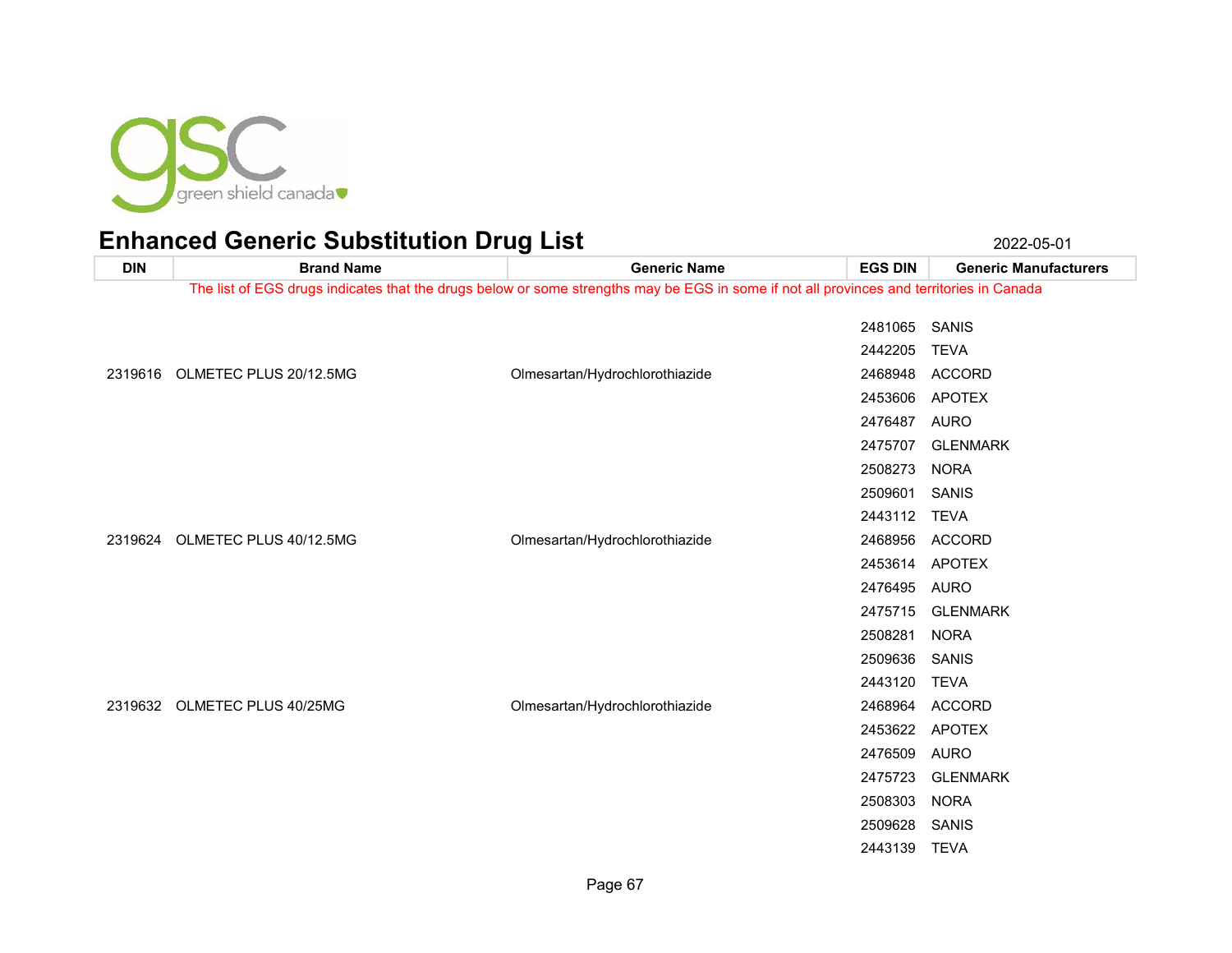# Enhanced Generic Substitution Drug List

2022-05-01

| DIN | Brand Name | Generic Name | EGS DIN | Generic Manufacturers |
|---|---|---|---|---|
| The list of EGS drugs indicates that the drugs below or some strengths may be EGS in some if not all provinces and territories in Canada | | | | |
| | | | 2481065 | SANIS |
| | | | 2442205 | TEVA |
| 2319616 | OLMETEC PLUS 20/12.5MG | Olmesartan/Hydrochlorothiazide | 2468948 | ACCORD |
| | | | 2453606 | APOTEX |
| | | | 2476487 | AURO |
| | | | 2475707 | GLENMARK |
| | | | 2508273 | NORA |
| | | | 2509601 | SANIS |
| | | | 2443112 | TEVA |
| 2319624 | OLMETEC PLUS 40/12.5MG | Olmesartan/Hydrochlorothiazide | 2468956 | ACCORD |
| | | | 2453614 | APOTEX |
| | | | 2476495 | AURO |
| | | | 2475715 | GLENMARK |
| | | | 2508281 | NORA |
| | | | 2509636 | SANIS |
| | | | 2443120 | TEVA |
| 2319632 | OLMETEC PLUS 40/25MG | Olmesartan/Hydrochlorothiazide | 2468964 | ACCORD |
| | | | 2453622 | APOTEX |
| | | | 2476509 | AURO |
| | | | 2475723 | GLENMARK |
| | | | 2508303 | NORA |
| | | | 2509628 | SANIS |
| | | | 2443139 | TEVA |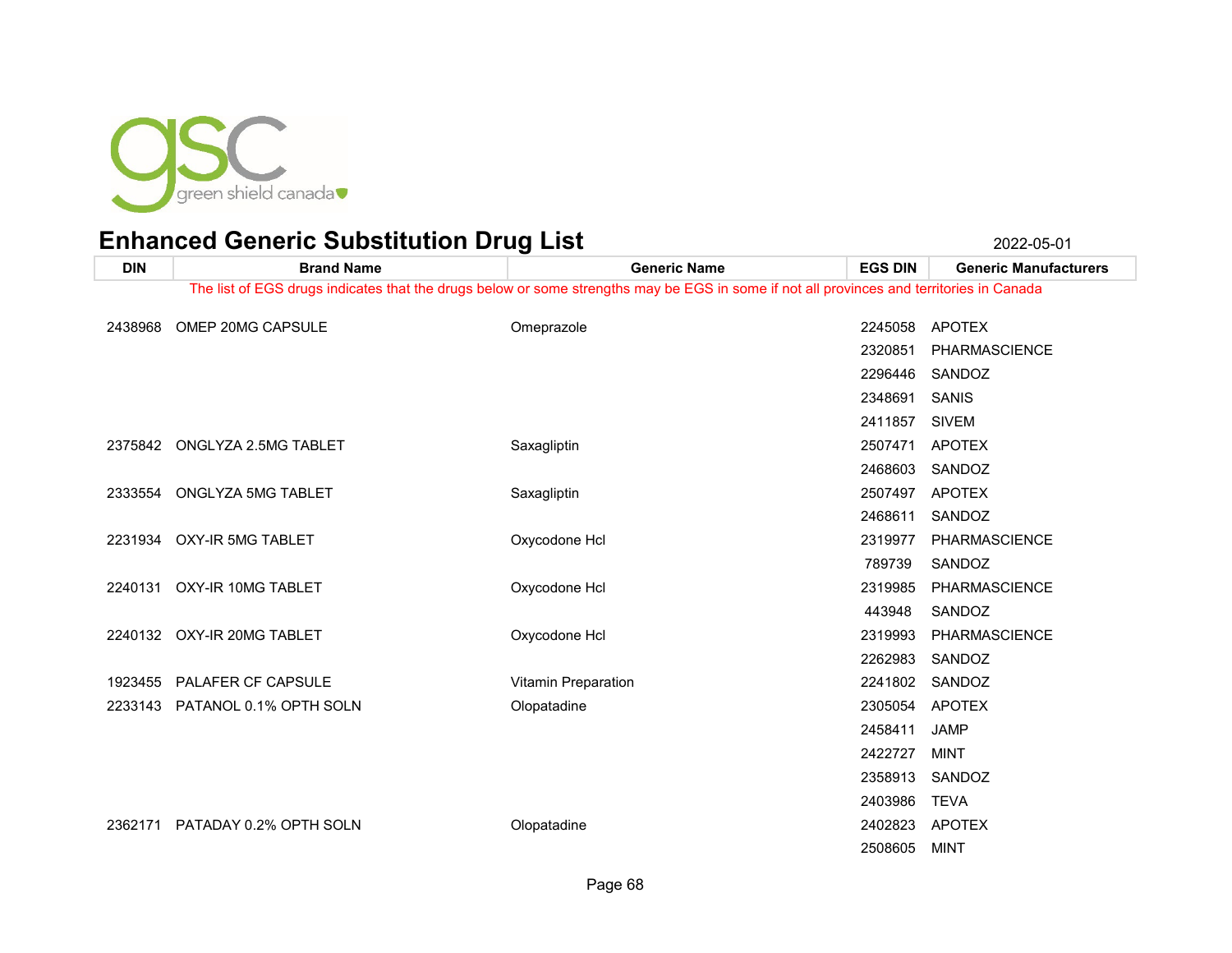# Enhanced Generic Substitution Drug List

2022-05-01

| DIN | Brand Name | Generic Name | EGS DIN | Generic Manufacturers |
|---|---|---|---|---|

The list of EGS drugs indicates that the drugs below or some strengths may be EGS in some if not all provinces and territories in Canada

| DIN | Brand Name | Generic Name | EGS DIN | Generic Manufacturers |
|---|---|---|---|---|
| 2438968 | OMEP 20MG CAPSULE | Omeprazole | 2245058 | APOTEX |
| | | | 2320851 | PHARMASCIENCE |
| | | | 2296446 | SANDOZ |
| | | | 2348691 | SANIS |
| | | | 2411857 | SIVEM |
| 2375842 | ONGLYZA 2.5MG TABLET | Saxagliptin | 2507471 | APOTEX |
| | | | 2468603 | SANDOZ |
| 2333554 | ONGLYZA 5MG TABLET | Saxagliptin | 2507497 | APOTEX |
| | | | 2468611 | SANDOZ |
| 2231934 | OXY-IR 5MG TABLET | Oxycodone Hcl | 2319977 | PHARMASCIENCE |
| | | | 789739 | SANDOZ |
| 2240131 | OXY-IR 10MG TABLET | Oxycodone Hcl | 2319985 | PHARMASCIENCE |
| | | | 443948 | SANDOZ |
| 2240132 | OXY-IR 20MG TABLET | Oxycodone Hcl | 2319993 | PHARMASCIENCE |
| | | | 2262983 | SANDOZ |
| 1923455 | PALAFER CF CAPSULE | Vitamin Preparation | 2241802 | SANDOZ |
| 2233143 | PATANOL 0.1% OPTH SOLN | Olopatadine | 2305054 | APOTEX |
| | | | 2458411 | JAMP |
| | | | 2422727 | MINT |
| | | | 2358913 | SANDOZ |
| | | | 2403986 | TEVA |
| 2362171 | PATADAY 0.2% OPTH SOLN | Olopatadine | 2402823 | APOTEX |
| | | | 2508605 | MINT |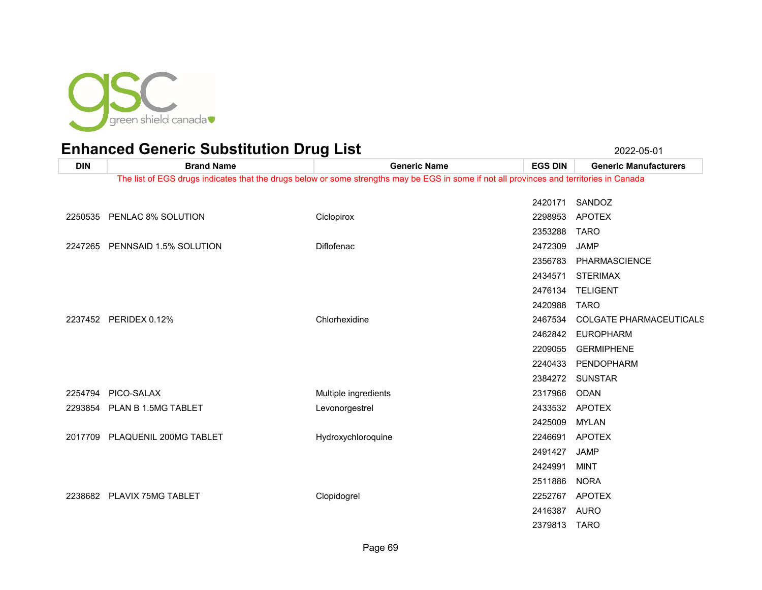# Enhanced Generic Substitution Drug List

2022-05-01

The list of EGS drugs indicates that the drugs below or some strengths may be EGS in some if not all provinces and territories in Canada

| DIN | Brand Name | Generic Name | EGS DIN | Generic Manufacturers |
|---|---|---|---|---|
| | | | 2420171 | SANDOZ |
| 2250535 | PENLAC 8% SOLUTION | Ciclopirox | 2298953 | APOTEX |
| | | | 2353288 | TARO |
| 2247265 | PENNSAID 1.5% SOLUTION | Diflofenac | 2472309 | JAMP |
| | | | 2356783 | PHARMASCIENCE |
| | | | 2434571 | STERIMAX |
| | | | 2476134 | TELIGENT |
| | | | 2420988 | TARO |
| 2237452 | PERIDEX 0.12% | Chlorhexidine | 2467534 | COLGATE PHARMACEUTICALS |
| | | | 2462842 | EUROPHARM |
| | | | 2209055 | GERMIPHENE |
| | | | 2240433 | PENDOPHARM |
| | | | 2384272 | SUNSTAR |
| 2254794 | PICO-SALAX | Multiple ingredients | 2317966 | ODAN |
| 2293854 | PLAN B 1.5MG TABLET | Levonorgestrel | 2433532 | APOTEX |
| | | | 2425009 | MYLAN |
| 2017709 | PLAQUENIL 200MG TABLET | Hydroxychloroquine | 2246691 | APOTEX |
| | | | 2491427 | JAMP |
| | | | 2424991 | MINT |
| | | | 2511886 | NORA |
| 2238682 | PLAVIX 75MG TABLET | Clopidogrel | 2252767 | APOTEX |
| | | | 2416387 | AURO |
| | | | 2379813 | TARO |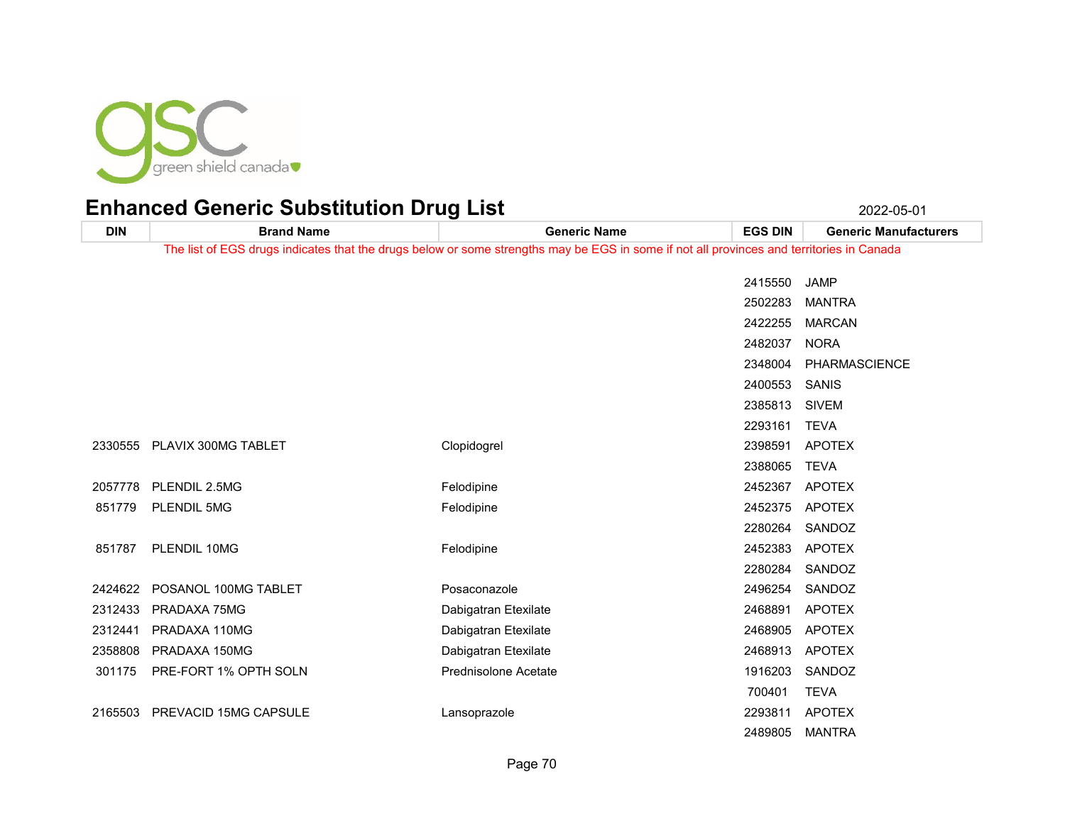# Enhanced Generic Substitution Drug List

2022-05-01

| DIN | Brand Name | Generic Name | EGS DIN | Generic Manufacturers |
|---|---|---|---|---|
| The list of EGS drugs indicates that the drugs below or some strengths may be EGS in some if not all provinces and territories in Canada | | | | |
| | | | 2415550 | JAMP |
| | | | 2502283 | MANTRA |
| | | | 2422255 | MARCAN |
| | | | 2482037 | NORA |
| | | | 2348004 | PHARMASCIENCE |
| | | | 2400553 | SANIS |
| | | | 2385813 | SIVEM |
| | | | 2293161 | TEVA |
| 2330555 | PLAVIX 300MG TABLET | Clopidogrel | 2398591 | APOTEX |
| | | | 2388065 | TEVA |
| 2057778 | PLENDIL 2.5MG | Felodipine | 2452367 | APOTEX |
| 851779 | PLENDIL 5MG | Felodipine | 2452375 | APOTEX |
| | | | 2280264 | SANDOZ |
| 851787 | PLENDIL 10MG | Felodipine | 2452383 | APOTEX |
| | | | 2280284 | SANDOZ |
| 2424622 | POSANOL 100MG TABLET | Posaconazole | 2496254 | SANDOZ |
| 2312433 | PRADAXA 75MG | Dabigatran Etexilate | 2468891 | APOTEX |
| 2312441 | PRADAXA 110MG | Dabigatran Etexilate | 2468905 | APOTEX |
| 2358808 | PRADAXA 150MG | Dabigatran Etexilate | 2468913 | APOTEX |
| 301175 | PRE-FORT 1% OPTH SOLN | Prednisolone Acetate | 1916203 | SANDOZ |
| | | | 700401 | TEVA |
| 2165503 | PREVACID 15MG CAPSULE | Lansoprazole | 2293811 | APOTEX |
| | | | 2489805 | MANTRA |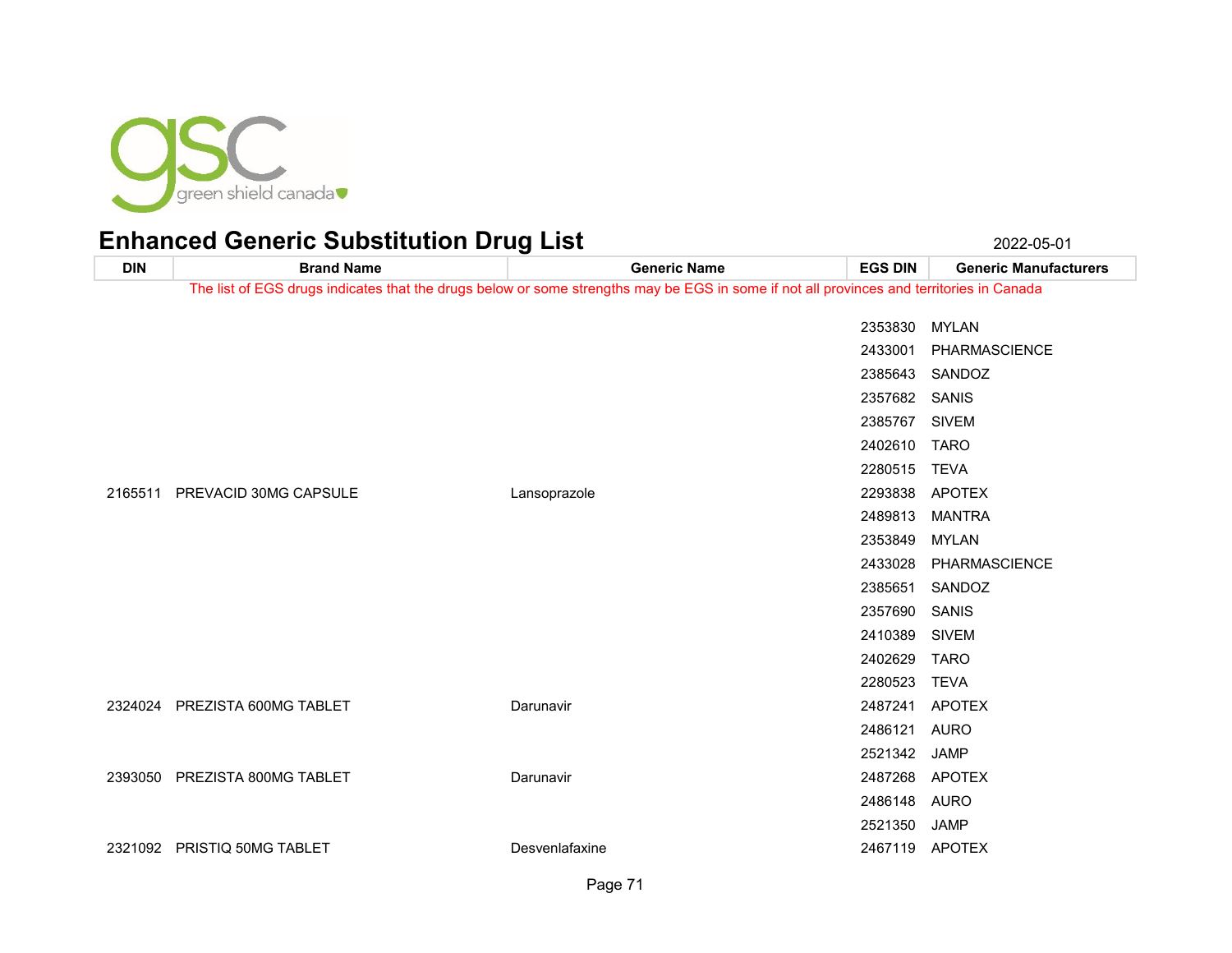# Enhanced Generic Substitution Drug List

2022-05-01

| DIN | Brand Name | Generic Name | EGS DIN | Generic Manufacturers |
|---|---|---|---|---|
| The list of EGS drugs indicates that the drugs below or some strengths may be EGS in some if not all provinces and territories in Canada | | | | |
| | | | 2353830 | MYLAN |
| | | | 2433001 | PHARMASCIENCE |
| | | | 2385643 | SANDOZ |
| | | | 2357682 | SANIS |
| | | | 2385767 | SIVEM |
| | | | 2402610 | TARO |
| | | | 2280515 | TEVA |
| 2165511 | PREVACID 30MG CAPSULE | Lansoprazole | 2293838 | APOTEX |
| | | | 2489813 | MANTRA |
| | | | 2353849 | MYLAN |
| | | | 2433028 | PHARMASCIENCE |
| | | | 2385651 | SANDOZ |
| | | | 2357690 | SANIS |
| | | | 2410389 | SIVEM |
| | | | 2402629 | TARO |
| | | | 2280523 | TEVA |
| 2324024 | PREZISTA 600MG TABLET | Darunavir | 2487241 | APOTEX |
| | | | 2486121 | AURO |
| | | | 2521342 | JAMP |
| 2393050 | PREZISTA 800MG TABLET | Darunavir | 2487268 | APOTEX |
| | | | 2486148 | AURO |
| | | | 2521350 | JAMP |
| 2321092 | PRISTIQ 50MG TABLET | Desvenlafaxine | 2467119 | APOTEX |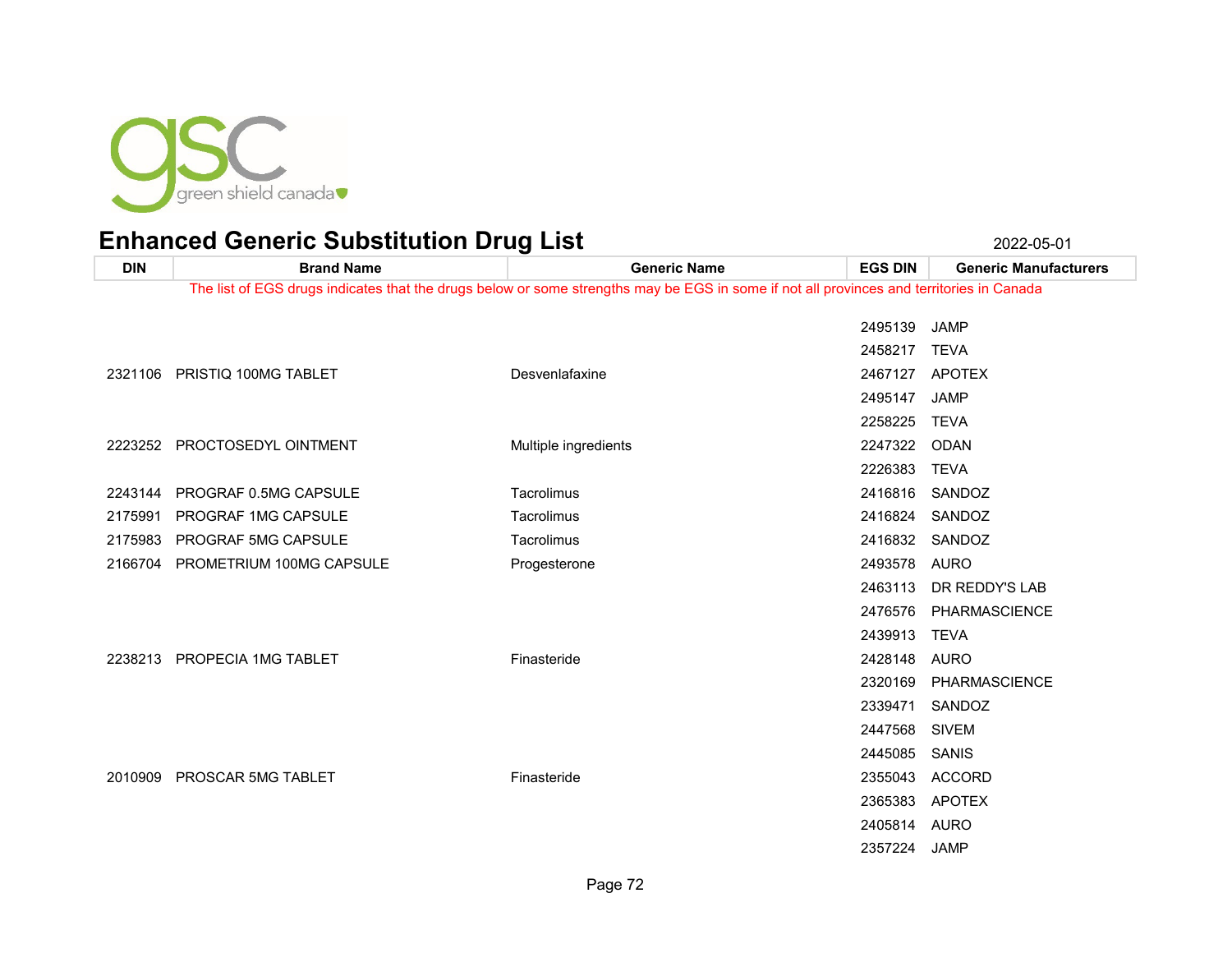# Enhanced Generic Substitution Drug List

2022-05-01

| DIN | Brand Name | Generic Name | EGS DIN | Generic Manufacturers |
|---|---|---|---|---|
| The list of EGS drugs indicates that the drugs below or some strengths may be EGS in some if not all provinces and territories in Canada | | | | |
| | | | 2495139 | JAMP |
| | | | 2458217 | TEVA |
| 2321106 | PRISTIQ 100MG TABLET | Desvenlafaxine | 2467127 | APOTEX |
| | | | 2495147 | JAMP |
| | | | 2258225 | TEVA |
| 2223252 | PROCTOSEDYL OINTMENT | Multiple ingredients | 2247322 | ODAN |
| | | | 2226383 | TEVA |
| 2243144 | PROGRAF 0.5MG CAPSULE | Tacrolimus | 2416816 | SANDOZ |
| 2175991 | PROGRAF 1MG CAPSULE | Tacrolimus | 2416824 | SANDOZ |
| 2175983 | PROGRAF 5MG CAPSULE | Tacrolimus | 2416832 | SANDOZ |
| 2166704 | PROMETRIUM 100MG CAPSULE | Progesterone | 2493578 | AURO |
| | | | 2463113 | DR REDDY'S LAB |
| | | | 2476576 | PHARMASCIENCE |
| | | | 2439913 | TEVA |
| 2238213 | PROPECIA 1MG TABLET | Finasteride | 2428148 | AURO |
| | | | 2320169 | PHARMASCIENCE |
| | | | 2339471 | SANDOZ |
| | | | 2447568 | SIVEM |
| | | | 2445085 | SANIS |
| 2010909 | PROSCAR 5MG TABLET | Finasteride | 2355043 | ACCORD |
| | | | 2365383 | APOTEX |
| | | | 2405814 | AURO |
| | | | 2357224 | JAMP |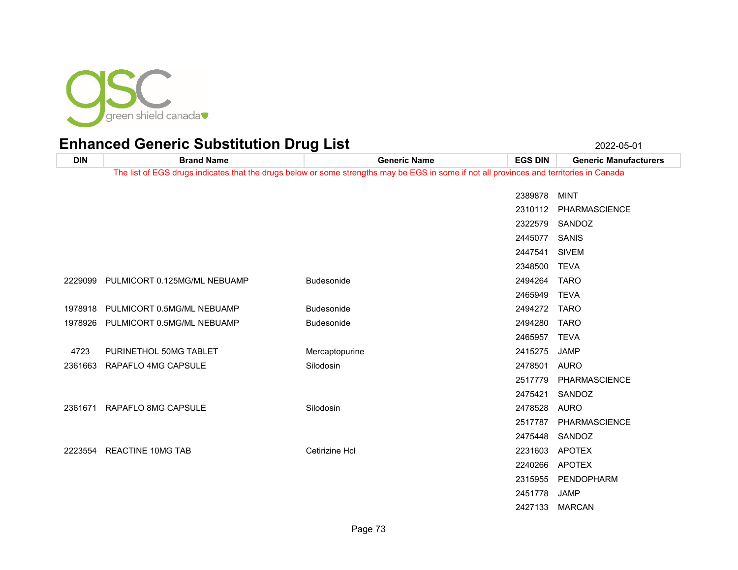# Enhanced Generic Substitution Drug List

2022-05-01

| DIN | Brand Name | Generic Name | EGS DIN | Generic Manufacturers |
|---|---|---|---|---|
| The list of EGS drugs indicates that the drugs below or some strengths may be EGS in some if not all provinces and territories in Canada | | | | |
| | | | 2389878 | MINT |
| | | | 2310112 | PHARMASCIENCE |
| | | | 2322579 | SANDOZ |
| | | | 2445077 | SANIS |
| | | | 2447541 | SIVEM |
| | | | 2348500 | TEVA |
| 2229099 | PULMICORT 0.125MG/ML NEBUAMP | Budesonide | 2494264 | TARO |
| | | | 2465949 | TEVA |
| 1978918 | PULMICORT 0.5MG/ML NEBUAMP | Budesonide | 2494272 | TARO |
| 1978926 | PULMICORT 0.5MG/ML NEBUAMP | Budesonide | 2494280 | TARO |
| | | | 2465957 | TEVA |
| 4723 | PURINETHOL 50MG TABLET | Mercaptopurine | 2415275 | JAMP |
| 2361663 | RAPAFLO 4MG CAPSULE | Silodosin | 2478501 | AURO |
| | | | 2517779 | PHARMASCIENCE |
| | | | 2475421 | SANDOZ |
| 2361671 | RAPAFLO 8MG CAPSULE | Silodosin | 2478528 | AURO |
| | | | 2517787 | PHARMASCIENCE |
| | | | 2475448 | SANDOZ |
| 2223554 | REACTINE 10MG TAB | Cetirizine Hcl | 2231603 | APOTEX |
| | | | 2240266 | APOTEX |
| | | | 2315955 | PENDOPHARM |
| | | | 2451778 | JAMP |
| | | | 2427133 | MARCAN |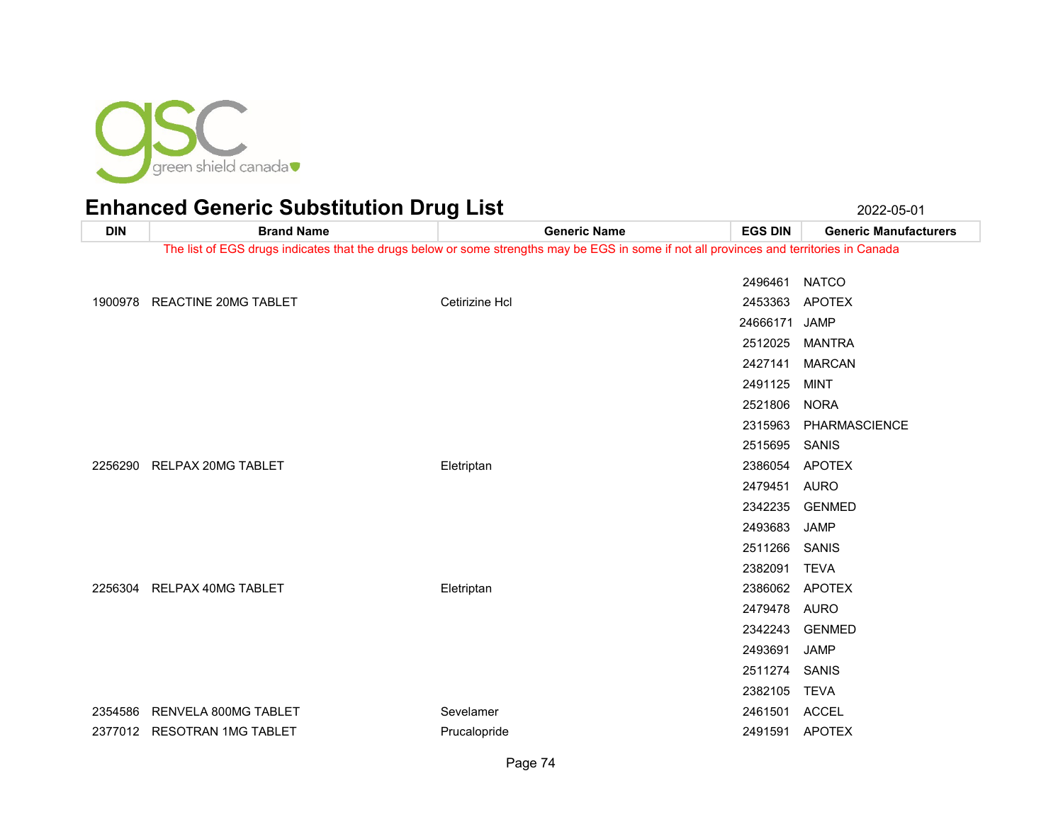# Enhanced Generic Substitution Drug List

2022-05-01

| DIN | Brand Name | Generic Name | EGS DIN | Generic Manufacturers |
|---|---|---|---|---|
| The list of EGS drugs indicates that the drugs below or some strengths may be EGS in some if not all provinces and territories in Canada | | | | |
| | | | 2496461 | NATCO |
| 1900978 | REACTINE 20MG TABLET | Cetirizine Hcl | 2453363 | APOTEX |
| | | | 24666171 | JAMP |
| | | | 2512025 | MANTRA |
| | | | 2427141 | MARCAN |
| | | | 2491125 | MINT |
| | | | 2521806 | NORA |
| | | | 2315963 | PHARMASCIENCE |
| | | | 2515695 | SANIS |
| 2256290 | RELPAX 20MG TABLET | Eletriptan | 2386054 | APOTEX |
| | | | 2479451 | AURO |
| | | | 2342235 | GENMED |
| | | | 2493683 | JAMP |
| | | | 2511266 | SANIS |
| | | | 2382091 | TEVA |
| 2256304 | RELPAX 40MG TABLET | Eletriptan | 2386062 | APOTEX |
| | | | 2479478 | AURO |
| | | | 2342243 | GENMED |
| | | | 2493691 | JAMP |
| | | | 2511274 | SANIS |
| | | | 2382105 | TEVA |
| 2354586 | RENVELA 800MG TABLET | Sevelamer | 2461501 | ACCEL |
| 2377012 | RESOTRAN 1MG TABLET | Prucalopride | 2491591 | APOTEX |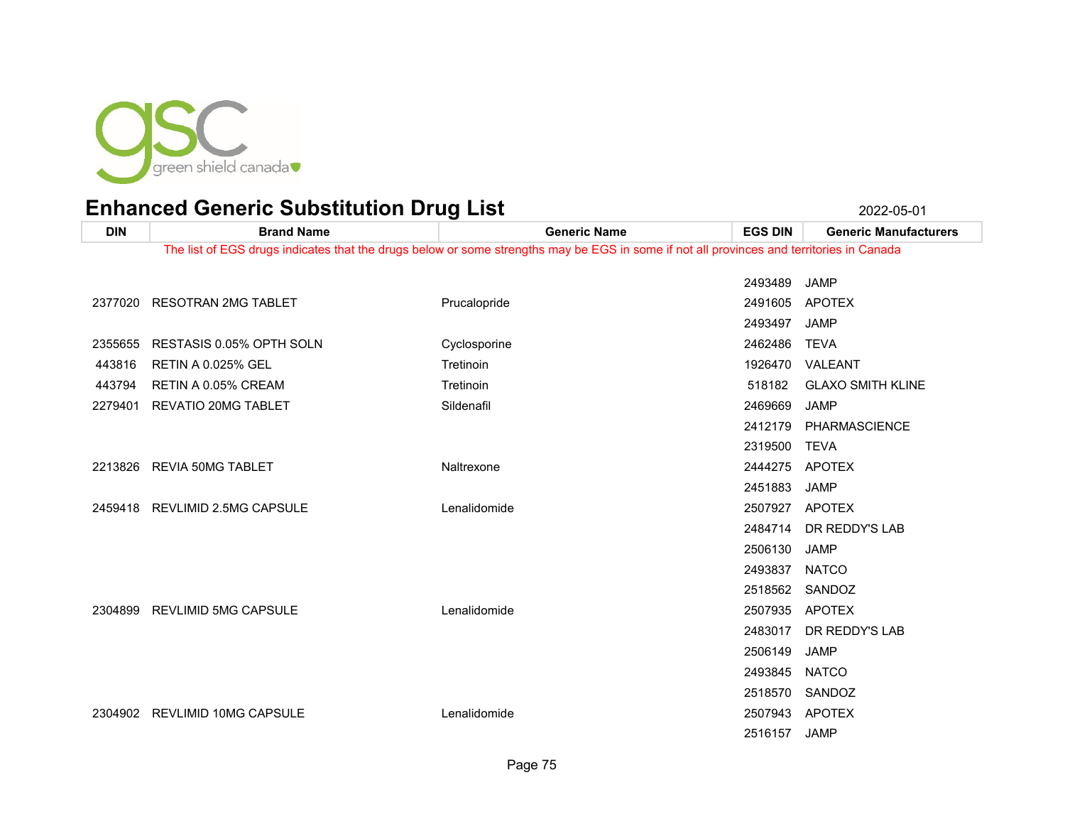green shield canada

# Enhanced Generic Substitution Drug List

2022-05-01

| DIN | Brand Name | Generic Name | EGS DIN | Generic Manufacturers |
|---|---|---|---|---|
| | | | 2493489 | JAMP |
| 2377020 | RESOTRAN 2MG TABLET | Prucalopride | 2491605 | APOTEX |
| | | | 2493497 | JAMP |
| 2355655 | RESTASIS 0.05% OPTH SOLN | Cyclosporine | 2462486 | TEVA |
| 443816 | RETIN A 0.025% GEL | Tretinoin | 1926470 | VALEANT |
| 443794 | RETIN A 0.05% CREAM | Tretinoin | 518182 | GLAXO SMITH KLINE |
| 2279401 | REVATIO 20MG TABLET | Sildenafil | 2469669 | JAMP |
| | | | 2412179 | PHARMASCIENCE |
| | | | 2319500 | TEVA |
| 2213826 | REVIA 50MG TABLET | Naltrexone | 2444275 | APOTEX |
| | | | 2451883 | JAMP |
| 2459418 | REVLIMID 2.5MG CAPSULE | Lenalidomide | 2507927 | APOTEX |
| | | | 2484714 | DR REDDY'S LAB |
| | | | 2506130 | JAMP |
| | | | 2493837 | NATCO |
| | | | 2518562 | SANDOZ |
| 2304899 | REVLIMID 5MG CAPSULE | Lenalidomide | 2507935 | APOTEX |
| | | | 2483017 | DR REDDY'S LAB |
| | | | 2506149 | JAMP |
| | | | 2493845 | NATCO |
| | | | 2518570 | SANDOZ |
| 2304902 | REVLIMID 10MG CAPSULE | Lenalidomide | 2507943 | APOTEX |
| | | | 2516157 | JAMP |

The list of EGS drugs indicates that the drugs below or some strengths may be EGS in some if not all provinces and territories in Canada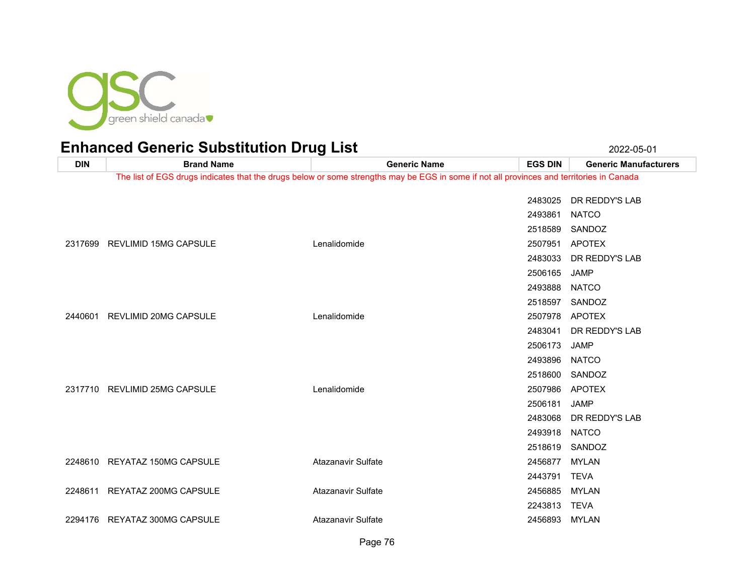# Enhanced Generic Substitution Drug List

2022-05-01

| DIN | Brand Name | Generic Name | EGS DIN | Generic Manufacturers |
|---|---|---|---|---|
| The list of EGS drugs indicates that the drugs below or some strengths may be EGS in some if not all provinces and territories in Canada | | | | |
| | | | 2483025 | DR REDDY'S LAB |
| | | | 2493861 | NATCO |
| | | | 2518589 | SANDOZ |
| 2317699 | REVLIMID 15MG CAPSULE | Lenalidomide | 2507951 | APOTEX |
| | | | 2483033 | DR REDDY'S LAB |
| | | | 2506165 | JAMP |
| | | | 2493888 | NATCO |
| | | | 2518597 | SANDOZ |
| 2440601 | REVLIMID 20MG CAPSULE | Lenalidomide | 2507978 | APOTEX |
| | | | 2483041 | DR REDDY'S LAB |
| | | | 2506173 | JAMP |
| | | | 2493896 | NATCO |
| | | | 2518600 | SANDOZ |
| 2317710 | REVLIMID 25MG CAPSULE | Lenalidomide | 2507986 | APOTEX |
| | | | 2506181 | JAMP |
| | | | 2483068 | DR REDDY'S LAB |
| | | | 2493918 | NATCO |
| | | | 2518619 | SANDOZ |
| 2248610 | REYATAZ 150MG CAPSULE | Atazanavir Sulfate | 2456877 | MYLAN |
| | | | 2443791 | TEVA |
| 2248611 | REYATAZ 200MG CAPSULE | Atazanavir Sulfate | 2456885 | MYLAN |
| | | | 2243813 | TEVA |
| 2294176 | REYATAZ 300MG CAPSULE | Atazanavir Sulfate | 2456893 | MYLAN |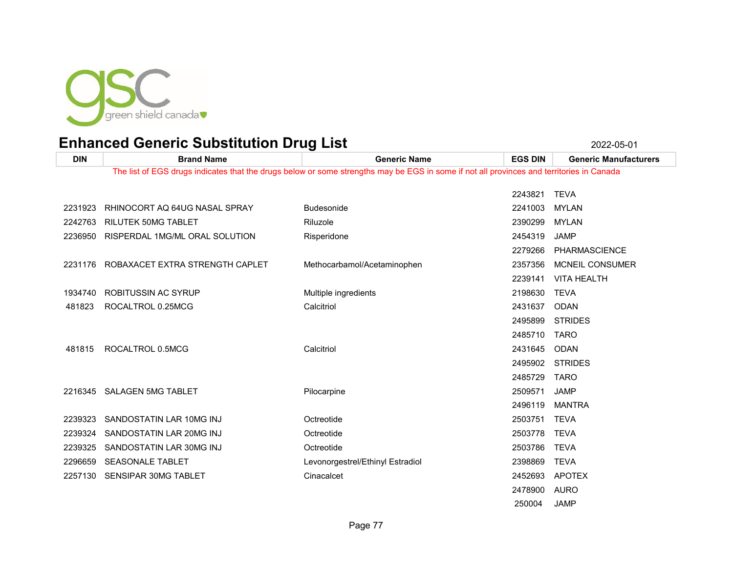# Enhanced Generic Substitution Drug List

2022-05-01

| DIN | Brand Name | Generic Name | EGS DIN | Generic Manufacturers |
|---|---|---|---|---|
| The list of EGS drugs indicates that the drugs below or some strengths may be EGS in some if not all provinces and territories in Canada | | | | |
| | | | 2243821 | TEVA |
| 2231923 | RHINOCORT AQ 64UG NASAL SPRAY | Budesonide | 2241003 | MYLAN |
| 2242763 | RILUTEK 50MG TABLET | Riluzole | 2390299 | MYLAN |
| 2236950 | RISPERDAL 1MG/ML ORAL SOLUTION | Risperidone | 2454319 | JAMP |
| | | | 2279266 | PHARMASCIENCE |
| 2231176 | ROBAXACET EXTRA STRENGTH CAPLET | Methocarbamol/Acetaminophen | 2357356 | MCNEIL CONSUMER |
| | | | 2239141 | VITA HEALTH |
| 1934740 | ROBITUSSIN AC SYRUP | Multiple ingredients | 2198630 | TEVA |
| 481823 | ROCALTROL 0.25MCG | Calcitriol | 2431637 | ODAN |
| | | | 2495899 | STRIDES |
| | | | 2485710 | TARO |
| 481815 | ROCALTROL 0.5MCG | Calcitriol | 2431645 | ODAN |
| | | | 2495902 | STRIDES |
| | | | 2485729 | TARO |
| 2216345 | SALAGEN 5MG TABLET | Pilocarpine | 2509571 | JAMP |
| | | | 2496119 | MANTRA |
| 2239323 | SANDOSTATIN LAR 10MG INJ | Octreotide | 2503751 | TEVA |
| 2239324 | SANDOSTATIN LAR 20MG INJ | Octreotide | 2503778 | TEVA |
| 2239325 | SANDOSTATIN LAR 30MG INJ | Octreotide | 2503786 | TEVA |
| 2296659 | SEASONALE TABLET | Levonorgestrel/Ethinyl Estradiol | 2398869 | TEVA |
| 2257130 | SENSIPAR 30MG TABLET | Cinacalcet | 2452693 | APOTEX |
| | | | 2478900 | AURO |
| | | | 250004 | JAMP |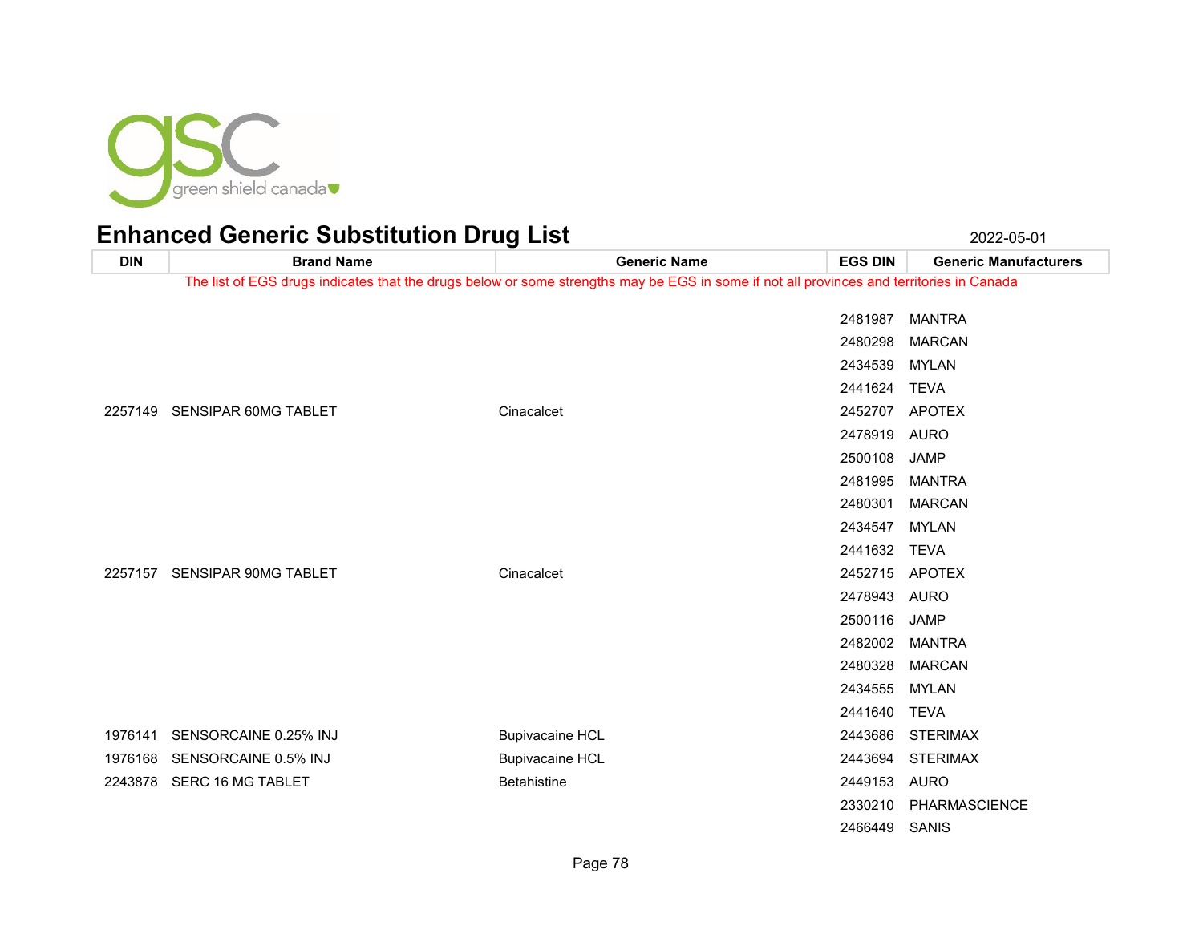# Enhanced Generic Substitution Drug List

2022-05-01

| DIN | Brand Name | Generic Name | EGS DIN | Generic Manufacturers |
|---|---|---|---|---|
| The list of EGS drugs indicates that the drugs below or some strengths may be EGS in some if not all provinces and territories in Canada | | | | |
| | | | 2481987 | MANTRA |
| | | | 2480298 | MARCAN |
| | | | 2434539 | MYLAN |
| | | | 2441624 | TEVA |
| 2257149 | SENSIPAR 60MG TABLET | Cinacalcet | 2452707 | APOTEX |
| | | | 2478919 | AURO |
| | | | 2500108 | JAMP |
| | | | 2481995 | MANTRA |
| | | | 2480301 | MARCAN |
| | | | 2434547 | MYLAN |
| | | | 2441632 | TEVA |
| 2257157 | SENSIPAR 90MG TABLET | Cinacalcet | 2452715 | APOTEX |
| | | | 2478943 | AURO |
| | | | 2500116 | JAMP |
| | | | 2482002 | MANTRA |
| | | | 2480328 | MARCAN |
| | | | 2434555 | MYLAN |
| | | | 2441640 | TEVA |
| 1976141 | SENSORCAINE 0.25% INJ | Bupivacaine HCL | 2443686 | STERIMAX |
| 1976168 | SENSORCAINE 0.5% INJ | Bupivacaine HCL | 2443694 | STERIMAX |
| 2243878 | SERC 16 MG TABLET | Betahistine | 2449153 | AURO |
| | | | 2330210 | PHARMASCIENCE |
| | | | 2466449 | SANIS |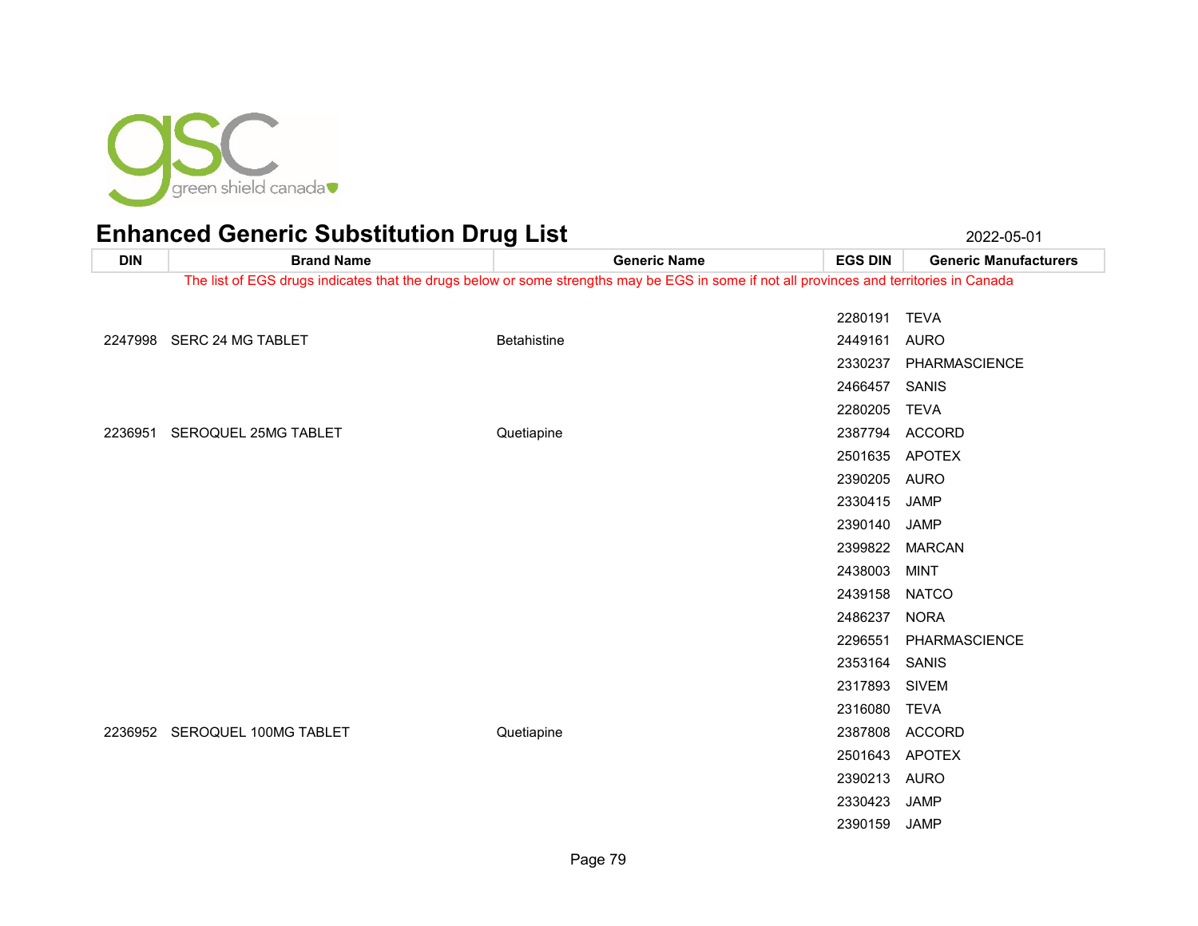# Enhanced Generic Substitution Drug List

2022-05-01

The list of EGS drugs indicates that the drugs below or some strengths may be EGS in some if not all provinces and territories in Canada

| DIN | Brand Name | Generic Name | EGS DIN | Generic Manufacturers |
|---|---|---|---|---|
| | | | 2280191 | TEVA |
| 2247998 | SERC 24 MG TABLET | Betahistine | 2449161 | AURO |
| | | | 2330237 | PHARMASCIENCE |
| | | | 2466457 | SANIS |
| | | | 2280205 | TEVA |
| 2236951 | SEROQUEL 25MG TABLET | Quetiapine | 2387794 | ACCORD |
| | | | 2501635 | APOTEX |
| | | | 2390205 | AURO |
| | | | 2330415 | JAMP |
| | | | 2390140 | JAMP |
| | | | 2399822 | MARCAN |
| | | | 2438003 | MINT |
| | | | 2439158 | NATCO |
| | | | 2486237 | NORA |
| | | | 2296551 | PHARMASCIENCE |
| | | | 2353164 | SANIS |
| | | | 2317893 | SIVEM |
| | | | 2316080 | TEVA |
| 2236952 | SEROQUEL 100MG TABLET | Quetiapine | 2387808 | ACCORD |
| | | | 2501643 | APOTEX |
| | | | 2390213 | AURO |
| | | | 2330423 | JAMP |
| | | | 2390159 | JAMP |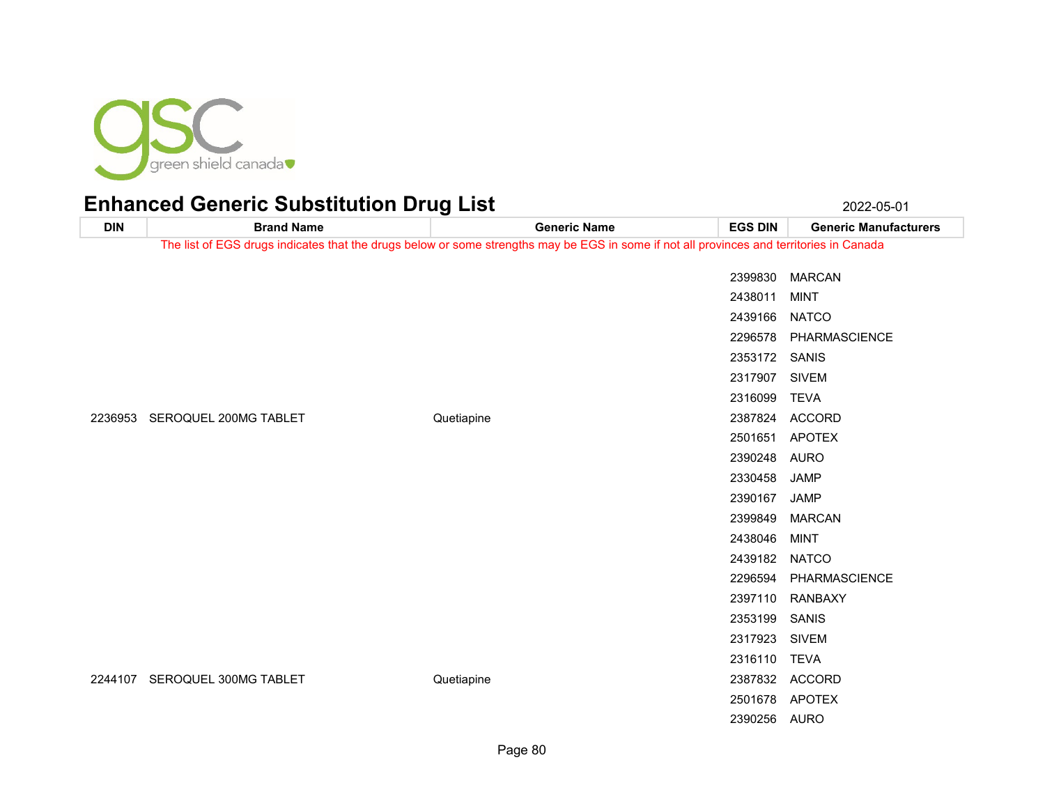# Enhanced Generic Substitution Drug List

2022-05-01

| DIN | Brand Name | Generic Name | EGS DIN | Generic Manufacturers |
|---|---|---|---|---|
| The list of EGS drugs indicates that the drugs below or some strengths may be EGS in some if not all provinces and territories in Canada | | | | |
| | | | 2399830 | MARCAN |
| | | | 2438011 | MINT |
| | | | 2439166 | NATCO |
| | | | 2296578 | PHARMASCIENCE |
| | | | 2353172 | SANIS |
| | | | 2317907 | SIVEM |
| | | | 2316099 | TEVA |
| 2236953 | SEROQUEL 200MG TABLET | Quetiapine | 2387824 | ACCORD |
| | | | 2501651 | APOTEX |
| | | | 2390248 | AURO |
| | | | 2330458 | JAMP |
| | | | 2390167 | JAMP |
| | | | 2399849 | MARCAN |
| | | | 2438046 | MINT |
| | | | 2439182 | NATCO |
| | | | 2296594 | PHARMASCIENCE |
| | | | 2397110 | RANBAXY |
| | | | 2353199 | SANIS |
| | | | 2317923 | SIVEM |
| | | | 2316110 | TEVA |
| 2244107 | SEROQUEL 300MG TABLET | Quetiapine | 2387832 | ACCORD |
| | | | 2501678 | APOTEX |
| | | | 2390256 | AURO |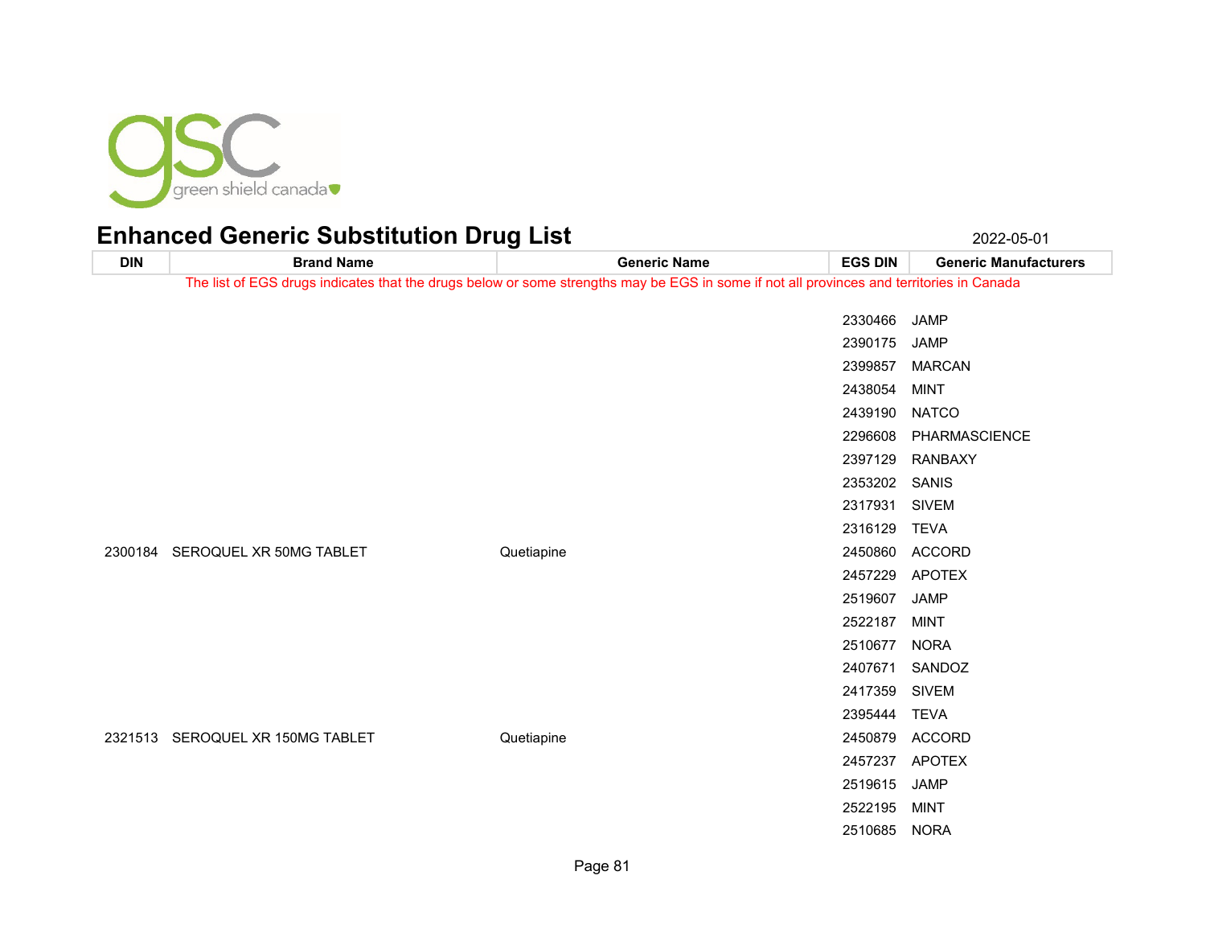# Enhanced Generic Substitution Drug List

2022-05-01

| DIN | Brand Name | Generic Name | EGS DIN | Generic Manufacturers |
|---|---|---|---|---|
| | | | 2330466 | JAMP |
| | | | 2390175 | JAMP |
| | | | 2399857 | MARCAN |
| | | | 2438054 | MINT |
| | | | 2439190 | NATCO |
| | | | 2296608 | PHARMASCIENCE |
| | | | 2397129 | RANBAXY |
| | | | 2353202 | SANIS |
| | | | 2317931 | SIVEM |
| | | | 2316129 | TEVA |
| 2300184 | SEROQUEL XR 50MG TABLET | Quetiapine | 2450860 | ACCORD |
| | | | 2457229 | APOTEX |
| | | | 2519607 | JAMP |
| | | | 2522187 | MINT |
| | | | 2510677 | NORA |
| | | | 2407671 | SANDOZ |
| | | | 2417359 | SIVEM |
| | | | 2395444 | TEVA |
| 2321513 | SEROQUEL XR 150MG TABLET | Quetiapine | 2450879 | ACCORD |
| | | | 2457237 | APOTEX |
| | | | 2519615 | JAMP |
| | | | 2522195 | MINT |
| | | | 2510685 | NORA |

The list of EGS drugs indicates that the drugs below or some strengths may be EGS in some if not all provinces and territories in Canada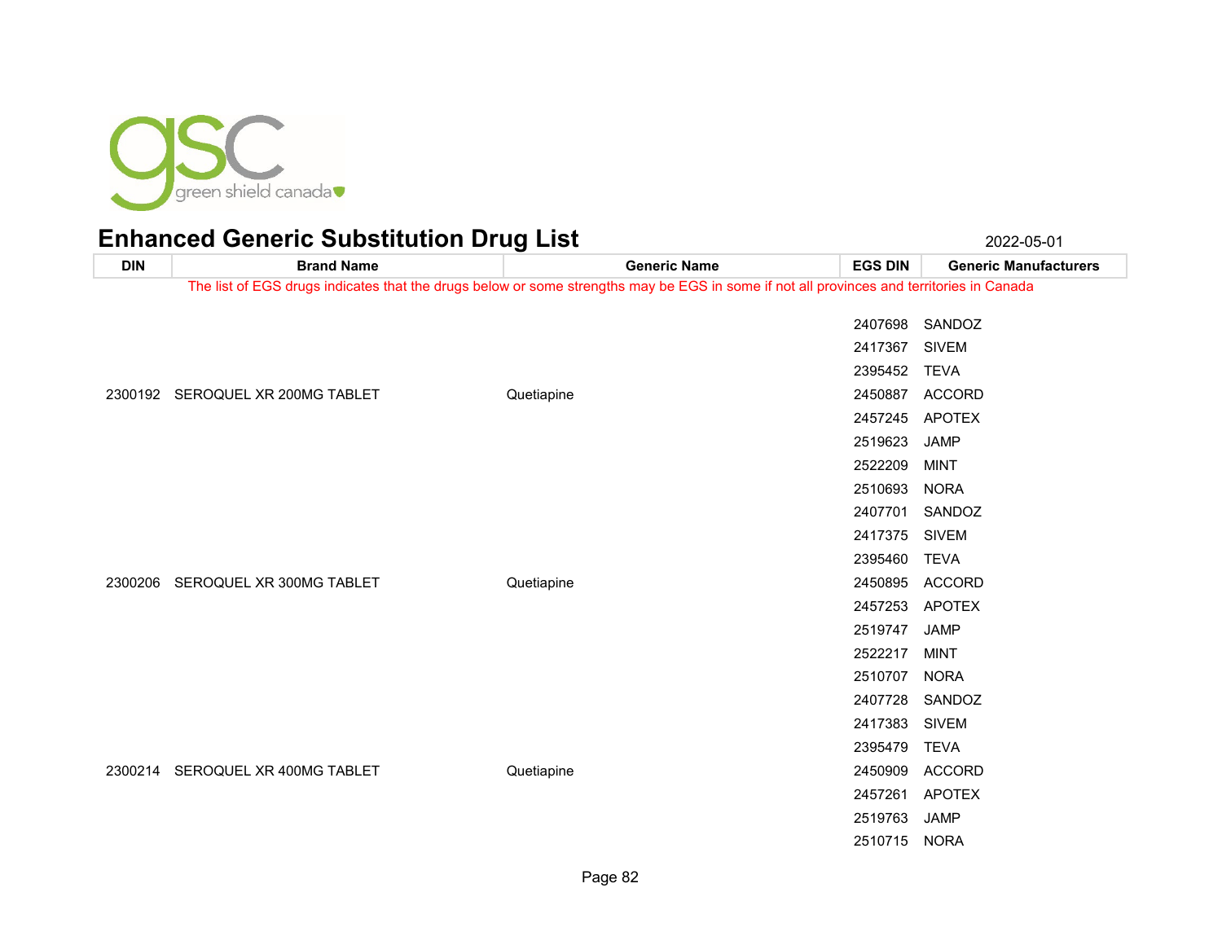# Enhanced Generic Substitution Drug List

2022-05-01

| DIN | Brand Name | Generic Name | EGS DIN | Generic Manufacturers |
|---|---|---|---|---|
| The list of EGS drugs indicates that the drugs below or some strengths may be EGS in some if not all provinces and territories in Canada | | | | |
| | | | 2407698 | SANDOZ |
| | | | 2417367 | SIVEM |
| | | | 2395452 | TEVA |
| 2300192 | SEROQUEL XR 200MG TABLET | Quetiapine | 2450887 | ACCORD |
| | | | 2457245 | APOTEX |
| | | | 2519623 | JAMP |
| | | | 2522209 | MINT |
| | | | 2510693 | NORA |
| | | | 2407701 | SANDOZ |
| | | | 2417375 | SIVEM |
| | | | 2395460 | TEVA |
| 2300206 | SEROQUEL XR 300MG TABLET | Quetiapine | 2450895 | ACCORD |
| | | | 2457253 | APOTEX |
| | | | 2519747 | JAMP |
| | | | 2522217 | MINT |
| | | | 2510707 | NORA |
| | | | 2407728 | SANDOZ |
| | | | 2417383 | SIVEM |
| | | | 2395479 | TEVA |
| 2300214 | SEROQUEL XR 400MG TABLET | Quetiapine | 2450909 | ACCORD |
| | | | 2457261 | APOTEX |
| | | | 2519763 | JAMP |
| | | | 2510715 | NORA |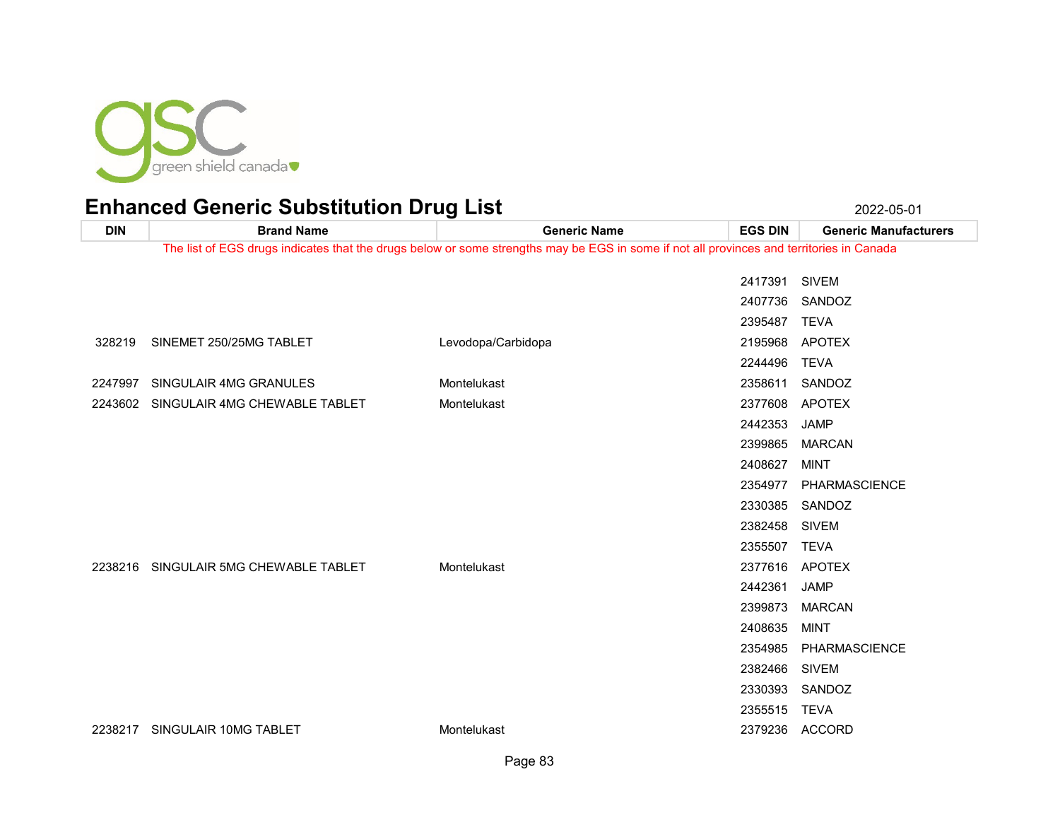# Enhanced Generic Substitution Drug List

2022-05-01

The list of EGS drugs indicates that the drugs below or some strengths may be EGS in some if not all provinces and territories in Canada

| DIN | Brand Name | Generic Name | EGS DIN | Generic Manufacturers |
|---|---|---|---|---|
| | | | 2417391 | SIVEM |
| | | | 2407736 | SANDOZ |
| | | | 2395487 | TEVA |
| 328219 | SINEMET 250/25MG TABLET | Levodopa/Carbidopa | 2195968 | APOTEX |
| | | | 2244496 | TEVA |
| 2247997 | SINGULAIR 4MG GRANULES | Montelukast | 2358611 | SANDOZ |
| 2243602 | SINGULAIR 4MG CHEWABLE TABLET | Montelukast | 2377608 | APOTEX |
| | | | 2442353 | JAMP |
| | | | 2399865 | MARCAN |
| | | | 2408627 | MINT |
| | | | 2354977 | PHARMASCIENCE |
| | | | 2330385 | SANDOZ |
| | | | 2382458 | SIVEM |
| | | | 2355507 | TEVA |
| 2238216 | SINGULAIR 5MG CHEWABLE TABLET | Montelukast | 2377616 | APOTEX |
| | | | 2442361 | JAMP |
| | | | 2399873 | MARCAN |
| | | | 2408635 | MINT |
| | | | 2354985 | PHARMASCIENCE |
| | | | 2382466 | SIVEM |
| | | | 2330393 | SANDOZ |
| | | | 2355515 | TEVA |
| 2238217 | SINGULAIR 10MG TABLET | Montelukast | 2379236 | ACCORD |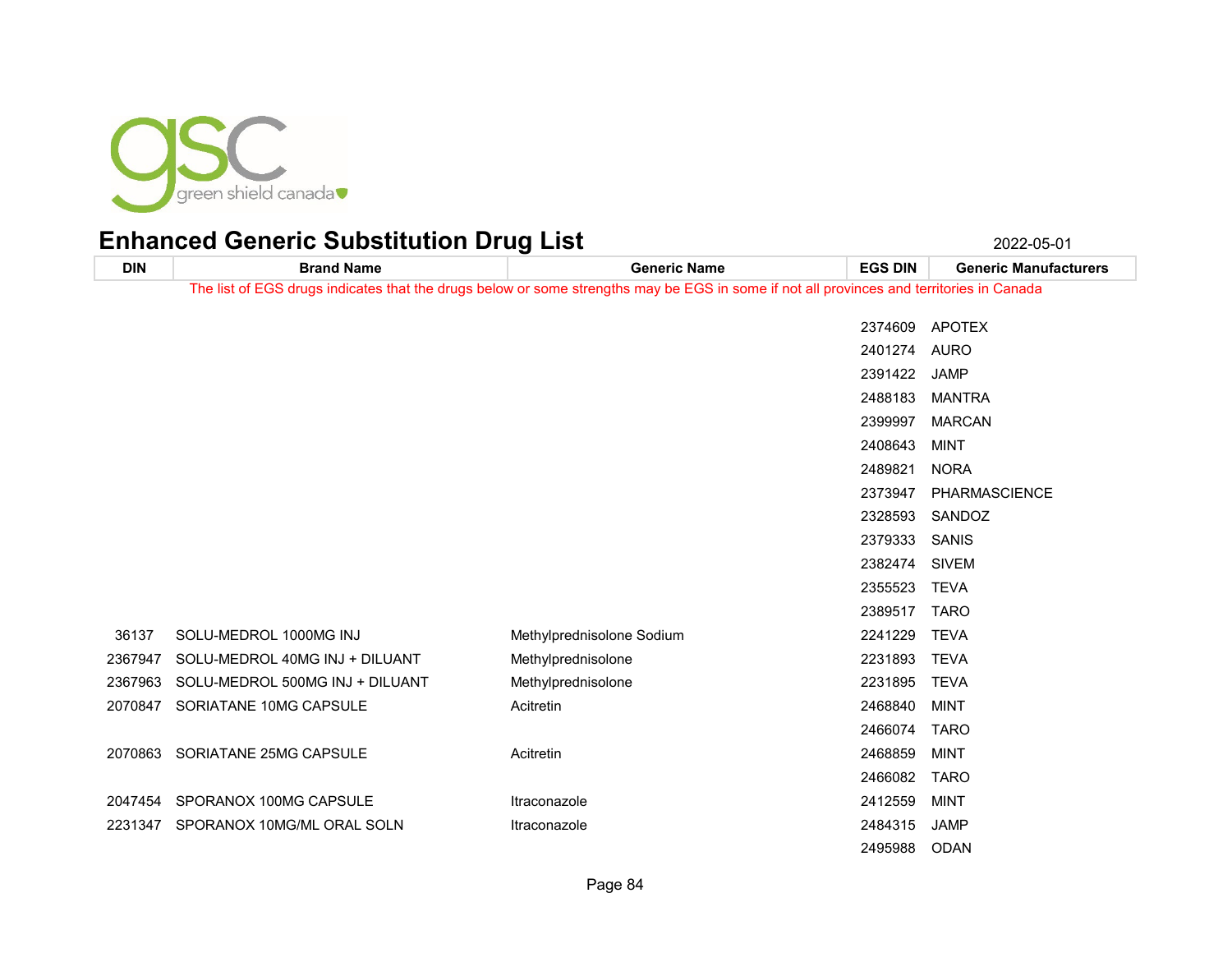# Enhanced Generic Substitution Drug List

2022-05-01

| DIN | Brand Name | Generic Name | EGS DIN | Generic Manufacturers |
|---|---|---|---|---|
| The list of EGS drugs indicates that the drugs below or some strengths may be EGS in some if not all provinces and territories in Canada | | | | |
| | | | 2374609 | APOTEX |
| | | | 2401274 | AURO |
| | | | 2391422 | JAMP |
| | | | 2488183 | MANTRA |
| | | | 2399997 | MARCAN |
| | | | 2408643 | MINT |
| | | | 2489821 | NORA |
| | | | 2373947 | PHARMASCIENCE |
| | | | 2328593 | SANDOZ |
| | | | 2379333 | SANIS |
| | | | 2382474 | SIVEM |
| | | | 2355523 | TEVA |
| | | | 2389517 | TARO |
| 36137 | SOLU-MEDROL 1000MG INJ | Methylprednisolone Sodium | 2241229 | TEVA |
| 2367947 | SOLU-MEDROL 40MG INJ + DILUANT | Methylprednisolone | 2231893 | TEVA |
| 2367963 | SOLU-MEDROL 500MG INJ + DILUANT | Methylprednisolone | 2231895 | TEVA |
| 2070847 | SORIATANE 10MG CAPSULE | Acitretin | 2468840 | MINT |
| | | | 2466074 | TARO |
| 2070863 | SORIATANE 25MG CAPSULE | Acitretin | 2468859 | MINT |
| | | | 2466082 | TARO |
| 2047454 | SPORANOX 100MG CAPSULE | Itraconazole | 2412559 | MINT |
| 2231347 | SPORANOX 10MG/ML ORAL SOLN | Itraconazole | 2484315 | JAMP |
| | | | 2495988 | ODAN |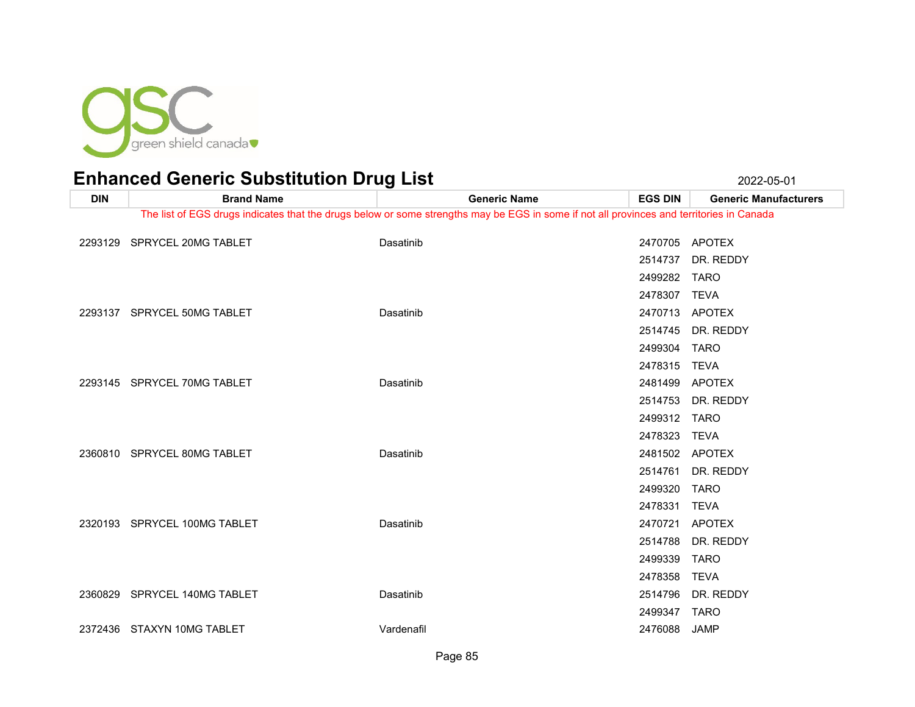# Enhanced Generic Substitution Drug List

2022-05-01

| DIN | Brand Name | Generic Name | EGS DIN | Generic Manufacturers |
|---|---|---|---|---|
| The list of EGS drugs indicates that the drugs below or some strengths may be EGS in some if not all provinces and territories in Canada | | | | |
| 2293129 | SPRYCEL 20MG TABLET | Dasatinib | 2470705 | APOTEX |
| | | | 2514737 | DR. REDDY |
| | | | 2499282 | TARO |
| | | | 2478307 | TEVA |
| 2293137 | SPRYCEL 50MG TABLET | Dasatinib | 2470713 | APOTEX |
| | | | 2514745 | DR. REDDY |
| | | | 2499304 | TARO |
| | | | 2478315 | TEVA |
| 2293145 | SPRYCEL 70MG TABLET | Dasatinib | 2481499 | APOTEX |
| | | | 2514753 | DR. REDDY |
| | | | 2499312 | TARO |
| | | | 2478323 | TEVA |
| 2360810 | SPRYCEL 80MG TABLET | Dasatinib | 2481502 | APOTEX |
| | | | 2514761 | DR. REDDY |
| | | | 2499320 | TARO |
| | | | 2478331 | TEVA |
| 2320193 | SPRYCEL 100MG TABLET | Dasatinib | 2470721 | APOTEX |
| | | | 2514788 | DR. REDDY |
| | | | 2499339 | TARO |
| | | | 2478358 | TEVA |
| 2360829 | SPRYCEL 140MG TABLET | Dasatinib | 2514796 | DR. REDDY |
| | | | 2499347 | TARO |
| 2372436 | STAXYN 10MG TABLET | Vardenafil | 2476088 | JAMP |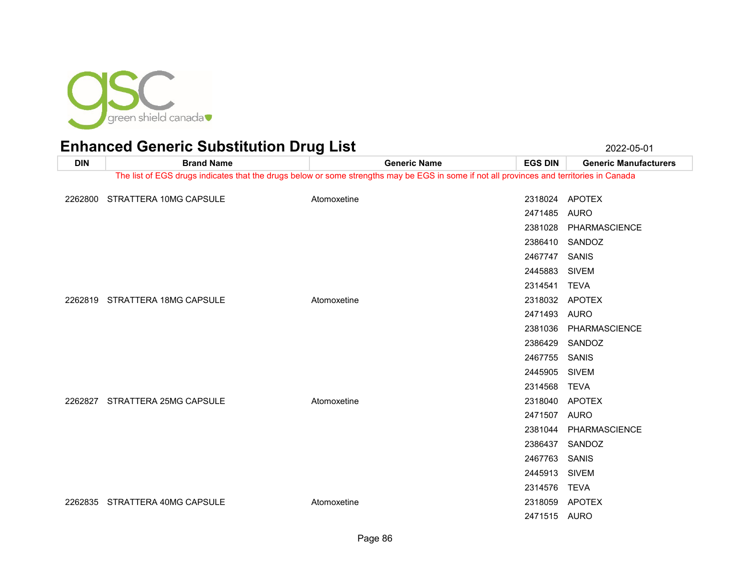# Enhanced Generic Substitution Drug List

2022-05-01

| DIN | Brand Name | Generic Name | EGS DIN | Generic Manufacturers |
|---|---|---|---|---|
| The list of EGS drugs indicates that the drugs below or some strengths may be EGS in some if not all provinces and territories in Canada | | | | |
| 2262800 | STRATTERA 10MG CAPSULE | Atomoxetine | 2318024 | APOTEX |
| | | | 2471485 | AURO |
| | | | 2381028 | PHARMASCIENCE |
| | | | 2386410 | SANDOZ |
| | | | 2467747 | SANIS |
| | | | 2445883 | SIVEM |
| | | | 2314541 | TEVA |
| 2262819 | STRATTERA 18MG CAPSULE | Atomoxetine | 2318032 | APOTEX |
| | | | 2471493 | AURO |
| | | | 2381036 | PHARMASCIENCE |
| | | | 2386429 | SANDOZ |
| | | | 2467755 | SANIS |
| | | | 2445905 | SIVEM |
| | | | 2314568 | TEVA |
| 2262827 | STRATTERA 25MG CAPSULE | Atomoxetine | 2318040 | APOTEX |
| | | | 2471507 | AURO |
| | | | 2381044 | PHARMASCIENCE |
| | | | 2386437 | SANDOZ |
| | | | 2467763 | SANIS |
| | | | 2445913 | SIVEM |
| | | | 2314576 | TEVA |
| 2262835 | STRATTERA 40MG CAPSULE | Atomoxetine | 2318059 | APOTEX |
| | | | 2471515 | AURO |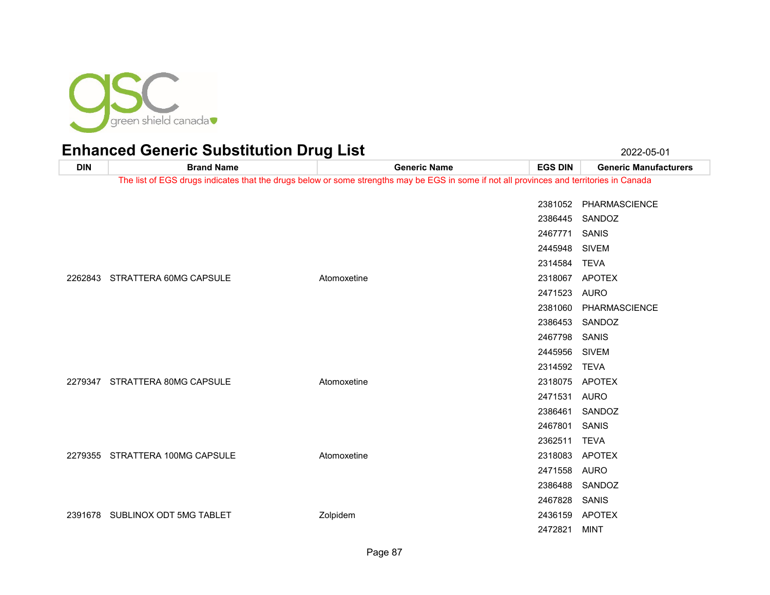# Enhanced Generic Substitution Drug List

2022-05-01

| DIN | Brand Name | Generic Name | EGS DIN | Generic Manufacturers |
|---|---|---|---|---|
| The list of EGS drugs indicates that the drugs below or some strengths may be EGS in some if not all provinces and territories in Canada | | | | |
| | | | 2381052 | PHARMASCIENCE |
| | | | 2386445 | SANDOZ |
| | | | 2467771 | SANIS |
| | | | 2445948 | SIVEM |
| | | | 2314584 | TEVA |
| 2262843 | STRATTERA 60MG CAPSULE | Atomoxetine | 2318067 | APOTEX |
| | | | 2471523 | AURO |
| | | | 2381060 | PHARMASCIENCE |
| | | | 2386453 | SANDOZ |
| | | | 2467798 | SANIS |
| | | | 2445956 | SIVEM |
| | | | 2314592 | TEVA |
| 2279347 | STRATTERA 80MG CAPSULE | Atomoxetine | 2318075 | APOTEX |
| | | | 2471531 | AURO |
| | | | 2386461 | SANDOZ |
| | | | 2467801 | SANIS |
| | | | 2362511 | TEVA |
| 2279355 | STRATTERA 100MG CAPSULE | Atomoxetine | 2318083 | APOTEX |
| | | | 2471558 | AURO |
| | | | 2386488 | SANDOZ |
| | | | 2467828 | SANIS |
| 2391678 | SUBLINOX ODT 5MG TABLET | Zolpidem | 2436159 | APOTEX |
| | | | 2472821 | MINT |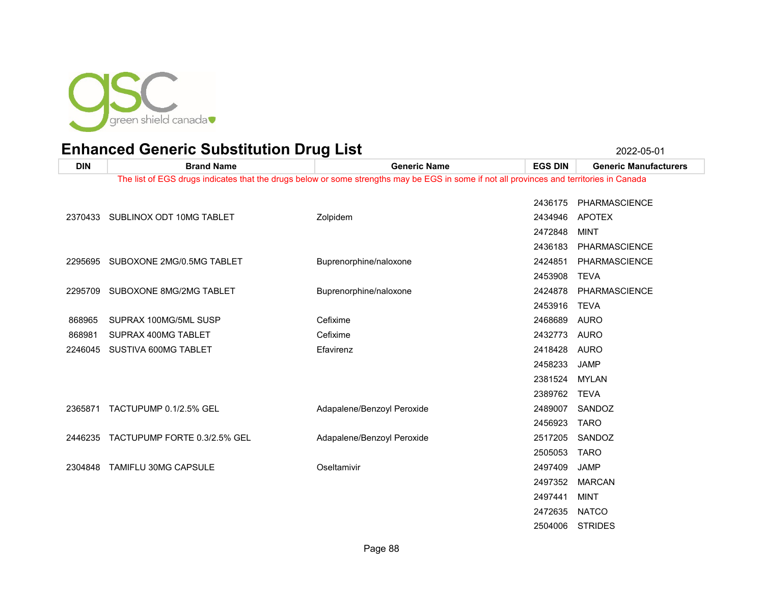# Enhanced Generic Substitution Drug List

2022-05-01

| DIN | Brand Name | Generic Name | EGS DIN | Generic Manufacturers |
|---|---|---|---|---|
| The list of EGS drugs indicates that the drugs below or some strengths may be EGS in some if not all provinces and territories in Canada | | | | |
| | | | 2436175 | PHARMASCIENCE |
| 2370433 | SUBLINOX ODT 10MG TABLET | Zolpidem | 2434946 | APOTEX |
| | | | 2472848 | MINT |
| | | | 2436183 | PHARMASCIENCE |
| 2295695 | SUBOXONE 2MG/0.5MG TABLET | Buprenorphine/naloxone | 2424851 | PHARMASCIENCE |
| | | | 2453908 | TEVA |
| 2295709 | SUBOXONE 8MG/2MG TABLET | Buprenorphine/naloxone | 2424878 | PHARMASCIENCE |
| | | | 2453916 | TEVA |
| 868965 | SUPRAX 100MG/5ML SUSP | Cefixime | 2468689 | AURO |
| 868981 | SUPRAX 400MG TABLET | Cefixime | 2432773 | AURO |
| 2246045 | SUSTIVA 600MG TABLET | Efavirenz | 2418428 | AURO |
| | | | 2458233 | JAMP |
| | | | 2381524 | MYLAN |
| | | | 2389762 | TEVA |
| 2365871 | TACTUPUMP 0.1/2.5% GEL | Adapalene/Benzoyl Peroxide | 2489007 | SANDOZ |
| | | | 2456923 | TARO |
| 2446235 | TACTUPUMP FORTE 0.3/2.5% GEL | Adapalene/Benzoyl Peroxide | 2517205 | SANDOZ |
| | | | 2505053 | TARO |
| 2304848 | TAMIFLU 30MG CAPSULE | Oseltamivir | 2497409 | JAMP |
| | | | 2497352 | MARCAN |
| | | | 2497441 | MINT |
| | | | 2472635 | NATCO |
| | | | 2504006 | STRIDES |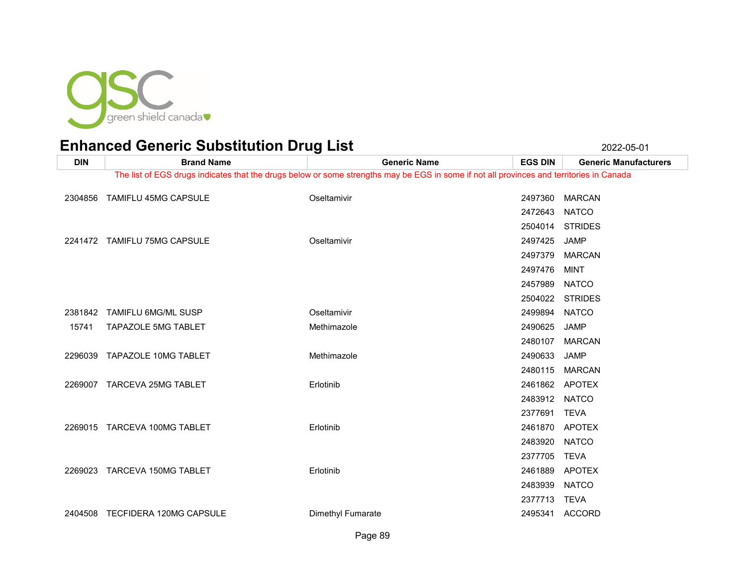# Enhanced Generic Substitution Drug List

2022-05-01

| DIN | Brand Name | Generic Name | EGS DIN | Generic Manufacturers |
|---|---|---|---|---|
| The list of EGS drugs indicates that the drugs below or some strengths may be EGS in some if not all provinces and territories in Canada | | | | |
| 2304856 | TAMIFLU 45MG CAPSULE | Oseltamivir | 2497360 | MARCAN |
| | | | 2472643 | NATCO |
| | | | 2504014 | STRIDES |
| 2241472 | TAMIFLU 75MG CAPSULE | Oseltamivir | 2497425 | JAMP |
| | | | 2497379 | MARCAN |
| | | | 2497476 | MINT |
| | | | 2457989 | NATCO |
| | | | 2504022 | STRIDES |
| 2381842 | TAMIFLU 6MG/ML SUSP | Oseltamivir | 2499894 | NATCO |
| 15741 | TAPAZOLE 5MG TABLET | Methimazole | 2490625 | JAMP |
| | | | 2480107 | MARCAN |
| 2296039 | TAPAZOLE 10MG TABLET | Methimazole | 2490633 | JAMP |
| | | | 2480115 | MARCAN |
| 2269007 | TARCEVA 25MG TABLET | Erlotinib | 2461862 | APOTEX |
| | | | 2483912 | NATCO |
| | | | 2377691 | TEVA |
| 2269015 | TARCEVA 100MG TABLET | Erlotinib | 2461870 | APOTEX |
| | | | 2483920 | NATCO |
| | | | 2377705 | TEVA |
| 2269023 | TARCEVA 150MG TABLET | Erlotinib | 2461889 | APOTEX |
| | | | 2483939 | NATCO |
| | | | 2377713 | TEVA |
| 2404508 | TECFIDERA 120MG CAPSULE | Dimethyl Fumarate | 2495341 | ACCORD |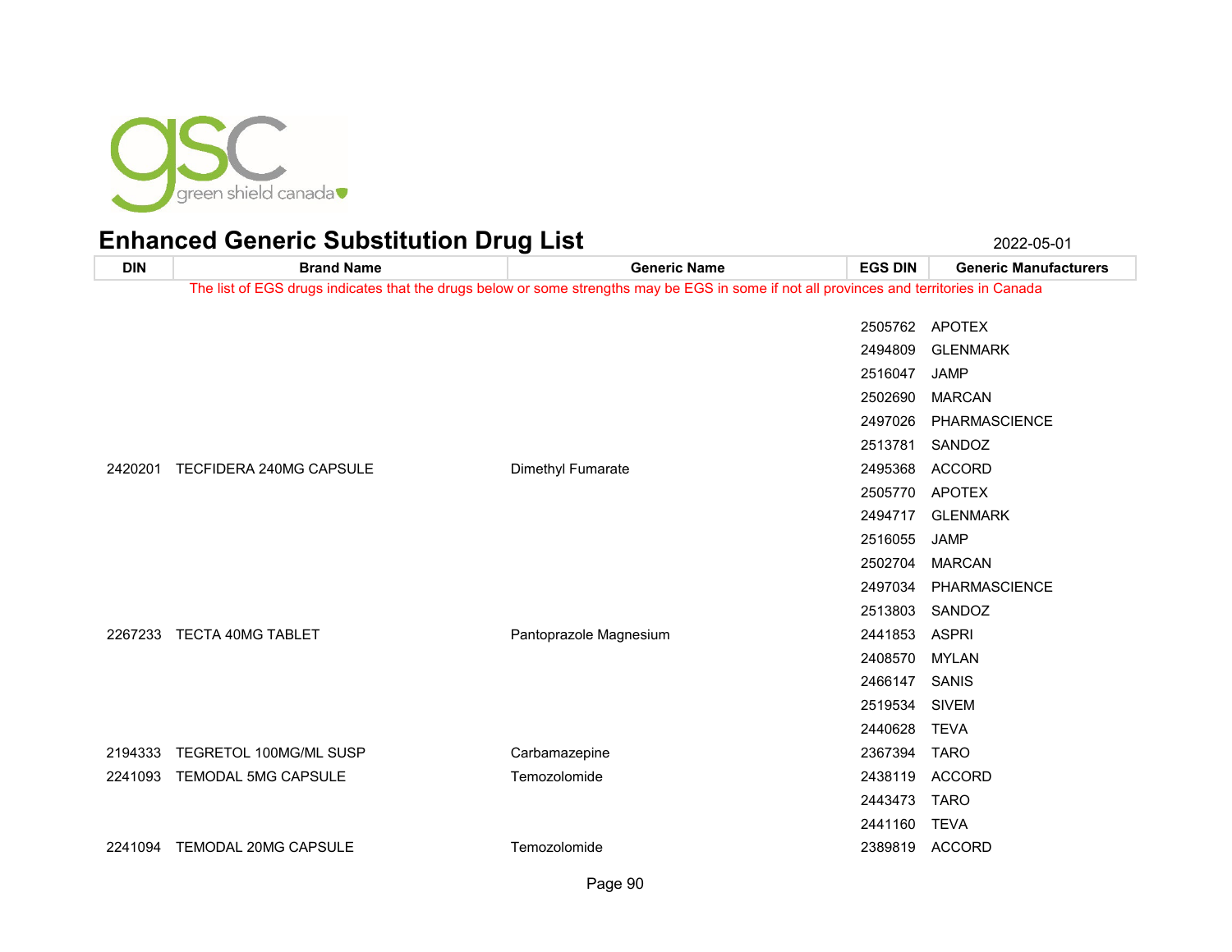# Enhanced Generic Substitution Drug List

2022-05-01

| DIN | Brand Name | Generic Name | EGS DIN | Generic Manufacturers |
|---|---|---|---|---|

The list of EGS drugs indicates that the drugs below or some strengths may be EGS in some if not all provinces and territories in Canada

| DIN | Brand Name | Generic Name | EGS DIN | Generic Manufacturers |
|---|---|---|---|---|
| | | | 2505762 | APOTEX |
| | | | 2494809 | GLENMARK |
| | | | 2516047 | JAMP |
| | | | 2502690 | MARCAN |
| | | | 2497026 | PHARMASCIENCE |
| | | | 2513781 | SANDOZ |
| 2420201 | TECFIDERA 240MG CAPSULE | Dimethyl Fumarate | 2495368 | ACCORD |
| | | | 2505770 | APOTEX |
| | | | 2494717 | GLENMARK |
| | | | 2516055 | JAMP |
| | | | 2502704 | MARCAN |
| | | | 2497034 | PHARMASCIENCE |
| | | | 2513803 | SANDOZ |
| 2267233 | TECTA 40MG TABLET | Pantoprazole Magnesium | 2441853 | ASPRI |
| | | | 2408570 | MYLAN |
| | | | 2466147 | SANIS |
| | | | 2519534 | SIVEM |
| | | | 2440628 | TEVA |
| 2194333 | TEGRETOL 100MG/ML SUSP | Carbamazepine | 2367394 | TARO |
| 2241093 | TEMODAL 5MG CAPSULE | Temozolomide | 2438119 | ACCORD |
| | | | 2443473 | TARO |
| | | | 2441160 | TEVA |
| 2241094 | TEMODAL 20MG CAPSULE | Temozolomide | 2389819 | ACCORD |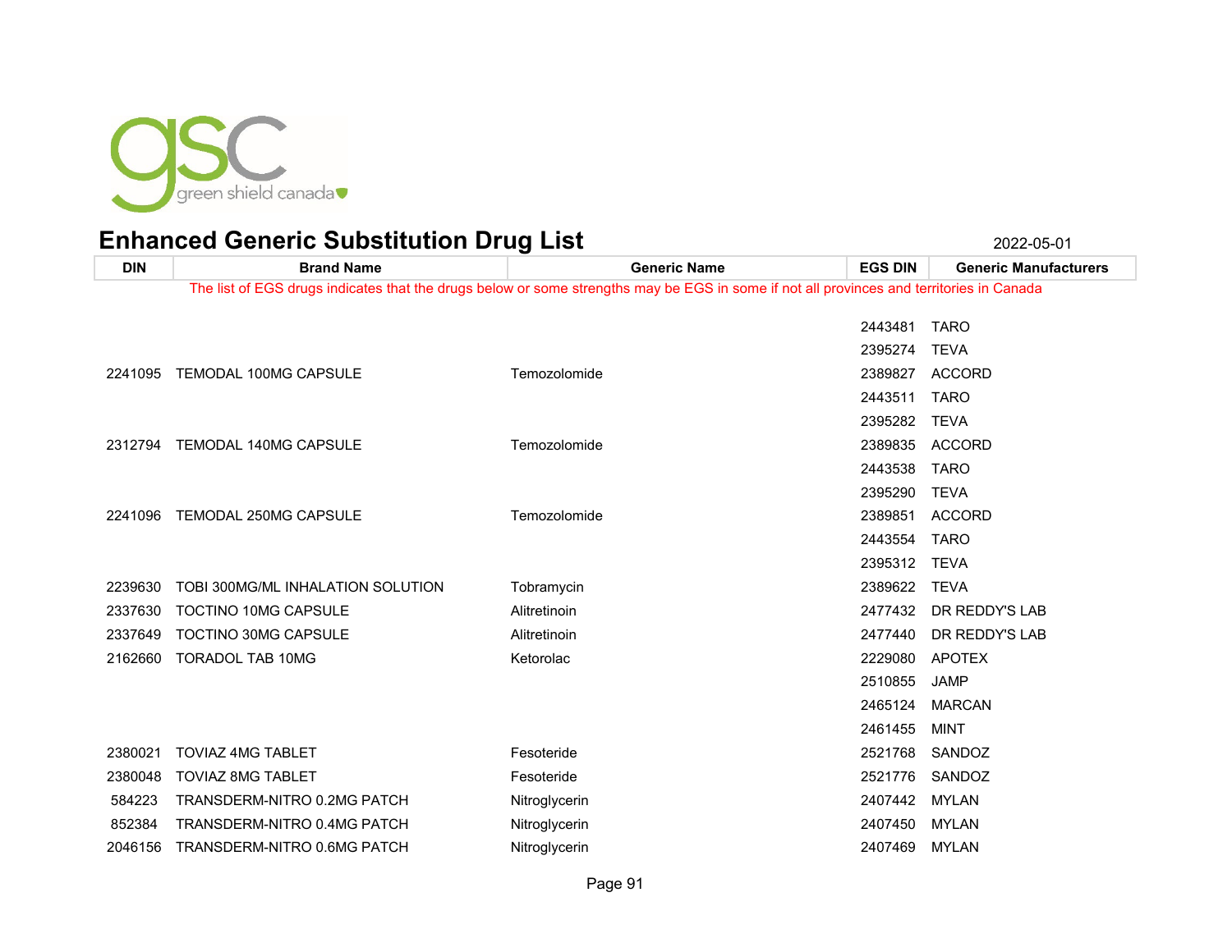# Enhanced Generic Substitution Drug List

2022-05-01

| DIN | Brand Name | Generic Name | EGS DIN | Generic Manufacturers |
|---|---|---|---|---|
| The list of EGS drugs indicates that the drugs below or some strengths may be EGS in some if not all provinces and territories in Canada | | | | |
| | | | 2443481 | TARO |
| | | | 2395274 | TEVA |
| 2241095 | TEMODAL 100MG CAPSULE | Temozolomide | 2389827 | ACCORD |
| | | | 2443511 | TARO |
| | | | 2395282 | TEVA |
| 2312794 | TEMODAL 140MG CAPSULE | Temozolomide | 2389835 | ACCORD |
| | | | 2443538 | TARO |
| | | | 2395290 | TEVA |
| 2241096 | TEMODAL 250MG CAPSULE | Temozolomide | 2389851 | ACCORD |
| | | | 2443554 | TARO |
| | | | 2395312 | TEVA |
| 2239630 | TOBI 300MG/ML INHALATION SOLUTION | Tobramycin | 2389622 | TEVA |
| 2337630 | TOCTINO 10MG CAPSULE | Alitretinoin | 2477432 | DR REDDY'S LAB |
| 2337649 | TOCTINO 30MG CAPSULE | Alitretinoin | 2477440 | DR REDDY'S LAB |
| 2162660 | TORADOL TAB 10MG | Ketorolac | 2229080 | APOTEX |
| | | | 2510855 | JAMP |
| | | | 2465124 | MARCAN |
| | | | 2461455 | MINT |
| 2380021 | TOVIAZ 4MG TABLET | Fesoteride | 2521768 | SANDOZ |
| 2380048 | TOVIAZ 8MG TABLET | Fesoteride | 2521776 | SANDOZ |
| 584223 | TRANSDERM-NITRO 0.2MG PATCH | Nitroglycerin | 2407442 | MYLAN |
| 852384 | TRANSDERM-NITRO 0.4MG PATCH | Nitroglycerin | 2407450 | MYLAN |
| 2046156 | TRANSDERM-NITRO 0.6MG PATCH | Nitroglycerin | 2407469 | MYLAN |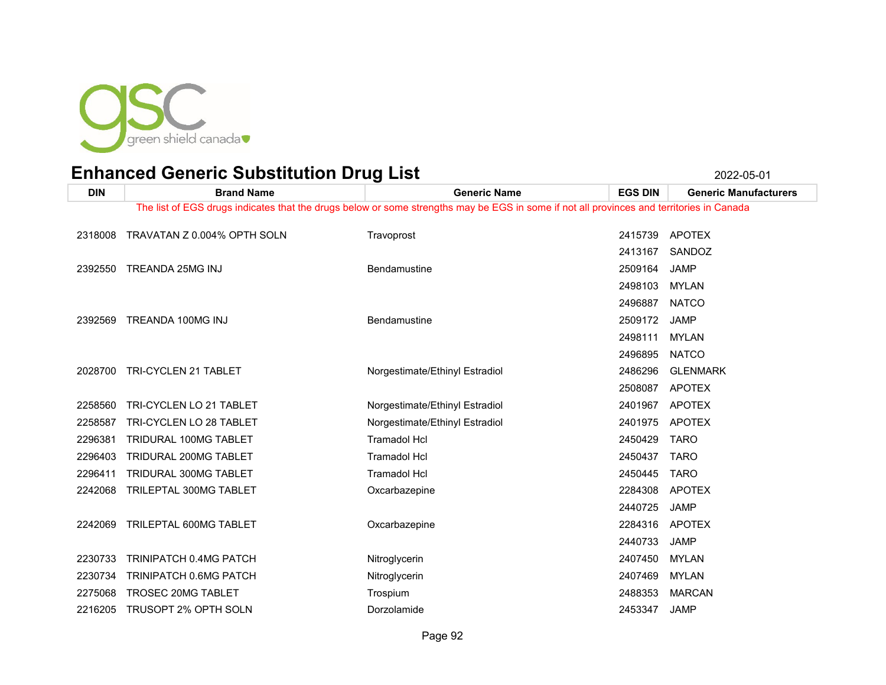# Enhanced Generic Substitution Drug List

2022-05-01

| DIN | Brand Name | Generic Name | EGS DIN | Generic Manufacturers |
|---|---|---|---|---|
| The list of EGS drugs indicates that the drugs below or some strengths may be EGS in some if not all provinces and territories in Canada | | | | |
| 2318008 | TRAVATAN Z 0.004% OPTH SOLN | Travoprost | 2415739 | APOTEX |
| | | | 2413167 | SANDOZ |
| 2392550 | TREANDA 25MG INJ | Bendamustine | 2509164 | JAMP |
| | | | 2498103 | MYLAN |
| | | | 2496887 | NATCO |
| 2392569 | TREANDA 100MG INJ | Bendamustine | 2509172 | JAMP |
| | | | 2498111 | MYLAN |
| | | | 2496895 | NATCO |
| 2028700 | TRI-CYCLEN 21 TABLET | Norgestimate/Ethinyl Estradiol | 2486296 | GLENMARK |
| | | | 2508087 | APOTEX |
| 2258560 | TRI-CYCLEN LO 21 TABLET | Norgestimate/Ethinyl Estradiol | 2401967 | APOTEX |
| 2258587 | TRI-CYCLEN LO 28 TABLET | Norgestimate/Ethinyl Estradiol | 2401975 | APOTEX |
| 2296381 | TRIDURAL 100MG TABLET | Tramadol Hcl | 2450429 | TARO |
| 2296403 | TRIDURAL 200MG TABLET | Tramadol Hcl | 2450437 | TARO |
| 2296411 | TRIDURAL 300MG TABLET | Tramadol Hcl | 2450445 | TARO |
| 2242068 | TRILEPTAL 300MG TABLET | Oxcarbazepine | 2284308 | APOTEX |
| | | | 2440725 | JAMP |
| 2242069 | TRILEPTAL 600MG TABLET | Oxcarbazepine | 2284316 | APOTEX |
| | | | 2440733 | JAMP |
| 2230733 | TRINIPATCH 0.4MG PATCH | Nitroglycerin | 2407450 | MYLAN |
| 2230734 | TRINIPATCH 0.6MG PATCH | Nitroglycerin | 2407469 | MYLAN |
| 2275068 | TROSEC 20MG TABLET | Trospium | 2488353 | MARCAN |
| 2216205 | TRUSOPT 2% OPTH SOLN | Dorzolamide | 2453347 | JAMP |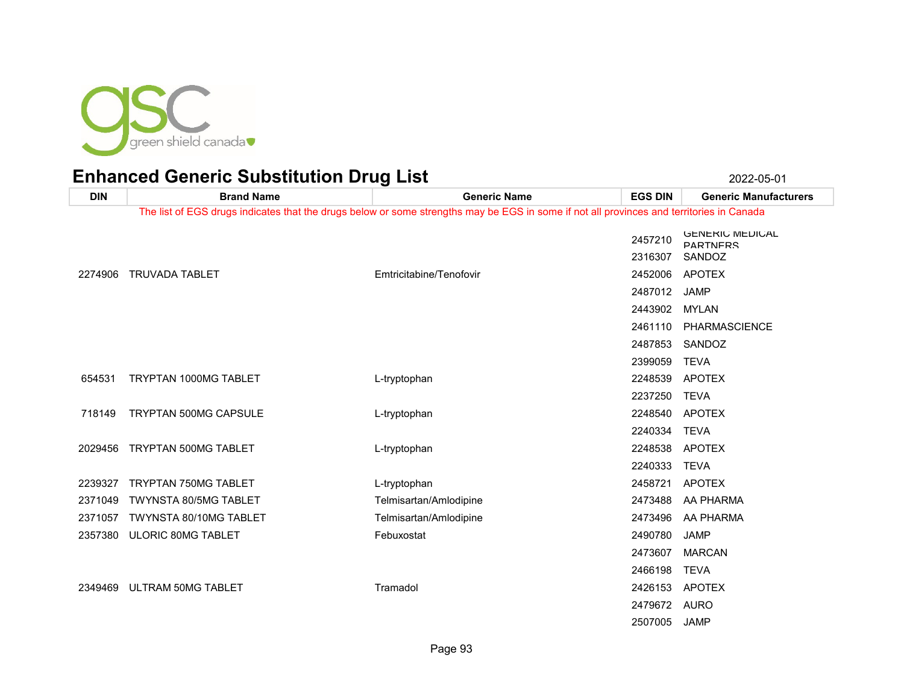# Enhanced Generic Substitution Drug List

2022-05-01

| DIN | Brand Name | Generic Name | EGS DIN | Generic Manufacturers |
|---|---|---|---|---|
| The list of EGS drugs indicates that the drugs below or some strengths may be EGS in some if not all provinces and territories in Canada | | | | |
| | | | 2457210 | GENERIC MEDICAL PARTNERS |
| | | | 2316307 | SANDOZ |
| 2274906 | TRUVADA TABLET | Emtricitabine/Tenofovir | 2452006 | APOTEX |
| | | | 2487012 | JAMP |
| | | | 2443902 | MYLAN |
| | | | 2461110 | PHARMASCIENCE |
| | | | 2487853 | SANDOZ |
| | | | 2399059 | TEVA |
| 654531 | TRYPTAN 1000MG TABLET | L-tryptophan | 2248539 | APOTEX |
| | | | 2237250 | TEVA |
| 718149 | TRYPTAN 500MG CAPSULE | L-tryptophan | 2248540 | APOTEX |
| | | | 2240334 | TEVA |
| 2029456 | TRYPTAN 500MG TABLET | L-tryptophan | 2248538 | APOTEX |
| | | | 2240333 | TEVA |
| 2239327 | TRYPTAN 750MG TABLET | L-tryptophan | 2458721 | APOTEX |
| 2371049 | TWYNSTA 80/5MG TABLET | Telmisartan/Amlodipine | 2473488 | AA PHARMA |
| 2371057 | TWYNSTA 80/10MG TABLET | Telmisartan/Amlodipine | 2473496 | AA PHARMA |
| 2357380 | ULORIC 80MG TABLET | Febuxostat | 2490780 | JAMP |
| | | | 2473607 | MARCAN |
| | | | 2466198 | TEVA |
| 2349469 | ULTRAM 50MG TABLET | Tramadol | 2426153 | APOTEX |
| | | | 2479672 | AURO |
| | | | 2507005 | JAMP |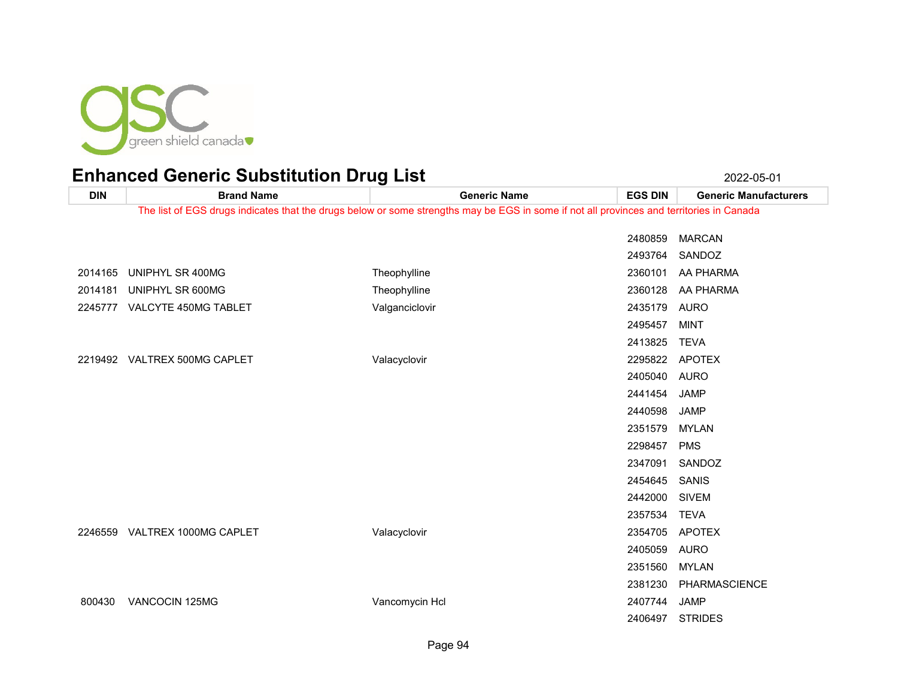## Enhanced Generic Substitution Drug List

2022-05-01

| DIN | Brand Name | Generic Name | EGS DIN | Generic Manufacturers |
|---|---|---|---|---|

The list of EGS drugs indicates that the drugs below or some strengths may be EGS in some if not all provinces and territories in Canada

| DIN | Brand Name | Generic Name | EGS DIN | Generic Manufacturers |
|---|---|---|---|---|
| | | | 2480859 | MARCAN |
| | | | 2493764 | SANDOZ |
| 2014165 | UNIPHYL SR 400MG | Theophylline | 2360101 | AA PHARMA |
| 2014181 | UNIPHYL SR 600MG | Theophylline | 2360128 | AA PHARMA |
| 2245777 | VALCYTE 450MG TABLET | Valganciclovir | 2435179 | AURO |
| | | | 2495457 | MINT |
| | | | 2413825 | TEVA |
| 2219492 | VALTREX 500MG CAPLET | Valacyclovir | 2295822 | APOTEX |
| | | | 2405040 | AURO |
| | | | 2441454 | JAMP |
| | | | 2440598 | JAMP |
| | | | 2351579 | MYLAN |
| | | | 2298457 | PMS |
| | | | 2347091 | SANDOZ |
| | | | 2454645 | SANIS |
| | | | 2442000 | SIVEM |
| | | | 2357534 | TEVA |
| 2246559 | VALTREX 1000MG CAPLET | Valacyclovir | 2354705 | APOTEX |
| | | | 2405059 | AURO |
| | | | 2351560 | MYLAN |
| | | | 2381230 | PHARMASCIENCE |
| 800430 | VANCOCIN 125MG | Vancomycin Hcl | 2407744 | JAMP |
| | | | 2406497 | STRIDES |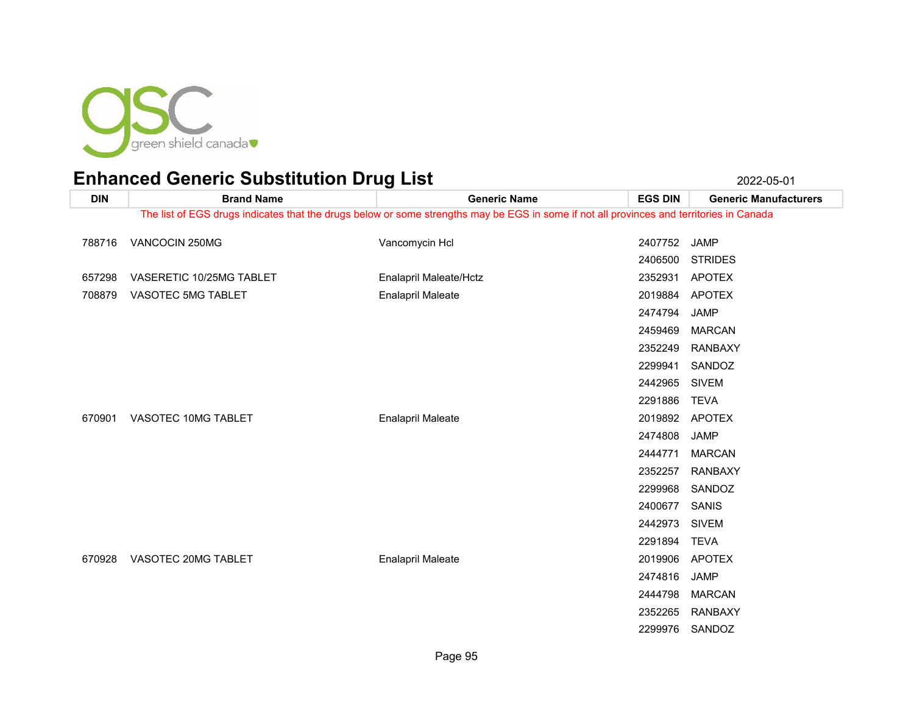# Enhanced Generic Substitution Drug List

2022-05-01

| DIN | Brand Name | Generic Name | EGS DIN | Generic Manufacturers |
|---|---|---|---|---|
| The list of EGS drugs indicates that the drugs below or some strengths may be EGS in some if not all provinces and territories in Canada | | | | |
| 788716 | VANCOCIN 250MG | Vancomycin Hcl | 2407752 | JAMP |
| | | | 2406500 | STRIDES |
| 657298 | VASERETIC 10/25MG TABLET | Enalapril Maleate/Hctz | 2352931 | APOTEX |
| 708879 | VASOTEC 5MG TABLET | Enalapril Maleate | 2019884 | APOTEX |
| | | | 2474794 | JAMP |
| | | | 2459469 | MARCAN |
| | | | 2352249 | RANBAXY |
| | | | 2299941 | SANDOZ |
| | | | 2442965 | SIVEM |
| | | | 2291886 | TEVA |
| 670901 | VASOTEC 10MG TABLET | Enalapril Maleate | 2019892 | APOTEX |
| | | | 2474808 | JAMP |
| | | | 2444771 | MARCAN |
| | | | 2352257 | RANBAXY |
| | | | 2299968 | SANDOZ |
| | | | 2400677 | SANIS |
| | | | 2442973 | SIVEM |
| | | | 2291894 | TEVA |
| 670928 | VASOTEC 20MG TABLET | Enalapril Maleate | 2019906 | APOTEX |
| | | | 2474816 | JAMP |
| | | | 2444798 | MARCAN |
| | | | 2352265 | RANBAXY |
| | | | 2299976 | SANDOZ |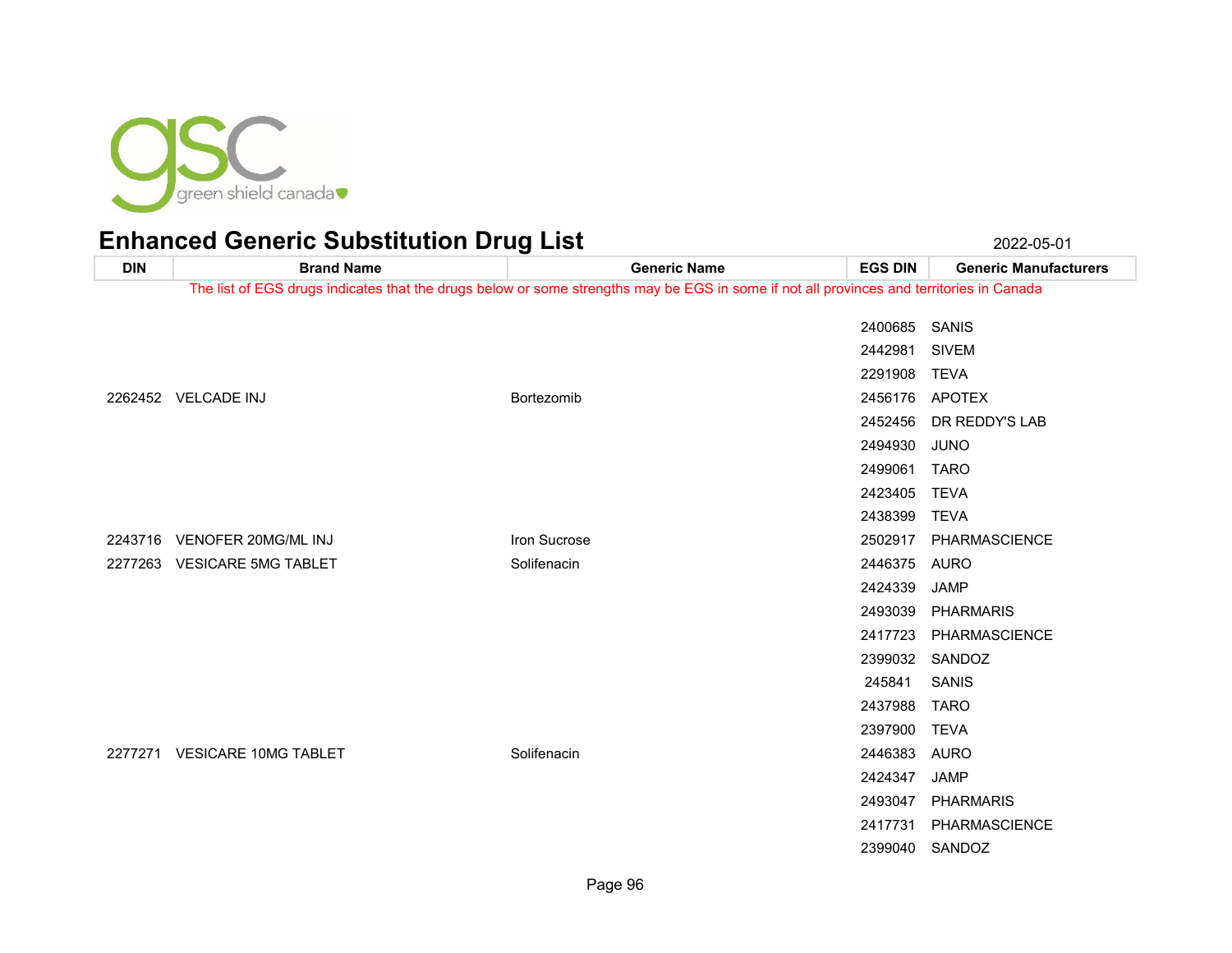# Enhanced Generic Substitution Drug List

2022-05-01

| DIN | Brand Name | Generic Name | EGS DIN | Generic Manufacturers |
|---|---|---|---|---|
| The list of EGS drugs indicates that the drugs below or some strengths may be EGS in some if not all provinces and territories in Canada | | | | |
| | | | 2400685 | SANIS |
| | | | 2442981 | SIVEM |
| | | | 2291908 | TEVA |
| 2262452 | VELCADE INJ | Bortezomib | 2456176 | APOTEX |
| | | | 2452456 | DR REDDY'S LAB |
| | | | 2494930 | JUNO |
| | | | 2499061 | TARO |
| | | | 2423405 | TEVA |
| | | | 2438399 | TEVA |
| 2243716 | VENOFER 20MG/ML INJ | Iron Sucrose | 2502917 | PHARMASCIENCE |
| 2277263 | VESICARE 5MG TABLET | Solifenacin | 2446375 | AURO |
| | | | 2424339 | JAMP |
| | | | 2493039 | PHARMARIS |
| | | | 2417723 | PHARMASCIENCE |
| | | | 2399032 | SANDOZ |
| | | | 245841 | SANIS |
| | | | 2437988 | TARO |
| | | | 2397900 | TEVA |
| 2277271 | VESICARE 10MG TABLET | Solifenacin | 2446383 | AURO |
| | | | 2424347 | JAMP |
| | | | 2493047 | PHARMARIS |
| | | | 2417731 | PHARMASCIENCE |
| | | | 2399040 | SANDOZ |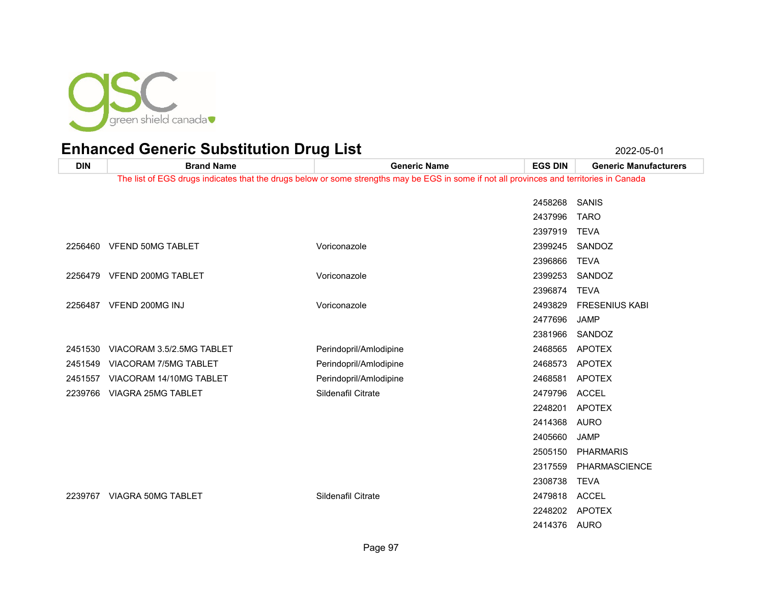# Enhanced Generic Substitution Drug List

2022-05-01

| DIN | Brand Name | Generic Name | EGS DIN | Generic Manufacturers |
|---|---|---|---|---|
| The list of EGS drugs indicates that the drugs below or some strengths may be EGS in some if not all provinces and territories in Canada | | | | |
| | | | 2458268 | SANIS |
| | | | 2437996 | TARO |
| | | | 2397919 | TEVA |
| 2256460 | VFEND 50MG TABLET | Voriconazole | 2399245 | SANDOZ |
| | | | 2396866 | TEVA |
| 2256479 | VFEND 200MG TABLET | Voriconazole | 2399253 | SANDOZ |
| | | | 2396874 | TEVA |
| 2256487 | VFEND 200MG INJ | Voriconazole | 2493829 | FRESENIUS KABI |
| | | | 2477696 | JAMP |
| | | | 2381966 | SANDOZ |
| 2451530 | VIACORAM 3.5/2.5MG TABLET | Perindopril/Amlodipine | 2468565 | APOTEX |
| 2451549 | VIACORAM 7/5MG TABLET | Perindopril/Amlodipine | 2468573 | APOTEX |
| 2451557 | VIACORAM 14/10MG TABLET | Perindopril/Amlodipine | 2468581 | APOTEX |
| 2239766 | VIAGRA 25MG TABLET | Sildenafil Citrate | 2479796 | ACCEL |
| | | | 2248201 | APOTEX |
| | | | 2414368 | AURO |
| | | | 2405660 | JAMP |
| | | | 2505150 | PHARMARIS |
| | | | 2317559 | PHARMASCIENCE |
| | | | 2308738 | TEVA |
| 2239767 | VIAGRA 50MG TABLET | Sildenafil Citrate | 2479818 | ACCEL |
| | | | 2248202 | APOTEX |
| | | | 2414376 | AURO |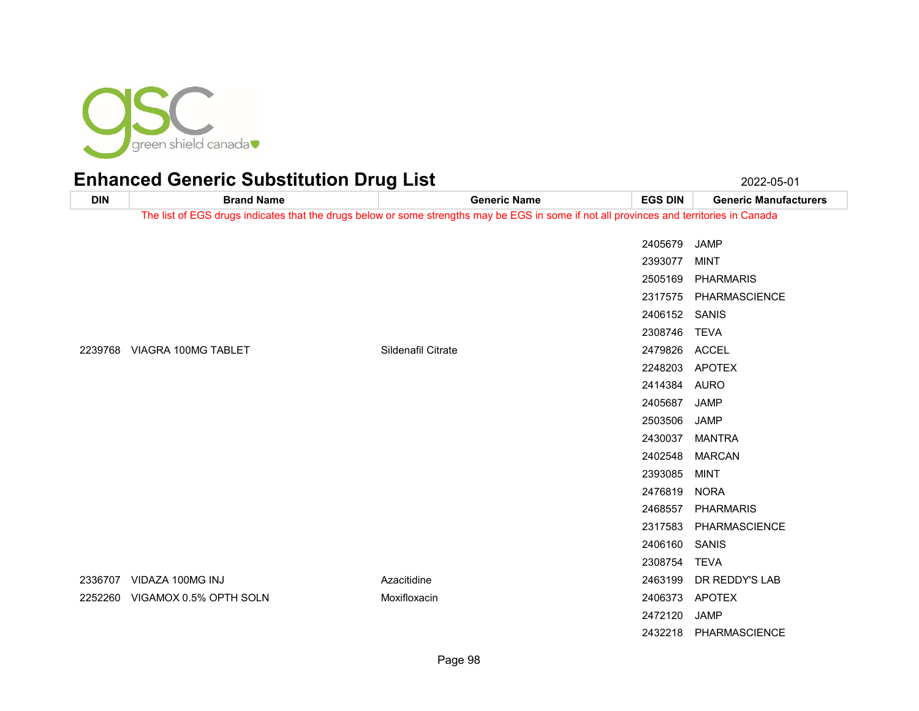# Enhanced Generic Substitution Drug List

2022-05-01

| DIN | Brand Name | Generic Name | EGS DIN | Generic Manufacturers |
| --- | --- | --- | --- | --- |
| The list of EGS drugs indicates that the drugs below or some strengths may be EGS in some if not all provinces and territories in Canada | | | | |
| | | | 2405679 | JAMP |
| | | | 2393077 | MINT |
| | | | 2505169 | PHARMARIS |
| | | | 2317575 | PHARMASCIENCE |
| | | | 2406152 | SANIS |
| | | | 2308746 | TEVA |
| 2239768 | VIAGRA 100MG TABLET | Sildenafil Citrate | 2479826 | ACCEL |
| | | | 2248203 | APOTEX |
| | | | 2414384 | AURO |
| | | | 2405687 | JAMP |
| | | | 2503506 | JAMP |
| | | | 2430037 | MANTRA |
| | | | 2402548 | MARCAN |
| | | | 2393085 | MINT |
| | | | 2476819 | NORA |
| | | | 2468557 | PHARMARIS |
| | | | 2317583 | PHARMASCIENCE |
| | | | 2406160 | SANIS |
| | | | 2308754 | TEVA |
| 2336707 | VIDAZA 100MG INJ | Azacitidine | 2463199 | DR REDDY'S LAB |
| 2252260 | VIGAMOX 0.5% OPTH SOLN | Moxifloxacin | 2406373 | APOTEX |
| | | | 2472120 | JAMP |
| | | | 2432218 | PHARMASCIENCE |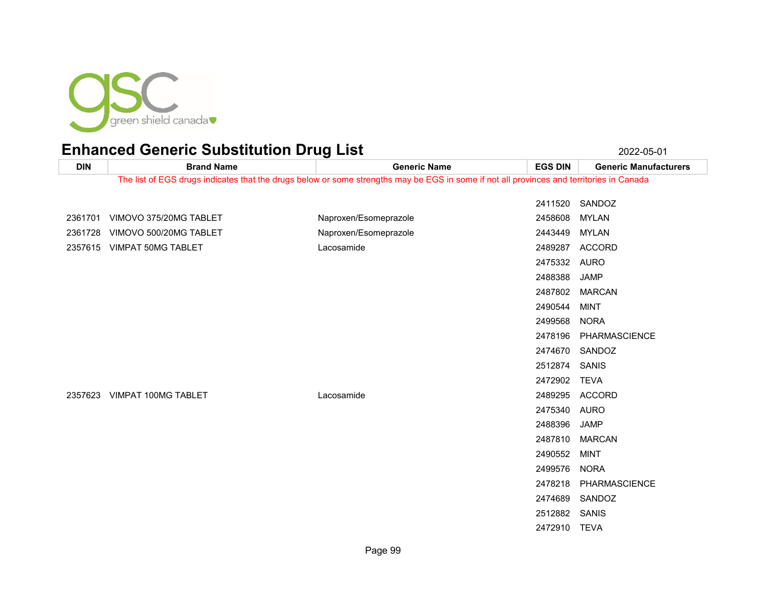# Enhanced Generic Substitution Drug List

2022-05-01

| DIN | Brand Name | Generic Name | EGS DIN | Generic Manufacturers |
|---|---|---|---|---|
| The list of EGS drugs indicates that the drugs below or some strengths may be EGS in some if not all provinces and territories in Canada | | | | |
| | | | 2411520 | SANDOZ |
| 2361701 | VIMOVO 375/20MG TABLET | Naproxen/Esomeprazole | 2458608 | MYLAN |
| 2361728 | VIMOVO 500/20MG TABLET | Naproxen/Esomeprazole | 2443449 | MYLAN |
| 2357615 | VIMPAT 50MG TABLET | Lacosamide | 2489287 | ACCORD |
| | | | 2475332 | AURO |
| | | | 2488388 | JAMP |
| | | | 2487802 | MARCAN |
| | | | 2490544 | MINT |
| | | | 2499568 | NORA |
| | | | 2478196 | PHARMASCIENCE |
| | | | 2474670 | SANDOZ |
| | | | 2512874 | SANIS |
| | | | 2472902 | TEVA |
| 2357623 | VIMPAT 100MG TABLET | Lacosamide | 2489295 | ACCORD |
| | | | 2475340 | AURO |
| | | | 2488396 | JAMP |
| | | | 2487810 | MARCAN |
| | | | 2490552 | MINT |
| | | | 2499576 | NORA |
| | | | 2478218 | PHARMASCIENCE |
| | | | 2474689 | SANDOZ |
| | | | 2512882 | SANIS |
| | | | 2472910 | TEVA |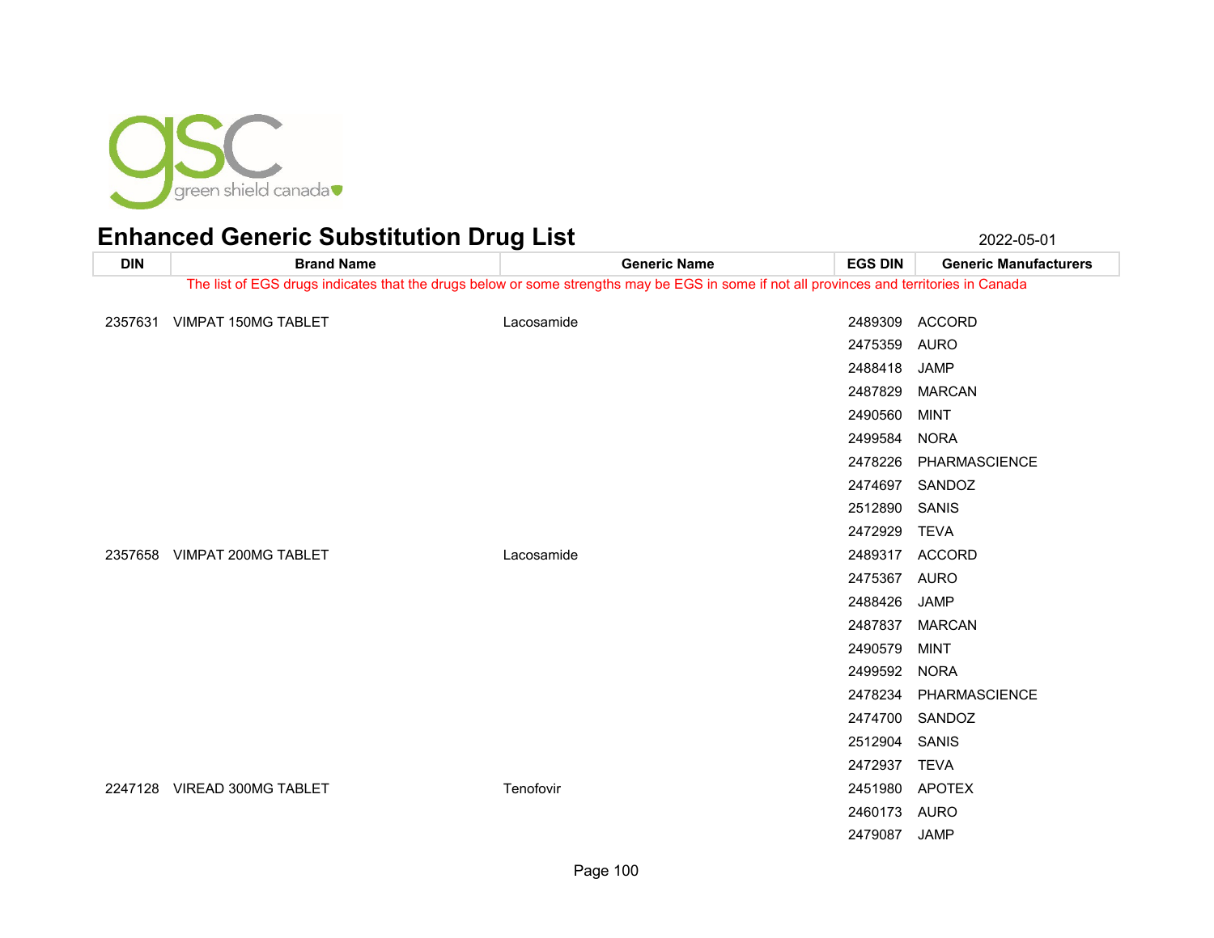green shield canada

# Enhanced Generic Substitution Drug List

2022-05-01

| DIN | Brand Name | Generic Name | EGS DIN | Generic Manufacturers |
|---|---|---|---|---|
| The list of EGS drugs indicates that the drugs below or some strengths may be EGS in some if not all provinces and territories in Canada | | | | |
| 2357631 | VIMPAT 150MG TABLET | Lacosamide | 2489309 | ACCORD |
| | | | 2475359 | AURO |
| | | | 2488418 | JAMP |
| | | | 2487829 | MARCAN |
| | | | 2490560 | MINT |
| | | | 2499584 | NORA |
| | | | 2478226 | PHARMASCIENCE |
| | | | 2474697 | SANDOZ |
| | | | 2512890 | SANIS |
| | | | 2472929 | TEVA |
| 2357658 | VIMPAT 200MG TABLET | Lacosamide | 2489317 | ACCORD |
| | | | 2475367 | AURO |
| | | | 2488426 | JAMP |
| | | | 2487837 | MARCAN |
| | | | 2490579 | MINT |
| | | | 2499592 | NORA |
| | | | 2478234 | PHARMASCIENCE |
| | | | 2474700 | SANDOZ |
| | | | 2512904 | SANIS |
| | | | 2472937 | TEVA |
| 2247128 | VIREAD 300MG TABLET | Tenofovir | 2451980 | APOTEX |
| | | | 2460173 | AURO |
| | | | 2479087 | JAMP |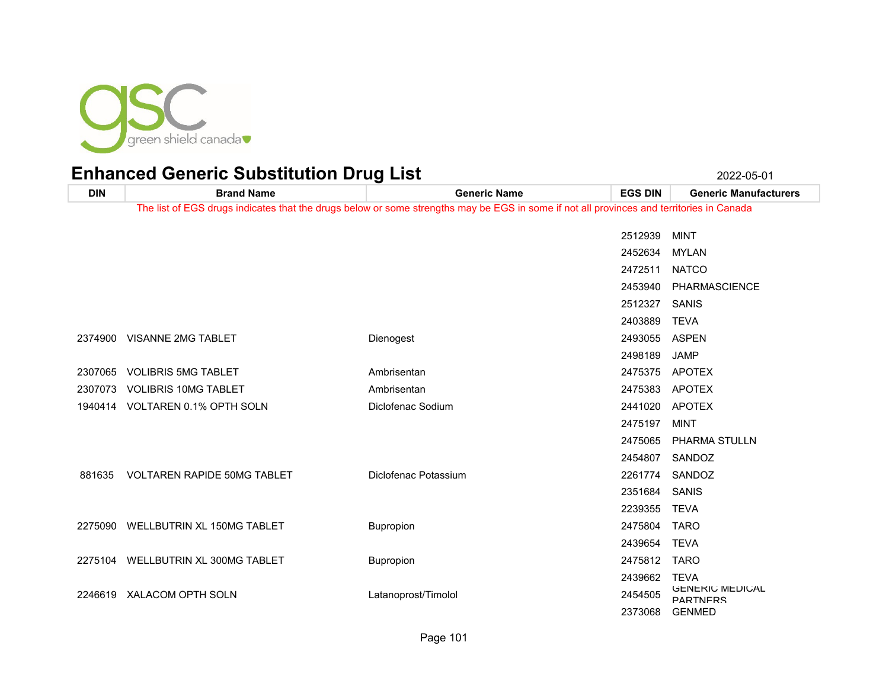## Enhanced Generic Substitution Drug List

2022-05-01

| DIN | Brand Name | Generic Name | EGS DIN | Generic Manufacturers |
|---|---|---|---|---|
| The list of EGS drugs indicates that the drugs below or some strengths may be EGS in some if not all provinces and territories in Canada | | | | |
| | | | 2512939 | MINT |
| | | | 2452634 | MYLAN |
| | | | 2472511 | NATCO |
| | | | 2453940 | PHARMASCIENCE |
| | | | 2512327 | SANIS |
| | | | 2403889 | TEVA |
| 2374900 | VISANNE 2MG TABLET | Dienogest | 2493055 | ASPEN |
| | | | 2498189 | JAMP |
| 2307065 | VOLIBRIS 5MG TABLET | Ambrisentan | 2475375 | APOTEX |
| 2307073 | VOLIBRIS 10MG TABLET | Ambrisentan | 2475383 | APOTEX |
| 1940414 | VOLTAREN 0.1% OPTH SOLN | Diclofenac Sodium | 2441020 | APOTEX |
| | | | 2475197 | MINT |
| | | | 2475065 | PHARMA STULLN |
| | | | 2454807 | SANDOZ |
| 881635 | VOLTAREN RAPIDE 50MG TABLET | Diclofenac Potassium | 2261774 | SANDOZ |
| | | | 2351684 | SANIS |
| | | | 2239355 | TEVA |
| 2275090 | WELLBUTRIN XL 150MG TABLET | Bupropion | 2475804 | TARO |
| | | | 2439654 | TEVA |
| 2275104 | WELLBUTRIN XL 300MG TABLET | Bupropion | 2475812 | TARO |
| | | | 2439662 | TEVA |
| 2246619 | XALACOM OPTH SOLN | Latanoprost/Timolol | 2454505 | GENERIC MEDICAL PARTNERS |
| | | | 2373068 | GENMED |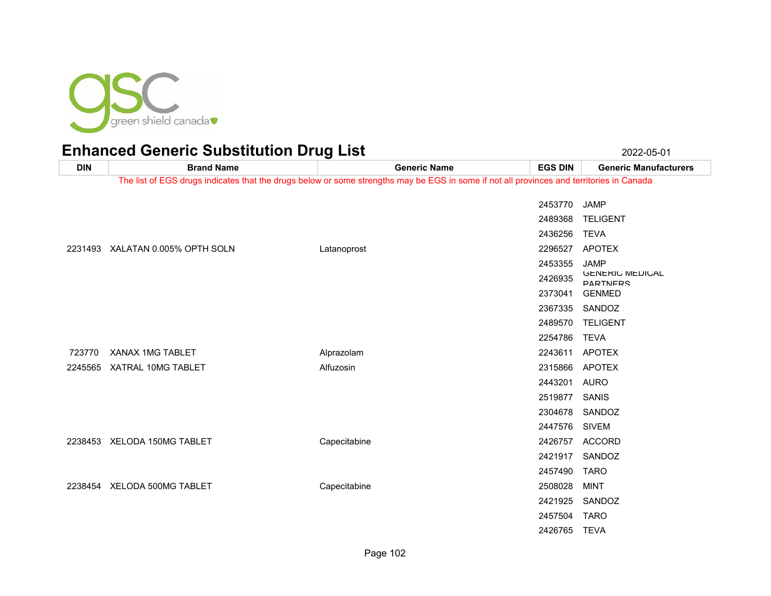# Enhanced Generic Substitution Drug List

2022-05-01

| DIN | Brand Name | Generic Name | EGS DIN | Generic Manufacturers |
|---|---|---|---|---|
| The list of EGS drugs indicates that the drugs below or some strengths may be EGS in some if not all provinces and territories in Canada | | | | |
| | | | 2453770 | JAMP |
| | | | 2489368 | TELIGENT |
| | | | 2436256 | TEVA |
| 2231493 | XALATAN 0.005% OPTH SOLN | Latanoprost | 2296527 | APOTEX |
| | | | 2453355 | JAMP |
| | | | 2426935 | GENERIC MEDICAL PARTNERS |
| | | | 2373041 | GENMED |
| | | | 2367335 | SANDOZ |
| | | | 2489570 | TELIGENT |
| | | | 2254786 | TEVA |
| 723770 | XANAX 1MG TABLET | Alprazolam | 2243611 | APOTEX |
| 2245565 | XATRAL 10MG TABLET | Alfuzosin | 2315866 | APOTEX |
| | | | 2443201 | AURO |
| | | | 2519877 | SANIS |
| | | | 2304678 | SANDOZ |
| | | | 2447576 | SIVEM |
| 2238453 | XELODA 150MG TABLET | Capecitabine | 2426757 | ACCORD |
| | | | 2421917 | SANDOZ |
| | | | 2457490 | TARO |
| 2238454 | XELODA 500MG TABLET | Capecitabine | 2508028 | MINT |
| | | | 2421925 | SANDOZ |
| | | | 2457504 | TARO |
| | | | 2426765 | TEVA |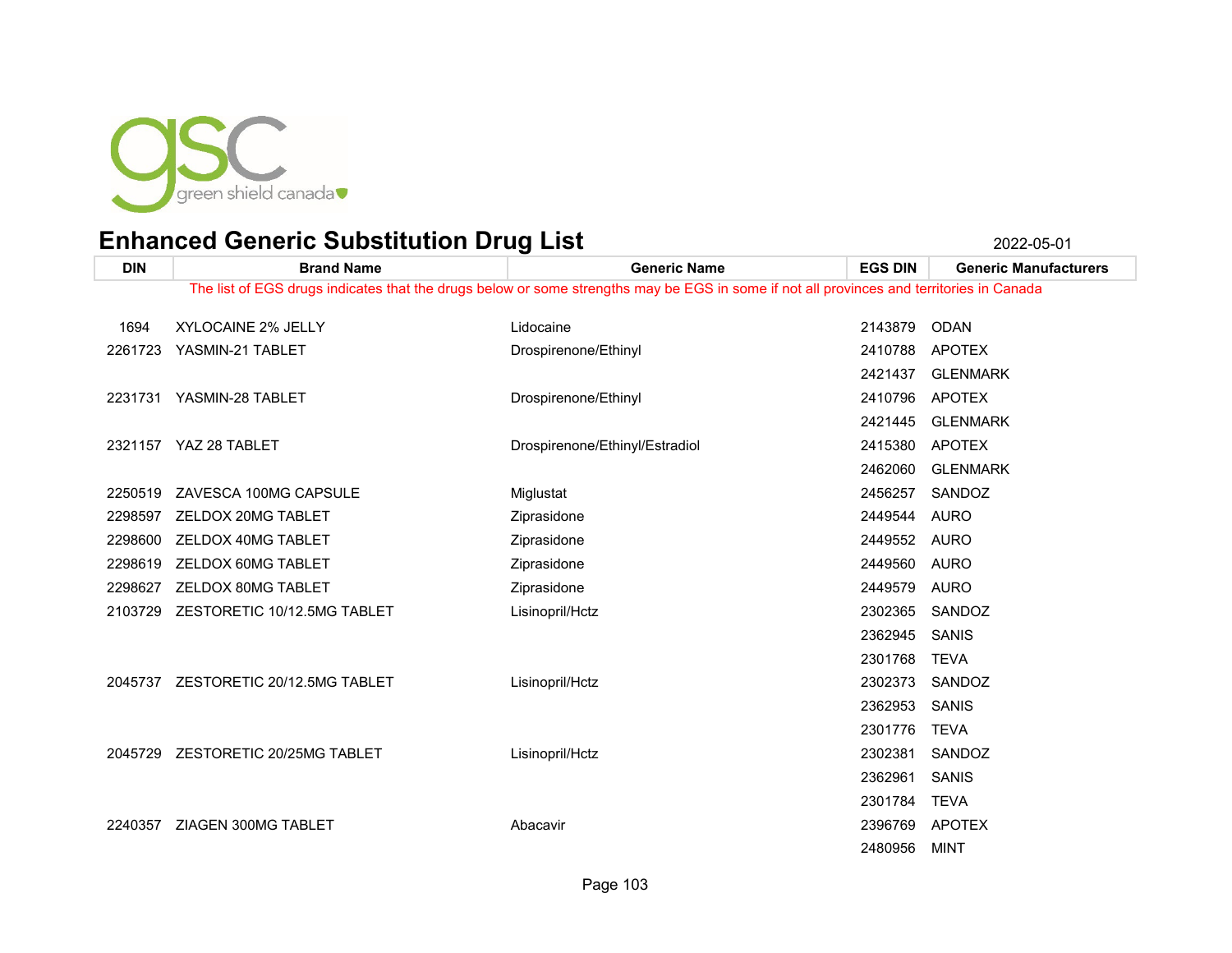# Enhanced Generic Substitution Drug List

2022-05-01

| DIN | Brand Name | Generic Name | EGS DIN | Generic Manufacturers |
|---|---|---|---|---|
| The list of EGS drugs indicates that the drugs below or some strengths may be EGS in some if not all provinces and territories in Canada | | | | |
| 1694 | XYLOCAINE 2% JELLY | Lidocaine | 2143879 | ODAN |
| 2261723 | YASMIN-21 TABLET | Drospirenone/Ethinyl | 2410788 | APOTEX |
| | | | 2421437 | GLENMARK |
| 2231731 | YASMIN-28 TABLET | Drospirenone/Ethinyl | 2410796 | APOTEX |
| | | | 2421445 | GLENMARK |
| 2321157 | YAZ 28 TABLET | Drospirenone/Ethinyl/Estradiol | 2415380 | APOTEX |
| | | | 2462060 | GLENMARK |
| 2250519 | ZAVESCA 100MG CAPSULE | Miglustat | 2456257 | SANDOZ |
| 2298597 | ZELDOX 20MG TABLET | Ziprasidone | 2449544 | AURO |
| 2298600 | ZELDOX 40MG TABLET | Ziprasidone | 2449552 | AURO |
| 2298619 | ZELDOX 60MG TABLET | Ziprasidone | 2449560 | AURO |
| 2298627 | ZELDOX 80MG TABLET | Ziprasidone | 2449579 | AURO |
| 2103729 | ZESTORETIC 10/12.5MG TABLET | Lisinopril/Hctz | 2302365 | SANDOZ |
| | | | 2362945 | SANIS |
| | | | 2301768 | TEVA |
| 2045737 | ZESTORETIC 20/12.5MG TABLET | Lisinopril/Hctz | 2302373 | SANDOZ |
| | | | 2362953 | SANIS |
| | | | 2301776 | TEVA |
| 2045729 | ZESTORETIC 20/25MG TABLET | Lisinopril/Hctz | 2302381 | SANDOZ |
| | | | 2362961 | SANIS |
| | | | 2301784 | TEVA |
| 2240357 | ZIAGEN 300MG TABLET | Abacavir | 2396769 | APOTEX |
| | | | 2480956 | MINT |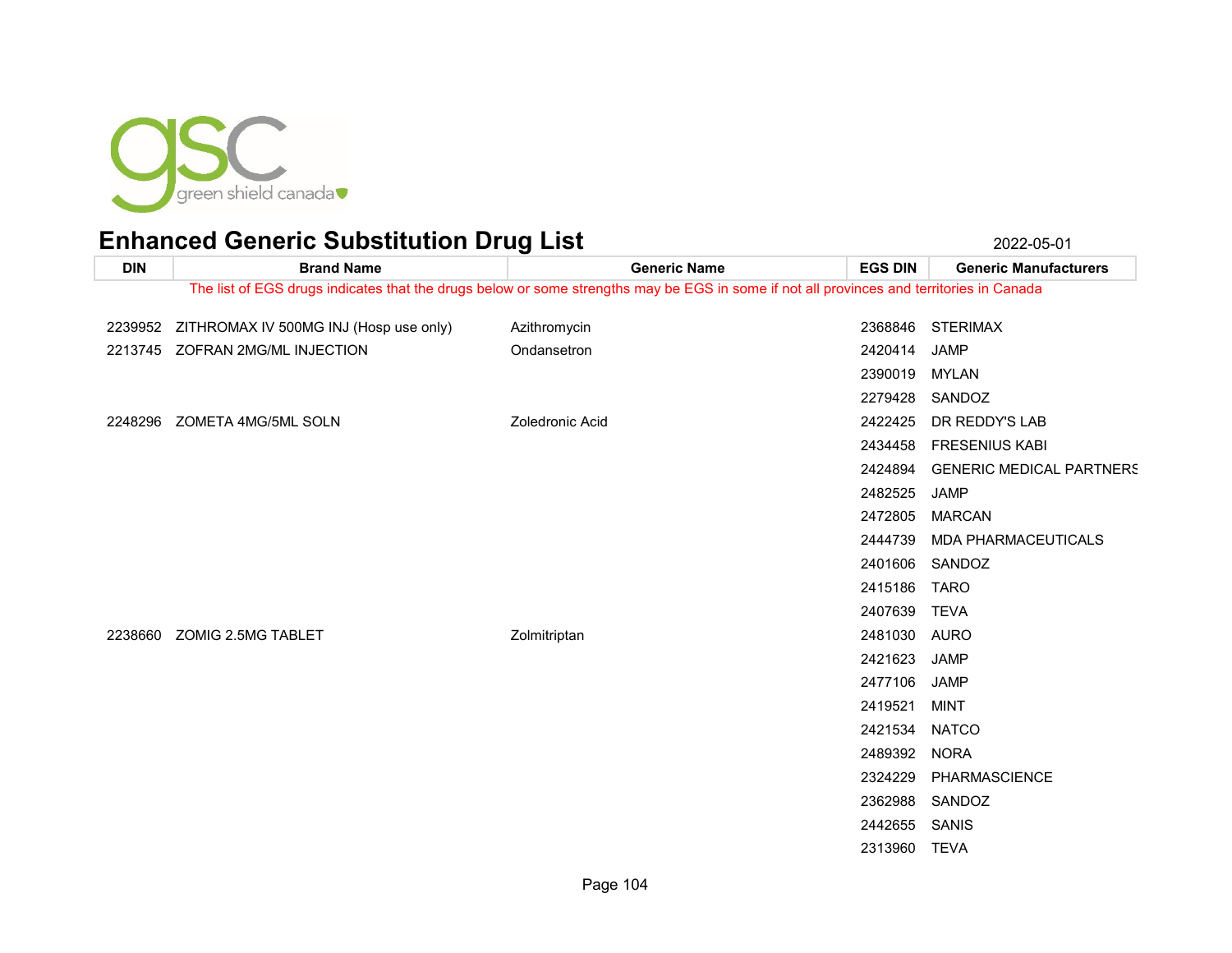green shield canada

# Enhanced Generic Substitution Drug List

2022-05-01

| DIN | Brand Name | Generic Name | EGS DIN | Generic Manufacturers |
|---|---|---|---|---|
| The list of EGS drugs indicates that the drugs below or some strengths may be EGS in some if not all provinces and territories in Canada | | | | |
| 2239952 | ZITHROMAX IV 500MG INJ (Hosp use only) | Azithromycin | 2368846 | STERIMAX |
| 2213745 | ZOFRAN 2MG/ML INJECTION | Ondansetron | 2420414 | JAMP |
| | | | 2390019 | MYLAN |
| | | | 2279428 | SANDOZ |
| 2248296 | ZOMETA 4MG/5ML SOLN | Zoledronic Acid | 2422425 | DR REDDY'S LAB |
| | | | 2434458 | FRESENIUS KABI |
| | | | 2424894 | GENERIC MEDICAL PARTNERS |
| | | | 2482525 | JAMP |
| | | | 2472805 | MARCAN |
| | | | 2444739 | MDA PHARMACEUTICALS |
| | | | 2401606 | SANDOZ |
| | | | 2415186 | TARO |
| | | | 2407639 | TEVA |
| 2238660 | ZOMIG 2.5MG TABLET | Zolmitriptan | 2481030 | AURO |
| | | | 2421623 | JAMP |
| | | | 2477106 | JAMP |
| | | | 2419521 | MINT |
| | | | 2421534 | NATCO |
| | | | 2489392 | NORA |
| | | | 2324229 | PHARMASCIENCE |
| | | | 2362988 | SANDOZ |
| | | | 2442655 | SANIS |
| | | | 2313960 | TEVA |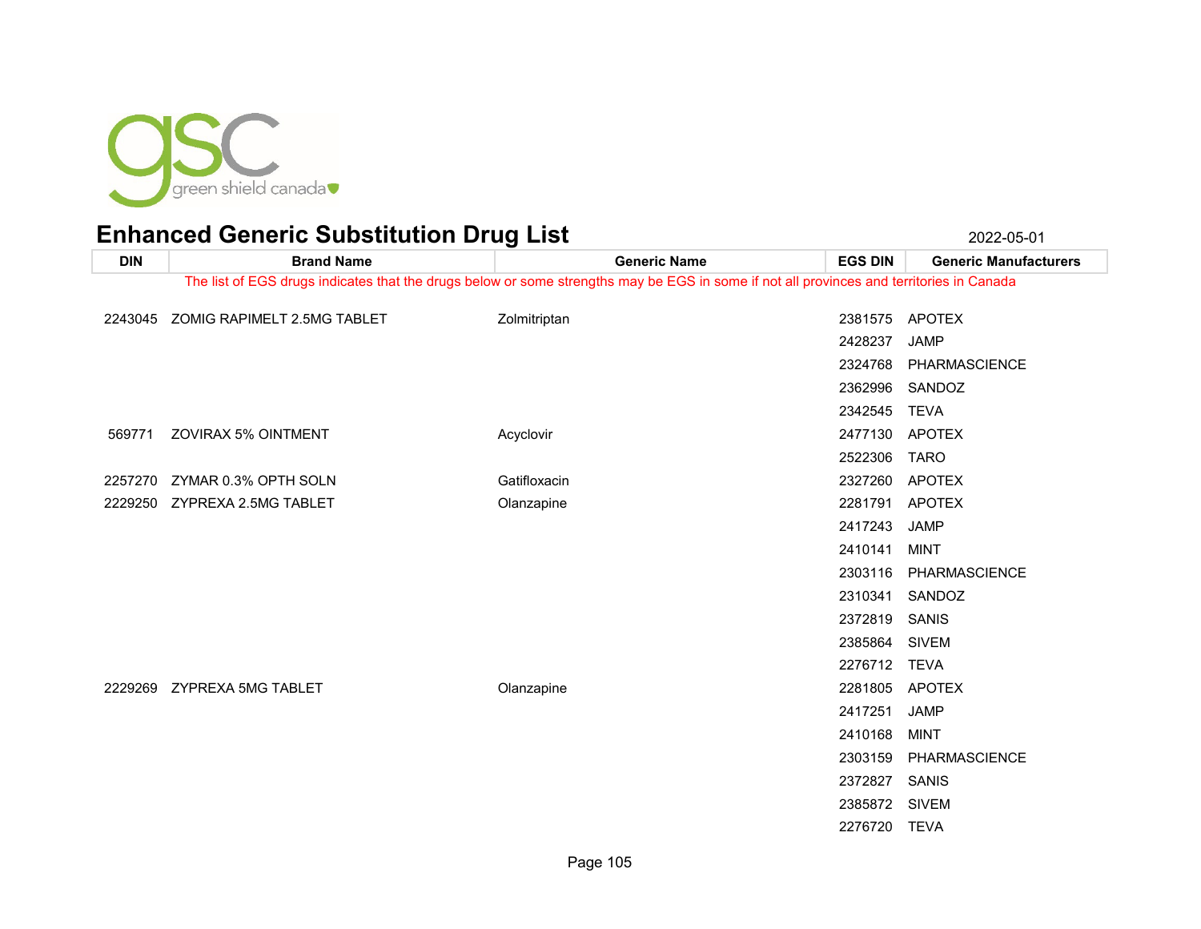green shield canada

# Enhanced Generic Substitution Drug List

2022-05-01

| DIN | Brand Name | Generic Name | EGS DIN | Generic Manufacturers |
|---|---|---|---|---|
| The list of EGS drugs indicates that the drugs below or some strengths may be EGS in some if not all provinces and territories in Canada | | | | |
| 2243045 | ZOMIG RAPIMELT 2.5MG TABLET | Zolmitriptan | 2381575 | APOTEX |
| | | | 2428237 | JAMP |
| | | | 2324768 | PHARMASCIENCE |
| | | | 2362996 | SANDOZ |
| | | | 2342545 | TEVA |
| 569771 | ZOVIRAX 5% OINTMENT | Acyclovir | 2477130 | APOTEX |
| | | | 2522306 | TARO |
| 2257270 | ZYMAR 0.3% OPTH SOLN | Gatifloxacin | 2327260 | APOTEX |
| 2229250 | ZYPREXA 2.5MG TABLET | Olanzapine | 2281791 | APOTEX |
| | | | 2417243 | JAMP |
| | | | 2410141 | MINT |
| | | | 2303116 | PHARMASCIENCE |
| | | | 2310341 | SANDOZ |
| | | | 2372819 | SANIS |
| | | | 2385864 | SIVEM |
| | | | 2276712 | TEVA |
| 2229269 | ZYPREXA 5MG TABLET | Olanzapine | 2281805 | APOTEX |
| | | | 2417251 | JAMP |
| | | | 2410168 | MINT |
| | | | 2303159 | PHARMASCIENCE |
| | | | 2372827 | SANIS |
| | | | 2385872 | SIVEM |
| | | | 2276720 | TEVA |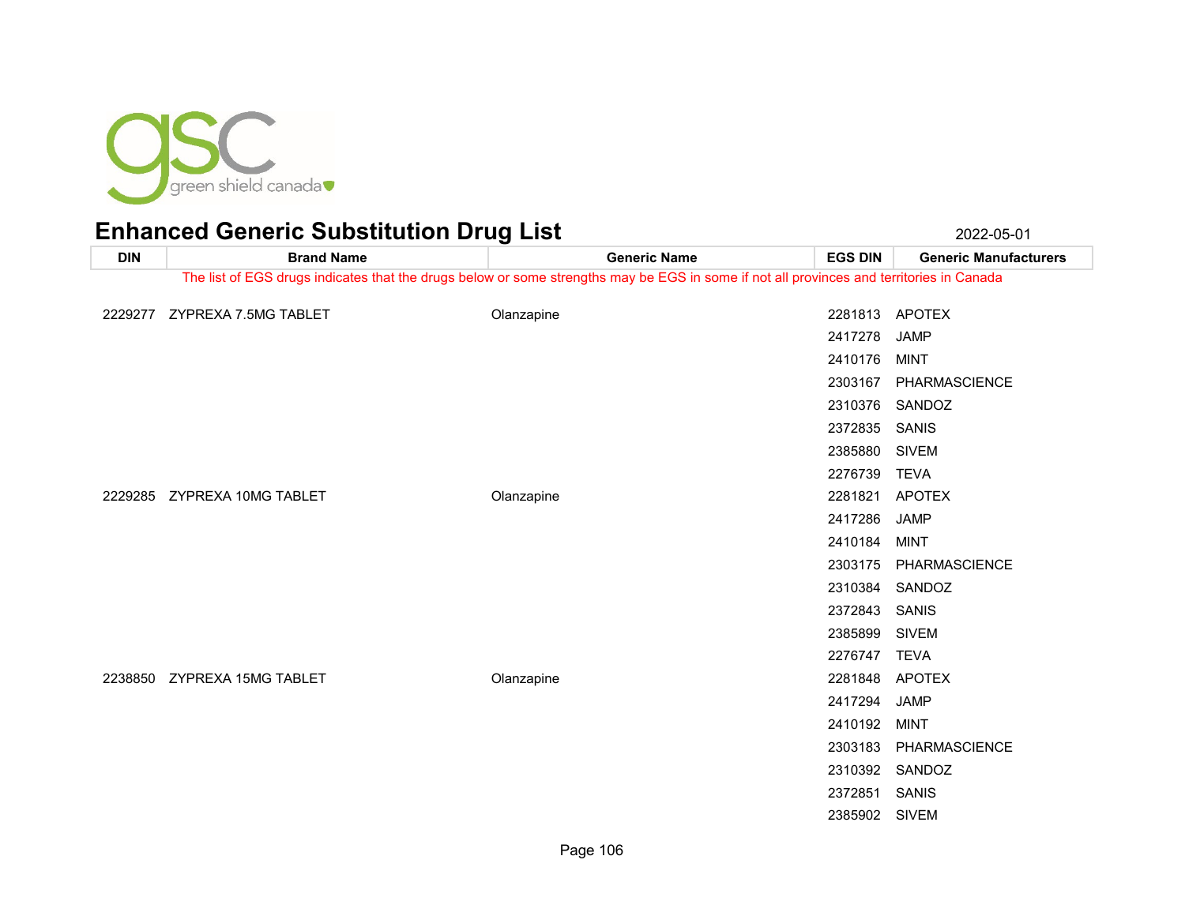# Enhanced Generic Substitution Drug List

2022-05-01

| DIN | Brand Name | Generic Name | EGS DIN | Generic Manufacturers |
|---|---|---|---|---|

The list of EGS drugs indicates that the drugs below or some strengths may be EGS in some if not all provinces and territories in Canada

| DIN | Brand Name | Generic Name | EGS DIN | Generic Manufacturers |
|---|---|---|---|---|
| 2229277 | ZYPREXA 7.5MG TABLET | Olanzapine | 2281813 | APOTEX |
| | | | 2417278 | JAMP |
| | | | 2410176 | MINT |
| | | | 2303167 | PHARMASCIENCE |
| | | | 2310376 | SANDOZ |
| | | | 2372835 | SANIS |
| | | | 2385880 | SIVEM |
| | | | 2276739 | TEVA |
| 2229285 | ZYPREXA 10MG TABLET | Olanzapine | 2281821 | APOTEX |
| | | | 2417286 | JAMP |
| | | | 2410184 | MINT |
| | | | 2303175 | PHARMASCIENCE |
| | | | 2310384 | SANDOZ |
| | | | 2372843 | SANIS |
| | | | 2385899 | SIVEM |
| | | | 2276747 | TEVA |
| 2238850 | ZYPREXA 15MG TABLET | Olanzapine | 2281848 | APOTEX |
| | | | 2417294 | JAMP |
| | | | 2410192 | MINT |
| | | | 2303183 | PHARMASCIENCE |
| | | | 2310392 | SANDOZ |
| | | | 2372851 | SANIS |
| | | | 2385902 | SIVEM |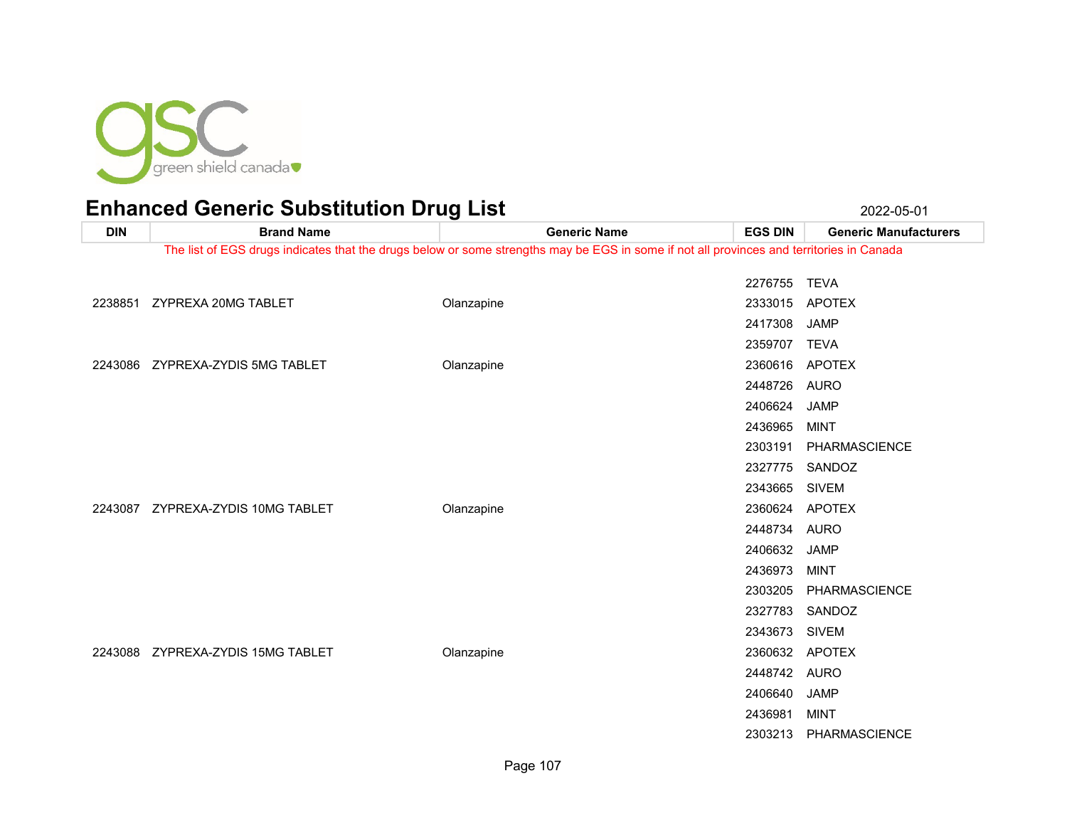green shield canada

# Enhanced Generic Substitution Drug List

2022-05-01

| DIN | Brand Name | Generic Name | EGS DIN | Generic Manufacturers |
|---|---|---|---|---|
| The list of EGS drugs indicates that the drugs below or some strengths may be EGS in some if not all provinces and territories in Canada | | | | |
| | | | 2276755 | TEVA |
| 2238851 | ZYPREXA 20MG TABLET | Olanzapine | 2333015 | APOTEX |
| | | | 2417308 | JAMP |
| | | | 2359707 | TEVA |
| 2243086 | ZYPREXA-ZYDIS 5MG TABLET | Olanzapine | 2360616 | APOTEX |
| | | | 2448726 | AURO |
| | | | 2406624 | JAMP |
| | | | 2436965 | MINT |
| | | | 2303191 | PHARMASCIENCE |
| | | | 2327775 | SANDOZ |
| | | | 2343665 | SIVEM |
| 2243087 | ZYPREXA-ZYDIS 10MG TABLET | Olanzapine | 2360624 | APOTEX |
| | | | 2448734 | AURO |
| | | | 2406632 | JAMP |
| | | | 2436973 | MINT |
| | | | 2303205 | PHARMASCIENCE |
| | | | 2327783 | SANDOZ |
| | | | 2343673 | SIVEM |
| 2243088 | ZYPREXA-ZYDIS 15MG TABLET | Olanzapine | 2360632 | APOTEX |
| | | | 2448742 | AURO |
| | | | 2406640 | JAMP |
| | | | 2436981 | MINT |
| | | | 2303213 | PHARMASCIENCE |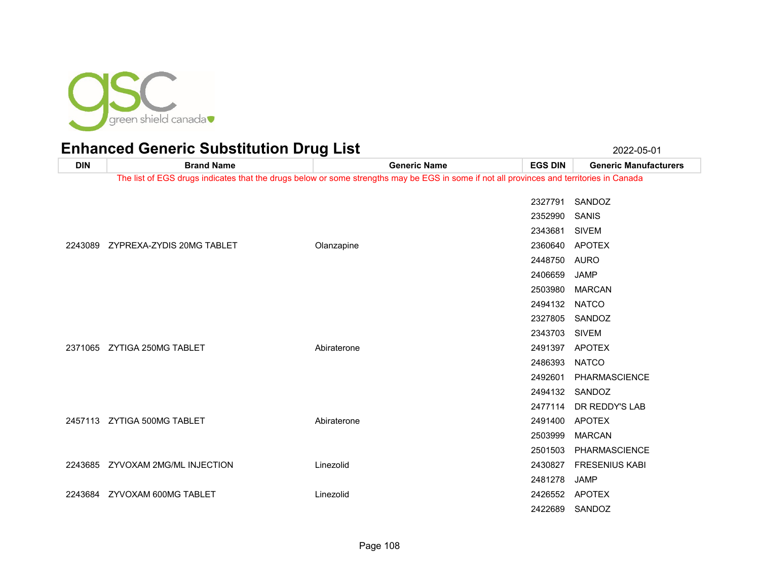# Enhanced Generic Substitution Drug List

2022-05-01

The list of EGS drugs indicates that the drugs below or some strengths may be EGS in some if not all provinces and territories in Canada

| DIN | Brand Name | Generic Name | EGS DIN | Generic Manufacturers |
|---|---|---|---|---|
| | | | 2327791 | SANDOZ |
| | | | 2352990 | SANIS |
| | | | 2343681 | SIVEM |
| 2243089 | ZYPREXA-ZYDIS 20MG TABLET | Olanzapine | 2360640 | APOTEX |
| | | | 2448750 | AURO |
| | | | 2406659 | JAMP |
| | | | 2503980 | MARCAN |
| | | | 2494132 | NATCO |
| | | | 2327805 | SANDOZ |
| | | | 2343703 | SIVEM |
| 2371065 | ZYTIGA 250MG TABLET | Abiraterone | 2491397 | APOTEX |
| | | | 2486393 | NATCO |
| | | | 2492601 | PHARMASCIENCE |
| | | | 2494132 | SANDOZ |
| | | | 2477114 | DR REDDY'S LAB |
| 2457113 | ZYTIGA 500MG TABLET | Abiraterone | 2491400 | APOTEX |
| | | | 2503999 | MARCAN |
| | | | 2501503 | PHARMASCIENCE |
| 2243685 | ZYVOXAM 2MG/ML INJECTION | Linezolid | 2430827 | FRESENIUS KABI |
| | | | 2481278 | JAMP |
| 2243684 | ZYVOXAM 600MG TABLET | Linezolid | 2426552 | APOTEX |
| | | | 2422689 | SANDOZ |